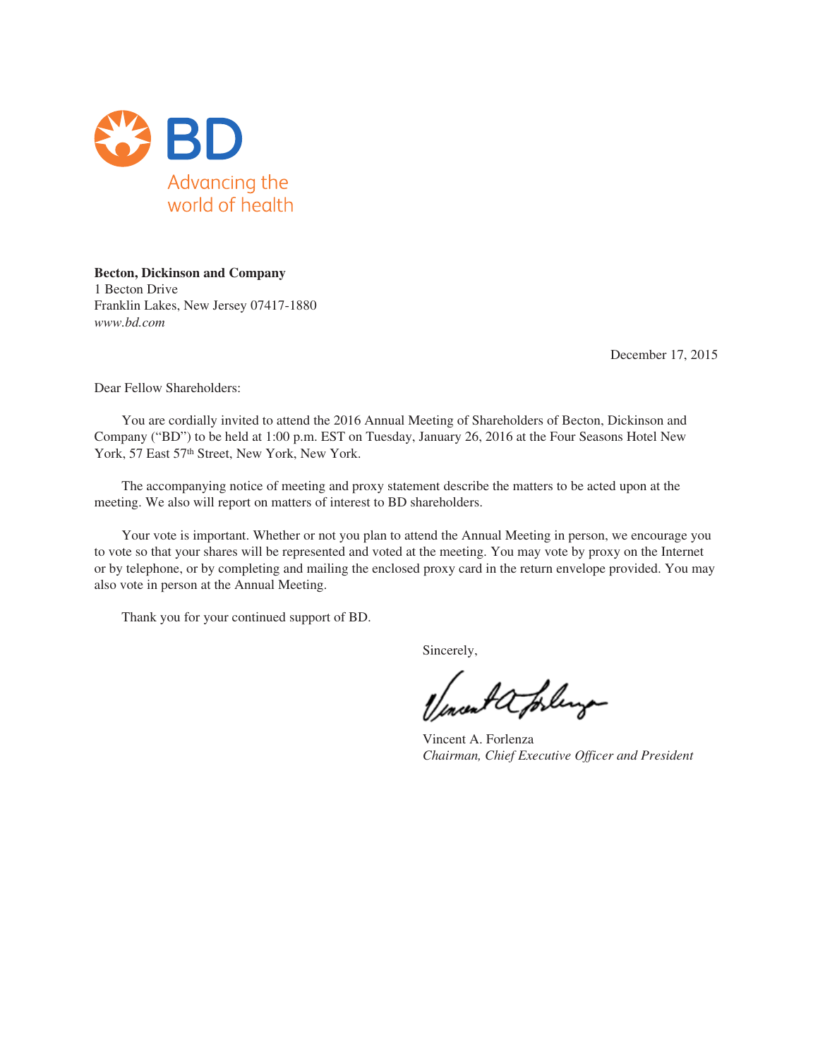BD

Advancing the world of health

**Becton, Dickinson and Company**
1 Becton Drive
Franklin Lakes, New Jersey 07417-1880
*www.bd.com*

December 17, 2015

Dear Fellow Shareholders:

You are cordially invited to attend the 2016 Annual Meeting of Shareholders of Becton, Dickinson and Company ("BD") to be held at 1:00 p.m. EST on Tuesday, January 26, 2016 at the Four Seasons Hotel New York, 57 East 57th Street, New York, New York.

The accompanying notice of meeting and proxy statement describe the matters to be acted upon at the meeting. We also will report on matters of interest to BD shareholders.

Your vote is important. Whether or not you plan to attend the Annual Meeting in person, we encourage you to vote so that your shares will be represented and voted at the meeting. You may vote by proxy on the Internet or by telephone, or by completing and mailing the enclosed proxy card in the return envelope provided. You may also vote in person at the Annual Meeting.

Thank you for your continued support of BD.

Sincerely,

Vincent A. Forlenza
*Chairman, Chief Executive Officer and President*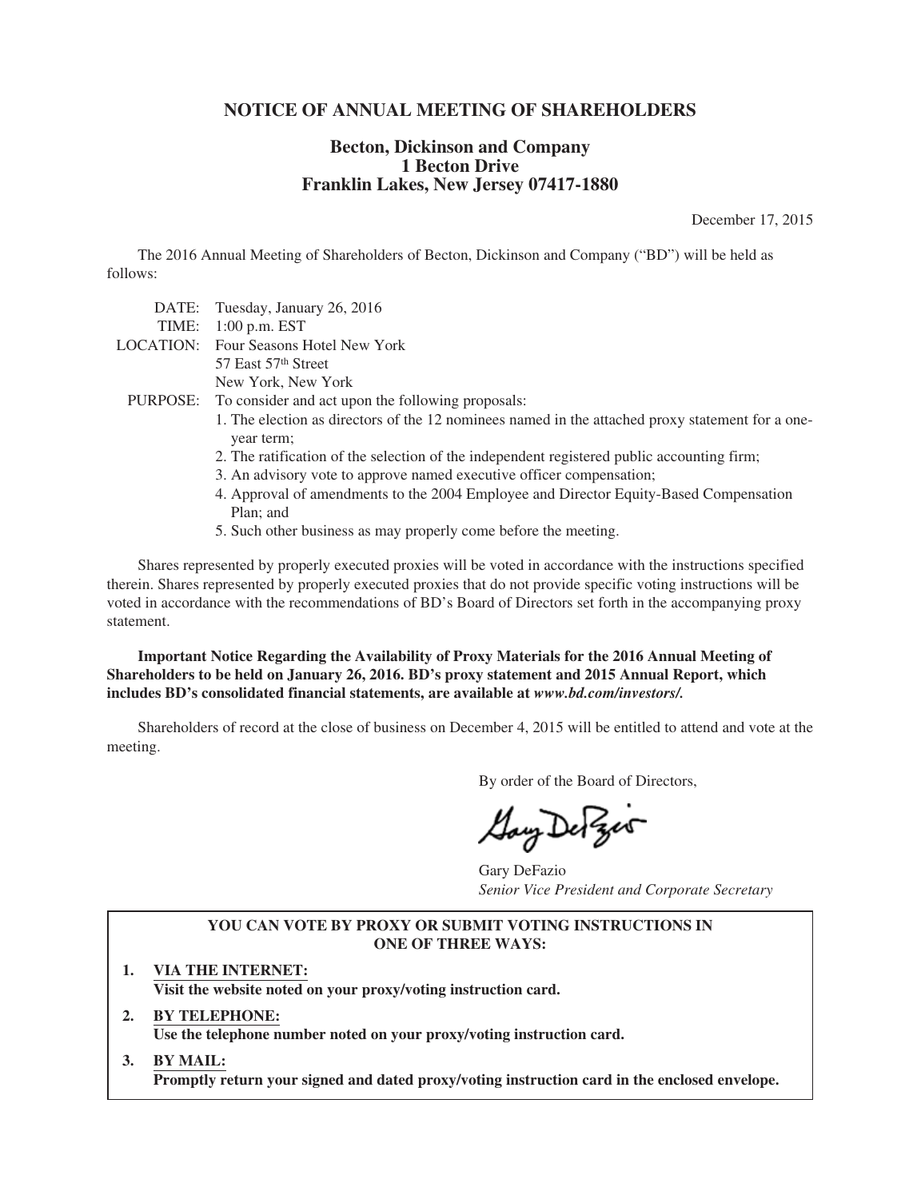# NOTICE OF ANNUAL MEETING OF SHAREHOLDERS

**Becton, Dickinson and Company**
**1 Becton Drive**
**Franklin Lakes, New Jersey 07417-1880**

December 17, 2015

The 2016 Annual Meeting of Shareholders of Becton, Dickinson and Company ("BD") will be held as follows:

DATE: Tuesday, January 26, 2016

TIME: 1:00 p.m. EST

LOCATION: Four Seasons Hotel New York
57 East 57th Street
New York, New York

PURPOSE: To consider and act upon the following proposals:

1. The election as directors of the 12 nominees named in the attached proxy statement for a one-year term;
2. The ratification of the selection of the independent registered public accounting firm;
3. An advisory vote to approve named executive officer compensation;
4. Approval of amendments to the 2004 Employee and Director Equity-Based Compensation Plan; and
5. Such other business as may properly come before the meeting.

Shares represented by properly executed proxies will be voted in accordance with the instructions specified therein. Shares represented by properly executed proxies that do not provide specific voting instructions will be voted in accordance with the recommendations of BD's Board of Directors set forth in the accompanying proxy statement.

**Important Notice Regarding the Availability of Proxy Materials for the 2016 Annual Meeting of Shareholders to be held on January 26, 2016. BD's proxy statement and 2015 Annual Report, which includes BD's consolidated financial statements, are available at *www.bd.com/investors/.***

Shareholders of record at the close of business on December 4, 2015 will be entitled to attend and vote at the meeting.

By order of the Board of Directors,

Gary DeFazio
*Senior Vice President and Corporate Secretary*

**YOU CAN VOTE BY PROXY OR SUBMIT VOTING INSTRUCTIONS IN ONE OF THREE WAYS:**

1. **VIA THE INTERNET:**
   **Visit the website noted on your proxy/voting instruction card.**
2. **BY TELEPHONE:**
   **Use the telephone number noted on your proxy/voting instruction card.**
3. **BY MAIL:**
   **Promptly return your signed and dated proxy/voting instruction card in the enclosed envelope.**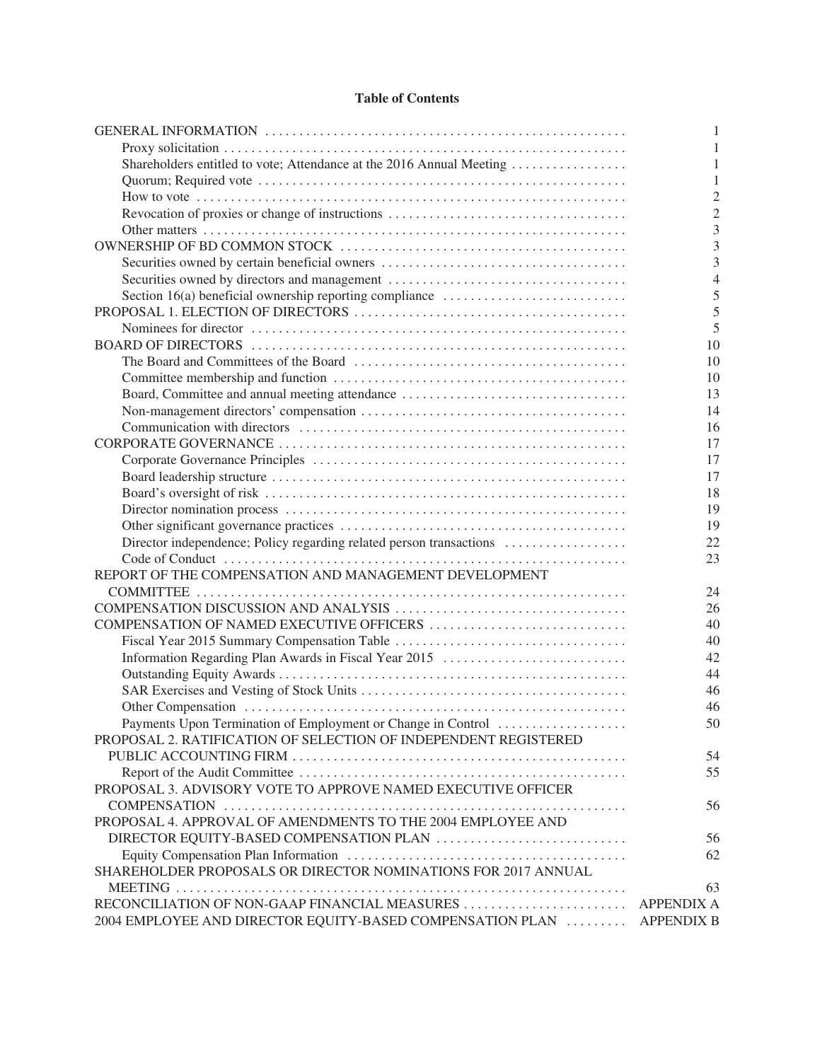**Table of Contents**

| | |
|---|---|
| GENERAL INFORMATION | 1 |
| Proxy solicitation | 1 |
| Shareholders entitled to vote; Attendance at the 2016 Annual Meeting | 1 |
| Quorum; Required vote | 1 |
| How to vote | 2 |
| Revocation of proxies or change of instructions | 2 |
| Other matters | 3 |
| OWNERSHIP OF BD COMMON STOCK | 3 |
| Securities owned by certain beneficial owners | 3 |
| Securities owned by directors and management | 4 |
| Section 16(a) beneficial ownership reporting compliance | 5 |
| PROPOSAL 1. ELECTION OF DIRECTORS | 5 |
| Nominees for director | 5 |
| BOARD OF DIRECTORS | 10 |
| The Board and Committees of the Board | 10 |
| Committee membership and function | 10 |
| Board, Committee and annual meeting attendance | 13 |
| Non-management directors' compensation | 14 |
| Communication with directors | 16 |
| CORPORATE GOVERNANCE | 17 |
| Corporate Governance Principles | 17 |
| Board leadership structure | 17 |
| Board's oversight of risk | 18 |
| Director nomination process | 19 |
| Other significant governance practices | 19 |
| Director independence; Policy regarding related person transactions | 22 |
| Code of Conduct | 23 |
| REPORT OF THE COMPENSATION AND MANAGEMENT DEVELOPMENT COMMITTEE | 24 |
| COMPENSATION DISCUSSION AND ANALYSIS | 26 |
| COMPENSATION OF NAMED EXECUTIVE OFFICERS | 40 |
| Fiscal Year 2015 Summary Compensation Table | 40 |
| Information Regarding Plan Awards in Fiscal Year 2015 | 42 |
| Outstanding Equity Awards | 44 |
| SAR Exercises and Vesting of Stock Units | 46 |
| Other Compensation | 46 |
| Payments Upon Termination of Employment or Change in Control | 50 |
| PROPOSAL 2. RATIFICATION OF SELECTION OF INDEPENDENT REGISTERED PUBLIC ACCOUNTING FIRM | 54 |
| Report of the Audit Committee | 55 |
| PROPOSAL 3. ADVISORY VOTE TO APPROVE NAMED EXECUTIVE OFFICER COMPENSATION | 56 |
| PROPOSAL 4. APPROVAL OF AMENDMENTS TO THE 2004 EMPLOYEE AND DIRECTOR EQUITY-BASED COMPENSATION PLAN | 56 |
| Equity Compensation Plan Information | 62 |
| SHAREHOLDER PROPOSALS OR DIRECTOR NOMINATIONS FOR 2017 ANNUAL MEETING | 63 |
| RECONCILIATION OF NON-GAAP FINANCIAL MEASURES | APPENDIX A |
| 2004 EMPLOYEE AND DIRECTOR EQUITY-BASED COMPENSATION PLAN | APPENDIX B |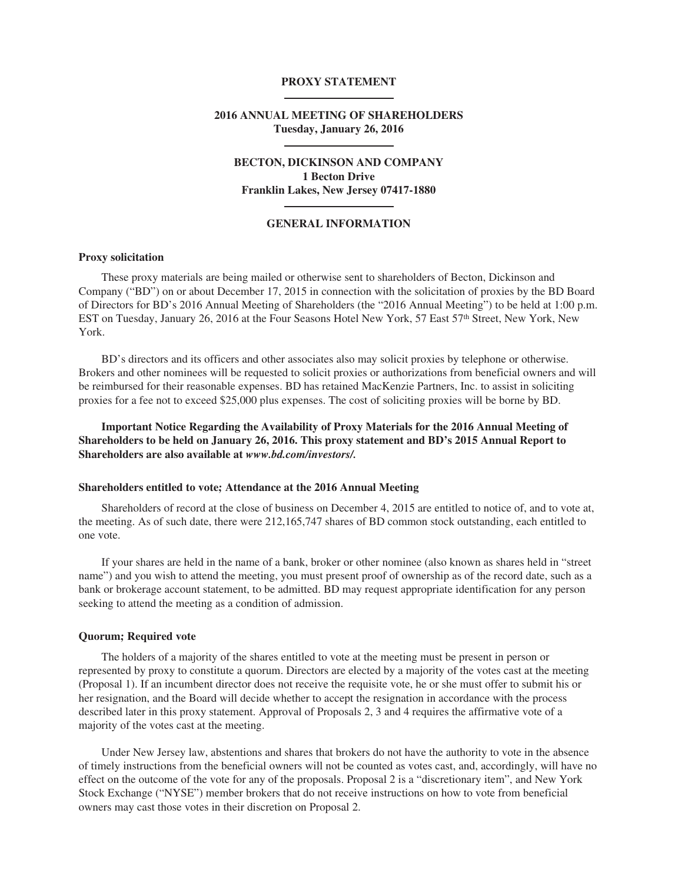# PROXY STATEMENT

## 2016 ANNUAL MEETING OF SHAREHOLDERS
**Tuesday, January 26, 2016**

## BECTON, DICKINSON AND COMPANY
**1 Becton Drive**
**Franklin Lakes, New Jersey 07417-1880**

## GENERAL INFORMATION

### Proxy solicitation

These proxy materials are being mailed or otherwise sent to shareholders of Becton, Dickinson and Company ("BD") on or about December 17, 2015 in connection with the solicitation of proxies by the BD Board of Directors for BD's 2016 Annual Meeting of Shareholders (the "2016 Annual Meeting") to be held at 1:00 p.m. EST on Tuesday, January 26, 2016 at the Four Seasons Hotel New York, 57 East 57th Street, New York, New York.

BD's directors and its officers and other associates also may solicit proxies by telephone or otherwise. Brokers and other nominees will be requested to solicit proxies or authorizations from beneficial owners and will be reimbursed for their reasonable expenses. BD has retained MacKenzie Partners, Inc. to assist in soliciting proxies for a fee not to exceed $25,000 plus expenses. The cost of soliciting proxies will be borne by BD.

**Important Notice Regarding the Availability of Proxy Materials for the 2016 Annual Meeting of Shareholders to be held on January 26, 2016. This proxy statement and BD's 2015 Annual Report to Shareholders are also available at *www.bd.com/investors/*.**

### Shareholders entitled to vote; Attendance at the 2016 Annual Meeting

Shareholders of record at the close of business on December 4, 2015 are entitled to notice of, and to vote at, the meeting. As of such date, there were 212,165,747 shares of BD common stock outstanding, each entitled to one vote.

If your shares are held in the name of a bank, broker or other nominee (also known as shares held in "street name") and you wish to attend the meeting, you must present proof of ownership as of the record date, such as a bank or brokerage account statement, to be admitted. BD may request appropriate identification for any person seeking to attend the meeting as a condition of admission.

### Quorum; Required vote

The holders of a majority of the shares entitled to vote at the meeting must be present in person or represented by proxy to constitute a quorum. Directors are elected by a majority of the votes cast at the meeting (Proposal 1). If an incumbent director does not receive the requisite vote, he or she must offer to submit his or her resignation, and the Board will decide whether to accept the resignation in accordance with the process described later in this proxy statement. Approval of Proposals 2, 3 and 4 requires the affirmative vote of a majority of the votes cast at the meeting.

Under New Jersey law, abstentions and shares that brokers do not have the authority to vote in the absence of timely instructions from the beneficial owners will not be counted as votes cast, and, accordingly, will have no effect on the outcome of the vote for any of the proposals. Proposal 2 is a "discretionary item", and New York Stock Exchange ("NYSE") member brokers that do not receive instructions on how to vote from beneficial owners may cast those votes in their discretion on Proposal 2.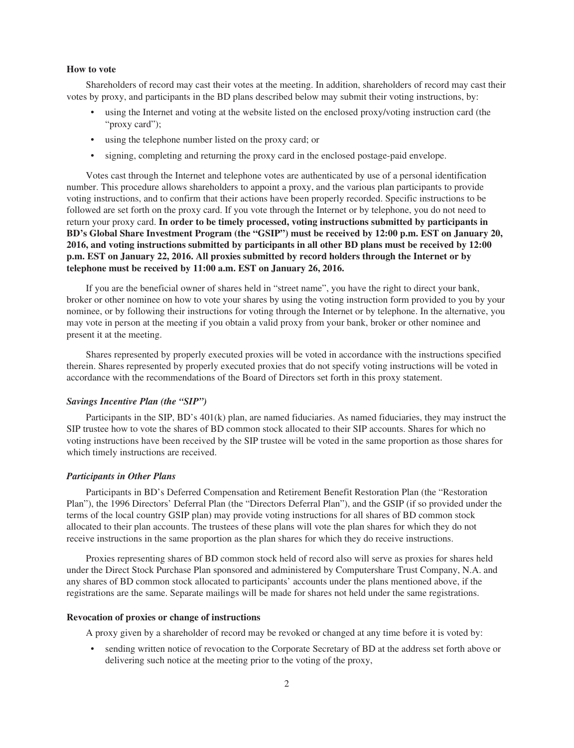### How to vote

Shareholders of record may cast their votes at the meeting. In addition, shareholders of record may cast their votes by proxy, and participants in the BD plans described below may submit their voting instructions, by:

- using the Internet and voting at the website listed on the enclosed proxy/voting instruction card (the "proxy card");
- using the telephone number listed on the proxy card; or
- signing, completing and returning the proxy card in the enclosed postage-paid envelope.

Votes cast through the Internet and telephone votes are authenticated by use of a personal identification number. This procedure allows shareholders to appoint a proxy, and the various plan participants to provide voting instructions, and to confirm that their actions have been properly recorded. Specific instructions to be followed are set forth on the proxy card. If you vote through the Internet or by telephone, you do not need to return your proxy card. **In order to be timely processed, voting instructions submitted by participants in BD's Global Share Investment Program (the "GSIP") must be received by 12:00 p.m. EST on January 20, 2016, and voting instructions submitted by participants in all other BD plans must be received by 12:00 p.m. EST on January 22, 2016. All proxies submitted by record holders through the Internet or by telephone must be received by 11:00 a.m. EST on January 26, 2016.**

If you are the beneficial owner of shares held in "street name", you have the right to direct your bank, broker or other nominee on how to vote your shares by using the voting instruction form provided to you by your nominee, or by following their instructions for voting through the Internet or by telephone. In the alternative, you may vote in person at the meeting if you obtain a valid proxy from your bank, broker or other nominee and present it at the meeting.

Shares represented by properly executed proxies will be voted in accordance with the instructions specified therein. Shares represented by properly executed proxies that do not specify voting instructions will be voted in accordance with the recommendations of the Board of Directors set forth in this proxy statement.

#### *Savings Incentive Plan (the "SIP")*

Participants in the SIP, BD's 401(k) plan, are named fiduciaries. As named fiduciaries, they may instruct the SIP trustee how to vote the shares of BD common stock allocated to their SIP accounts. Shares for which no voting instructions have been received by the SIP trustee will be voted in the same proportion as those shares for which timely instructions are received.

#### *Participants in Other Plans*

Participants in BD's Deferred Compensation and Retirement Benefit Restoration Plan (the "Restoration Plan"), the 1996 Directors' Deferral Plan (the "Directors Deferral Plan"), and the GSIP (if so provided under the terms of the local country GSIP plan) may provide voting instructions for all shares of BD common stock allocated to their plan accounts. The trustees of these plans will vote the plan shares for which they do not receive instructions in the same proportion as the plan shares for which they do receive instructions.

Proxies representing shares of BD common stock held of record also will serve as proxies for shares held under the Direct Stock Purchase Plan sponsored and administered by Computershare Trust Company, N.A. and any shares of BD common stock allocated to participants' accounts under the plans mentioned above, if the registrations are the same. Separate mailings will be made for shares not held under the same registrations.

### Revocation of proxies or change of instructions

A proxy given by a shareholder of record may be revoked or changed at any time before it is voted by:

- sending written notice of revocation to the Corporate Secretary of BD at the address set forth above or delivering such notice at the meeting prior to the voting of the proxy,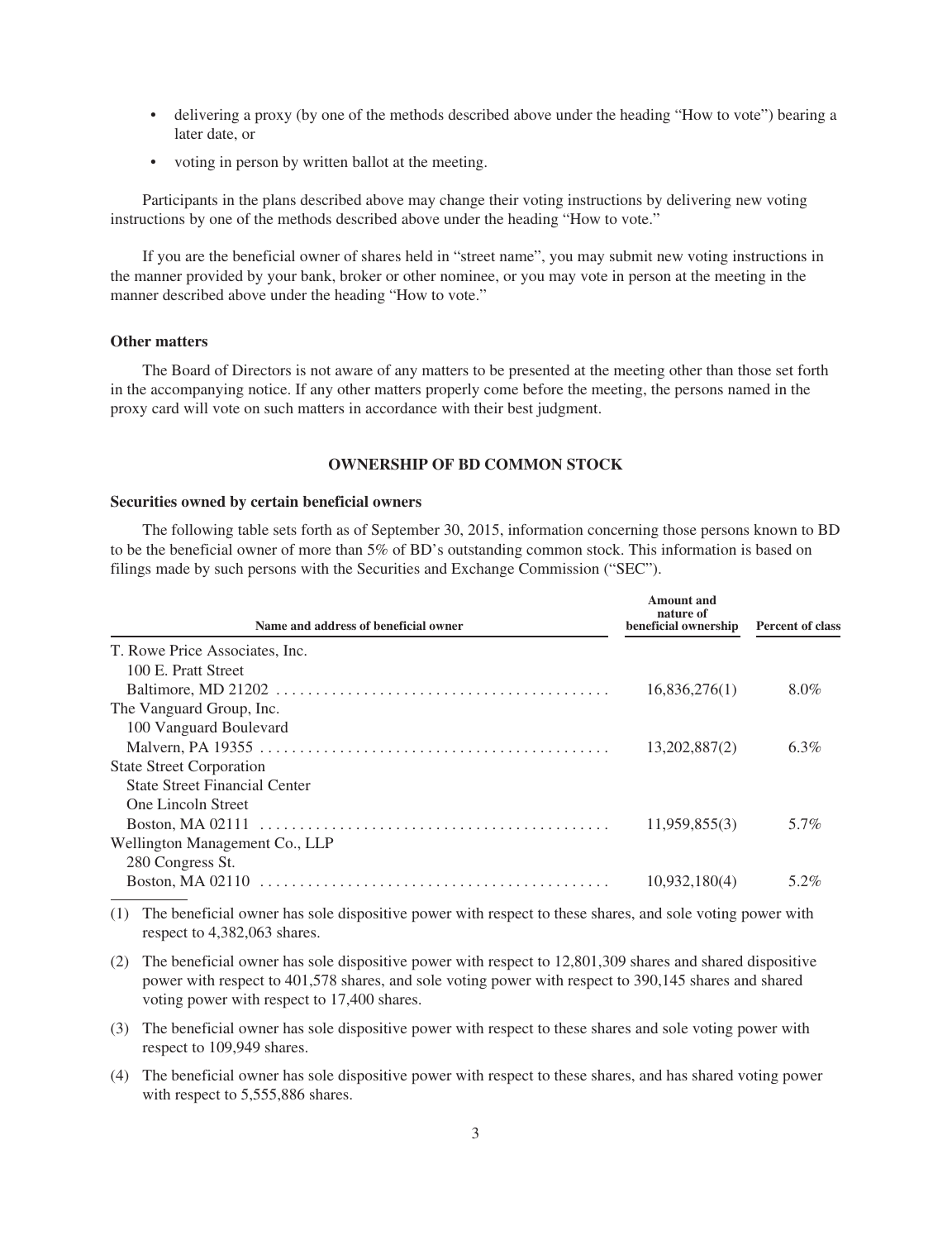- delivering a proxy (by one of the methods described above under the heading "How to vote") bearing a later date, or
- voting in person by written ballot at the meeting.

Participants in the plans described above may change their voting instructions by delivering new voting instructions by one of the methods described above under the heading "How to vote."

If you are the beneficial owner of shares held in "street name", you may submit new voting instructions in the manner provided by your bank, broker or other nominee, or you may vote in person at the meeting in the manner described above under the heading "How to vote."

### Other matters

The Board of Directors is not aware of any matters to be presented at the meeting other than those set forth in the accompanying notice. If any other matters properly come before the meeting, the persons named in the proxy card will vote on such matters in accordance with their best judgment.

## OWNERSHIP OF BD COMMON STOCK

### Securities owned by certain beneficial owners

The following table sets forth as of September 30, 2015, information concerning those persons known to BD to be the beneficial owner of more than 5% of BD's outstanding common stock. This information is based on filings made by such persons with the Securities and Exchange Commission ("SEC").

| Name and address of beneficial owner | Amount and nature of beneficial ownership | Percent of class |
|---|---|---|
| T. Rowe Price Associates, Inc.<br>100 E. Pratt Street<br>Baltimore, MD 21202 | 16,836,276(1) | 8.0% |
| The Vanguard Group, Inc.<br>100 Vanguard Boulevard<br>Malvern, PA 19355 | 13,202,887(2) | 6.3% |
| State Street Corporation<br>State Street Financial Center<br>One Lincoln Street<br>Boston, MA 02111 | 11,959,855(3) | 5.7% |
| Wellington Management Co., LLP<br>280 Congress St.<br>Boston, MA 02110 | 10,932,180(4) | 5.2% |

(1) The beneficial owner has sole dispositive power with respect to these shares, and sole voting power with respect to 4,382,063 shares.

(2) The beneficial owner has sole dispositive power with respect to 12,801,309 shares and shared dispositive power with respect to 401,578 shares, and sole voting power with respect to 390,145 shares and shared voting power with respect to 17,400 shares.

(3) The beneficial owner has sole dispositive power with respect to these shares and sole voting power with respect to 109,949 shares.

(4) The beneficial owner has sole dispositive power with respect to these shares, and has shared voting power with respect to 5,555,886 shares.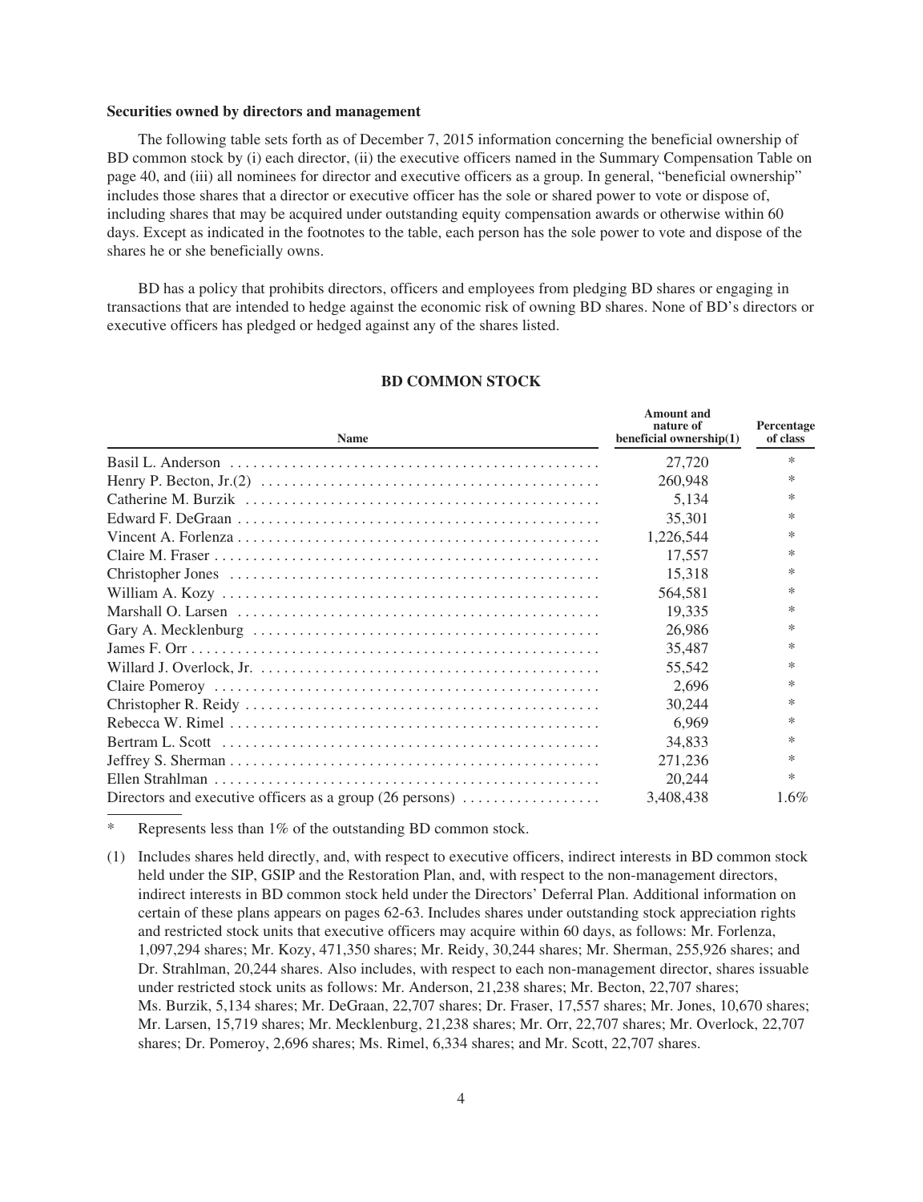### Securities owned by directors and management

The following table sets forth as of December 7, 2015 information concerning the beneficial ownership of BD common stock by (i) each director, (ii) the executive officers named in the Summary Compensation Table on page 40, and (iii) all nominees for director and executive officers as a group. In general, "beneficial ownership" includes those shares that a director or executive officer has the sole or shared power to vote or dispose of, including shares that may be acquired under outstanding equity compensation awards or otherwise within 60 days. Except as indicated in the footnotes to the table, each person has the sole power to vote and dispose of the shares he or she beneficially owns.

BD has a policy that prohibits directors, officers and employees from pledging BD shares or engaging in transactions that are intended to hedge against the economic risk of owning BD shares. None of BD's directors or executive officers has pledged or hedged against any of the shares listed.

**BD COMMON STOCK**

| Name | Amount and nature of beneficial ownership(1) | Percentage of class |
|---|---|---|
| Basil L. Anderson | 27,720 | * |
| Henry P. Becton, Jr.(2) | 260,948 | * |
| Catherine M. Burzik | 5,134 | * |
| Edward F. DeGraan | 35,301 | * |
| Vincent A. Forlenza | 1,226,544 | * |
| Claire M. Fraser | 17,557 | * |
| Christopher Jones | 15,318 | * |
| William A. Kozy | 564,581 | * |
| Marshall O. Larsen | 19,335 | * |
| Gary A. Mecklenburg | 26,986 | * |
| James F. Orr | 35,487 | * |
| Willard J. Overlock, Jr. | 55,542 | * |
| Claire Pomeroy | 2,696 | * |
| Christopher R. Reidy | 30,244 | * |
| Rebecca W. Rimel | 6,969 | * |
| Bertram L. Scott | 34,833 | * |
| Jeffrey S. Sherman | 271,236 | * |
| Ellen Strahlman | 20,244 | * |
| Directors and executive officers as a group (26 persons) | 3,408,438 | 1.6% |

\* Represents less than 1% of the outstanding BD common stock.

(1) Includes shares held directly, and, with respect to executive officers, indirect interests in BD common stock held under the SIP, GSIP and the Restoration Plan, and, with respect to the non-management directors, indirect interests in BD common stock held under the Directors' Deferral Plan. Additional information on certain of these plans appears on pages 62-63. Includes shares under outstanding stock appreciation rights and restricted stock units that executive officers may acquire within 60 days, as follows: Mr. Forlenza, 1,097,294 shares; Mr. Kozy, 471,350 shares; Mr. Reidy, 30,244 shares; Mr. Sherman, 255,926 shares; and Dr. Strahlman, 20,244 shares. Also includes, with respect to each non-management director, shares issuable under restricted stock units as follows: Mr. Anderson, 21,238 shares; Mr. Becton, 22,707 shares; Ms. Burzik, 5,134 shares; Mr. DeGraan, 22,707 shares; Dr. Fraser, 17,557 shares; Mr. Jones, 10,670 shares; Mr. Larsen, 15,719 shares; Mr. Mecklenburg, 21,238 shares; Mr. Orr, 22,707 shares; Mr. Overlock, 22,707 shares; Dr. Pomeroy, 2,696 shares; Ms. Rimel, 6,334 shares; and Mr. Scott, 22,707 shares.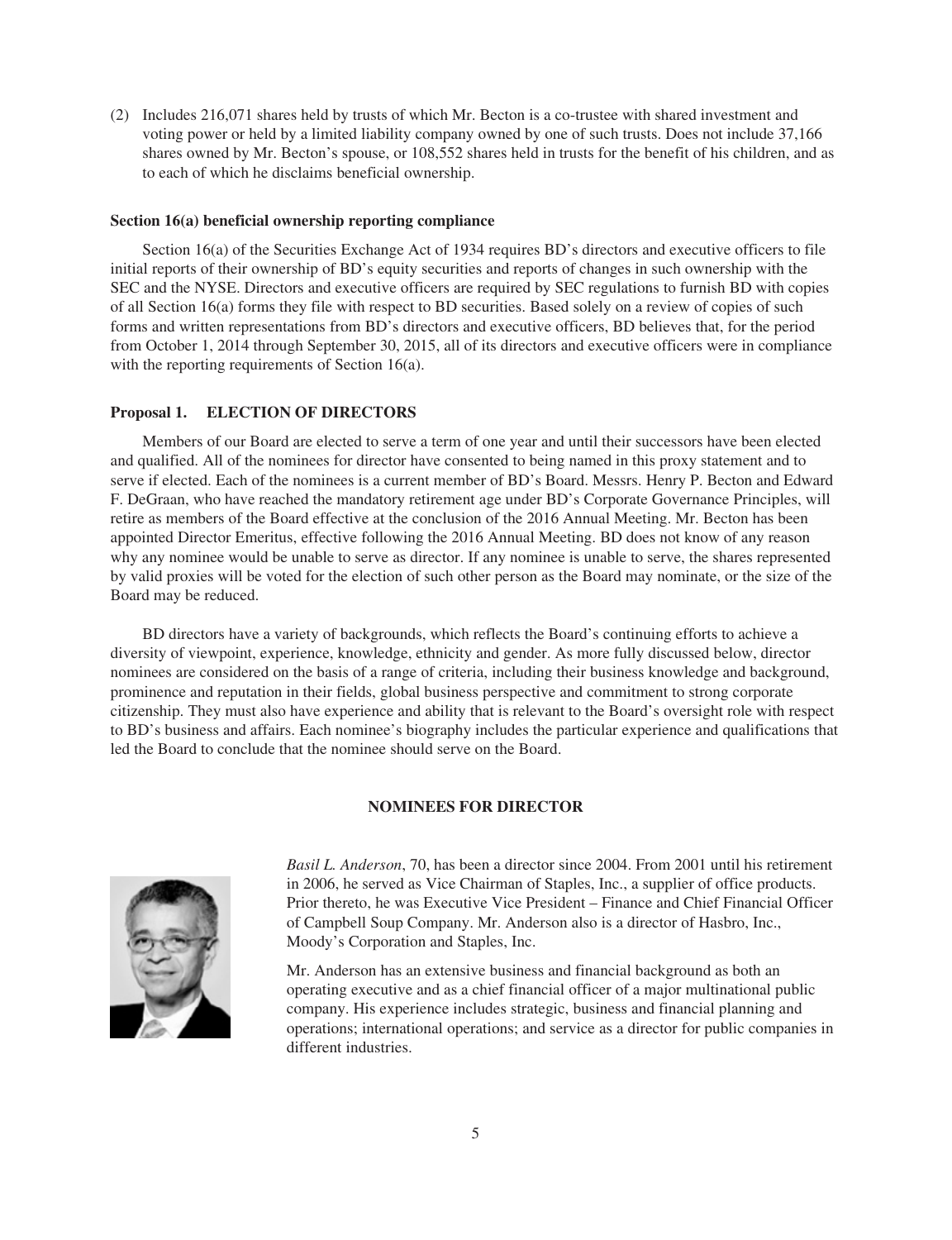(2) Includes 216,071 shares held by trusts of which Mr. Becton is a co-trustee with shared investment and voting power or held by a limited liability company owned by one of such trusts. Does not include 37,166 shares owned by Mr. Becton's spouse, or 108,552 shares held in trusts for the benefit of his children, and as to each of which he disclaims beneficial ownership.

**Section 16(a) beneficial ownership reporting compliance**

Section 16(a) of the Securities Exchange Act of 1934 requires BD's directors and executive officers to file initial reports of their ownership of BD's equity securities and reports of changes in such ownership with the SEC and the NYSE. Directors and executive officers are required by SEC regulations to furnish BD with copies of all Section 16(a) forms they file with respect to BD securities. Based solely on a review of copies of such forms and written representations from BD's directors and executive officers, BD believes that, for the period from October 1, 2014 through September 30, 2015, all of its directors and executive officers were in compliance with the reporting requirements of Section 16(a).

## Proposal 1. ELECTION OF DIRECTORS

Members of our Board are elected to serve a term of one year and until their successors have been elected and qualified. All of the nominees for director have consented to being named in this proxy statement and to serve if elected. Each of the nominees is a current member of BD's Board. Messrs. Henry P. Becton and Edward F. DeGraan, who have reached the mandatory retirement age under BD's Corporate Governance Principles, will retire as members of the Board effective at the conclusion of the 2016 Annual Meeting. Mr. Becton has been appointed Director Emeritus, effective following the 2016 Annual Meeting. BD does not know of any reason why any nominee would be unable to serve as director. If any nominee is unable to serve, the shares represented by valid proxies will be voted for the election of such other person as the Board may nominate, or the size of the Board may be reduced.

BD directors have a variety of backgrounds, which reflects the Board's continuing efforts to achieve a diversity of viewpoint, experience, knowledge, ethnicity and gender. As more fully discussed below, director nominees are considered on the basis of a range of criteria, including their business knowledge and background, prominence and reputation in their fields, global business perspective and commitment to strong corporate citizenship. They must also have experience and ability that is relevant to the Board's oversight role with respect to BD's business and affairs. Each nominee's biography includes the particular experience and qualifications that led the Board to conclude that the nominee should serve on the Board.

### NOMINEES FOR DIRECTOR

*Basil L. Anderson*, 70, has been a director since 2004. From 2001 until his retirement in 2006, he served as Vice Chairman of Staples, Inc., a supplier of office products. Prior thereto, he was Executive Vice President – Finance and Chief Financial Officer of Campbell Soup Company. Mr. Anderson also is a director of Hasbro, Inc., Moody's Corporation and Staples, Inc.

Mr. Anderson has an extensive business and financial background as both an operating executive and as a chief financial officer of a major multinational public company. His experience includes strategic, business and financial planning and operations; international operations; and service as a director for public companies in different industries.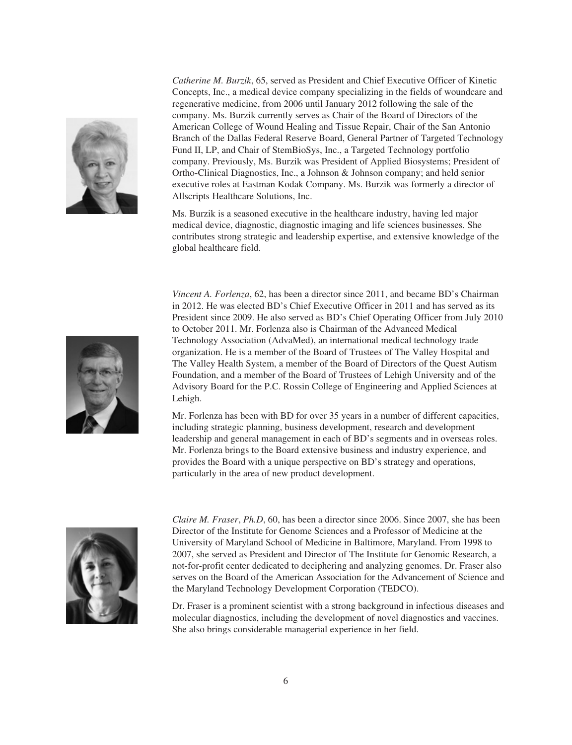*Catherine M. Burzik*, 65, served as President and Chief Executive Officer of Kinetic Concepts, Inc., a medical device company specializing in the fields of woundcare and regenerative medicine, from 2006 until January 2012 following the sale of the company. Ms. Burzik currently serves as Chair of the Board of Directors of the American College of Wound Healing and Tissue Repair, Chair of the San Antonio Branch of the Dallas Federal Reserve Board, General Partner of Targeted Technology Fund II, LP, and Chair of StemBioSys, Inc., a Targeted Technology portfolio company. Previously, Ms. Burzik was President of Applied Biosystems; President of Ortho-Clinical Diagnostics, Inc., a Johnson & Johnson company; and held senior executive roles at Eastman Kodak Company. Ms. Burzik was formerly a director of Allscripts Healthcare Solutions, Inc.

Ms. Burzik is a seasoned executive in the healthcare industry, having led major medical device, diagnostic, diagnostic imaging and life sciences businesses. She contributes strong strategic and leadership expertise, and extensive knowledge of the global healthcare field.

*Vincent A. Forlenza*, 62, has been a director since 2011, and became BD's Chairman in 2012. He was elected BD's Chief Executive Officer in 2011 and has served as its President since 2009. He also served as BD's Chief Operating Officer from July 2010 to October 2011. Mr. Forlenza also is Chairman of the Advanced Medical Technology Association (AdvaMed), an international medical technology trade organization. He is a member of the Board of Trustees of The Valley Hospital and The Valley Health System, a member of the Board of Directors of the Quest Autism Foundation, and a member of the Board of Trustees of Lehigh University and of the Advisory Board for the P.C. Rossin College of Engineering and Applied Sciences at Lehigh.

Mr. Forlenza has been with BD for over 35 years in a number of different capacities, including strategic planning, business development, research and development leadership and general management in each of BD's segments and in overseas roles. Mr. Forlenza brings to the Board extensive business and industry experience, and provides the Board with a unique perspective on BD's strategy and operations, particularly in the area of new product development.

*Claire M. Fraser*, *Ph.D*, 60, has been a director since 2006. Since 2007, she has been Director of the Institute for Genome Sciences and a Professor of Medicine at the University of Maryland School of Medicine in Baltimore, Maryland. From 1998 to 2007, she served as President and Director of The Institute for Genomic Research, a not-for-profit center dedicated to deciphering and analyzing genomes. Dr. Fraser also serves on the Board of the American Association for the Advancement of Science and the Maryland Technology Development Corporation (TEDCO).

Dr. Fraser is a prominent scientist with a strong background in infectious diseases and molecular diagnostics, including the development of novel diagnostics and vaccines. She also brings considerable managerial experience in her field.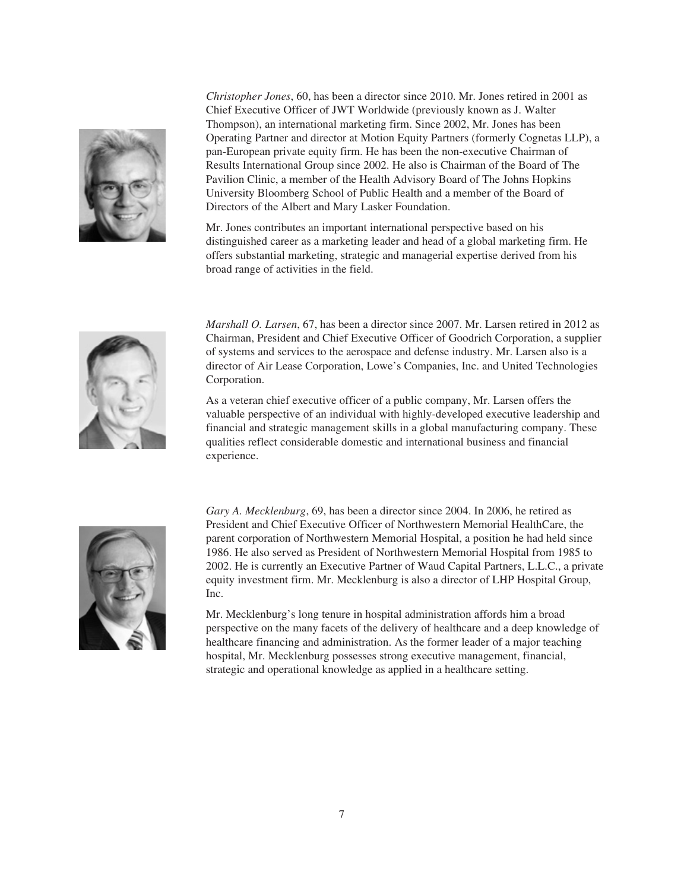*Christopher Jones*, 60, has been a director since 2010. Mr. Jones retired in 2001 as Chief Executive Officer of JWT Worldwide (previously known as J. Walter Thompson), an international marketing firm. Since 2002, Mr. Jones has been Operating Partner and director at Motion Equity Partners (formerly Cognetas LLP), a pan-European private equity firm. He has been the non-executive Chairman of Results International Group since 2002. He also is Chairman of the Board of The Pavilion Clinic, a member of the Health Advisory Board of The Johns Hopkins University Bloomberg School of Public Health and a member of the Board of Directors of the Albert and Mary Lasker Foundation.

Mr. Jones contributes an important international perspective based on his distinguished career as a marketing leader and head of a global marketing firm. He offers substantial marketing, strategic and managerial expertise derived from his broad range of activities in the field.

*Marshall O. Larsen*, 67, has been a director since 2007. Mr. Larsen retired in 2012 as Chairman, President and Chief Executive Officer of Goodrich Corporation, a supplier of systems and services to the aerospace and defense industry. Mr. Larsen also is a director of Air Lease Corporation, Lowe's Companies, Inc. and United Technologies Corporation.

As a veteran chief executive officer of a public company, Mr. Larsen offers the valuable perspective of an individual with highly-developed executive leadership and financial and strategic management skills in a global manufacturing company. These qualities reflect considerable domestic and international business and financial experience.

*Gary A. Mecklenburg*, 69, has been a director since 2004. In 2006, he retired as President and Chief Executive Officer of Northwestern Memorial HealthCare, the parent corporation of Northwestern Memorial Hospital, a position he had held since 1986. He also served as President of Northwestern Memorial Hospital from 1985 to 2002. He is currently an Executive Partner of Waud Capital Partners, L.L.C., a private equity investment firm. Mr. Mecklenburg is also a director of LHP Hospital Group, Inc.

Mr. Mecklenburg's long tenure in hospital administration affords him a broad perspective on the many facets of the delivery of healthcare and a deep knowledge of healthcare financing and administration. As the former leader of a major teaching hospital, Mr. Mecklenburg possesses strong executive management, financial, strategic and operational knowledge as applied in a healthcare setting.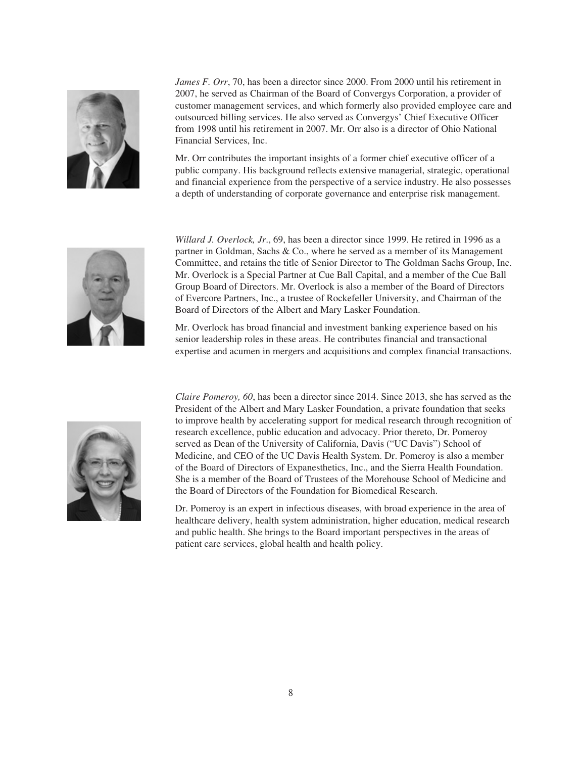*James F. Orr*, 70, has been a director since 2000. From 2000 until his retirement in 2007, he served as Chairman of the Board of Convergys Corporation, a provider of customer management services, and which formerly also provided employee care and outsourced billing services. He also served as Convergys' Chief Executive Officer from 1998 until his retirement in 2007. Mr. Orr also is a director of Ohio National Financial Services, Inc.

Mr. Orr contributes the important insights of a former chief executive officer of a public company. His background reflects extensive managerial, strategic, operational and financial experience from the perspective of a service industry. He also possesses a depth of understanding of corporate governance and enterprise risk management.

*Willard J. Overlock, Jr.*, 69, has been a director since 1999. He retired in 1996 as a partner in Goldman, Sachs & Co., where he served as a member of its Management Committee, and retains the title of Senior Director to The Goldman Sachs Group, Inc. Mr. Overlock is a Special Partner at Cue Ball Capital, and a member of the Cue Ball Group Board of Directors. Mr. Overlock is also a member of the Board of Directors of Evercore Partners, Inc., a trustee of Rockefeller University, and Chairman of the Board of Directors of the Albert and Mary Lasker Foundation.

Mr. Overlock has broad financial and investment banking experience based on his senior leadership roles in these areas. He contributes financial and transactional expertise and acumen in mergers and acquisitions and complex financial transactions.

*Claire Pomeroy, 60*, has been a director since 2014. Since 2013, she has served as the President of the Albert and Mary Lasker Foundation, a private foundation that seeks to improve health by accelerating support for medical research through recognition of research excellence, public education and advocacy. Prior thereto, Dr. Pomeroy served as Dean of the University of California, Davis ("UC Davis") School of Medicine, and CEO of the UC Davis Health System. Dr. Pomeroy is also a member of the Board of Directors of Expanesthetics, Inc., and the Sierra Health Foundation. She is a member of the Board of Trustees of the Morehouse School of Medicine and the Board of Directors of the Foundation for Biomedical Research.

Dr. Pomeroy is an expert in infectious diseases, with broad experience in the area of healthcare delivery, health system administration, higher education, medical research and public health. She brings to the Board important perspectives in the areas of patient care services, global health and health policy.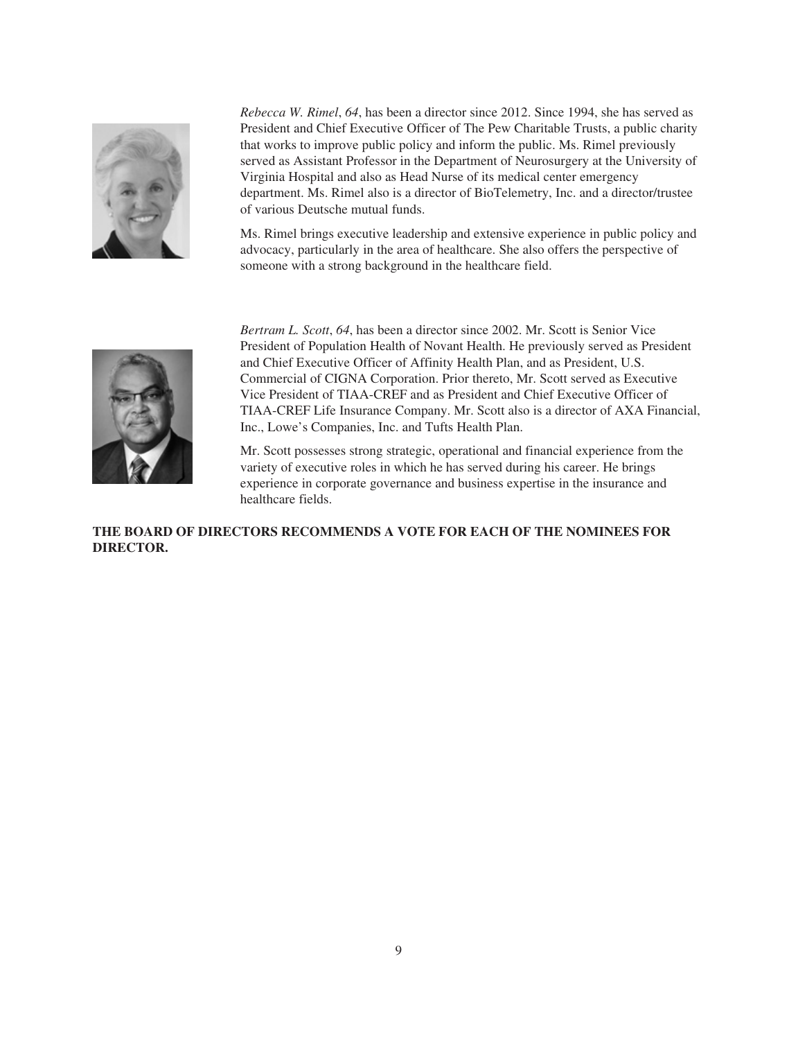*Rebecca W. Rimel*, *64*, has been a director since 2012. Since 1994, she has served as President and Chief Executive Officer of The Pew Charitable Trusts, a public charity that works to improve public policy and inform the public. Ms. Rimel previously served as Assistant Professor in the Department of Neurosurgery at the University of Virginia Hospital and also as Head Nurse of its medical center emergency department. Ms. Rimel also is a director of BioTelemetry, Inc. and a director/trustee of various Deutsche mutual funds.

Ms. Rimel brings executive leadership and extensive experience in public policy and advocacy, particularly in the area of healthcare. She also offers the perspective of someone with a strong background in the healthcare field.

*Bertram L. Scott*, *64*, has been a director since 2002. Mr. Scott is Senior Vice President of Population Health of Novant Health. He previously served as President and Chief Executive Officer of Affinity Health Plan, and as President, U.S. Commercial of CIGNA Corporation. Prior thereto, Mr. Scott served as Executive Vice President of TIAA-CREF and as President and Chief Executive Officer of TIAA-CREF Life Insurance Company. Mr. Scott also is a director of AXA Financial, Inc., Lowe's Companies, Inc. and Tufts Health Plan.

Mr. Scott possesses strong strategic, operational and financial experience from the variety of executive roles in which he has served during his career. He brings experience in corporate governance and business expertise in the insurance and healthcare fields.

**THE BOARD OF DIRECTORS RECOMMENDS A VOTE FOR EACH OF THE NOMINEES FOR DIRECTOR.**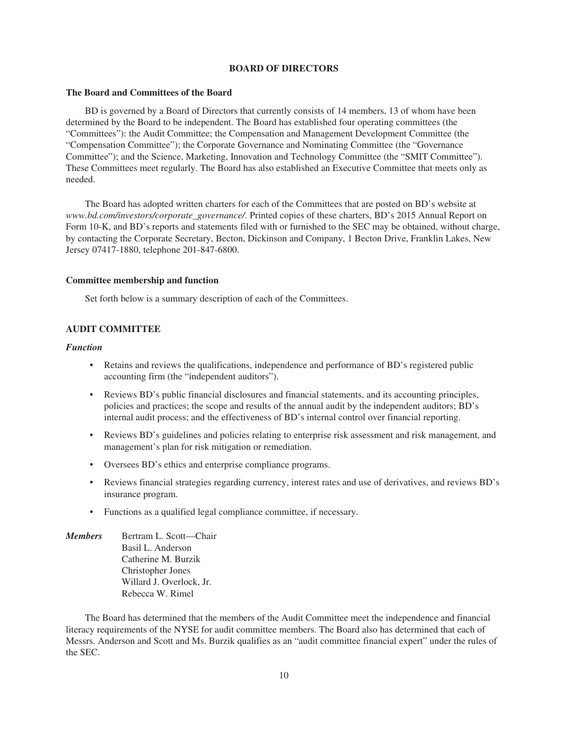# BOARD OF DIRECTORS

## The Board and Committees of the Board

BD is governed by a Board of Directors that currently consists of 14 members, 13 of whom have been determined by the Board to be independent. The Board has established four operating committees (the "Committees"): the Audit Committee; the Compensation and Management Development Committee (the "Compensation Committee"); the Corporate Governance and Nominating Committee (the "Governance Committee"); and the Science, Marketing, Innovation and Technology Committee (the "SMIT Committee"). These Committees meet regularly. The Board has also established an Executive Committee that meets only as needed.

The Board has adopted written charters for each of the Committees that are posted on BD's website at *www.bd.com/investors/corporate_governance/*. Printed copies of these charters, BD's 2015 Annual Report on Form 10-K, and BD's reports and statements filed with or furnished to the SEC may be obtained, without charge, by contacting the Corporate Secretary, Becton, Dickinson and Company, 1 Becton Drive, Franklin Lakes, New Jersey 07417-1880, telephone 201-847-6800.

## Committee membership and function

Set forth below is a summary description of each of the Committees.

### AUDIT COMMITTEE

***Function***

- Retains and reviews the qualifications, independence and performance of BD's registered public accounting firm (the "independent auditors").
- Reviews BD's public financial disclosures and financial statements, and its accounting principles, policies and practices; the scope and results of the annual audit by the independent auditors; BD's internal audit process; and the effectiveness of BD's internal control over financial reporting.
- Reviews BD's guidelines and policies relating to enterprise risk assessment and risk management, and management's plan for risk mitigation or remediation.
- Oversees BD's ethics and enterprise compliance programs.
- Reviews financial strategies regarding currency, interest rates and use of derivatives, and reviews BD's insurance program.
- Functions as a qualified legal compliance committee, if necessary.

***Members***

Bertram L. Scott—Chair
Basil L. Anderson
Catherine M. Burzik
Christopher Jones
Willard J. Overlock, Jr.
Rebecca W. Rimel

The Board has determined that the members of the Audit Committee meet the independence and financial literacy requirements of the NYSE for audit committee members. The Board also has determined that each of Messrs. Anderson and Scott and Ms. Burzik qualifies as an "audit committee financial expert" under the rules of the SEC.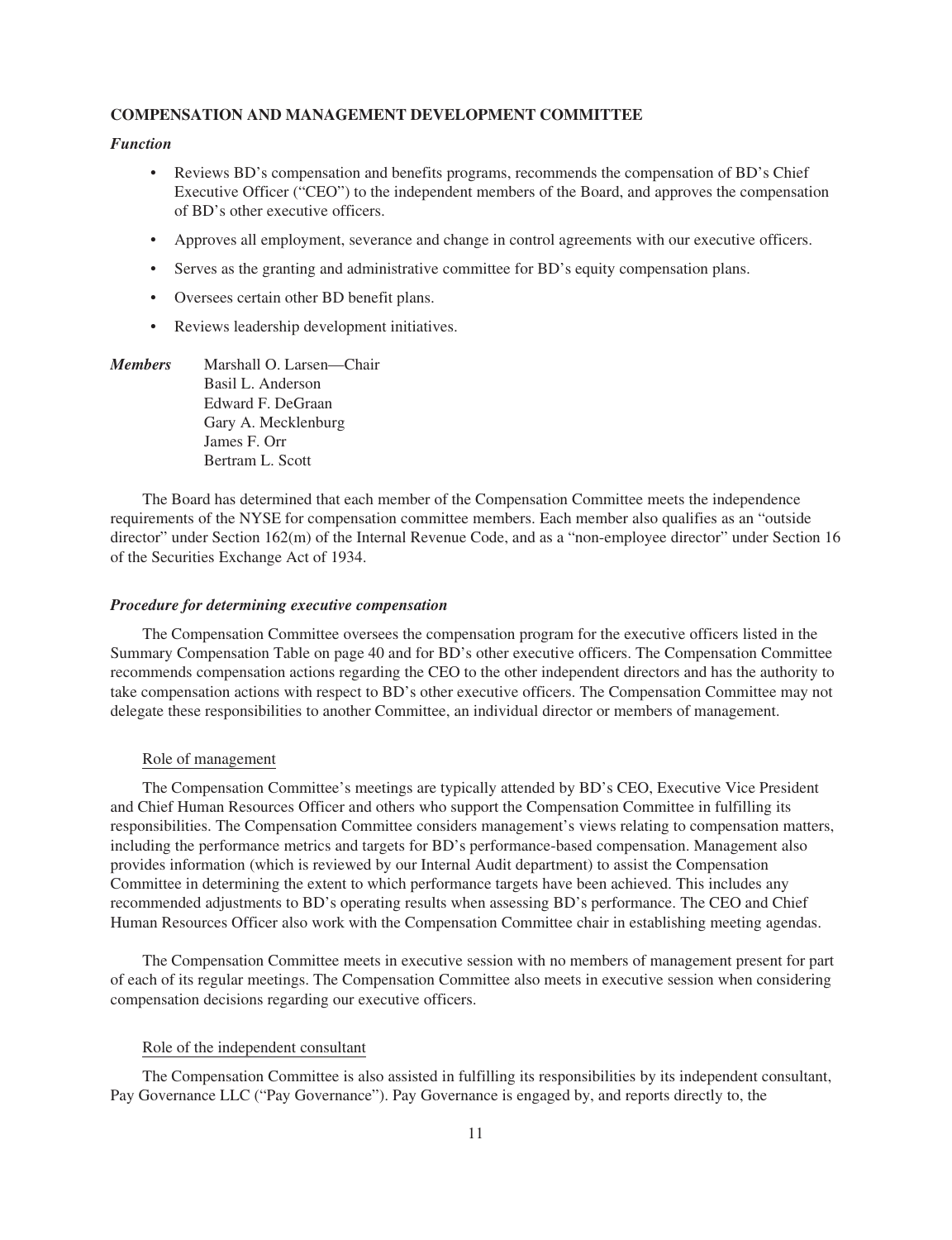## COMPENSATION AND MANAGEMENT DEVELOPMENT COMMITTEE

***Function***

- Reviews BD's compensation and benefits programs, recommends the compensation of BD's Chief Executive Officer ("CEO") to the independent members of the Board, and approves the compensation of BD's other executive officers.
- Approves all employment, severance and change in control agreements with our executive officers.
- Serves as the granting and administrative committee for BD's equity compensation plans.
- Oversees certain other BD benefit plans.
- Reviews leadership development initiatives.

***Members*** Marshall O. Larsen—Chair
Basil L. Anderson
Edward F. DeGraan
Gary A. Mecklenburg
James F. Orr
Bertram L. Scott

The Board has determined that each member of the Compensation Committee meets the independence requirements of the NYSE for compensation committee members. Each member also qualifies as an "outside director" under Section 162(m) of the Internal Revenue Code, and as a "non-employee director" under Section 16 of the Securities Exchange Act of 1934.

***Procedure for determining executive compensation***

The Compensation Committee oversees the compensation program for the executive officers listed in the Summary Compensation Table on page 40 and for BD's other executive officers. The Compensation Committee recommends compensation actions regarding the CEO to the other independent directors and has the authority to take compensation actions with respect to BD's other executive officers. The Compensation Committee may not delegate these responsibilities to another Committee, an individual director or members of management.

Role of management

The Compensation Committee's meetings are typically attended by BD's CEO, Executive Vice President and Chief Human Resources Officer and others who support the Compensation Committee in fulfilling its responsibilities. The Compensation Committee considers management's views relating to compensation matters, including the performance metrics and targets for BD's performance-based compensation. Management also provides information (which is reviewed by our Internal Audit department) to assist the Compensation Committee in determining the extent to which performance targets have been achieved. This includes any recommended adjustments to BD's operating results when assessing BD's performance. The CEO and Chief Human Resources Officer also work with the Compensation Committee chair in establishing meeting agendas.

The Compensation Committee meets in executive session with no members of management present for part of each of its regular meetings. The Compensation Committee also meets in executive session when considering compensation decisions regarding our executive officers.

Role of the independent consultant

The Compensation Committee is also assisted in fulfilling its responsibilities by its independent consultant, Pay Governance LLC ("Pay Governance"). Pay Governance is engaged by, and reports directly to, the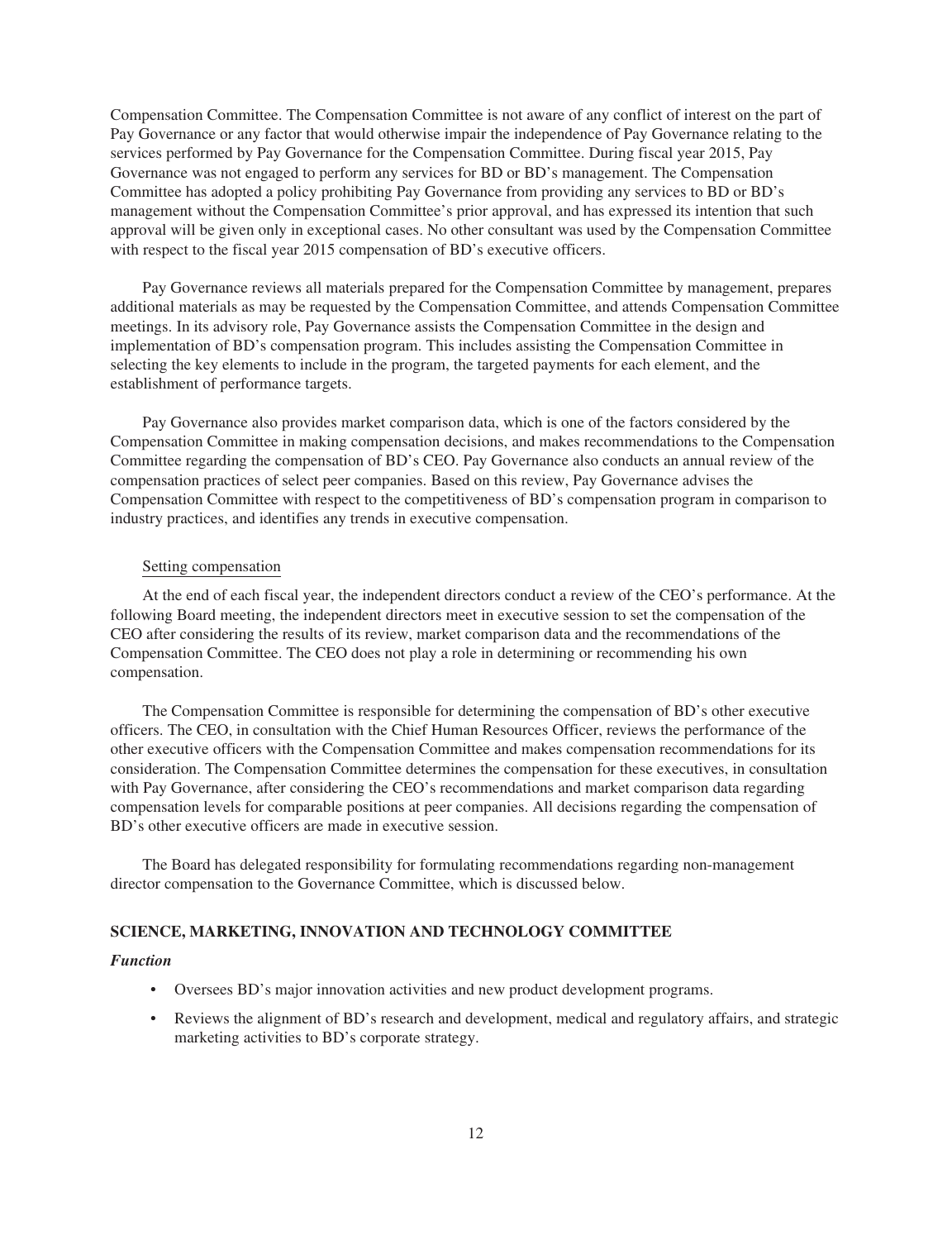Compensation Committee. The Compensation Committee is not aware of any conflict of interest on the part of Pay Governance or any factor that would otherwise impair the independence of Pay Governance relating to the services performed by Pay Governance for the Compensation Committee. During fiscal year 2015, Pay Governance was not engaged to perform any services for BD or BD's management. The Compensation Committee has adopted a policy prohibiting Pay Governance from providing any services to BD or BD's management without the Compensation Committee's prior approval, and has expressed its intention that such approval will be given only in exceptional cases. No other consultant was used by the Compensation Committee with respect to the fiscal year 2015 compensation of BD's executive officers.

Pay Governance reviews all materials prepared for the Compensation Committee by management, prepares additional materials as may be requested by the Compensation Committee, and attends Compensation Committee meetings. In its advisory role, Pay Governance assists the Compensation Committee in the design and implementation of BD's compensation program. This includes assisting the Compensation Committee in selecting the key elements to include in the program, the targeted payments for each element, and the establishment of performance targets.

Pay Governance also provides market comparison data, which is one of the factors considered by the Compensation Committee in making compensation decisions, and makes recommendations to the Compensation Committee regarding the compensation of BD's CEO. Pay Governance also conducts an annual review of the compensation practices of select peer companies. Based on this review, Pay Governance advises the Compensation Committee with respect to the competitiveness of BD's compensation program in comparison to industry practices, and identifies any trends in executive compensation.

Setting compensation

At the end of each fiscal year, the independent directors conduct a review of the CEO's performance. At the following Board meeting, the independent directors meet in executive session to set the compensation of the CEO after considering the results of its review, market comparison data and the recommendations of the Compensation Committee. The CEO does not play a role in determining or recommending his own compensation.

The Compensation Committee is responsible for determining the compensation of BD's other executive officers. The CEO, in consultation with the Chief Human Resources Officer, reviews the performance of the other executive officers with the Compensation Committee and makes compensation recommendations for its consideration. The Compensation Committee determines the compensation for these executives, in consultation with Pay Governance, after considering the CEO's recommendations and market comparison data regarding compensation levels for comparable positions at peer companies. All decisions regarding the compensation of BD's other executive officers are made in executive session.

The Board has delegated responsibility for formulating recommendations regarding non-management director compensation to the Governance Committee, which is discussed below.

## SCIENCE, MARKETING, INNOVATION AND TECHNOLOGY COMMITTEE

***Function***

- Oversees BD's major innovation activities and new product development programs.
- Reviews the alignment of BD's research and development, medical and regulatory affairs, and strategic marketing activities to BD's corporate strategy.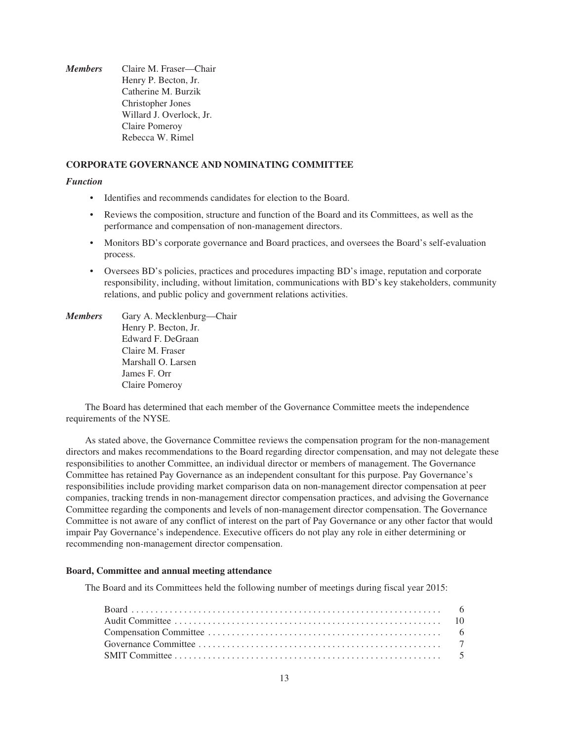*Members* Claire M. Fraser—Chair
Henry P. Becton, Jr.
Catherine M. Burzik
Christopher Jones
Willard J. Overlock, Jr.
Claire Pomeroy
Rebecca W. Rimel

### CORPORATE GOVERNANCE AND NOMINATING COMMITTEE

*Function*

- Identifies and recommends candidates for election to the Board.
- Reviews the composition, structure and function of the Board and its Committees, as well as the performance and compensation of non-management directors.
- Monitors BD's corporate governance and Board practices, and oversees the Board's self-evaluation process.
- Oversees BD's policies, practices and procedures impacting BD's image, reputation and corporate responsibility, including, without limitation, communications with BD's key stakeholders, community relations, and public policy and government relations activities.

*Members* Gary A. Mecklenburg—Chair
Henry P. Becton, Jr.
Edward F. DeGraan
Claire M. Fraser
Marshall O. Larsen
James F. Orr
Claire Pomeroy

The Board has determined that each member of the Governance Committee meets the independence requirements of the NYSE.

As stated above, the Governance Committee reviews the compensation program for the non-management directors and makes recommendations to the Board regarding director compensation, and may not delegate these responsibilities to another Committee, an individual director or members of management. The Governance Committee has retained Pay Governance as an independent consultant for this purpose. Pay Governance's responsibilities include providing market comparison data on non-management director compensation at peer companies, tracking trends in non-management director compensation practices, and advising the Governance Committee regarding the components and levels of non-management director compensation. The Governance Committee is not aware of any conflict of interest on the part of Pay Governance or any other factor that would impair Pay Governance's independence. Executive officers do not play any role in either determining or recommending non-management director compensation.

**Board, Committee and annual meeting attendance**

The Board and its Committees held the following number of meetings during fiscal year 2015:

| | |
|---|---|
| Board | 6 |
| Audit Committee | 10 |
| Compensation Committee | 6 |
| Governance Committee | 7 |
| SMIT Committee | 5 |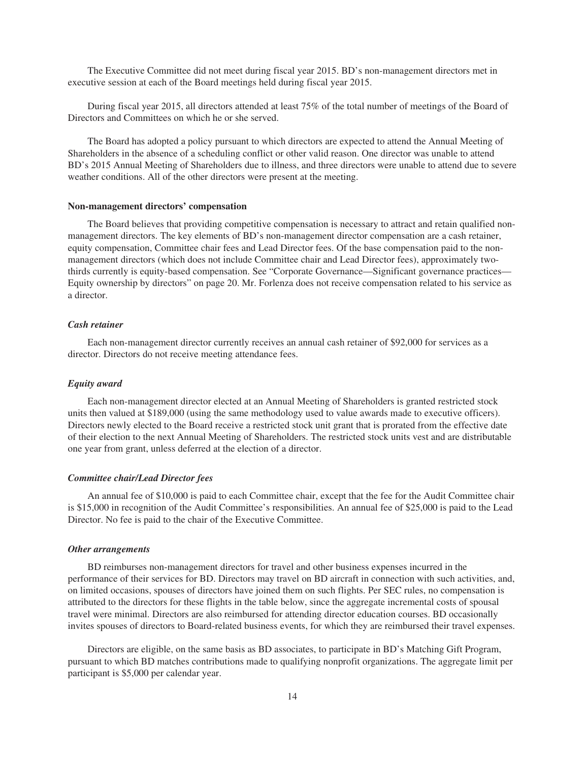The Executive Committee did not meet during fiscal year 2015. BD's non-management directors met in executive session at each of the Board meetings held during fiscal year 2015.

During fiscal year 2015, all directors attended at least 75% of the total number of meetings of the Board of Directors and Committees on which he or she served.

The Board has adopted a policy pursuant to which directors are expected to attend the Annual Meeting of Shareholders in the absence of a scheduling conflict or other valid reason. One director was unable to attend BD's 2015 Annual Meeting of Shareholders due to illness, and three directors were unable to attend due to severe weather conditions. All of the other directors were present at the meeting.

**Non-management directors' compensation**

The Board believes that providing competitive compensation is necessary to attract and retain qualified non-management directors. The key elements of BD's non-management director compensation are a cash retainer, equity compensation, Committee chair fees and Lead Director fees. Of the base compensation paid to the non-management directors (which does not include Committee chair and Lead Director fees), approximately two-thirds currently is equity-based compensation. See "Corporate Governance—Significant governance practices—Equity ownership by directors" on page 20. Mr. Forlenza does not receive compensation related to his service as a director.

***Cash retainer***

Each non-management director currently receives an annual cash retainer of $92,000 for services as a director. Directors do not receive meeting attendance fees.

***Equity award***

Each non-management director elected at an Annual Meeting of Shareholders is granted restricted stock units then valued at $189,000 (using the same methodology used to value awards made to executive officers). Directors newly elected to the Board receive a restricted stock unit grant that is prorated from the effective date of their election to the next Annual Meeting of Shareholders. The restricted stock units vest and are distributable one year from grant, unless deferred at the election of a director.

***Committee chair/Lead Director fees***

An annual fee of $10,000 is paid to each Committee chair, except that the fee for the Audit Committee chair is $15,000 in recognition of the Audit Committee's responsibilities. An annual fee of $25,000 is paid to the Lead Director. No fee is paid to the chair of the Executive Committee.

***Other arrangements***

BD reimburses non-management directors for travel and other business expenses incurred in the performance of their services for BD. Directors may travel on BD aircraft in connection with such activities, and, on limited occasions, spouses of directors have joined them on such flights. Per SEC rules, no compensation is attributed to the directors for these flights in the table below, since the aggregate incremental costs of spousal travel were minimal. Directors are also reimbursed for attending director education courses. BD occasionally invites spouses of directors to Board-related business events, for which they are reimbursed their travel expenses.

Directors are eligible, on the same basis as BD associates, to participate in BD's Matching Gift Program, pursuant to which BD matches contributions made to qualifying nonprofit organizations. The aggregate limit per participant is $5,000 per calendar year.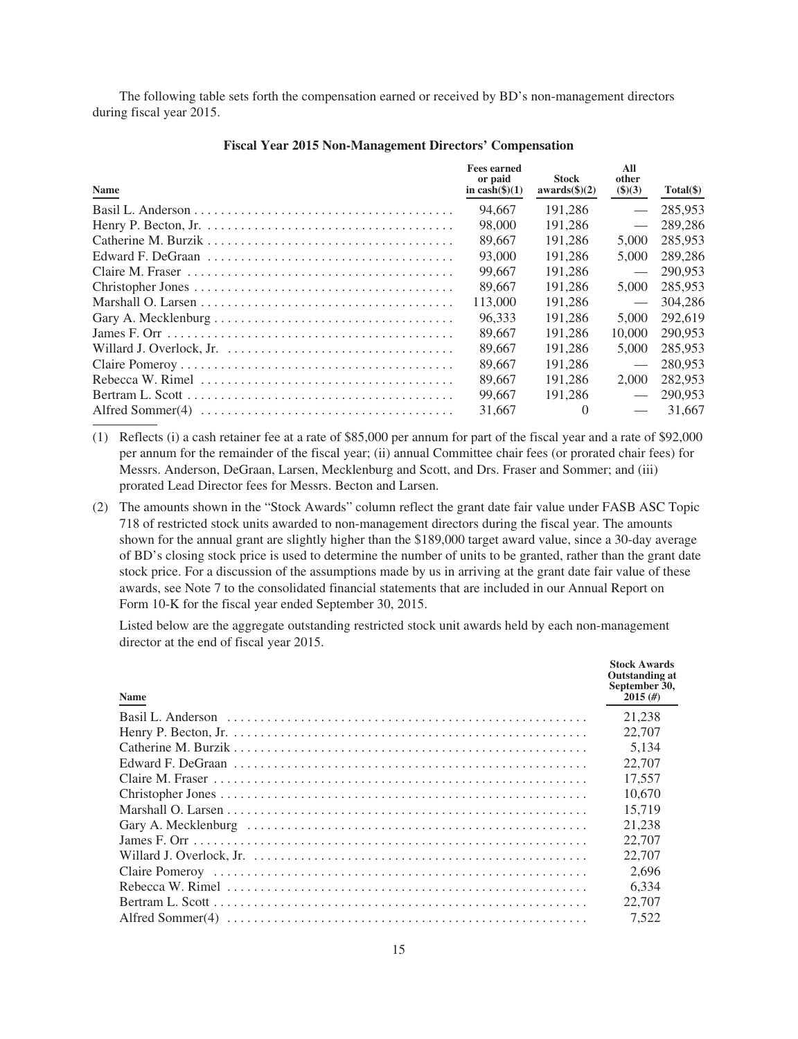The following table sets forth the compensation earned or received by BD's non-management directors during fiscal year 2015.

**Fiscal Year 2015 Non-Management Directors' Compensation**

| Name | Fees earned or paid in cash($)(1) | Stock awards($)(2) | All other ($)(3) | Total($) |
|---|---|---|---|---|
| Basil L. Anderson | 94,667 | 191,286 | — | 285,953 |
| Henry P. Becton, Jr. | 98,000 | 191,286 | — | 289,286 |
| Catherine M. Burzik | 89,667 | 191,286 | 5,000 | 285,953 |
| Edward F. DeGraan | 93,000 | 191,286 | 5,000 | 289,286 |
| Claire M. Fraser | 99,667 | 191,286 | — | 290,953 |
| Christopher Jones | 89,667 | 191,286 | 5,000 | 285,953 |
| Marshall O. Larsen | 113,000 | 191,286 | — | 304,286 |
| Gary A. Mecklenburg | 96,333 | 191,286 | 5,000 | 292,619 |
| James F. Orr | 89,667 | 191,286 | 10,000 | 290,953 |
| Willard J. Overlock, Jr. | 89,667 | 191,286 | 5,000 | 285,953 |
| Claire Pomeroy | 89,667 | 191,286 | — | 280,953 |
| Rebecca W. Rimel | 89,667 | 191,286 | 2,000 | 282,953 |
| Bertram L. Scott | 99,667 | 191,286 | — | 290,953 |
| Alfred Sommer(4) | 31,667 | 0 | — | 31,667 |

(1) Reflects (i) a cash retainer fee at a rate of $85,000 per annum for part of the fiscal year and a rate of $92,000 per annum for the remainder of the fiscal year; (ii) annual Committee chair fees (or prorated chair fees) for Messrs. Anderson, DeGraan, Larsen, Mecklenburg and Scott, and Drs. Fraser and Sommer; and (iii) prorated Lead Director fees for Messrs. Becton and Larsen.

(2) The amounts shown in the "Stock Awards" column reflect the grant date fair value under FASB ASC Topic 718 of restricted stock units awarded to non-management directors during the fiscal year. The amounts shown for the annual grant are slightly higher than the $189,000 target award value, since a 30-day average of BD's closing stock price is used to determine the number of units to be granted, rather than the grant date stock price. For a discussion of the assumptions made by us in arriving at the grant date fair value of these awards, see Note 7 to the consolidated financial statements that are included in our Annual Report on Form 10-K for the fiscal year ended September 30, 2015.

Listed below are the aggregate outstanding restricted stock unit awards held by each non-management director at the end of fiscal year 2015.

| Name | Stock Awards Outstanding at September 30, 2015 (#) |
|---|---|
| Basil L. Anderson | 21,238 |
| Henry P. Becton, Jr. | 22,707 |
| Catherine M. Burzik | 5,134 |
| Edward F. DeGraan | 22,707 |
| Claire M. Fraser | 17,557 |
| Christopher Jones | 10,670 |
| Marshall O. Larsen | 15,719 |
| Gary A. Mecklenburg | 21,238 |
| James F. Orr | 22,707 |
| Willard J. Overlock, Jr. | 22,707 |
| Claire Pomeroy | 2,696 |
| Rebecca W. Rimel | 6,334 |
| Bertram L. Scott | 22,707 |
| Alfred Sommer(4) | 7,522 |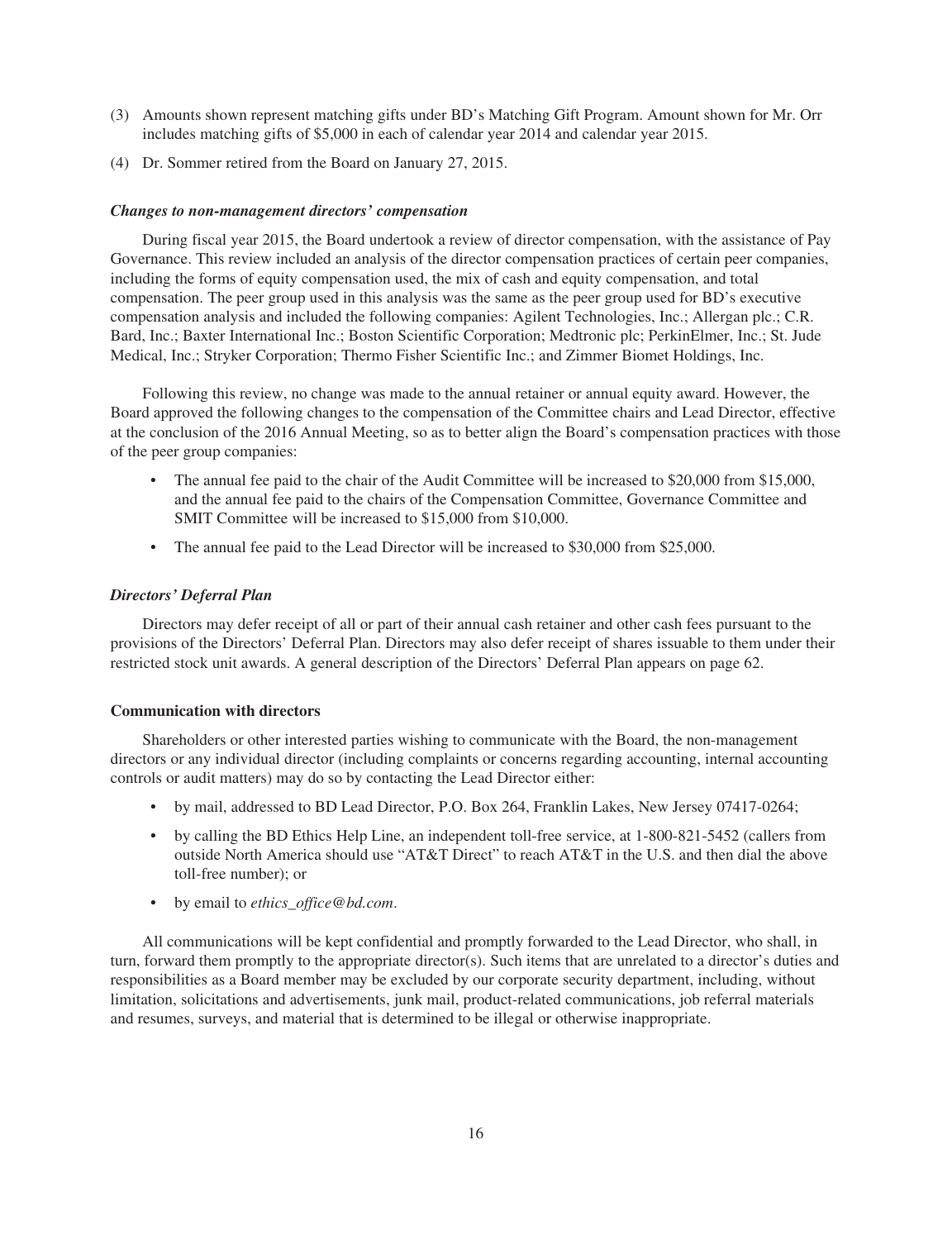(3) Amounts shown represent matching gifts under BD's Matching Gift Program. Amount shown for Mr. Orr includes matching gifts of $5,000 in each of calendar year 2014 and calendar year 2015.

(4) Dr. Sommer retired from the Board on January 27, 2015.

***Changes to non-management directors' compensation***

During fiscal year 2015, the Board undertook a review of director compensation, with the assistance of Pay Governance. This review included an analysis of the director compensation practices of certain peer companies, including the forms of equity compensation used, the mix of cash and equity compensation, and total compensation. The peer group used in this analysis was the same as the peer group used for BD's executive compensation analysis and included the following companies: Agilent Technologies, Inc.; Allergan plc.; C.R. Bard, Inc.; Baxter International Inc.; Boston Scientific Corporation; Medtronic plc; PerkinElmer, Inc.; St. Jude Medical, Inc.; Stryker Corporation; Thermo Fisher Scientific Inc.; and Zimmer Biomet Holdings, Inc.

Following this review, no change was made to the annual retainer or annual equity award. However, the Board approved the following changes to the compensation of the Committee chairs and Lead Director, effective at the conclusion of the 2016 Annual Meeting, so as to better align the Board's compensation practices with those of the peer group companies:

- The annual fee paid to the chair of the Audit Committee will be increased to $20,000 from $15,000, and the annual fee paid to the chairs of the Compensation Committee, Governance Committee and SMIT Committee will be increased to $15,000 from $10,000.
- The annual fee paid to the Lead Director will be increased to $30,000 from $25,000.

***Directors' Deferral Plan***

Directors may defer receipt of all or part of their annual cash retainer and other cash fees pursuant to the provisions of the Directors' Deferral Plan. Directors may also defer receipt of shares issuable to them under their restricted stock unit awards. A general description of the Directors' Deferral Plan appears on page 62.

**Communication with directors**

Shareholders or other interested parties wishing to communicate with the Board, the non-management directors or any individual director (including complaints or concerns regarding accounting, internal accounting controls or audit matters) may do so by contacting the Lead Director either:

- by mail, addressed to BD Lead Director, P.O. Box 264, Franklin Lakes, New Jersey 07417-0264;
- by calling the BD Ethics Help Line, an independent toll-free service, at 1-800-821-5452 (callers from outside North America should use "AT&T Direct" to reach AT&T in the U.S. and then dial the above toll-free number); or
- by email to *ethics_office@bd.com*.

All communications will be kept confidential and promptly forwarded to the Lead Director, who shall, in turn, forward them promptly to the appropriate director(s). Such items that are unrelated to a director's duties and responsibilities as a Board member may be excluded by our corporate security department, including, without limitation, solicitations and advertisements, junk mail, product-related communications, job referral materials and resumes, surveys, and material that is determined to be illegal or otherwise inappropriate.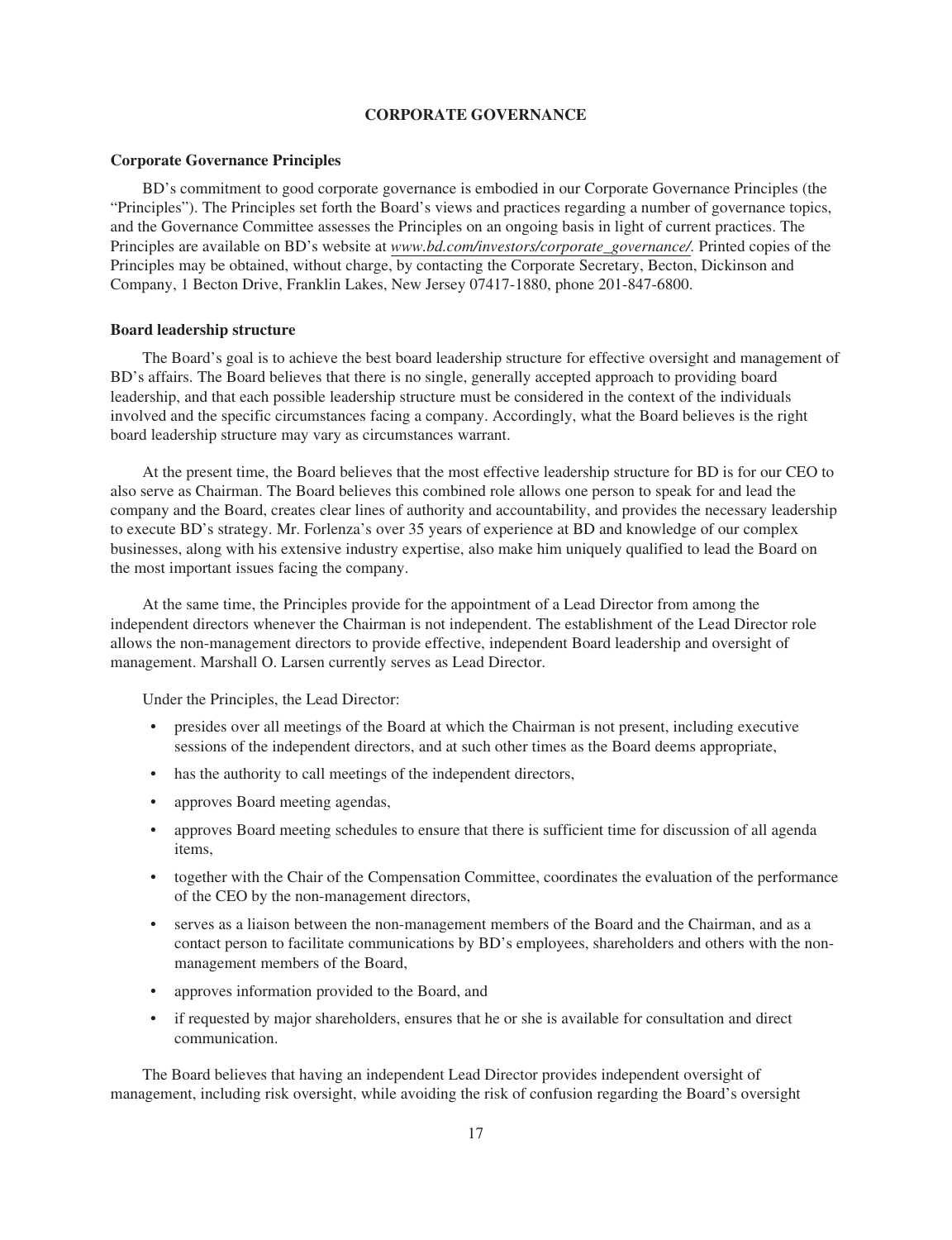# CORPORATE GOVERNANCE

## Corporate Governance Principles

BD's commitment to good corporate governance is embodied in our Corporate Governance Principles (the "Principles"). The Principles set forth the Board's views and practices regarding a number of governance topics, and the Governance Committee assesses the Principles on an ongoing basis in light of current practices. The Principles are available on BD's website at *www.bd.com/investors/corporate_governance/*. Printed copies of the Principles may be obtained, without charge, by contacting the Corporate Secretary, Becton, Dickinson and Company, 1 Becton Drive, Franklin Lakes, New Jersey 07417-1880, phone 201-847-6800.

## Board leadership structure

The Board's goal is to achieve the best board leadership structure for effective oversight and management of BD's affairs. The Board believes that there is no single, generally accepted approach to providing board leadership, and that each possible leadership structure must be considered in the context of the individuals involved and the specific circumstances facing a company. Accordingly, what the Board believes is the right board leadership structure may vary as circumstances warrant.

At the present time, the Board believes that the most effective leadership structure for BD is for our CEO to also serve as Chairman. The Board believes this combined role allows one person to speak for and lead the company and the Board, creates clear lines of authority and accountability, and provides the necessary leadership to execute BD's strategy. Mr. Forlenza's over 35 years of experience at BD and knowledge of our complex businesses, along with his extensive industry expertise, also make him uniquely qualified to lead the Board on the most important issues facing the company.

At the same time, the Principles provide for the appointment of a Lead Director from among the independent directors whenever the Chairman is not independent. The establishment of the Lead Director role allows the non-management directors to provide effective, independent Board leadership and oversight of management. Marshall O. Larsen currently serves as Lead Director.

Under the Principles, the Lead Director:

- presides over all meetings of the Board at which the Chairman is not present, including executive sessions of the independent directors, and at such other times as the Board deems appropriate,
- has the authority to call meetings of the independent directors,
- approves Board meeting agendas,
- approves Board meeting schedules to ensure that there is sufficient time for discussion of all agenda items,
- together with the Chair of the Compensation Committee, coordinates the evaluation of the performance of the CEO by the non-management directors,
- serves as a liaison between the non-management members of the Board and the Chairman, and as a contact person to facilitate communications by BD's employees, shareholders and others with the non-management members of the Board,
- approves information provided to the Board, and
- if requested by major shareholders, ensures that he or she is available for consultation and direct communication.

The Board believes that having an independent Lead Director provides independent oversight of management, including risk oversight, while avoiding the risk of confusion regarding the Board's oversight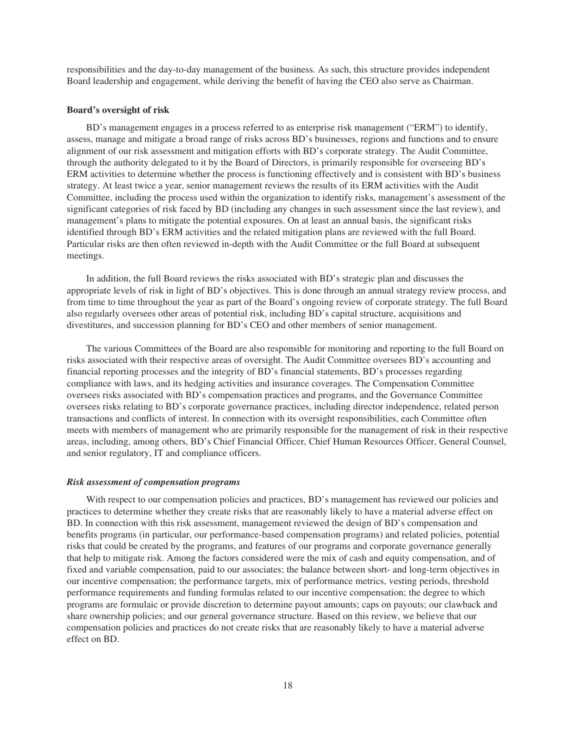responsibilities and the day-to-day management of the business. As such, this structure provides independent Board leadership and engagement, while deriving the benefit of having the CEO also serve as Chairman.

**Board's oversight of risk**

BD's management engages in a process referred to as enterprise risk management ("ERM") to identify, assess, manage and mitigate a broad range of risks across BD's businesses, regions and functions and to ensure alignment of our risk assessment and mitigation efforts with BD's corporate strategy. The Audit Committee, through the authority delegated to it by the Board of Directors, is primarily responsible for overseeing BD's ERM activities to determine whether the process is functioning effectively and is consistent with BD's business strategy. At least twice a year, senior management reviews the results of its ERM activities with the Audit Committee, including the process used within the organization to identify risks, management's assessment of the significant categories of risk faced by BD (including any changes in such assessment since the last review), and management's plans to mitigate the potential exposures. On at least an annual basis, the significant risks identified through BD's ERM activities and the related mitigation plans are reviewed with the full Board. Particular risks are then often reviewed in-depth with the Audit Committee or the full Board at subsequent meetings.

In addition, the full Board reviews the risks associated with BD's strategic plan and discusses the appropriate levels of risk in light of BD's objectives. This is done through an annual strategy review process, and from time to time throughout the year as part of the Board's ongoing review of corporate strategy. The full Board also regularly oversees other areas of potential risk, including BD's capital structure, acquisitions and divestitures, and succession planning for BD's CEO and other members of senior management.

The various Committees of the Board are also responsible for monitoring and reporting to the full Board on risks associated with their respective areas of oversight. The Audit Committee oversees BD's accounting and financial reporting processes and the integrity of BD's financial statements, BD's processes regarding compliance with laws, and its hedging activities and insurance coverages. The Compensation Committee oversees risks associated with BD's compensation practices and programs, and the Governance Committee oversees risks relating to BD's corporate governance practices, including director independence, related person transactions and conflicts of interest. In connection with its oversight responsibilities, each Committee often meets with members of management who are primarily responsible for the management of risk in their respective areas, including, among others, BD's Chief Financial Officer, Chief Human Resources Officer, General Counsel, and senior regulatory, IT and compliance officers.

***Risk assessment of compensation programs***

With respect to our compensation policies and practices, BD's management has reviewed our policies and practices to determine whether they create risks that are reasonably likely to have a material adverse effect on BD. In connection with this risk assessment, management reviewed the design of BD's compensation and benefits programs (in particular, our performance-based compensation programs) and related policies, potential risks that could be created by the programs, and features of our programs and corporate governance generally that help to mitigate risk. Among the factors considered were the mix of cash and equity compensation, and of fixed and variable compensation, paid to our associates; the balance between short- and long-term objectives in our incentive compensation; the performance targets, mix of performance metrics, vesting periods, threshold performance requirements and funding formulas related to our incentive compensation; the degree to which programs are formulaic or provide discretion to determine payout amounts; caps on payouts; our clawback and share ownership policies; and our general governance structure. Based on this review, we believe that our compensation policies and practices do not create risks that are reasonably likely to have a material adverse effect on BD.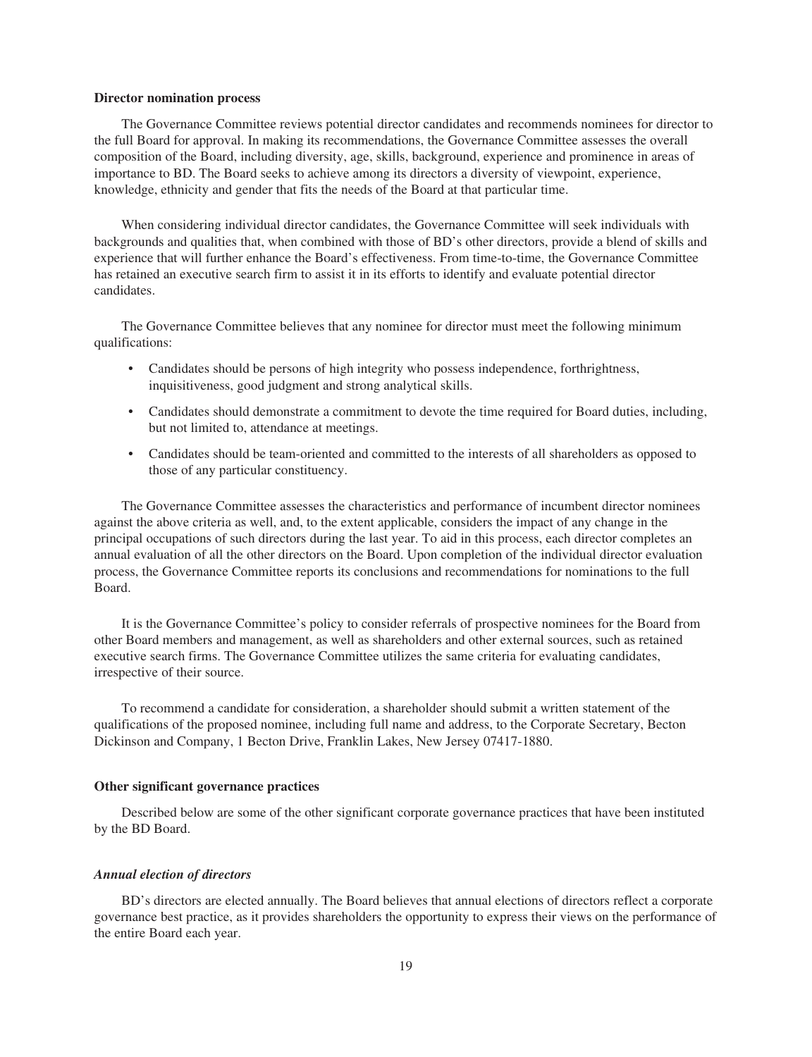**Director nomination process**

The Governance Committee reviews potential director candidates and recommends nominees for director to the full Board for approval. In making its recommendations, the Governance Committee assesses the overall composition of the Board, including diversity, age, skills, background, experience and prominence in areas of importance to BD. The Board seeks to achieve among its directors a diversity of viewpoint, experience, knowledge, ethnicity and gender that fits the needs of the Board at that particular time.

When considering individual director candidates, the Governance Committee will seek individuals with backgrounds and qualities that, when combined with those of BD's other directors, provide a blend of skills and experience that will further enhance the Board's effectiveness. From time-to-time, the Governance Committee has retained an executive search firm to assist it in its efforts to identify and evaluate potential director candidates.

The Governance Committee believes that any nominee for director must meet the following minimum qualifications:

- Candidates should be persons of high integrity who possess independence, forthrightness, inquisitiveness, good judgment and strong analytical skills.
- Candidates should demonstrate a commitment to devote the time required for Board duties, including, but not limited to, attendance at meetings.
- Candidates should be team-oriented and committed to the interests of all shareholders as opposed to those of any particular constituency.

The Governance Committee assesses the characteristics and performance of incumbent director nominees against the above criteria as well, and, to the extent applicable, considers the impact of any change in the principal occupations of such directors during the last year. To aid in this process, each director completes an annual evaluation of all the other directors on the Board. Upon completion of the individual director evaluation process, the Governance Committee reports its conclusions and recommendations for nominations to the full Board.

It is the Governance Committee's policy to consider referrals of prospective nominees for the Board from other Board members and management, as well as shareholders and other external sources, such as retained executive search firms. The Governance Committee utilizes the same criteria for evaluating candidates, irrespective of their source.

To recommend a candidate for consideration, a shareholder should submit a written statement of the qualifications of the proposed nominee, including full name and address, to the Corporate Secretary, Becton Dickinson and Company, 1 Becton Drive, Franklin Lakes, New Jersey 07417-1880.

**Other significant governance practices**

Described below are some of the other significant corporate governance practices that have been instituted by the BD Board.

***Annual election of directors***

BD's directors are elected annually. The Board believes that annual elections of directors reflect a corporate governance best practice, as it provides shareholders the opportunity to express their views on the performance of the entire Board each year.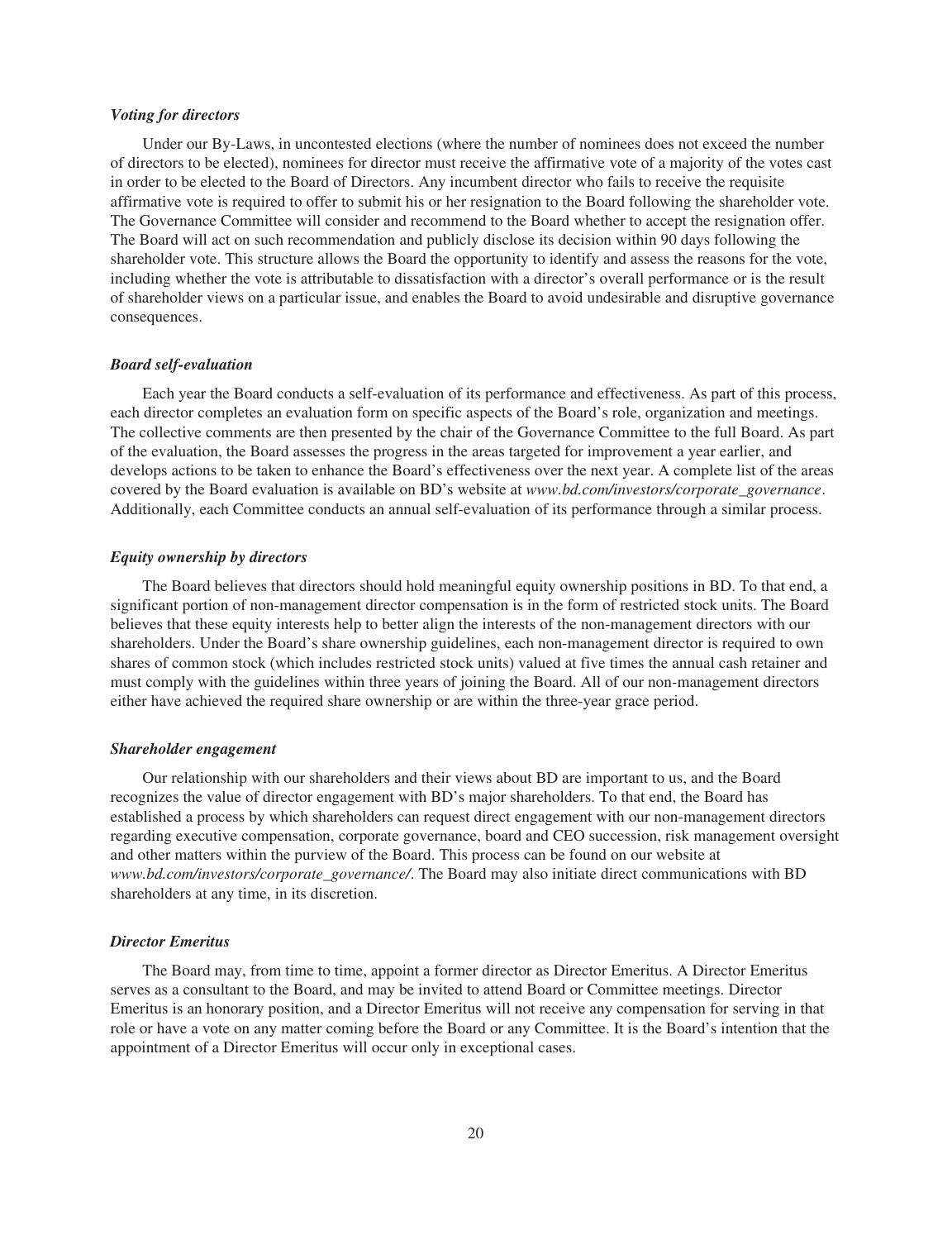### *Voting for directors*

Under our By-Laws, in uncontested elections (where the number of nominees does not exceed the number of directors to be elected), nominees for director must receive the affirmative vote of a majority of the votes cast in order to be elected to the Board of Directors. Any incumbent director who fails to receive the requisite affirmative vote is required to offer to submit his or her resignation to the Board following the shareholder vote. The Governance Committee will consider and recommend to the Board whether to accept the resignation offer. The Board will act on such recommendation and publicly disclose its decision within 90 days following the shareholder vote. This structure allows the Board the opportunity to identify and assess the reasons for the vote, including whether the vote is attributable to dissatisfaction with a director's overall performance or is the result of shareholder views on a particular issue, and enables the Board to avoid undesirable and disruptive governance consequences.

### *Board self-evaluation*

Each year the Board conducts a self-evaluation of its performance and effectiveness. As part of this process, each director completes an evaluation form on specific aspects of the Board's role, organization and meetings. The collective comments are then presented by the chair of the Governance Committee to the full Board. As part of the evaluation, the Board assesses the progress in the areas targeted for improvement a year earlier, and develops actions to be taken to enhance the Board's effectiveness over the next year. A complete list of the areas covered by the Board evaluation is available on BD's website at *www.bd.com/investors/corporate_governance*. Additionally, each Committee conducts an annual self-evaluation of its performance through a similar process.

### *Equity ownership by directors*

The Board believes that directors should hold meaningful equity ownership positions in BD. To that end, a significant portion of non-management director compensation is in the form of restricted stock units. The Board believes that these equity interests help to better align the interests of the non-management directors with our shareholders. Under the Board's share ownership guidelines, each non-management director is required to own shares of common stock (which includes restricted stock units) valued at five times the annual cash retainer and must comply with the guidelines within three years of joining the Board. All of our non-management directors either have achieved the required share ownership or are within the three-year grace period.

### *Shareholder engagement*

Our relationship with our shareholders and their views about BD are important to us, and the Board recognizes the value of director engagement with BD's major shareholders. To that end, the Board has established a process by which shareholders can request direct engagement with our non-management directors regarding executive compensation, corporate governance, board and CEO succession, risk management oversight and other matters within the purview of the Board. This process can be found on our website at *www.bd.com/investors/corporate_governance/*. The Board may also initiate direct communications with BD shareholders at any time, in its discretion.

### *Director Emeritus*

The Board may, from time to time, appoint a former director as Director Emeritus. A Director Emeritus serves as a consultant to the Board, and may be invited to attend Board or Committee meetings. Director Emeritus is an honorary position, and a Director Emeritus will not receive any compensation for serving in that role or have a vote on any matter coming before the Board or any Committee. It is the Board's intention that the appointment of a Director Emeritus will occur only in exceptional cases.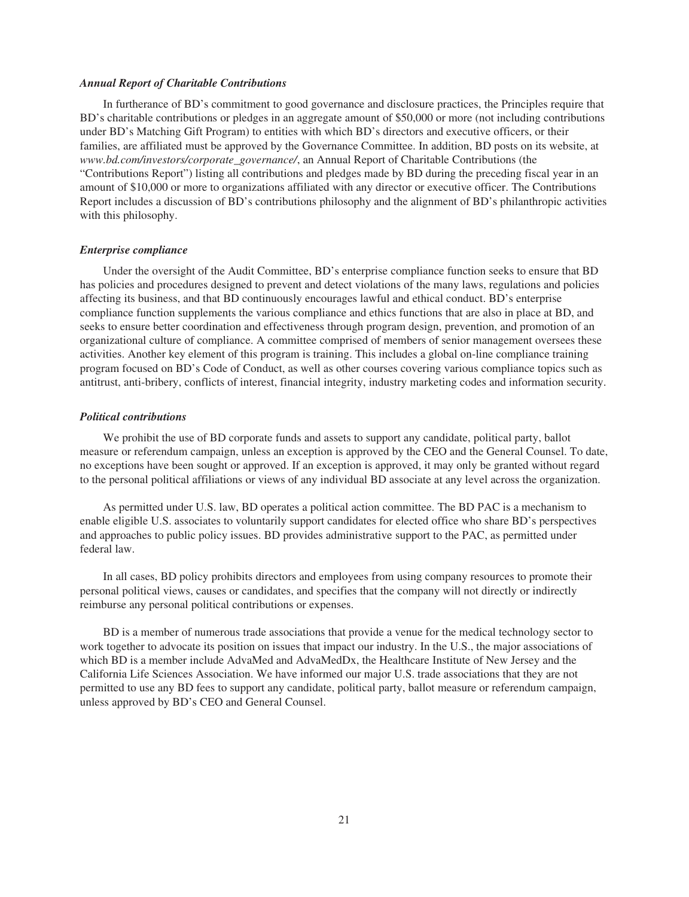### *Annual Report of Charitable Contributions*

In furtherance of BD's commitment to good governance and disclosure practices, the Principles require that BD's charitable contributions or pledges in an aggregate amount of $50,000 or more (not including contributions under BD's Matching Gift Program) to entities with which BD's directors and executive officers, or their families, are affiliated must be approved by the Governance Committee. In addition, BD posts on its website, at *www.bd.com/investors/corporate_governance/*, an Annual Report of Charitable Contributions (the "Contributions Report") listing all contributions and pledges made by BD during the preceding fiscal year in an amount of $10,000 or more to organizations affiliated with any director or executive officer. The Contributions Report includes a discussion of BD's contributions philosophy and the alignment of BD's philanthropic activities with this philosophy.

### *Enterprise compliance*

Under the oversight of the Audit Committee, BD's enterprise compliance function seeks to ensure that BD has policies and procedures designed to prevent and detect violations of the many laws, regulations and policies affecting its business, and that BD continuously encourages lawful and ethical conduct. BD's enterprise compliance function supplements the various compliance and ethics functions that are also in place at BD, and seeks to ensure better coordination and effectiveness through program design, prevention, and promotion of an organizational culture of compliance. A committee comprised of members of senior management oversees these activities. Another key element of this program is training. This includes a global on-line compliance training program focused on BD's Code of Conduct, as well as other courses covering various compliance topics such as antitrust, anti-bribery, conflicts of interest, financial integrity, industry marketing codes and information security.

### *Political contributions*

We prohibit the use of BD corporate funds and assets to support any candidate, political party, ballot measure or referendum campaign, unless an exception is approved by the CEO and the General Counsel. To date, no exceptions have been sought or approved. If an exception is approved, it may only be granted without regard to the personal political affiliations or views of any individual BD associate at any level across the organization.

As permitted under U.S. law, BD operates a political action committee. The BD PAC is a mechanism to enable eligible U.S. associates to voluntarily support candidates for elected office who share BD's perspectives and approaches to public policy issues. BD provides administrative support to the PAC, as permitted under federal law.

In all cases, BD policy prohibits directors and employees from using company resources to promote their personal political views, causes or candidates, and specifies that the company will not directly or indirectly reimburse any personal political contributions or expenses.

BD is a member of numerous trade associations that provide a venue for the medical technology sector to work together to advocate its position on issues that impact our industry. In the U.S., the major associations of which BD is a member include AdvaMed and AdvaMedDx, the Healthcare Institute of New Jersey and the California Life Sciences Association. We have informed our major U.S. trade associations that they are not permitted to use any BD fees to support any candidate, political party, ballot measure or referendum campaign, unless approved by BD's CEO and General Counsel.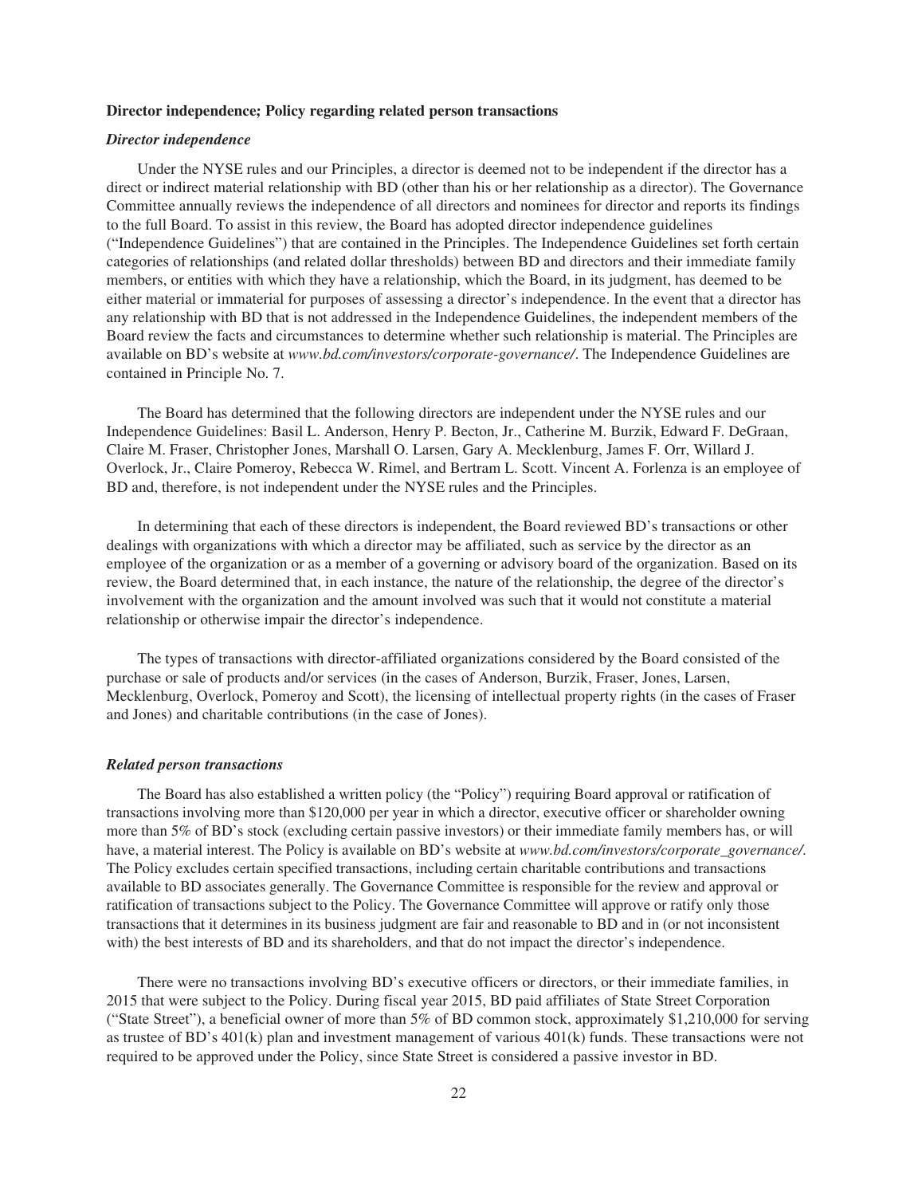## Director independence; Policy regarding related person transactions

### *Director independence*

Under the NYSE rules and our Principles, a director is deemed not to be independent if the director has a direct or indirect material relationship with BD (other than his or her relationship as a director). The Governance Committee annually reviews the independence of all directors and nominees for director and reports its findings to the full Board. To assist in this review, the Board has adopted director independence guidelines ("Independence Guidelines") that are contained in the Principles. The Independence Guidelines set forth certain categories of relationships (and related dollar thresholds) between BD and directors and their immediate family members, or entities with which they have a relationship, which the Board, in its judgment, has deemed to be either material or immaterial for purposes of assessing a director's independence. In the event that a director has any relationship with BD that is not addressed in the Independence Guidelines, the independent members of the Board review the facts and circumstances to determine whether such relationship is material. The Principles are available on BD's website at *www.bd.com/investors/corporate-governance/*. The Independence Guidelines are contained in Principle No. 7.

The Board has determined that the following directors are independent under the NYSE rules and our Independence Guidelines: Basil L. Anderson, Henry P. Becton, Jr., Catherine M. Burzik, Edward F. DeGraan, Claire M. Fraser, Christopher Jones, Marshall O. Larsen, Gary A. Mecklenburg, James F. Orr, Willard J. Overlock, Jr., Claire Pomeroy, Rebecca W. Rimel, and Bertram L. Scott. Vincent A. Forlenza is an employee of BD and, therefore, is not independent under the NYSE rules and the Principles.

In determining that each of these directors is independent, the Board reviewed BD's transactions or other dealings with organizations with which a director may be affiliated, such as service by the director as an employee of the organization or as a member of a governing or advisory board of the organization. Based on its review, the Board determined that, in each instance, the nature of the relationship, the degree of the director's involvement with the organization and the amount involved was such that it would not constitute a material relationship or otherwise impair the director's independence.

The types of transactions with director-affiliated organizations considered by the Board consisted of the purchase or sale of products and/or services (in the cases of Anderson, Burzik, Fraser, Jones, Larsen, Mecklenburg, Overlock, Pomeroy and Scott), the licensing of intellectual property rights (in the cases of Fraser and Jones) and charitable contributions (in the case of Jones).

### *Related person transactions*

The Board has also established a written policy (the "Policy") requiring Board approval or ratification of transactions involving more than $120,000 per year in which a director, executive officer or shareholder owning more than 5% of BD's stock (excluding certain passive investors) or their immediate family members has, or will have, a material interest. The Policy is available on BD's website at *www.bd.com/investors/corporate_governance/*. The Policy excludes certain specified transactions, including certain charitable contributions and transactions available to BD associates generally. The Governance Committee is responsible for the review and approval or ratification of transactions subject to the Policy. The Governance Committee will approve or ratify only those transactions that it determines in its business judgment are fair and reasonable to BD and in (or not inconsistent with) the best interests of BD and its shareholders, and that do not impact the director's independence.

There were no transactions involving BD's executive officers or directors, or their immediate families, in 2015 that were subject to the Policy. During fiscal year 2015, BD paid affiliates of State Street Corporation ("State Street"), a beneficial owner of more than 5% of BD common stock, approximately $1,210,000 for serving as trustee of BD's 401(k) plan and investment management of various 401(k) funds. These transactions were not required to be approved under the Policy, since State Street is considered a passive investor in BD.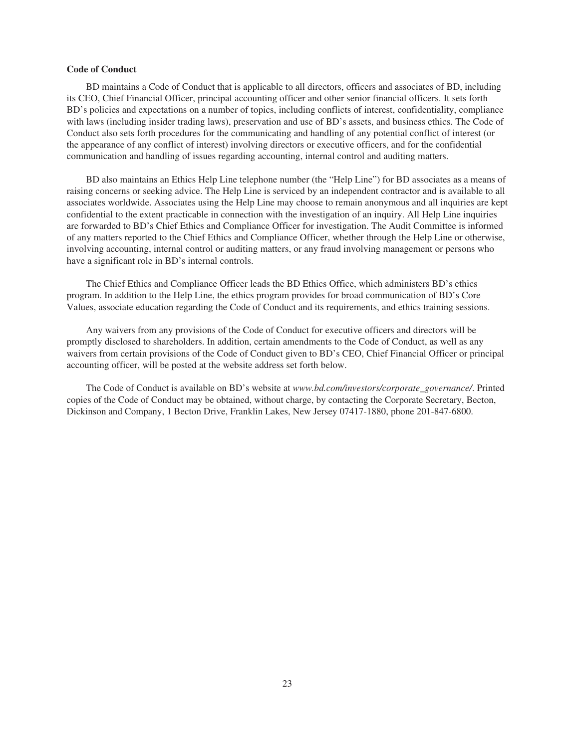**Code of Conduct**

BD maintains a Code of Conduct that is applicable to all directors, officers and associates of BD, including its CEO, Chief Financial Officer, principal accounting officer and other senior financial officers. It sets forth BD's policies and expectations on a number of topics, including conflicts of interest, confidentiality, compliance with laws (including insider trading laws), preservation and use of BD's assets, and business ethics. The Code of Conduct also sets forth procedures for the communicating and handling of any potential conflict of interest (or the appearance of any conflict of interest) involving directors or executive officers, and for the confidential communication and handling of issues regarding accounting, internal control and auditing matters.

BD also maintains an Ethics Help Line telephone number (the "Help Line") for BD associates as a means of raising concerns or seeking advice. The Help Line is serviced by an independent contractor and is available to all associates worldwide. Associates using the Help Line may choose to remain anonymous and all inquiries are kept confidential to the extent practicable in connection with the investigation of an inquiry. All Help Line inquiries are forwarded to BD's Chief Ethics and Compliance Officer for investigation. The Audit Committee is informed of any matters reported to the Chief Ethics and Compliance Officer, whether through the Help Line or otherwise, involving accounting, internal control or auditing matters, or any fraud involving management or persons who have a significant role in BD's internal controls.

The Chief Ethics and Compliance Officer leads the BD Ethics Office, which administers BD's ethics program. In addition to the Help Line, the ethics program provides for broad communication of BD's Core Values, associate education regarding the Code of Conduct and its requirements, and ethics training sessions.

Any waivers from any provisions of the Code of Conduct for executive officers and directors will be promptly disclosed to shareholders. In addition, certain amendments to the Code of Conduct, as well as any waivers from certain provisions of the Code of Conduct given to BD's CEO, Chief Financial Officer or principal accounting officer, will be posted at the website address set forth below.

The Code of Conduct is available on BD's website at *www.bd.com/investors/corporate_governance/*. Printed copies of the Code of Conduct may be obtained, without charge, by contacting the Corporate Secretary, Becton, Dickinson and Company, 1 Becton Drive, Franklin Lakes, New Jersey 07417-1880, phone 201-847-6800.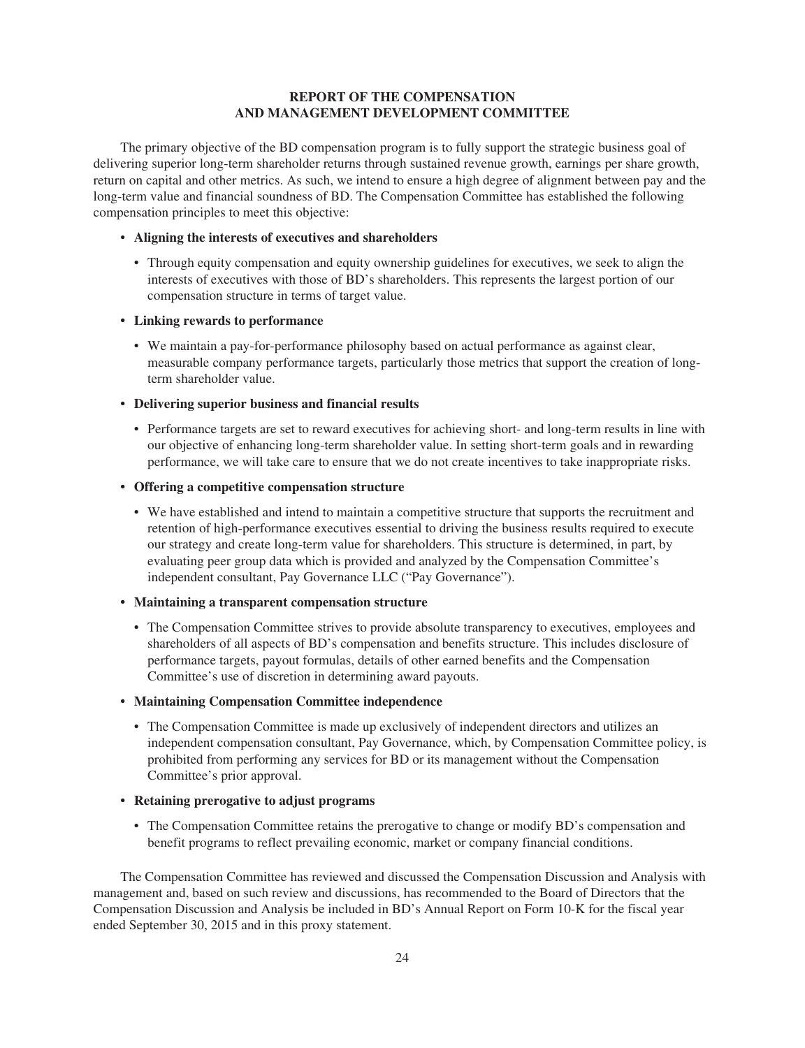## REPORT OF THE COMPENSATION AND MANAGEMENT DEVELOPMENT COMMITTEE

The primary objective of the BD compensation program is to fully support the strategic business goal of delivering superior long-term shareholder returns through sustained revenue growth, earnings per share growth, return on capital and other metrics. As such, we intend to ensure a high degree of alignment between pay and the long-term value and financial soundness of BD. The Compensation Committee has established the following compensation principles to meet this objective:

- **Aligning the interests of executives and shareholders**
  - Through equity compensation and equity ownership guidelines for executives, we seek to align the interests of executives with those of BD's shareholders. This represents the largest portion of our compensation structure in terms of target value.
- **Linking rewards to performance**
  - We maintain a pay-for-performance philosophy based on actual performance as against clear, measurable company performance targets, particularly those metrics that support the creation of long-term shareholder value.
- **Delivering superior business and financial results**
  - Performance targets are set to reward executives for achieving short- and long-term results in line with our objective of enhancing long-term shareholder value. In setting short-term goals and in rewarding performance, we will take care to ensure that we do not create incentives to take inappropriate risks.
- **Offering a competitive compensation structure**
  - We have established and intend to maintain a competitive structure that supports the recruitment and retention of high-performance executives essential to driving the business results required to execute our strategy and create long-term value for shareholders. This structure is determined, in part, by evaluating peer group data which is provided and analyzed by the Compensation Committee's independent consultant, Pay Governance LLC ("Pay Governance").
- **Maintaining a transparent compensation structure**
  - The Compensation Committee strives to provide absolute transparency to executives, employees and shareholders of all aspects of BD's compensation and benefits structure. This includes disclosure of performance targets, payout formulas, details of other earned benefits and the Compensation Committee's use of discretion in determining award payouts.
- **Maintaining Compensation Committee independence**
  - The Compensation Committee is made up exclusively of independent directors and utilizes an independent compensation consultant, Pay Governance, which, by Compensation Committee policy, is prohibited from performing any services for BD or its management without the Compensation Committee's prior approval.
- **Retaining prerogative to adjust programs**
  - The Compensation Committee retains the prerogative to change or modify BD's compensation and benefit programs to reflect prevailing economic, market or company financial conditions.

The Compensation Committee has reviewed and discussed the Compensation Discussion and Analysis with management and, based on such review and discussions, has recommended to the Board of Directors that the Compensation Discussion and Analysis be included in BD's Annual Report on Form 10-K for the fiscal year ended September 30, 2015 and in this proxy statement.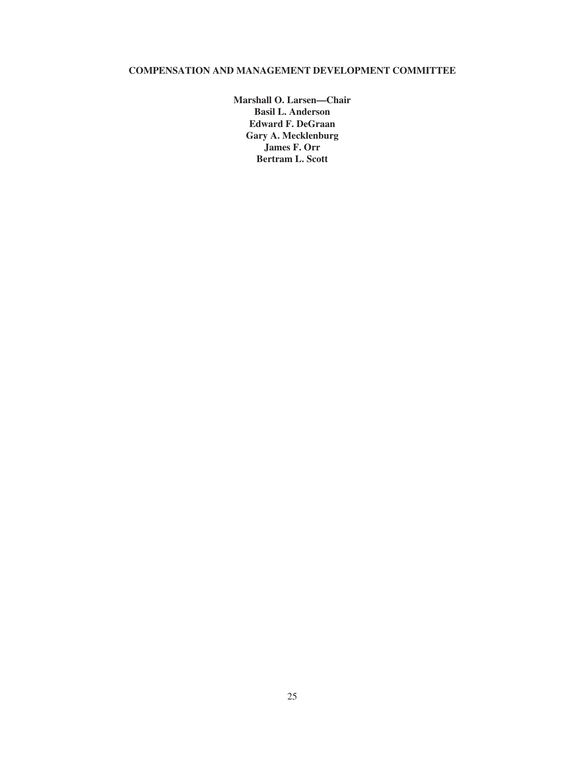**COMPENSATION AND MANAGEMENT DEVELOPMENT COMMITTEE**

**Marshall O. Larsen—Chair**
**Basil L. Anderson**
**Edward F. DeGraan**
**Gary A. Mecklenburg**
**James F. Orr**
**Bertram L. Scott**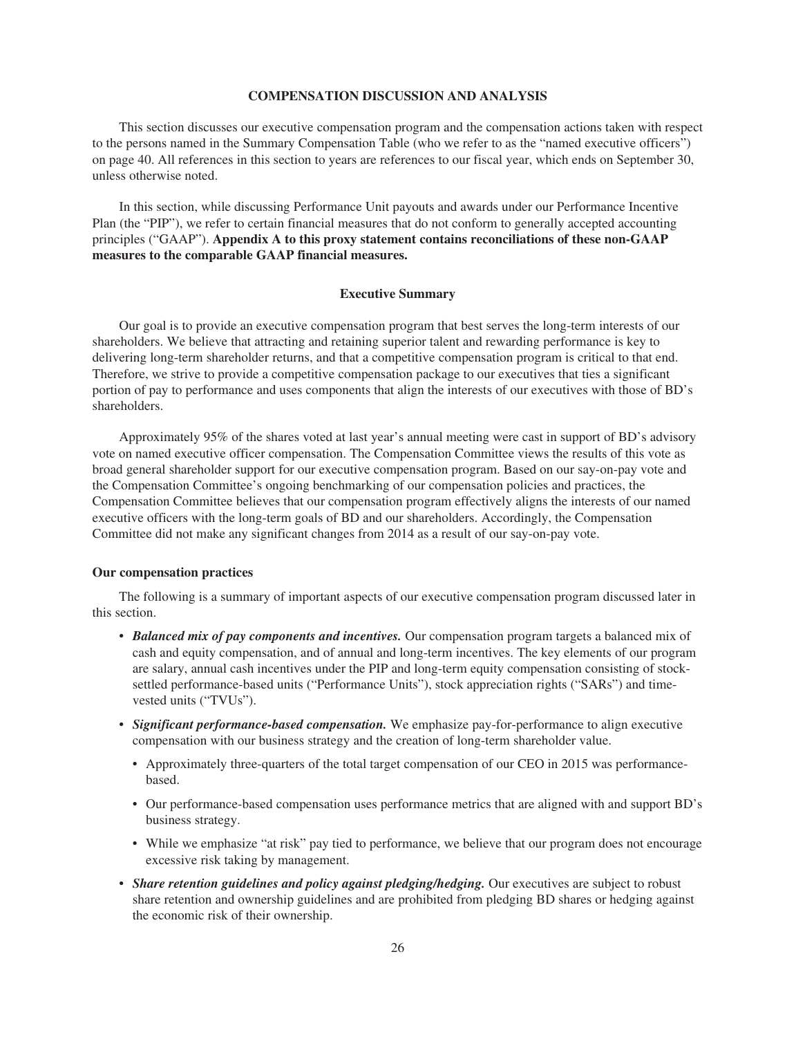## COMPENSATION DISCUSSION AND ANALYSIS

This section discusses our executive compensation program and the compensation actions taken with respect to the persons named in the Summary Compensation Table (who we refer to as the "named executive officers") on page 40. All references in this section to years are references to our fiscal year, which ends on September 30, unless otherwise noted.

In this section, while discussing Performance Unit payouts and awards under our Performance Incentive Plan (the "PIP"), we refer to certain financial measures that do not conform to generally accepted accounting principles ("GAAP"). **Appendix A to this proxy statement contains reconciliations of these non-GAAP measures to the comparable GAAP financial measures.**

### Executive Summary

Our goal is to provide an executive compensation program that best serves the long-term interests of our shareholders. We believe that attracting and retaining superior talent and rewarding performance is key to delivering long-term shareholder returns, and that a competitive compensation program is critical to that end. Therefore, we strive to provide a competitive compensation package to our executives that ties a significant portion of pay to performance and uses components that align the interests of our executives with those of BD's shareholders.

Approximately 95% of the shares voted at last year's annual meeting were cast in support of BD's advisory vote on named executive officer compensation. The Compensation Committee views the results of this vote as broad general shareholder support for our executive compensation program. Based on our say-on-pay vote and the Compensation Committee's ongoing benchmarking of our compensation policies and practices, the Compensation Committee believes that our compensation program effectively aligns the interests of our named executive officers with the long-term goals of BD and our shareholders. Accordingly, the Compensation Committee did not make any significant changes from 2014 as a result of our say-on-pay vote.

#### Our compensation practices

The following is a summary of important aspects of our executive compensation program discussed later in this section.

- ***Balanced mix of pay components and incentives.*** Our compensation program targets a balanced mix of cash and equity compensation, and of annual and long-term incentives. The key elements of our program are salary, annual cash incentives under the PIP and long-term equity compensation consisting of stock-settled performance-based units ("Performance Units"), stock appreciation rights ("SARs") and time-vested units ("TVUs").
- ***Significant performance-based compensation.*** We emphasize pay-for-performance to align executive compensation with our business strategy and the creation of long-term shareholder value.
  - Approximately three-quarters of the total target compensation of our CEO in 2015 was performance-based.
  - Our performance-based compensation uses performance metrics that are aligned with and support BD's business strategy.
  - While we emphasize "at risk" pay tied to performance, we believe that our program does not encourage excessive risk taking by management.
- ***Share retention guidelines and policy against pledging/hedging.*** Our executives are subject to robust share retention and ownership guidelines and are prohibited from pledging BD shares or hedging against the economic risk of their ownership.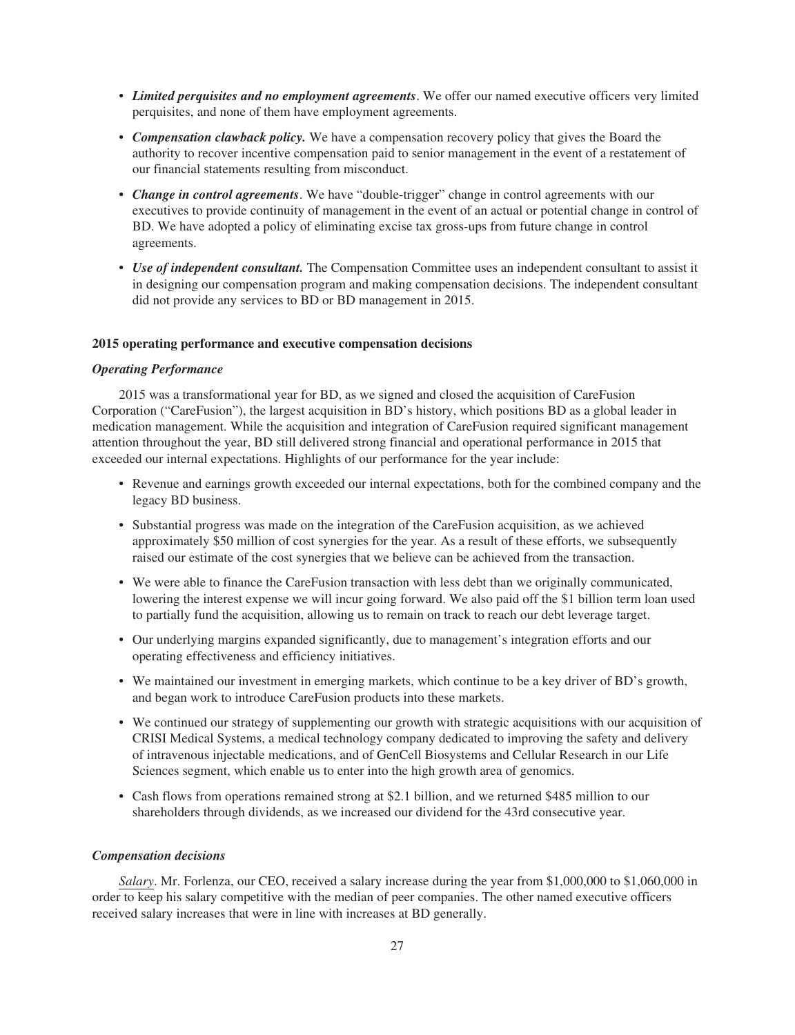- ***Limited perquisites and no employment agreements***. We offer our named executive officers very limited perquisites, and none of them have employment agreements.
- ***Compensation clawback policy.*** We have a compensation recovery policy that gives the Board the authority to recover incentive compensation paid to senior management in the event of a restatement of our financial statements resulting from misconduct.
- ***Change in control agreements***. We have "double-trigger" change in control agreements with our executives to provide continuity of management in the event of an actual or potential change in control of BD. We have adopted a policy of eliminating excise tax gross-ups from future change in control agreements.
- ***Use of independent consultant.*** The Compensation Committee uses an independent consultant to assist it in designing our compensation program and making compensation decisions. The independent consultant did not provide any services to BD or BD management in 2015.

**2015 operating performance and executive compensation decisions**

***Operating Performance***

2015 was a transformational year for BD, as we signed and closed the acquisition of CareFusion Corporation ("CareFusion"), the largest acquisition in BD's history, which positions BD as a global leader in medication management. While the acquisition and integration of CareFusion required significant management attention throughout the year, BD still delivered strong financial and operational performance in 2015 that exceeded our internal expectations. Highlights of our performance for the year include:

- Revenue and earnings growth exceeded our internal expectations, both for the combined company and the legacy BD business.
- Substantial progress was made on the integration of the CareFusion acquisition, as we achieved approximately $50 million of cost synergies for the year. As a result of these efforts, we subsequently raised our estimate of the cost synergies that we believe can be achieved from the transaction.
- We were able to finance the CareFusion transaction with less debt than we originally communicated, lowering the interest expense we will incur going forward. We also paid off the $1 billion term loan used to partially fund the acquisition, allowing us to remain on track to reach our debt leverage target.
- Our underlying margins expanded significantly, due to management's integration efforts and our operating effectiveness and efficiency initiatives.
- We maintained our investment in emerging markets, which continue to be a key driver of BD's growth, and began work to introduce CareFusion products into these markets.
- We continued our strategy of supplementing our growth with strategic acquisitions with our acquisition of CRISI Medical Systems, a medical technology company dedicated to improving the safety and delivery of intravenous injectable medications, and of GenCell Biosystems and Cellular Research in our Life Sciences segment, which enable us to enter into the high growth area of genomics.
- Cash flows from operations remained strong at $2.1 billion, and we returned $485 million to our shareholders through dividends, as we increased our dividend for the 43rd consecutive year.

***Compensation decisions***

*Salary*. Mr. Forlenza, our CEO, received a salary increase during the year from $1,000,000 to $1,060,000 in order to keep his salary competitive with the median of peer companies. The other named executive officers received salary increases that were in line with increases at BD generally.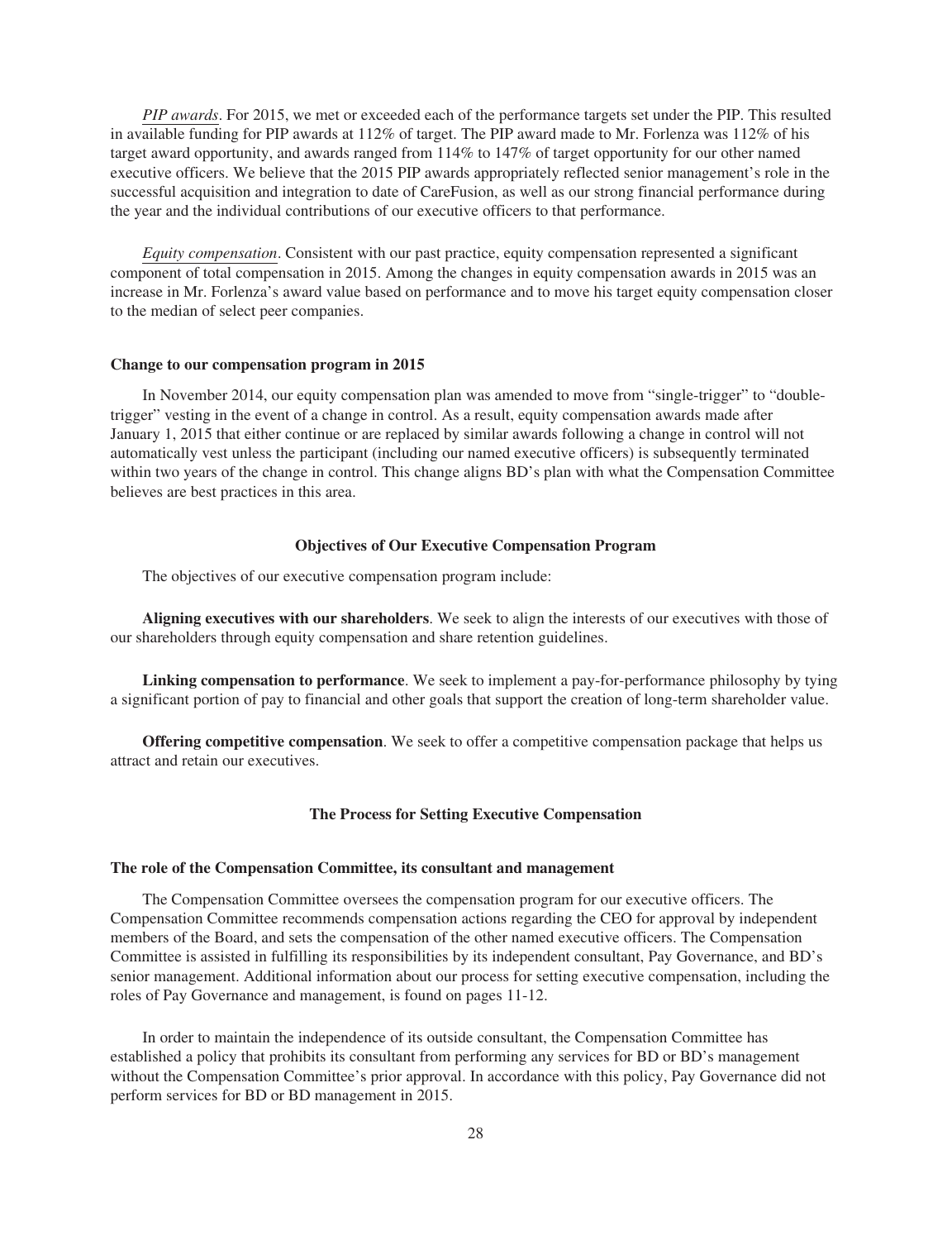*PIP awards*. For 2015, we met or exceeded each of the performance targets set under the PIP. This resulted in available funding for PIP awards at 112% of target. The PIP award made to Mr. Forlenza was 112% of his target award opportunity, and awards ranged from 114% to 147% of target opportunity for our other named executive officers. We believe that the 2015 PIP awards appropriately reflected senior management's role in the successful acquisition and integration to date of CareFusion, as well as our strong financial performance during the year and the individual contributions of our executive officers to that performance.

*Equity compensation*. Consistent with our past practice, equity compensation represented a significant component of total compensation in 2015. Among the changes in equity compensation awards in 2015 was an increase in Mr. Forlenza's award value based on performance and to move his target equity compensation closer to the median of select peer companies.

**Change to our compensation program in 2015**

In November 2014, our equity compensation plan was amended to move from "single-trigger" to "double-trigger" vesting in the event of a change in control. As a result, equity compensation awards made after January 1, 2015 that either continue or are replaced by similar awards following a change in control will not automatically vest unless the participant (including our named executive officers) is subsequently terminated within two years of the change in control. This change aligns BD's plan with what the Compensation Committee believes are best practices in this area.

## Objectives of Our Executive Compensation Program

The objectives of our executive compensation program include:

**Aligning executives with our shareholders**. We seek to align the interests of our executives with those of our shareholders through equity compensation and share retention guidelines.

**Linking compensation to performance**. We seek to implement a pay-for-performance philosophy by tying a significant portion of pay to financial and other goals that support the creation of long-term shareholder value.

**Offering competitive compensation**. We seek to offer a competitive compensation package that helps us attract and retain our executives.

## The Process for Setting Executive Compensation

**The role of the Compensation Committee, its consultant and management**

The Compensation Committee oversees the compensation program for our executive officers. The Compensation Committee recommends compensation actions regarding the CEO for approval by independent members of the Board, and sets the compensation of the other named executive officers. The Compensation Committee is assisted in fulfilling its responsibilities by its independent consultant, Pay Governance, and BD's senior management. Additional information about our process for setting executive compensation, including the roles of Pay Governance and management, is found on pages 11-12.

In order to maintain the independence of its outside consultant, the Compensation Committee has established a policy that prohibits its consultant from performing any services for BD or BD's management without the Compensation Committee's prior approval. In accordance with this policy, Pay Governance did not perform services for BD or BD management in 2015.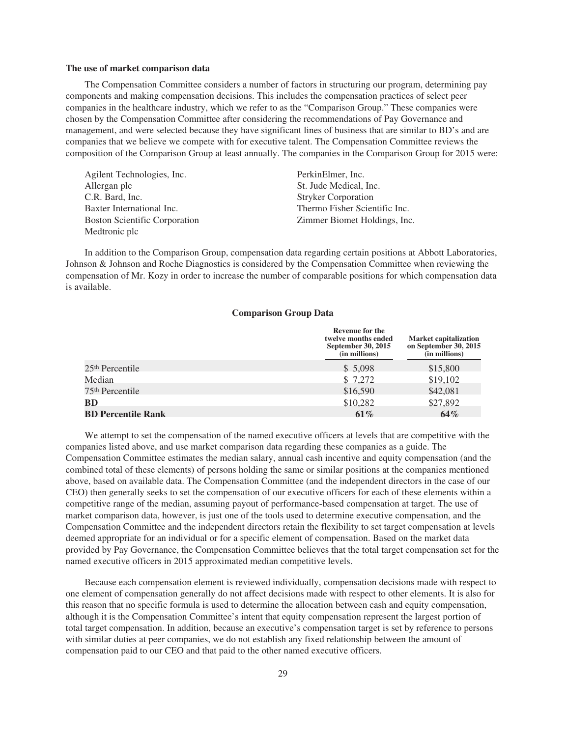### The use of market comparison data

The Compensation Committee considers a number of factors in structuring our program, determining pay components and making compensation decisions. This includes the compensation practices of select peer companies in the healthcare industry, which we refer to as the "Comparison Group." These companies were chosen by the Compensation Committee after considering the recommendations of Pay Governance and management, and were selected because they have significant lines of business that are similar to BD's and are companies that we believe we compete with for executive talent. The Compensation Committee reviews the composition of the Comparison Group at least annually. The companies in the Comparison Group for 2015 were:

- Agilent Technologies, Inc.
- Allergan plc
- C.R. Bard, Inc.
- Baxter International Inc.
- Boston Scientific Corporation
- Medtronic plc
- PerkinElmer, Inc.
- St. Jude Medical, Inc.
- Stryker Corporation
- Thermo Fisher Scientific Inc.
- Zimmer Biomet Holdings, Inc.

In addition to the Comparison Group, compensation data regarding certain positions at Abbott Laboratories, Johnson & Johnson and Roche Diagnostics is considered by the Compensation Committee when reviewing the compensation of Mr. Kozy in order to increase the number of comparable positions for which compensation data is available.

**Comparison Group Data**

| | Revenue for the twelve months ended September 30, 2015 (in millions) | Market capitalization on September 30, 2015 (in millions) |
|---|---|---|
| 25th Percentile | $ 5,098 | $15,800 |
| Median | $ 7,272 | $19,102 |
| 75th Percentile | $16,590 | $42,081 |
| **BD** | $10,282 | $27,892 |
| **BD Percentile Rank** | **61%** | **64%** |

We attempt to set the compensation of the named executive officers at levels that are competitive with the companies listed above, and use market comparison data regarding these companies as a guide. The Compensation Committee estimates the median salary, annual cash incentive and equity compensation (and the combined total of these elements) of persons holding the same or similar positions at the companies mentioned above, based on available data. The Compensation Committee (and the independent directors in the case of our CEO) then generally seeks to set the compensation of our executive officers for each of these elements within a competitive range of the median, assuming payout of performance-based compensation at target. The use of market comparison data, however, is just one of the tools used to determine executive compensation, and the Compensation Committee and the independent directors retain the flexibility to set target compensation at levels deemed appropriate for an individual or for a specific element of compensation. Based on the market data provided by Pay Governance, the Compensation Committee believes that the total target compensation set for the named executive officers in 2015 approximated median competitive levels.

Because each compensation element is reviewed individually, compensation decisions made with respect to one element of compensation generally do not affect decisions made with respect to other elements. It is also for this reason that no specific formula is used to determine the allocation between cash and equity compensation, although it is the Compensation Committee's intent that equity compensation represent the largest portion of total target compensation. In addition, because an executive's compensation target is set by reference to persons with similar duties at peer companies, we do not establish any fixed relationship between the amount of compensation paid to our CEO and that paid to the other named executive officers.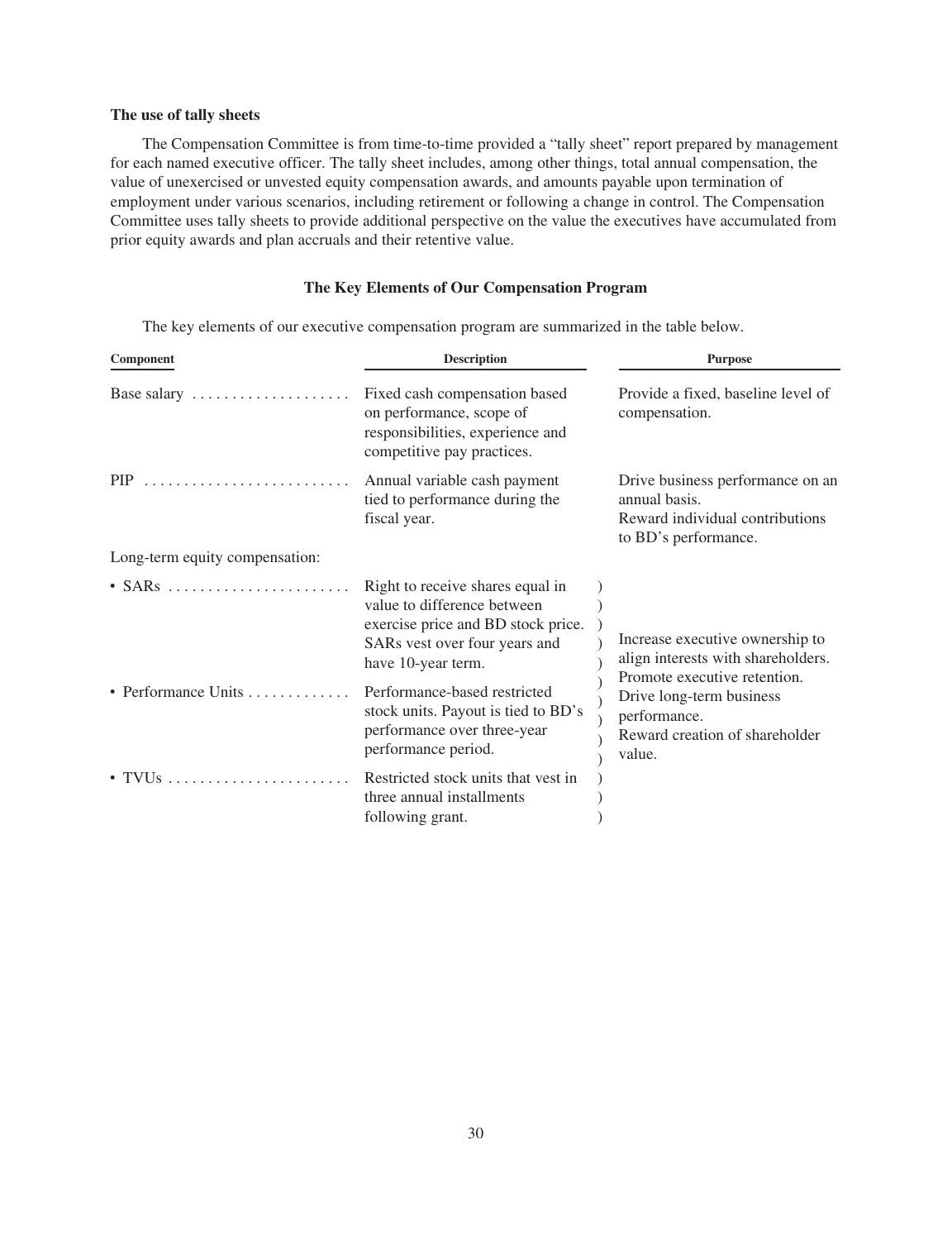**The use of tally sheets**

The Compensation Committee is from time-to-time provided a "tally sheet" report prepared by management for each named executive officer. The tally sheet includes, among other things, total annual compensation, the value of unexercised or unvested equity compensation awards, and amounts payable upon termination of employment under various scenarios, including retirement or following a change in control. The Compensation Committee uses tally sheets to provide additional perspective on the value the executives have accumulated from prior equity awards and plan accruals and their retentive value.

**The Key Elements of Our Compensation Program**

The key elements of our executive compensation program are summarized in the table below.

| Component | Description | Purpose |
|---|---|---|
| Base salary | Fixed cash compensation based on performance, scope of responsibilities, experience and competitive pay practices. | Provide a fixed, baseline level of compensation. |
| PIP | Annual variable cash payment tied to performance during the fiscal year. | Drive business performance on an annual basis. Reward individual contributions to BD's performance. |
| Long-term equity compensation: | | |
| • SARs | Right to receive shares equal in value to difference between exercise price and BD stock price. SARs vest over four years and have 10-year term. | Increase executive ownership to align interests with shareholders. Promote executive retention. Drive long-term business performance. Reward creation of shareholder value. |
| • Performance Units | Performance-based restricted stock units. Payout is tied to BD's performance over three-year performance period. | |
| • TVUs | Restricted stock units that vest in three annual installments following grant. | |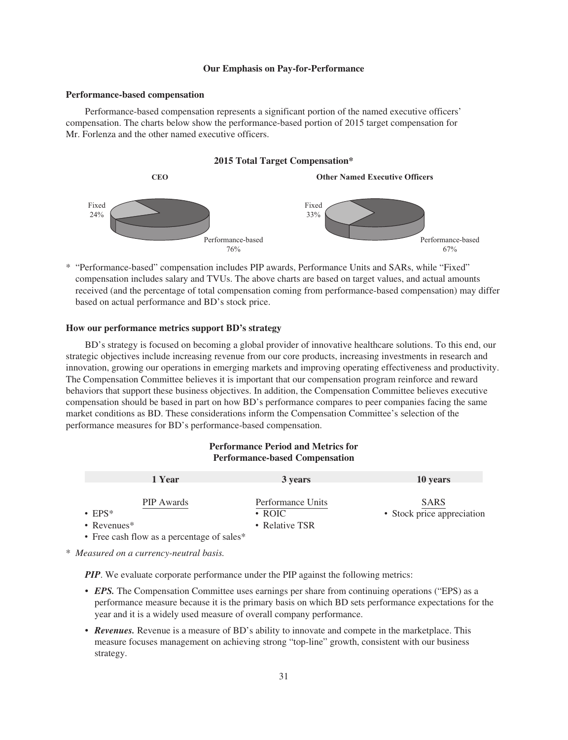**Our Emphasis on Pay-for-Performance**

**Performance-based compensation**

Performance-based compensation represents a significant portion of the named executive officers' compensation. The charts below show the performance-based portion of 2015 target compensation for Mr. Forlenza and the other named executive officers.

**2015 Total Target Compensation***

**CEO**

Fixed 24%

Performance-based 76%

**Other Named Executive Officers**

Fixed 33%

Performance-based 67%

\* "Performance-based" compensation includes PIP awards, Performance Units and SARs, while "Fixed" compensation includes salary and TVUs. The above charts are based on target values, and actual amounts received (and the percentage of total compensation coming from performance-based compensation) may differ based on actual performance and BD's stock price.

**How our performance metrics support BD's strategy**

BD's strategy is focused on becoming a global provider of innovative healthcare solutions. To this end, our strategic objectives include increasing revenue from our core products, increasing investments in research and innovation, growing our operations in emerging markets and improving operating effectiveness and productivity. The Compensation Committee believes it is important that our compensation program reinforce and reward behaviors that support these business objectives. In addition, the Compensation Committee believes executive compensation should be based in part on how BD's performance compares to peer companies facing the same market conditions as BD. These considerations inform the Compensation Committee's selection of the performance measures for BD's performance-based compensation.

**Performance Period and Metrics for Performance-based Compensation**

| 1 Year | 3 years | 10 years |
|---|---|---|
| PIP Awards | Performance Units | SARS |
| • EPS*<br>• Revenues*<br>• Free cash flow as a percentage of sales* | • ROIC<br>• Relative TSR | • Stock price appreciation |

\* *Measured on a currency-neutral basis.*

***PIP***. We evaluate corporate performance under the PIP against the following metrics:

- ***EPS.*** The Compensation Committee uses earnings per share from continuing operations ("EPS) as a performance measure because it is the primary basis on which BD sets performance expectations for the year and it is a widely used measure of overall company performance.
- ***Revenues.*** Revenue is a measure of BD's ability to innovate and compete in the marketplace. This measure focuses management on achieving strong "top-line" growth, consistent with our business strategy.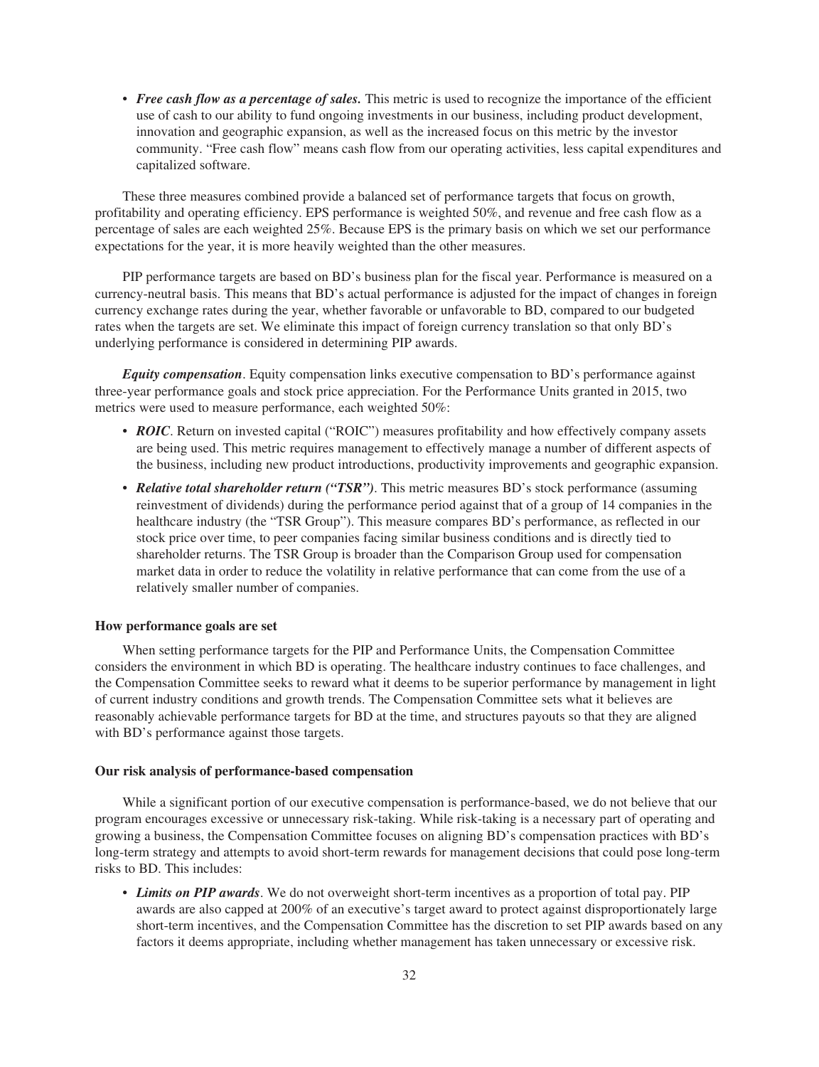- ***Free cash flow as a percentage of sales.*** This metric is used to recognize the importance of the efficient use of cash to our ability to fund ongoing investments in our business, including product development, innovation and geographic expansion, as well as the increased focus on this metric by the investor community. "Free cash flow" means cash flow from our operating activities, less capital expenditures and capitalized software.

These three measures combined provide a balanced set of performance targets that focus on growth, profitability and operating efficiency. EPS performance is weighted 50%, and revenue and free cash flow as a percentage of sales are each weighted 25%. Because EPS is the primary basis on which we set our performance expectations for the year, it is more heavily weighted than the other measures.

PIP performance targets are based on BD's business plan for the fiscal year. Performance is measured on a currency-neutral basis. This means that BD's actual performance is adjusted for the impact of changes in foreign currency exchange rates during the year, whether favorable or unfavorable to BD, compared to our budgeted rates when the targets are set. We eliminate this impact of foreign currency translation so that only BD's underlying performance is considered in determining PIP awards.

***Equity compensation***. Equity compensation links executive compensation to BD's performance against three-year performance goals and stock price appreciation. For the Performance Units granted in 2015, two metrics were used to measure performance, each weighted 50%:

- ***ROIC***. Return on invested capital ("ROIC") measures profitability and how effectively company assets are being used. This metric requires management to effectively manage a number of different aspects of the business, including new product introductions, productivity improvements and geographic expansion.
- ***Relative total shareholder return ("TSR")***. This metric measures BD's stock performance (assuming reinvestment of dividends) during the performance period against that of a group of 14 companies in the healthcare industry (the "TSR Group"). This measure compares BD's performance, as reflected in our stock price over time, to peer companies facing similar business conditions and is directly tied to shareholder returns. The TSR Group is broader than the Comparison Group used for compensation market data in order to reduce the volatility in relative performance that can come from the use of a relatively smaller number of companies.

**How performance goals are set**

When setting performance targets for the PIP and Performance Units, the Compensation Committee considers the environment in which BD is operating. The healthcare industry continues to face challenges, and the Compensation Committee seeks to reward what it deems to be superior performance by management in light of current industry conditions and growth trends. The Compensation Committee sets what it believes are reasonably achievable performance targets for BD at the time, and structures payouts so that they are aligned with BD's performance against those targets.

**Our risk analysis of performance-based compensation**

While a significant portion of our executive compensation is performance-based, we do not believe that our program encourages excessive or unnecessary risk-taking. While risk-taking is a necessary part of operating and growing a business, the Compensation Committee focuses on aligning BD's compensation practices with BD's long-term strategy and attempts to avoid short-term rewards for management decisions that could pose long-term risks to BD. This includes:

- ***Limits on PIP awards***. We do not overweight short-term incentives as a proportion of total pay. PIP awards are also capped at 200% of an executive's target award to protect against disproportionately large short-term incentives, and the Compensation Committee has the discretion to set PIP awards based on any factors it deems appropriate, including whether management has taken unnecessary or excessive risk.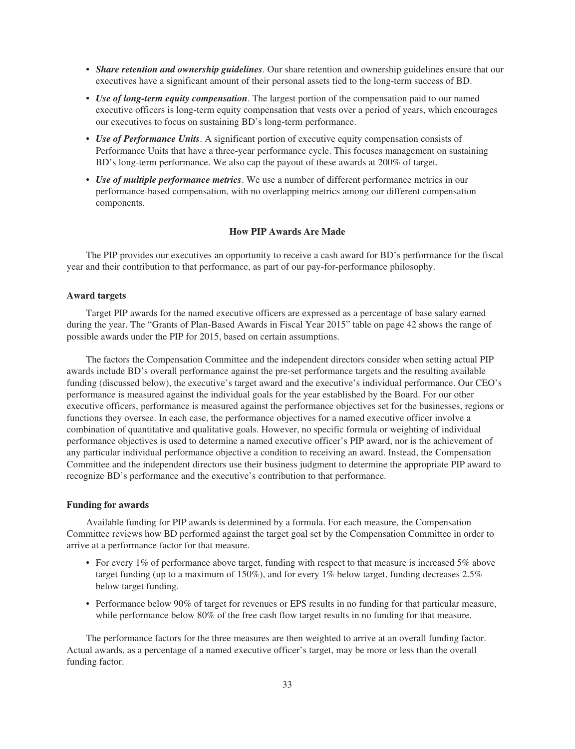- ***Share retention and ownership guidelines***. Our share retention and ownership guidelines ensure that our executives have a significant amount of their personal assets tied to the long-term success of BD.
- ***Use of long-term equity compensation***. The largest portion of the compensation paid to our named executive officers is long-term equity compensation that vests over a period of years, which encourages our executives to focus on sustaining BD's long-term performance.
- ***Use of Performance Units***. A significant portion of executive equity compensation consists of Performance Units that have a three-year performance cycle. This focuses management on sustaining BD's long-term performance. We also cap the payout of these awards at 200% of target.
- ***Use of multiple performance metrics***. We use a number of different performance metrics in our performance-based compensation, with no overlapping metrics among our different compensation components.

## How PIP Awards Are Made

The PIP provides our executives an opportunity to receive a cash award for BD's performance for the fiscal year and their contribution to that performance, as part of our pay-for-performance philosophy.

### Award targets

Target PIP awards for the named executive officers are expressed as a percentage of base salary earned during the year. The "Grants of Plan-Based Awards in Fiscal Year 2015" table on page 42 shows the range of possible awards under the PIP for 2015, based on certain assumptions.

The factors the Compensation Committee and the independent directors consider when setting actual PIP awards include BD's overall performance against the pre-set performance targets and the resulting available funding (discussed below), the executive's target award and the executive's individual performance. Our CEO's performance is measured against the individual goals for the year established by the Board. For our other executive officers, performance is measured against the performance objectives set for the businesses, regions or functions they oversee. In each case, the performance objectives for a named executive officer involve a combination of quantitative and qualitative goals. However, no specific formula or weighting of individual performance objectives is used to determine a named executive officer's PIP award, nor is the achievement of any particular individual performance objective a condition to receiving an award. Instead, the Compensation Committee and the independent directors use their business judgment to determine the appropriate PIP award to recognize BD's performance and the executive's contribution to that performance.

### Funding for awards

Available funding for PIP awards is determined by a formula. For each measure, the Compensation Committee reviews how BD performed against the target goal set by the Compensation Committee in order to arrive at a performance factor for that measure.

- For every 1% of performance above target, funding with respect to that measure is increased 5% above target funding (up to a maximum of 150%), and for every 1% below target, funding decreases 2.5% below target funding.
- Performance below 90% of target for revenues or EPS results in no funding for that particular measure, while performance below 80% of the free cash flow target results in no funding for that measure.

The performance factors for the three measures are then weighted to arrive at an overall funding factor. Actual awards, as a percentage of a named executive officer's target, may be more or less than the overall funding factor.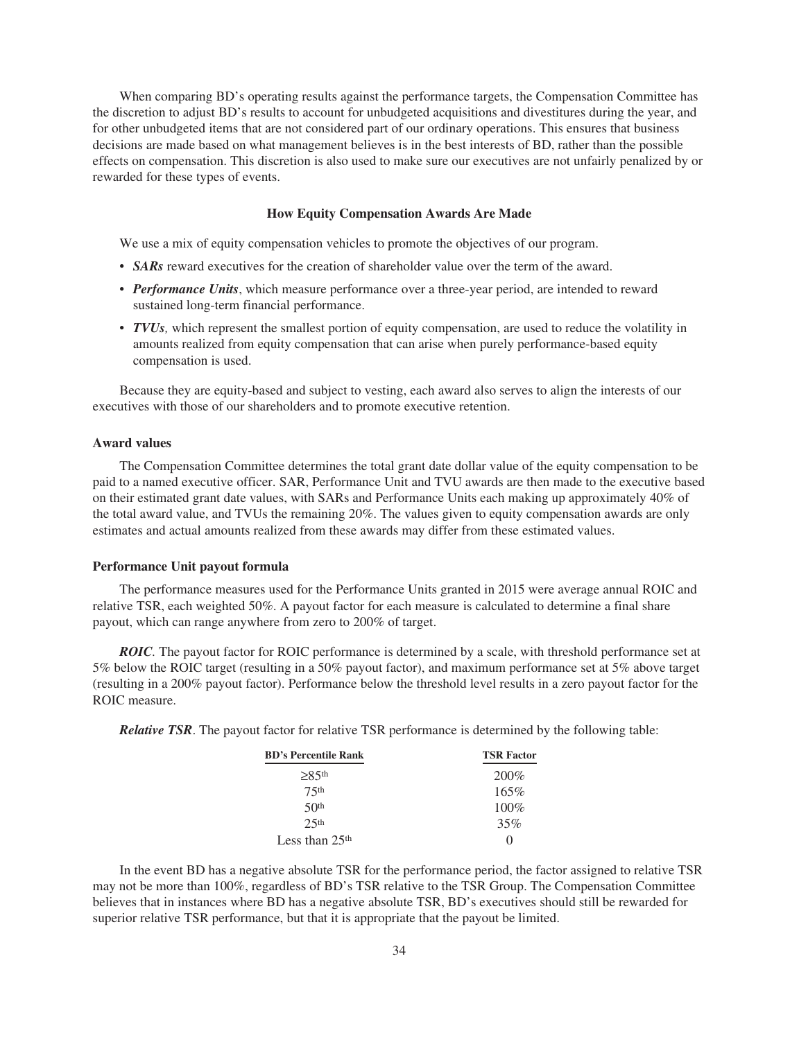When comparing BD's operating results against the performance targets, the Compensation Committee has the discretion to adjust BD's results to account for unbudgeted acquisitions and divestitures during the year, and for other unbudgeted items that are not considered part of our ordinary operations. This ensures that business decisions are made based on what management believes is in the best interests of BD, rather than the possible effects on compensation. This discretion is also used to make sure our executives are not unfairly penalized by or rewarded for these types of events.

### How Equity Compensation Awards Are Made

We use a mix of equity compensation vehicles to promote the objectives of our program.

- ***SARs*** reward executives for the creation of shareholder value over the term of the award.
- ***Performance Units***, which measure performance over a three-year period, are intended to reward sustained long-term financial performance.
- ***TVUs,*** which represent the smallest portion of equity compensation, are used to reduce the volatility in amounts realized from equity compensation that can arise when purely performance-based equity compensation is used.

Because they are equity-based and subject to vesting, each award also serves to align the interests of our executives with those of our shareholders and to promote executive retention.

#### Award values

The Compensation Committee determines the total grant date dollar value of the equity compensation to be paid to a named executive officer. SAR, Performance Unit and TVU awards are then made to the executive based on their estimated grant date values, with SARs and Performance Units each making up approximately 40% of the total award value, and TVUs the remaining 20%. The values given to equity compensation awards are only estimates and actual amounts realized from these awards may differ from these estimated values.

#### Performance Unit payout formula

The performance measures used for the Performance Units granted in 2015 were average annual ROIC and relative TSR, each weighted 50%. A payout factor for each measure is calculated to determine a final share payout, which can range anywhere from zero to 200% of target.

***ROIC***. The payout factor for ROIC performance is determined by a scale, with threshold performance set at 5% below the ROIC target (resulting in a 50% payout factor), and maximum performance set at 5% above target (resulting in a 200% payout factor). Performance below the threshold level results in a zero payout factor for the ROIC measure.

***Relative TSR***. The payout factor for relative TSR performance is determined by the following table:

| BD's Percentile Rank | TSR Factor |
|---|---|
| ≥85th | 200% |
| 75th | 165% |
| 50th | 100% |
| 25th | 35% |
| Less than 25th | 0 |

In the event BD has a negative absolute TSR for the performance period, the factor assigned to relative TSR may not be more than 100%, regardless of BD's TSR relative to the TSR Group. The Compensation Committee believes that in instances where BD has a negative absolute TSR, BD's executives should still be rewarded for superior relative TSR performance, but that it is appropriate that the payout be limited.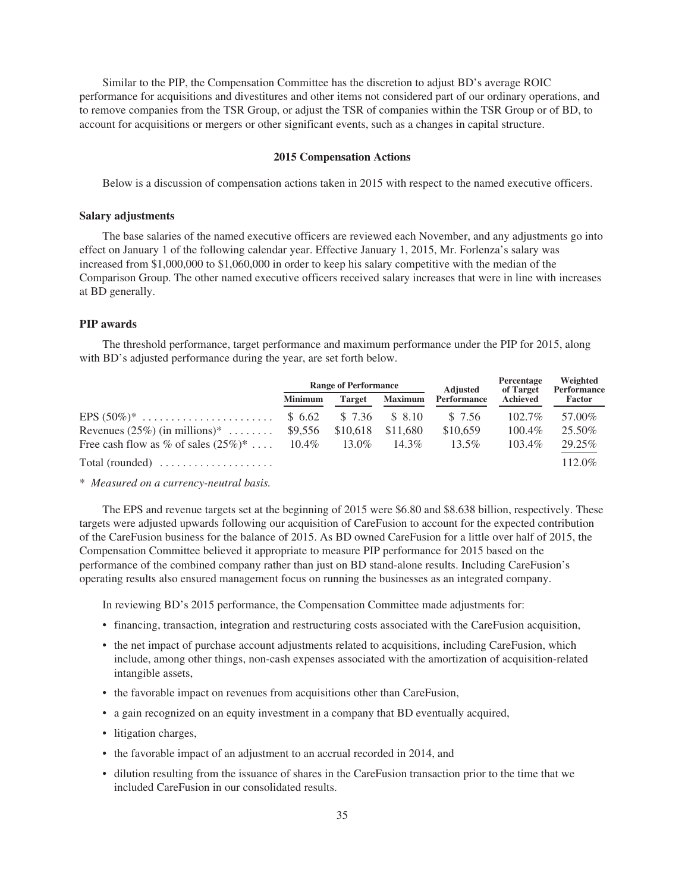Similar to the PIP, the Compensation Committee has the discretion to adjust BD's average ROIC performance for acquisitions and divestitures and other items not considered part of our ordinary operations, and to remove companies from the TSR Group, or adjust the TSR of companies within the TSR Group or of BD, to account for acquisitions or mergers or other significant events, such as a changes in capital structure.

## 2015 Compensation Actions

Below is a discussion of compensation actions taken in 2015 with respect to the named executive officers.

### Salary adjustments

The base salaries of the named executive officers are reviewed each November, and any adjustments go into effect on January 1 of the following calendar year. Effective January 1, 2015, Mr. Forlenza's salary was increased from $1,000,000 to $1,060,000 in order to keep his salary competitive with the median of the Comparison Group. The other named executive officers received salary increases that were in line with increases at BD generally.

### PIP awards

The threshold performance, target performance and maximum performance under the PIP for 2015, along with BD's adjusted performance during the year, are set forth below.

| | Range of Performance | | | Adjusted Performance | Percentage of Target Achieved | Weighted Performance Factor |
|---|---|---|---|---|---|---|
| | Minimum | Target | Maximum | | | |
| EPS (50%)* | $ 6.62 | $ 7.36 | $ 8.10 | $ 7.56 | 102.7% | 57.00% |
| Revenues (25%) (in millions)* | $9,556 | $10,618 | $11,680 | $10,659 | 100.4% | 25.50% |
| Free cash flow as % of sales (25%)* | 10.4% | 13.0% | 14.3% | 13.5% | 103.4% | 29.25% |
| Total (rounded) | | | | | | 112.0% |

\* *Measured on a currency-neutral basis.*

The EPS and revenue targets set at the beginning of 2015 were $6.80 and $8.638 billion, respectively. These targets were adjusted upwards following our acquisition of CareFusion to account for the expected contribution of the CareFusion business for the balance of 2015. As BD owned CareFusion for a little over half of 2015, the Compensation Committee believed it appropriate to measure PIP performance for 2015 based on the performance of the combined company rather than just on BD stand-alone results. Including CareFusion's operating results also ensured management focus on running the businesses as an integrated company.

In reviewing BD's 2015 performance, the Compensation Committee made adjustments for:

- financing, transaction, integration and restructuring costs associated with the CareFusion acquisition,
- the net impact of purchase account adjustments related to acquisitions, including CareFusion, which include, among other things, non-cash expenses associated with the amortization of acquisition-related intangible assets,
- the favorable impact on revenues from acquisitions other than CareFusion,
- a gain recognized on an equity investment in a company that BD eventually acquired,
- litigation charges,
- the favorable impact of an adjustment to an accrual recorded in 2014, and
- dilution resulting from the issuance of shares in the CareFusion transaction prior to the time that we included CareFusion in our consolidated results.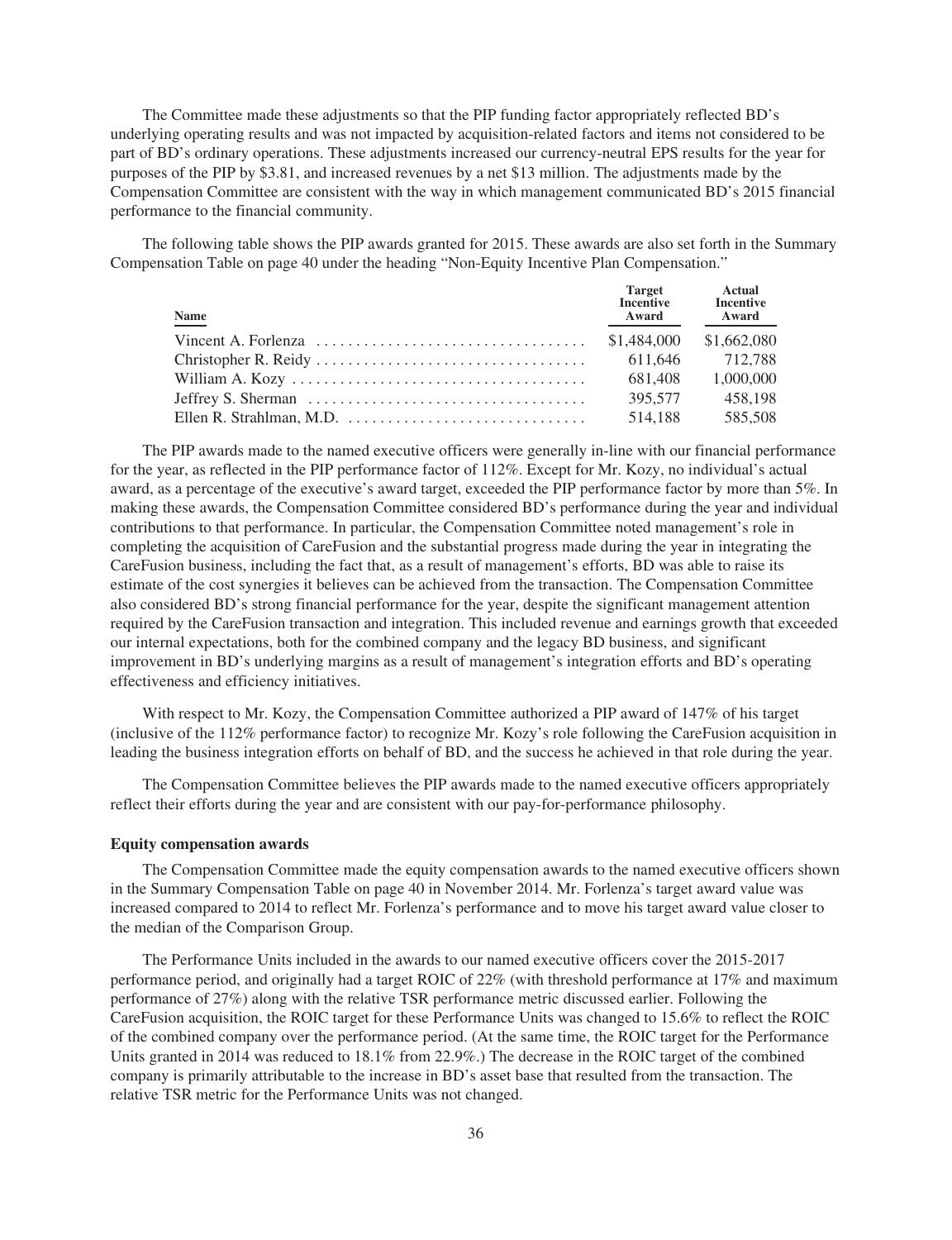The Committee made these adjustments so that the PIP funding factor appropriately reflected BD's underlying operating results and was not impacted by acquisition-related factors and items not considered to be part of BD's ordinary operations. These adjustments increased our currency-neutral EPS results for the year for purposes of the PIP by $3.81, and increased revenues by a net $13 million. The adjustments made by the Compensation Committee are consistent with the way in which management communicated BD's 2015 financial performance to the financial community.

The following table shows the PIP awards granted for 2015. These awards are also set forth in the Summary Compensation Table on page 40 under the heading "Non-Equity Incentive Plan Compensation."

| Name | Target Incentive Award | Actual Incentive Award |
|---|---|---|
| Vincent A. Forlenza | $1,484,000 | $1,662,080 |
| Christopher R. Reidy | 611,646 | 712,788 |
| William A. Kozy | 681,408 | 1,000,000 |
| Jeffrey S. Sherman | 395,577 | 458,198 |
| Ellen R. Strahlman, M.D. | 514,188 | 585,508 |

The PIP awards made to the named executive officers were generally in-line with our financial performance for the year, as reflected in the PIP performance factor of 112%. Except for Mr. Kozy, no individual's actual award, as a percentage of the executive's award target, exceeded the PIP performance factor by more than 5%. In making these awards, the Compensation Committee considered BD's performance during the year and individual contributions to that performance. In particular, the Compensation Committee noted management's role in completing the acquisition of CareFusion and the substantial progress made during the year in integrating the CareFusion business, including the fact that, as a result of management's efforts, BD was able to raise its estimate of the cost synergies it believes can be achieved from the transaction. The Compensation Committee also considered BD's strong financial performance for the year, despite the significant management attention required by the CareFusion transaction and integration. This included revenue and earnings growth that exceeded our internal expectations, both for the combined company and the legacy BD business, and significant improvement in BD's underlying margins as a result of management's integration efforts and BD's operating effectiveness and efficiency initiatives.

With respect to Mr. Kozy, the Compensation Committee authorized a PIP award of 147% of his target (inclusive of the 112% performance factor) to recognize Mr. Kozy's role following the CareFusion acquisition in leading the business integration efforts on behalf of BD, and the success he achieved in that role during the year.

The Compensation Committee believes the PIP awards made to the named executive officers appropriately reflect their efforts during the year and are consistent with our pay-for-performance philosophy.

**Equity compensation awards**

The Compensation Committee made the equity compensation awards to the named executive officers shown in the Summary Compensation Table on page 40 in November 2014. Mr. Forlenza's target award value was increased compared to 2014 to reflect Mr. Forlenza's performance and to move his target award value closer to the median of the Comparison Group.

The Performance Units included in the awards to our named executive officers cover the 2015-2017 performance period, and originally had a target ROIC of 22% (with threshold performance at 17% and maximum performance of 27%) along with the relative TSR performance metric discussed earlier. Following the CareFusion acquisition, the ROIC target for these Performance Units was changed to 15.6% to reflect the ROIC of the combined company over the performance period. (At the same time, the ROIC target for the Performance Units granted in 2014 was reduced to 18.1% from 22.9%.) The decrease in the ROIC target of the combined company is primarily attributable to the increase in BD's asset base that resulted from the transaction. The relative TSR metric for the Performance Units was not changed.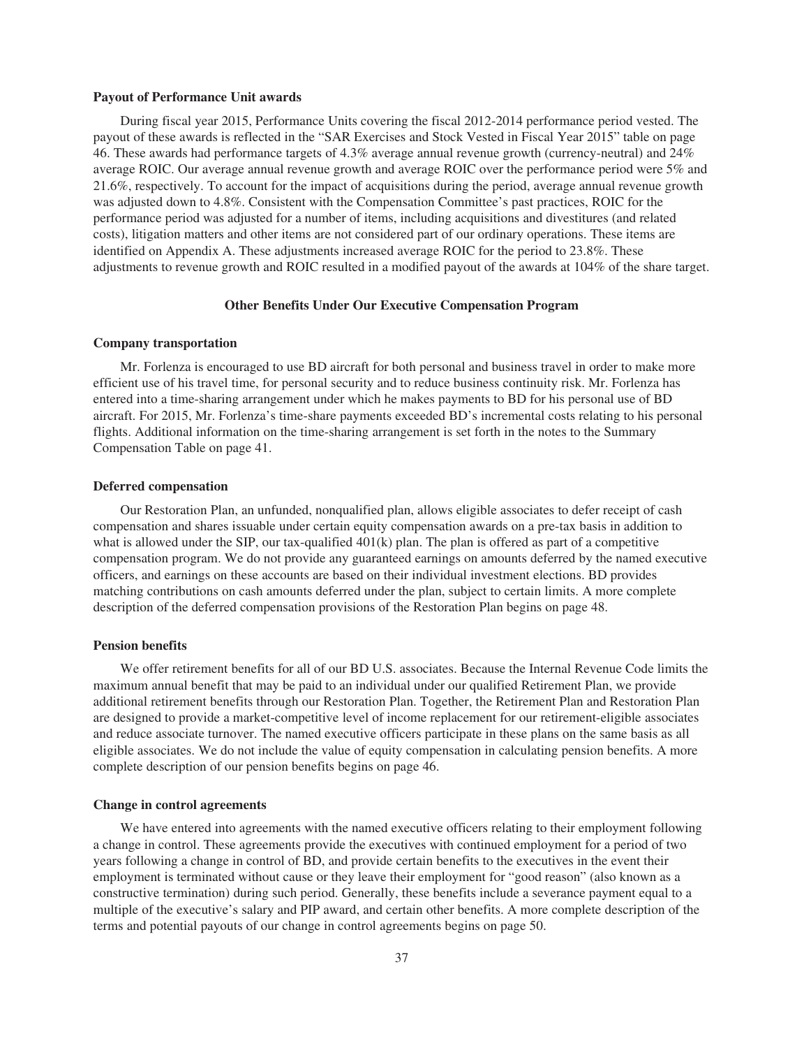#### Payout of Performance Unit awards

During fiscal year 2015, Performance Units covering the fiscal 2012-2014 performance period vested. The payout of these awards is reflected in the "SAR Exercises and Stock Vested in Fiscal Year 2015" table on page 46. These awards had performance targets of 4.3% average annual revenue growth (currency-neutral) and 24% average ROIC. Our average annual revenue growth and average ROIC over the performance period were 5% and 21.6%, respectively. To account for the impact of acquisitions during the period, average annual revenue growth was adjusted down to 4.8%. Consistent with the Compensation Committee's past practices, ROIC for the performance period was adjusted for a number of items, including acquisitions and divestitures (and related costs), litigation matters and other items are not considered part of our ordinary operations. These items are identified on Appendix A. These adjustments increased average ROIC for the period to 23.8%. These adjustments to revenue growth and ROIC resulted in a modified payout of the awards at 104% of the share target.

### Other Benefits Under Our Executive Compensation Program

#### Company transportation

Mr. Forlenza is encouraged to use BD aircraft for both personal and business travel in order to make more efficient use of his travel time, for personal security and to reduce business continuity risk. Mr. Forlenza has entered into a time-sharing arrangement under which he makes payments to BD for his personal use of BD aircraft. For 2015, Mr. Forlenza's time-share payments exceeded BD's incremental costs relating to his personal flights. Additional information on the time-sharing arrangement is set forth in the notes to the Summary Compensation Table on page 41.

#### Deferred compensation

Our Restoration Plan, an unfunded, nonqualified plan, allows eligible associates to defer receipt of cash compensation and shares issuable under certain equity compensation awards on a pre-tax basis in addition to what is allowed under the SIP, our tax-qualified 401(k) plan. The plan is offered as part of a competitive compensation program. We do not provide any guaranteed earnings on amounts deferred by the named executive officers, and earnings on these accounts are based on their individual investment elections. BD provides matching contributions on cash amounts deferred under the plan, subject to certain limits. A more complete description of the deferred compensation provisions of the Restoration Plan begins on page 48.

#### Pension benefits

We offer retirement benefits for all of our BD U.S. associates. Because the Internal Revenue Code limits the maximum annual benefit that may be paid to an individual under our qualified Retirement Plan, we provide additional retirement benefits through our Restoration Plan. Together, the Retirement Plan and Restoration Plan are designed to provide a market-competitive level of income replacement for our retirement-eligible associates and reduce associate turnover. The named executive officers participate in these plans on the same basis as all eligible associates. We do not include the value of equity compensation in calculating pension benefits. A more complete description of our pension benefits begins on page 46.

#### Change in control agreements

We have entered into agreements with the named executive officers relating to their employment following a change in control. These agreements provide the executives with continued employment for a period of two years following a change in control of BD, and provide certain benefits to the executives in the event their employment is terminated without cause or they leave their employment for "good reason" (also known as a constructive termination) during such period. Generally, these benefits include a severance payment equal to a multiple of the executive's salary and PIP award, and certain other benefits. A more complete description of the terms and potential payouts of our change in control agreements begins on page 50.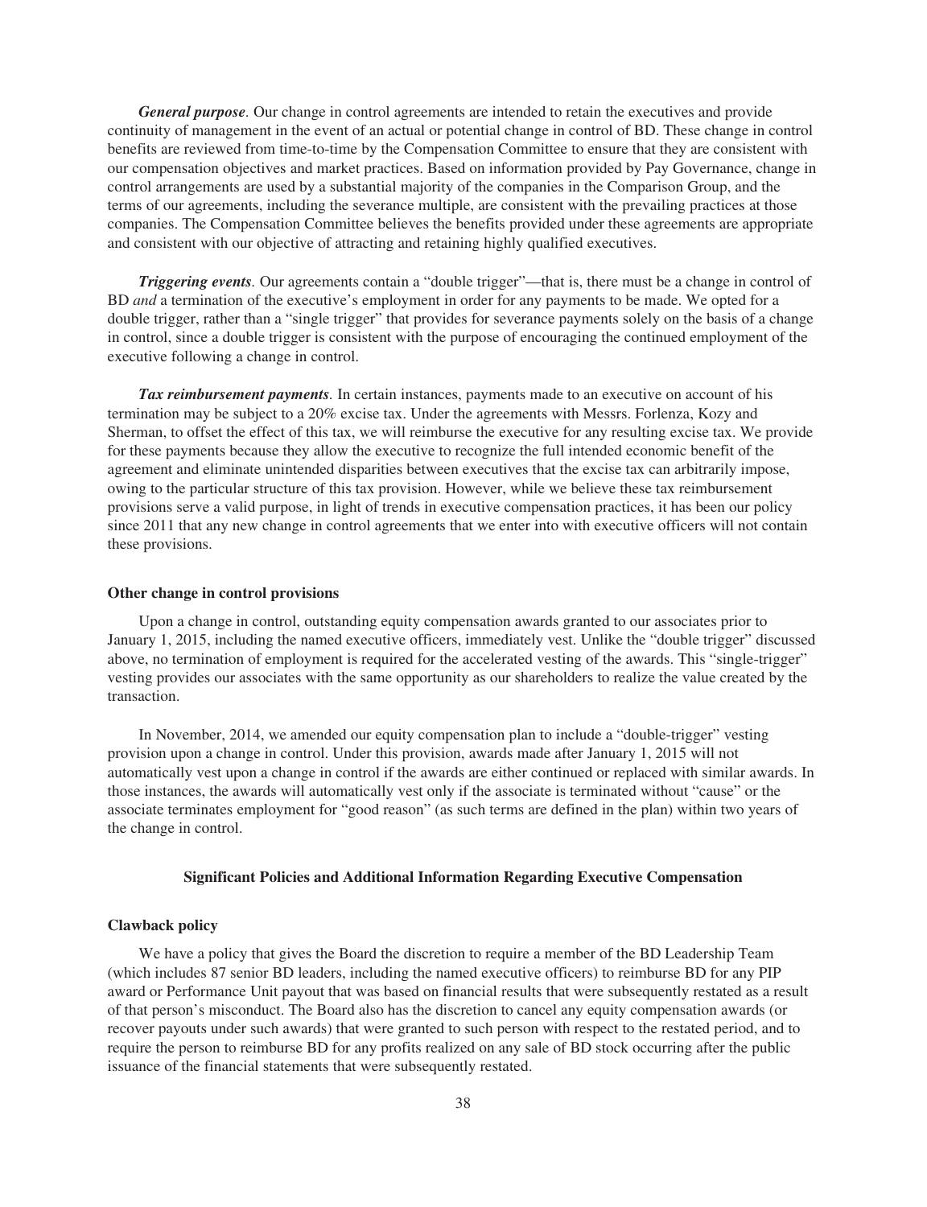***General purpose*.** Our change in control agreements are intended to retain the executives and provide continuity of management in the event of an actual or potential change in control of BD. These change in control benefits are reviewed from time-to-time by the Compensation Committee to ensure that they are consistent with our compensation objectives and market practices. Based on information provided by Pay Governance, change in control arrangements are used by a substantial majority of the companies in the Comparison Group, and the terms of our agreements, including the severance multiple, are consistent with the prevailing practices at those companies. The Compensation Committee believes the benefits provided under these agreements are appropriate and consistent with our objective of attracting and retaining highly qualified executives.

***Triggering events*.** Our agreements contain a "double trigger"—that is, there must be a change in control of BD *and* a termination of the executive's employment in order for any payments to be made. We opted for a double trigger, rather than a "single trigger" that provides for severance payments solely on the basis of a change in control, since a double trigger is consistent with the purpose of encouraging the continued employment of the executive following a change in control.

***Tax reimbursement payments*.** In certain instances, payments made to an executive on account of his termination may be subject to a 20% excise tax. Under the agreements with Messrs. Forlenza, Kozy and Sherman, to offset the effect of this tax, we will reimburse the executive for any resulting excise tax. We provide for these payments because they allow the executive to recognize the full intended economic benefit of the agreement and eliminate unintended disparities between executives that the excise tax can arbitrarily impose, owing to the particular structure of this tax provision. However, while we believe these tax reimbursement provisions serve a valid purpose, in light of trends in executive compensation practices, it has been our policy since 2011 that any new change in control agreements that we enter into with executive officers will not contain these provisions.

**Other change in control provisions**

Upon a change in control, outstanding equity compensation awards granted to our associates prior to January 1, 2015, including the named executive officers, immediately vest. Unlike the "double trigger" discussed above, no termination of employment is required for the accelerated vesting of the awards. This "single-trigger" vesting provides our associates with the same opportunity as our shareholders to realize the value created by the transaction.

In November, 2014, we amended our equity compensation plan to include a "double-trigger" vesting provision upon a change in control. Under this provision, awards made after January 1, 2015 will not automatically vest upon a change in control if the awards are either continued or replaced with similar awards. In those instances, the awards will automatically vest only if the associate is terminated without "cause" or the associate terminates employment for "good reason" (as such terms are defined in the plan) within two years of the change in control.

## Significant Policies and Additional Information Regarding Executive Compensation

**Clawback policy**

We have a policy that gives the Board the discretion to require a member of the BD Leadership Team (which includes 87 senior BD leaders, including the named executive officers) to reimburse BD for any PIP award or Performance Unit payout that was based on financial results that were subsequently restated as a result of that person's misconduct. The Board also has the discretion to cancel any equity compensation awards (or recover payouts under such awards) that were granted to such person with respect to the restated period, and to require the person to reimburse BD for any profits realized on any sale of BD stock occurring after the public issuance of the financial statements that were subsequently restated.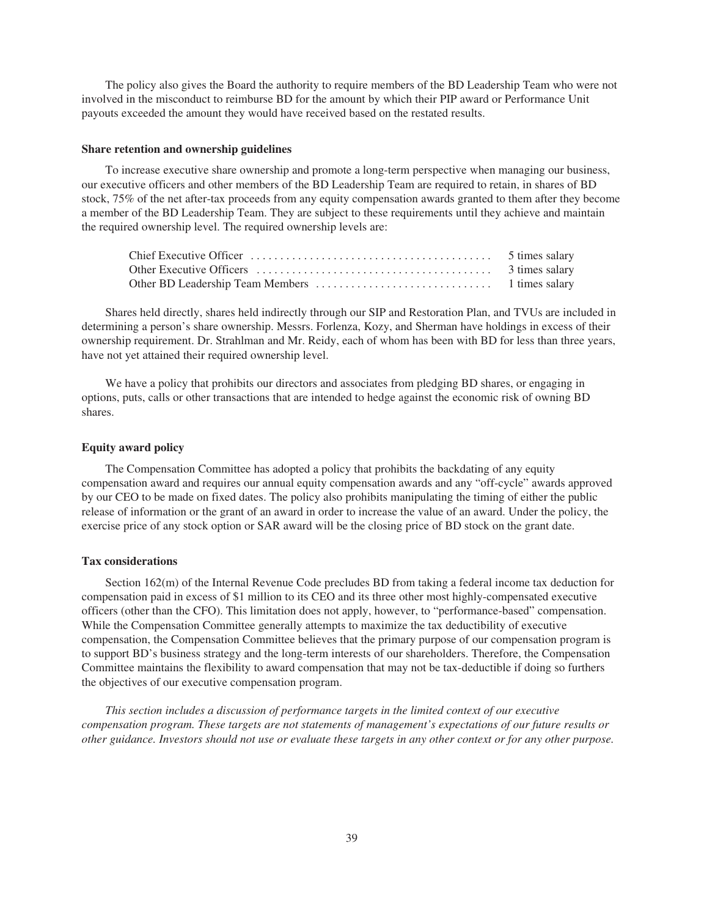The policy also gives the Board the authority to require members of the BD Leadership Team who were not involved in the misconduct to reimburse BD for the amount by which their PIP award or Performance Unit payouts exceeded the amount they would have received based on the restated results.

**Share retention and ownership guidelines**

To increase executive share ownership and promote a long-term perspective when managing our business, our executive officers and other members of the BD Leadership Team are required to retain, in shares of BD stock, 75% of the net after-tax proceeds from any equity compensation awards granted to them after they become a member of the BD Leadership Team. They are subject to these requirements until they achieve and maintain the required ownership level. The required ownership levels are:

| | |
|---|---|
| Chief Executive Officer | 5 times salary |
| Other Executive Officers | 3 times salary |
| Other BD Leadership Team Members | 1 times salary |

Shares held directly, shares held indirectly through our SIP and Restoration Plan, and TVUs are included in determining a person's share ownership. Messrs. Forlenza, Kozy, and Sherman have holdings in excess of their ownership requirement. Dr. Strahlman and Mr. Reidy, each of whom has been with BD for less than three years, have not yet attained their required ownership level.

We have a policy that prohibits our directors and associates from pledging BD shares, or engaging in options, puts, calls or other transactions that are intended to hedge against the economic risk of owning BD shares.

**Equity award policy**

The Compensation Committee has adopted a policy that prohibits the backdating of any equity compensation award and requires our annual equity compensation awards and any "off-cycle" awards approved by our CEO to be made on fixed dates. The policy also prohibits manipulating the timing of either the public release of information or the grant of an award in order to increase the value of an award. Under the policy, the exercise price of any stock option or SAR award will be the closing price of BD stock on the grant date.

**Tax considerations**

Section 162(m) of the Internal Revenue Code precludes BD from taking a federal income tax deduction for compensation paid in excess of $1 million to its CEO and its three other most highly-compensated executive officers (other than the CFO). This limitation does not apply, however, to "performance-based" compensation. While the Compensation Committee generally attempts to maximize the tax deductibility of executive compensation, the Compensation Committee believes that the primary purpose of our compensation program is to support BD's business strategy and the long-term interests of our shareholders. Therefore, the Compensation Committee maintains the flexibility to award compensation that may not be tax-deductible if doing so furthers the objectives of our executive compensation program.

*This section includes a discussion of performance targets in the limited context of our executive compensation program. These targets are not statements of management's expectations of our future results or other guidance. Investors should not use or evaluate these targets in any other context or for any other purpose.*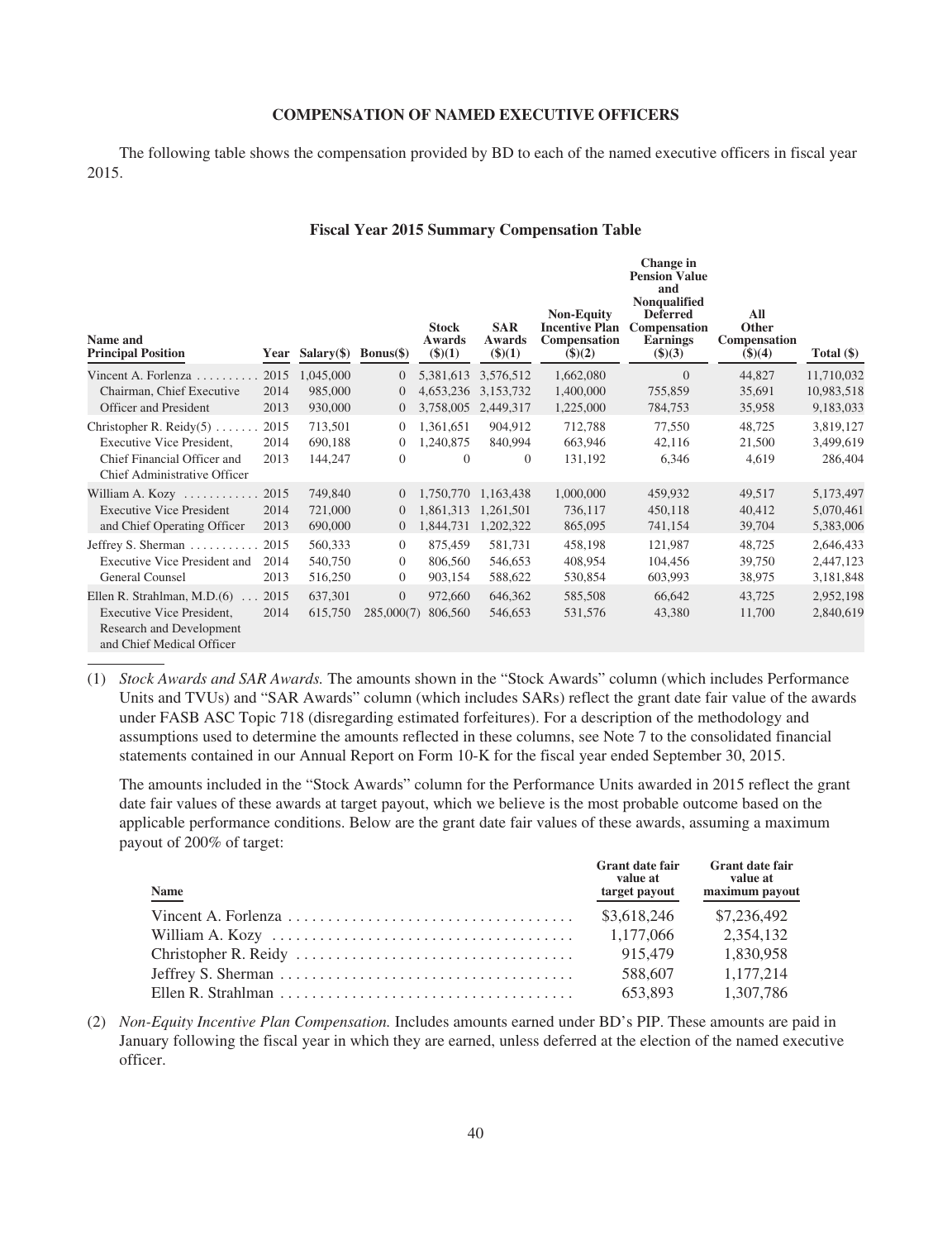### COMPENSATION OF NAMED EXECUTIVE OFFICERS

The following table shows the compensation provided by BD to each of the named executive officers in fiscal year 2015.

#### Fiscal Year 2015 Summary Compensation Table

| Name and Principal Position | Year | Salary($) | Bonus($) | Stock Awards ($)(1) | SAR Awards ($)(1) | Non-Equity Incentive Plan Compensation ($)(2) | Change in Pension Value and Nonqualified Deferred Compensation Earnings ($)(3) | All Other Compensation ($)(4) | Total ($) |
|---|---|---|---|---|---|---|---|---|---|
| Vincent A. Forlenza | 2015 | 1,045,000 | 0 | 5,381,613 | 3,576,512 | 1,662,080 | 0 | 44,827 | 11,710,032 |
| Chairman, Chief Executive | 2014 | 985,000 | 0 | 4,653,236 | 3,153,732 | 1,400,000 | 755,859 | 35,691 | 10,983,518 |
| Officer and President | 2013 | 930,000 | 0 | 3,758,005 | 2,449,317 | 1,225,000 | 784,753 | 35,958 | 9,183,033 |
| Christopher R. Reidy(5) | 2015 | 713,501 | 0 | 1,361,651 | 904,912 | 712,788 | 77,550 | 48,725 | 3,819,127 |
| Executive Vice President, | 2014 | 690,188 | 0 | 1,240,875 | 840,994 | 663,946 | 42,116 | 21,500 | 3,499,619 |
| Chief Financial Officer and Chief Administrative Officer | 2013 | 144,247 | 0 | 0 | 0 | 131,192 | 6,346 | 4,619 | 286,404 |
| William A. Kozy | 2015 | 749,840 | 0 | 1,750,770 | 1,163,438 | 1,000,000 | 459,932 | 49,517 | 5,173,497 |
| Executive Vice President | 2014 | 721,000 | 0 | 1,861,313 | 1,261,501 | 736,117 | 450,118 | 40,412 | 5,070,461 |
| and Chief Operating Officer | 2013 | 690,000 | 0 | 1,844,731 | 1,202,322 | 865,095 | 741,154 | 39,704 | 5,383,006 |
| Jeffrey S. Sherman | 2015 | 560,333 | 0 | 875,459 | 581,731 | 458,198 | 121,987 | 48,725 | 2,646,433 |
| Executive Vice President and | 2014 | 540,750 | 0 | 806,560 | 546,653 | 408,954 | 104,456 | 39,750 | 2,447,123 |
| General Counsel | 2013 | 516,250 | 0 | 903,154 | 588,622 | 530,854 | 603,993 | 38,975 | 3,181,848 |
| Ellen R. Strahlman, M.D.(6) | 2015 | 637,301 | 0 | 972,660 | 646,362 | 585,508 | 66,642 | 43,725 | 2,952,198 |
| Executive Vice President, Research and Development and Chief Medical Officer | 2014 | 615,750 | 285,000(7) | 806,560 | 546,653 | 531,576 | 43,380 | 11,700 | 2,840,619 |

(1) *Stock Awards and SAR Awards.* The amounts shown in the "Stock Awards" column (which includes Performance Units and TVUs) and "SAR Awards" column (which includes SARs) reflect the grant date fair value of the awards under FASB ASC Topic 718 (disregarding estimated forfeitures). For a description of the methodology and assumptions used to determine the amounts reflected in these columns, see Note 7 to the consolidated financial statements contained in our Annual Report on Form 10-K for the fiscal year ended September 30, 2015.

The amounts included in the "Stock Awards" column for the Performance Units awarded in 2015 reflect the grant date fair values of these awards at target payout, which we believe is the most probable outcome based on the applicable performance conditions. Below are the grant date fair values of these awards, assuming a maximum payout of 200% of target:

| Name | Grant date fair value at target payout | Grant date fair value at maximum payout |
|---|---|---|
| Vincent A. Forlenza | $3,618,246 | $7,236,492 |
| William A. Kozy | 1,177,066 | 2,354,132 |
| Christopher R. Reidy | 915,479 | 1,830,958 |
| Jeffrey S. Sherman | 588,607 | 1,177,214 |
| Ellen R. Strahlman | 653,893 | 1,307,786 |

(2) *Non-Equity Incentive Plan Compensation.* Includes amounts earned under BD's PIP. These amounts are paid in January following the fiscal year in which they are earned, unless deferred at the election of the named executive officer.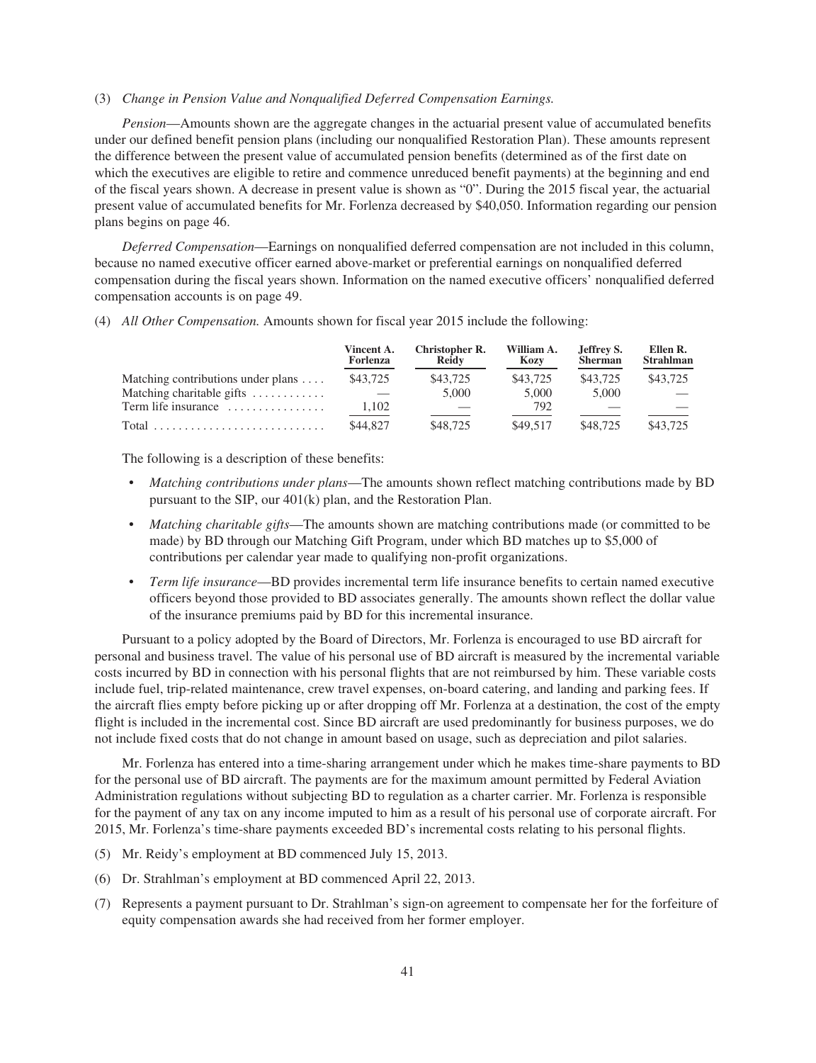(3) *Change in Pension Value and Nonqualified Deferred Compensation Earnings.*

*Pension*—Amounts shown are the aggregate changes in the actuarial present value of accumulated benefits under our defined benefit pension plans (including our nonqualified Restoration Plan). These amounts represent the difference between the present value of accumulated pension benefits (determined as of the first date on which the executives are eligible to retire and commence unreduced benefit payments) at the beginning and end of the fiscal years shown. A decrease in present value is shown as "0". During the 2015 fiscal year, the actuarial present value of accumulated benefits for Mr. Forlenza decreased by $40,050. Information regarding our pension plans begins on page 46.

*Deferred Compensation*—Earnings on nonqualified deferred compensation are not included in this column, because no named executive officer earned above-market or preferential earnings on nonqualified deferred compensation during the fiscal years shown. Information on the named executive officers' nonqualified deferred compensation accounts is on page 49.

(4) *All Other Compensation.* Amounts shown for fiscal year 2015 include the following:

| | Vincent A. Forlenza | Christopher R. Reidy | William A. Kozy | Jeffrey S. Sherman | Ellen R. Strahlman |
|---|---|---|---|---|---|
| Matching contributions under plans | $43,725 | $43,725 | $43,725 | $43,725 | $43,725 |
| Matching charitable gifts | — | 5,000 | 5,000 | 5,000 | — |
| Term life insurance | 1,102 | — | 792 | — | — |
| Total | $44,827 | $48,725 | $49,517 | $48,725 | $43,725 |

The following is a description of these benefits:

- *Matching contributions under plans*—The amounts shown reflect matching contributions made by BD pursuant to the SIP, our 401(k) plan, and the Restoration Plan.
- *Matching charitable gifts*—The amounts shown are matching contributions made (or committed to be made) by BD through our Matching Gift Program, under which BD matches up to $5,000 of contributions per calendar year made to qualifying non-profit organizations.
- *Term life insurance*—BD provides incremental term life insurance benefits to certain named executive officers beyond those provided to BD associates generally. The amounts shown reflect the dollar value of the insurance premiums paid by BD for this incremental insurance.

Pursuant to a policy adopted by the Board of Directors, Mr. Forlenza is encouraged to use BD aircraft for personal and business travel. The value of his personal use of BD aircraft is measured by the incremental variable costs incurred by BD in connection with his personal flights that are not reimbursed by him. These variable costs include fuel, trip-related maintenance, crew travel expenses, on-board catering, and landing and parking fees. If the aircraft flies empty before picking up or after dropping off Mr. Forlenza at a destination, the cost of the empty flight is included in the incremental cost. Since BD aircraft are used predominantly for business purposes, we do not include fixed costs that do not change in amount based on usage, such as depreciation and pilot salaries.

Mr. Forlenza has entered into a time-sharing arrangement under which he makes time-share payments to BD for the personal use of BD aircraft. The payments are for the maximum amount permitted by Federal Aviation Administration regulations without subjecting BD to regulation as a charter carrier. Mr. Forlenza is responsible for the payment of any tax on any income imputed to him as a result of his personal use of corporate aircraft. For 2015, Mr. Forlenza's time-share payments exceeded BD's incremental costs relating to his personal flights.

(5) Mr. Reidy's employment at BD commenced July 15, 2013.

(6) Dr. Strahlman's employment at BD commenced April 22, 2013.

(7) Represents a payment pursuant to Dr. Strahlman's sign-on agreement to compensate her for the forfeiture of equity compensation awards she had received from her former employer.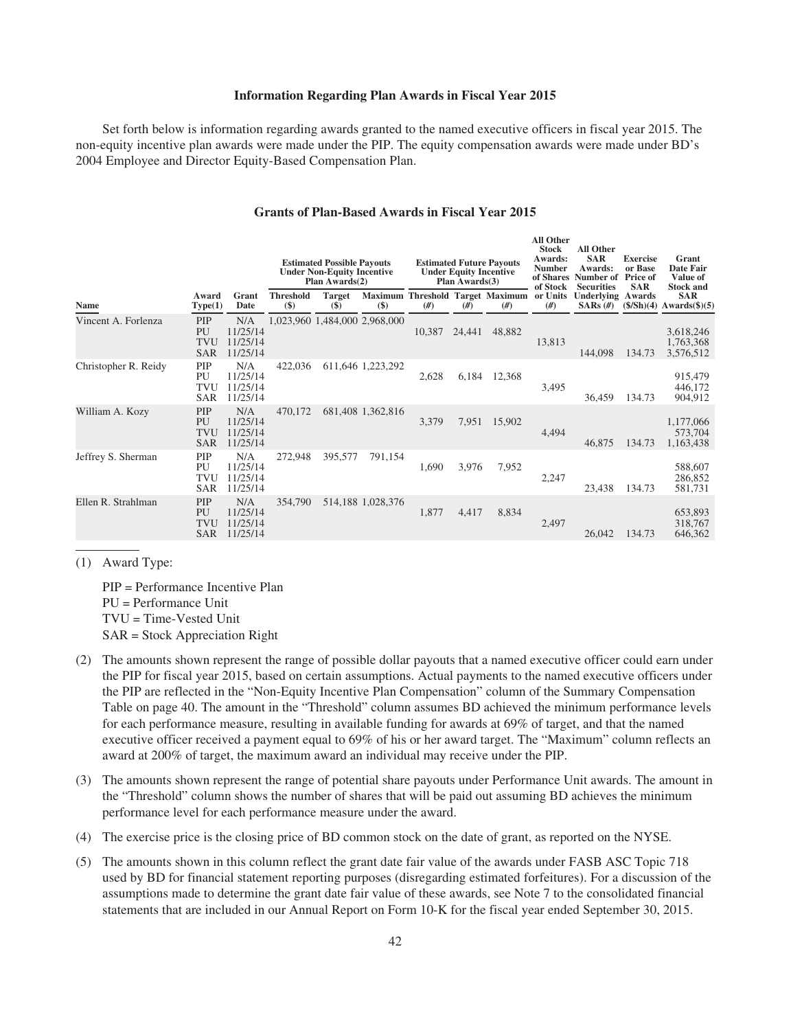### Information Regarding Plan Awards in Fiscal Year 2015

Set forth below is information regarding awards granted to the named executive officers in fiscal year 2015. The non-equity incentive plan awards were made under the PIP. The equity compensation awards were made under BD's 2004 Employee and Director Equity-Based Compensation Plan.

### Grants of Plan-Based Awards in Fiscal Year 2015

| | | | Estimated Possible Payouts Under Non-Equity Incentive Plan Awards(2) | | | Estimated Future Payouts Under Equity Incentive Plan Awards(3) | | | All Other Stock Awards: Number of Shares of Stock or Units | All Other SAR Awards: Number of Securities Underlying SARs | Exercise or Base Price of SAR Awards | Grant Date Fair Value of Stock and SAR Awards |
|---|---|---|---|---|---|---|---|---|---|---|---|---|
| **Name** | **Award Type(1)** | **Grant Date** | **Threshold ($)** | **Target ($)** | **Maximum ($)** | **Threshold (#)** | **Target (#)** | **Maximum (#)** | **(#)** | **(#)** | **($/Sh)(4)** | **($)(5)** |
| Vincent A. Forlenza | PIP | N/A | 1,023,960 | 1,484,000 | 2,968,000 | | | | | | | |
| | PU | 11/25/14 | | | | 10,387 | 24,441 | 48,882 | | | | 3,618,246 |
| | TVU | 11/25/14 | | | | | | | 13,813 | | | 1,763,368 |
| | SAR | 11/25/14 | | | | | | | | 144,098 | 134.73 | 3,576,512 |
| Christopher R. Reidy | PIP | N/A | 422,036 | 611,646 | 1,223,292 | | | | | | | |
| | PU | 11/25/14 | | | | 2,628 | 6,184 | 12,368 | | | | 915,479 |
| | TVU | 11/25/14 | | | | | | | 3,495 | | | 446,172 |
| | SAR | 11/25/14 | | | | | | | | 36,459 | 134.73 | 904,912 |
| William A. Kozy | PIP | N/A | 470,172 | 681,408 | 1,362,816 | | | | | | | |
| | PU | 11/25/14 | | | | 3,379 | 7,951 | 15,902 | | | | 1,177,066 |
| | TVU | 11/25/14 | | | | | | | 4,494 | | | 573,704 |
| | SAR | 11/25/14 | | | | | | | | 46,875 | 134.73 | 1,163,438 |
| Jeffrey S. Sherman | PIP | N/A | 272,948 | 395,577 | 791,154 | | | | | | | |
| | PU | 11/25/14 | | | | 1,690 | 3,976 | 7,952 | | | | 588,607 |
| | TVU | 11/25/14 | | | | | | | 2,247 | | | 286,852 |
| | SAR | 11/25/14 | | | | | | | | 23,438 | 134.73 | 581,731 |
| Ellen R. Strahlman | PIP | N/A | 354,790 | 514,188 | 1,028,376 | | | | | | | |
| | PU | 11/25/14 | | | | 1,877 | 4,417 | 8,834 | | | | 653,893 |
| | TVU | 11/25/14 | | | | | | | 2,497 | | | 318,767 |
| | SAR | 11/25/14 | | | | | | | | 26,042 | 134.73 | 646,362 |

(1) Award Type:

PIP = Performance Incentive Plan
PU = Performance Unit
TVU = Time-Vested Unit
SAR = Stock Appreciation Right

(2) The amounts shown represent the range of possible dollar payouts that a named executive officer could earn under the PIP for fiscal year 2015, based on certain assumptions. Actual payments to the named executive officers under the PIP are reflected in the "Non-Equity Incentive Plan Compensation" column of the Summary Compensation Table on page 40. The amount in the "Threshold" column assumes BD achieved the minimum performance levels for each performance measure, resulting in available funding for awards at 69% of target, and that the named executive officer received a payment equal to 69% of his or her award target. The "Maximum" column reflects an award at 200% of target, the maximum award an individual may receive under the PIP.

(3) The amounts shown represent the range of potential share payouts under Performance Unit awards. The amount in the "Threshold" column shows the number of shares that will be paid out assuming BD achieves the minimum performance level for each performance measure under the award.

(4) The exercise price is the closing price of BD common stock on the date of grant, as reported on the NYSE.

(5) The amounts shown in this column reflect the grant date fair value of the awards under FASB ASC Topic 718 used by BD for financial statement reporting purposes (disregarding estimated forfeitures). For a discussion of the assumptions made to determine the grant date fair value of these awards, see Note 7 to the consolidated financial statements that are included in our Annual Report on Form 10-K for the fiscal year ended September 30, 2015.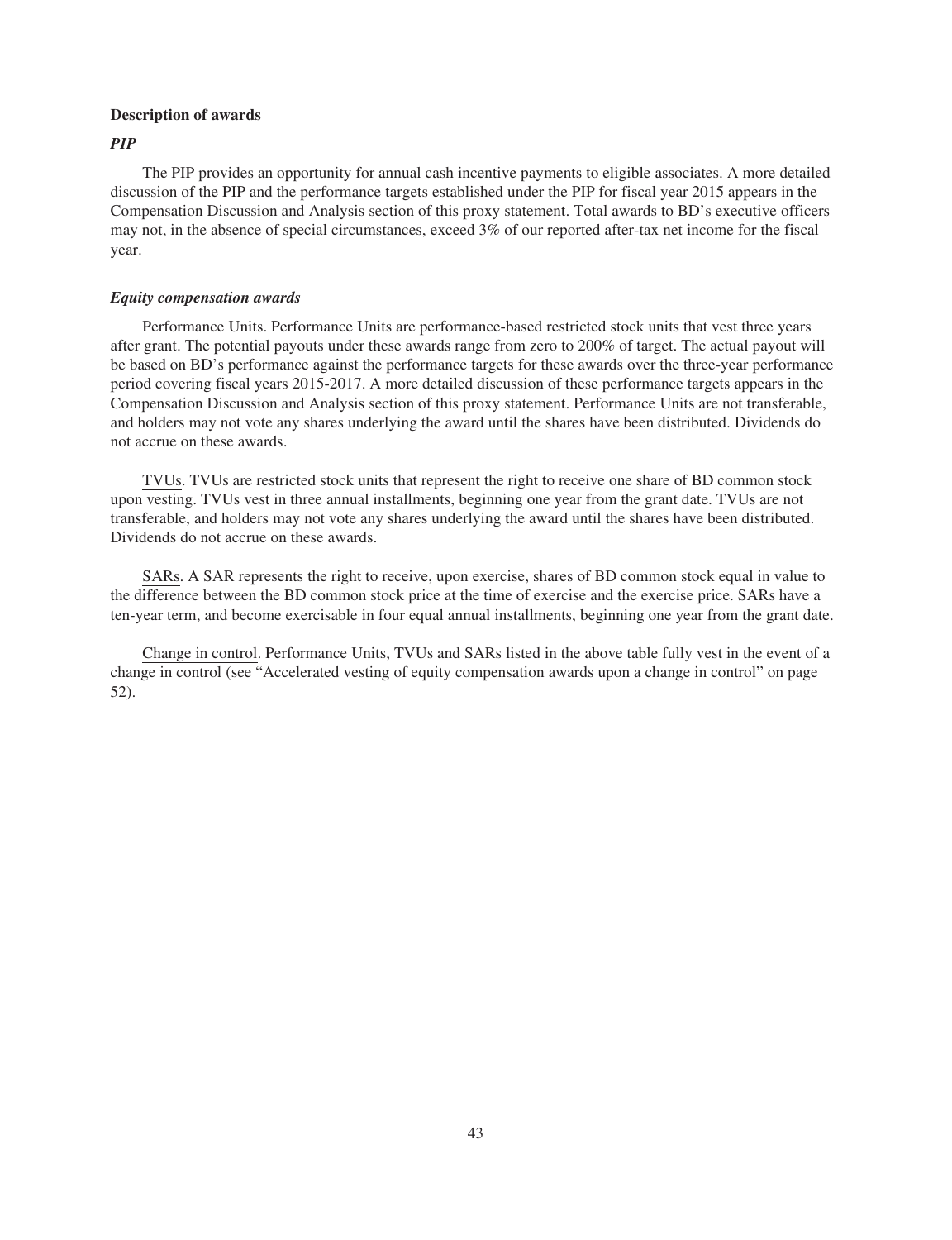### Description of awards

#### *PIP*

The PIP provides an opportunity for annual cash incentive payments to eligible associates. A more detailed discussion of the PIP and the performance targets established under the PIP for fiscal year 2015 appears in the Compensation Discussion and Analysis section of this proxy statement. Total awards to BD's executive officers may not, in the absence of special circumstances, exceed 3% of our reported after-tax net income for the fiscal year.

#### *Equity compensation awards*

Performance Units. Performance Units are performance-based restricted stock units that vest three years after grant. The potential payouts under these awards range from zero to 200% of target. The actual payout will be based on BD's performance against the performance targets for these awards over the three-year performance period covering fiscal years 2015-2017. A more detailed discussion of these performance targets appears in the Compensation Discussion and Analysis section of this proxy statement. Performance Units are not transferable, and holders may not vote any shares underlying the award until the shares have been distributed. Dividends do not accrue on these awards.

TVUs. TVUs are restricted stock units that represent the right to receive one share of BD common stock upon vesting. TVUs vest in three annual installments, beginning one year from the grant date. TVUs are not transferable, and holders may not vote any shares underlying the award until the shares have been distributed. Dividends do not accrue on these awards.

SARs. A SAR represents the right to receive, upon exercise, shares of BD common stock equal in value to the difference between the BD common stock price at the time of exercise and the exercise price. SARs have a ten-year term, and become exercisable in four equal annual installments, beginning one year from the grant date.

Change in control. Performance Units, TVUs and SARs listed in the above table fully vest in the event of a change in control (see "Accelerated vesting of equity compensation awards upon a change in control" on page 52).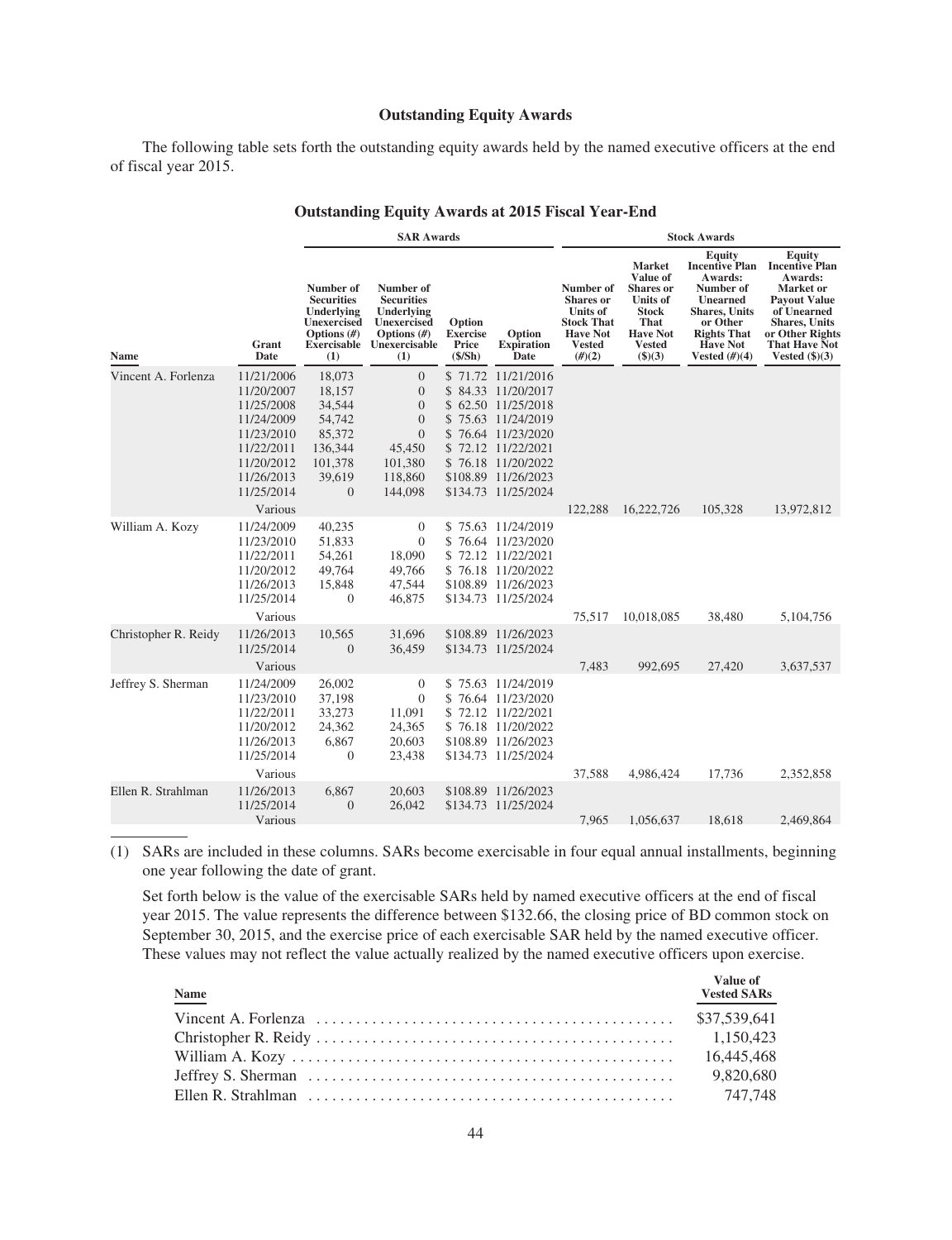### Outstanding Equity Awards

The following table sets forth the outstanding equity awards held by the named executive officers at the end of fiscal year 2015.

#### Outstanding Equity Awards at 2015 Fiscal Year-End

| | | SAR Awards | | | | Stock Awards | | | |
|---|---|---|---|---|---|---|---|---|---|
| Name | Grant Date | Number of Securities Underlying Unexercised Options (#) Exercisable (1) | Number of Securities Underlying Unexercised Options (#) Unexercisable (1) | Option Exercise Price ($/Sh) | Option Expiration Date | Number of Shares or Units of Stock That Have Not Vested (#)(2) | Market Value of Shares or Units of Stock That Have Not Vested ($)(3) | Equity Incentive Plan Awards: Number of Unearned Shares, Units or Other Rights That Have Not Vested (#)(4) | Equity Incentive Plan Awards: Market or Payout Value of Unearned Shares, Units or Other Rights That Have Not Vested ($)(3) |
| Vincent A. Forlenza | 11/21/2006 | 18,073 | 0 | $ 71.72 | 11/21/2016 | | | | |
| | 11/20/2007 | 18,157 | 0 | $ 84.33 | 11/20/2017 | | | | |
| | 11/25/2008 | 34,544 | 0 | $ 62.50 | 11/25/2018 | | | | |
| | 11/24/2009 | 54,742 | 0 | $ 75.63 | 11/24/2019 | | | | |
| | 11/23/2010 | 85,372 | 0 | $ 76.64 | 11/23/2020 | | | | |
| | 11/22/2011 | 136,344 | 45,450 | $ 72.12 | 11/22/2021 | | | | |
| | 11/20/2012 | 101,378 | 101,380 | $ 76.18 | 11/20/2022 | | | | |
| | 11/26/2013 | 39,619 | 118,860 | $108.89 | 11/26/2023 | | | | |
| | 11/25/2014 | 0 | 144,098 | $134.73 | 11/25/2024 | | | | |
| | Various | | | | | 122,288 | 16,222,726 | 105,328 | 13,972,812 |
| William A. Kozy | 11/24/2009 | 40,235 | 0 | $ 75.63 | 11/24/2019 | | | | |
| | 11/23/2010 | 51,833 | 0 | $ 76.64 | 11/23/2020 | | | | |
| | 11/22/2011 | 54,261 | 18,090 | $ 72.12 | 11/22/2021 | | | | |
| | 11/20/2012 | 49,764 | 49,766 | $ 76.18 | 11/20/2022 | | | | |
| | 11/26/2013 | 15,848 | 47,544 | $108.89 | 11/26/2023 | | | | |
| | 11/25/2014 | 0 | 46,875 | $134.73 | 11/25/2024 | | | | |
| | Various | | | | | 75,517 | 10,018,085 | 38,480 | 5,104,756 |
| Christopher R. Reidy | 11/26/2013 | 10,565 | 31,696 | $108.89 | 11/26/2023 | | | | |
| | 11/25/2014 | 0 | 36,459 | $134.73 | 11/25/2024 | | | | |
| | Various | | | | | 7,483 | 992,695 | 27,420 | 3,637,537 |
| Jeffrey S. Sherman | 11/24/2009 | 26,002 | 0 | $ 75.63 | 11/24/2019 | | | | |
| | 11/23/2010 | 37,198 | 0 | $ 76.64 | 11/23/2020 | | | | |
| | 11/22/2011 | 33,273 | 11,091 | $ 72.12 | 11/22/2021 | | | | |
| | 11/20/2012 | 24,362 | 24,365 | $ 76.18 | 11/20/2022 | | | | |
| | 11/26/2013 | 6,867 | 20,603 | $108.89 | 11/26/2023 | | | | |
| | 11/25/2014 | 0 | 23,438 | $134.73 | 11/25/2024 | | | | |
| | Various | | | | | 37,588 | 4,986,424 | 17,736 | 2,352,858 |
| Ellen R. Strahlman | 11/26/2013 | 6,867 | 20,603 | $108.89 | 11/26/2023 | | | | |
| | 11/25/2014 | 0 | 26,042 | $134.73 | 11/25/2024 | | | | |
| | Various | | | | | 7,965 | 1,056,637 | 18,618 | 2,469,864 |

(1) SARs are included in these columns. SARs become exercisable in four equal annual installments, beginning one year following the date of grant.

Set forth below is the value of the exercisable SARs held by named executive officers at the end of fiscal year 2015. The value represents the difference between $132.66, the closing price of BD common stock on September 30, 2015, and the exercise price of each exercisable SAR held by the named executive officer. These values may not reflect the value actually realized by the named executive officers upon exercise.

| Name | Value of Vested SARs |
|---|---|
| Vincent A. Forlenza | $37,539,641 |
| Christopher R. Reidy | 1,150,423 |
| William A. Kozy | 16,445,468 |
| Jeffrey S. Sherman | 9,820,680 |
| Ellen R. Strahlman | 747,748 |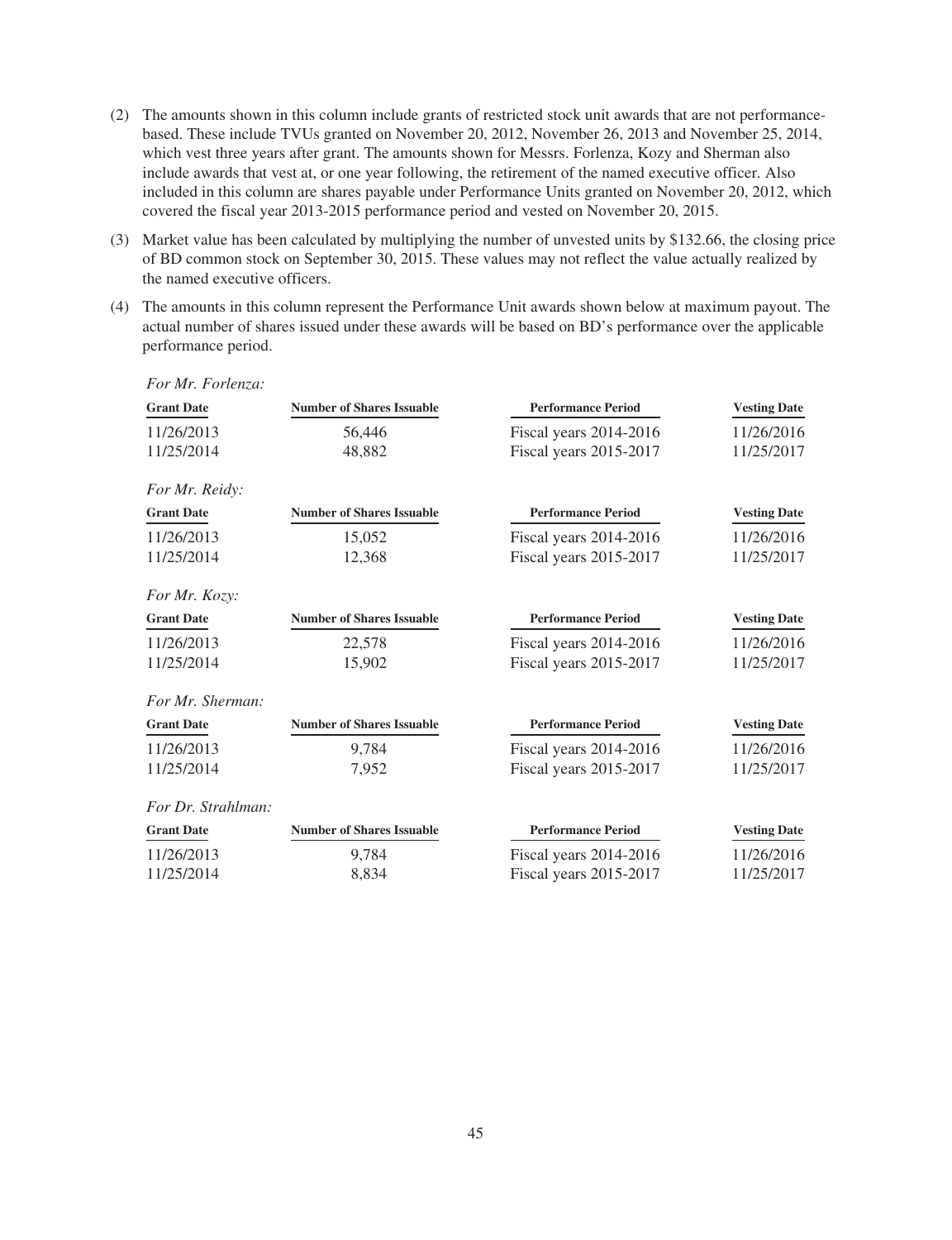(2) The amounts shown in this column include grants of restricted stock unit awards that are not performance-based. These include TVUs granted on November 20, 2012, November 26, 2013 and November 25, 2014, which vest three years after grant. The amounts shown for Messrs. Forlenza, Kozy and Sherman also include awards that vest at, or one year following, the retirement of the named executive officer. Also included in this column are shares payable under Performance Units granted on November 20, 2012, which covered the fiscal year 2013-2015 performance period and vested on November 20, 2015.

(3) Market value has been calculated by multiplying the number of unvested units by $132.66, the closing price of BD common stock on September 30, 2015. These values may not reflect the value actually realized by the named executive officers.

(4) The amounts in this column represent the Performance Unit awards shown below at maximum payout. The actual number of shares issued under these awards will be based on BD's performance over the applicable performance period.

*For Mr. Forlenza:*

| Grant Date | Number of Shares Issuable | Performance Period | Vesting Date |
|---|---|---|---|
| 11/26/2013 | 56,446 | Fiscal years 2014-2016 | 11/26/2016 |
| 11/25/2014 | 48,882 | Fiscal years 2015-2017 | 11/25/2017 |

*For Mr. Reidy:*

| Grant Date | Number of Shares Issuable | Performance Period | Vesting Date |
|---|---|---|---|
| 11/26/2013 | 15,052 | Fiscal years 2014-2016 | 11/26/2016 |
| 11/25/2014 | 12,368 | Fiscal years 2015-2017 | 11/25/2017 |

*For Mr. Kozy:*

| Grant Date | Number of Shares Issuable | Performance Period | Vesting Date |
|---|---|---|---|
| 11/26/2013 | 22,578 | Fiscal years 2014-2016 | 11/26/2016 |
| 11/25/2014 | 15,902 | Fiscal years 2015-2017 | 11/25/2017 |

*For Mr. Sherman:*

| Grant Date | Number of Shares Issuable | Performance Period | Vesting Date |
|---|---|---|---|
| 11/26/2013 | 9,784 | Fiscal years 2014-2016 | 11/26/2016 |
| 11/25/2014 | 7,952 | Fiscal years 2015-2017 | 11/25/2017 |

*For Dr. Strahlman:*

| Grant Date | Number of Shares Issuable | Performance Period | Vesting Date |
|---|---|---|---|
| 11/26/2013 | 9,784 | Fiscal years 2014-2016 | 11/26/2016 |
| 11/25/2014 | 8,834 | Fiscal years 2015-2017 | 11/25/2017 |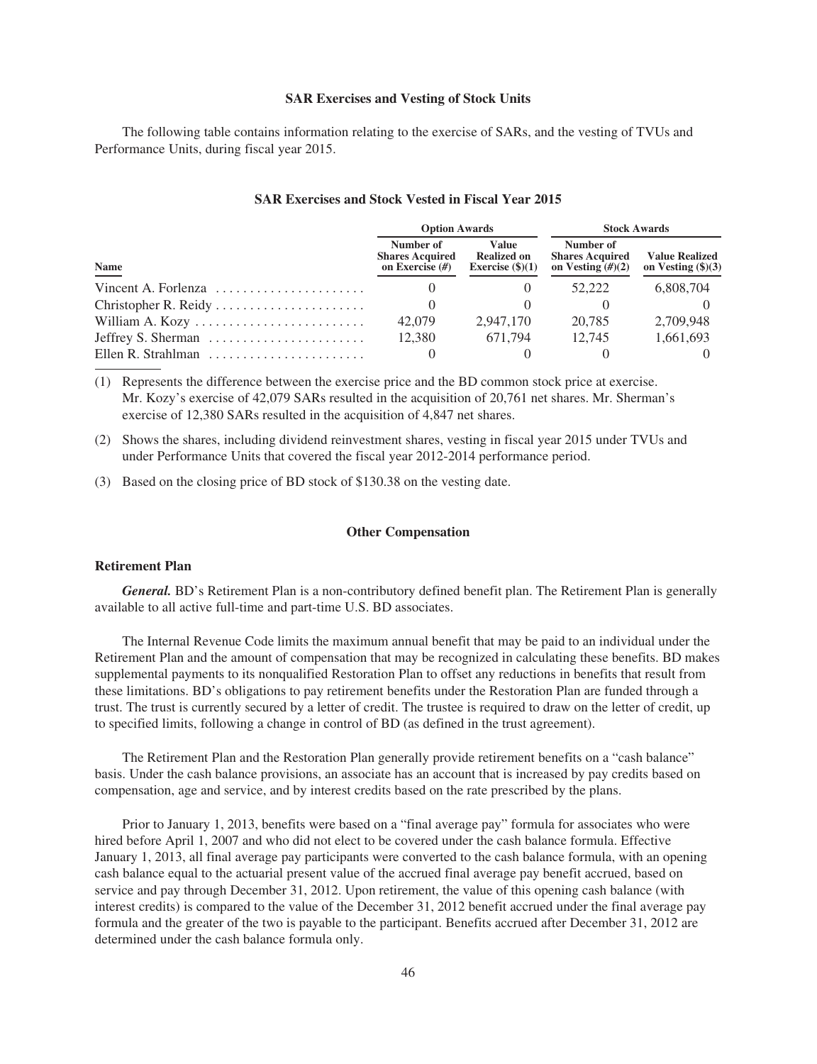### SAR Exercises and Vesting of Stock Units

The following table contains information relating to the exercise of SARs, and the vesting of TVUs and Performance Units, during fiscal year 2015.

#### SAR Exercises and Stock Vested in Fiscal Year 2015

| | Option Awards | | Stock Awards | |
|---|---|---|---|---|
| **Name** | **Number of Shares Acquired on Exercise (#)** | **Value Realized on Exercise ($)(1)** | **Number of Shares Acquired on Vesting (#)(2)** | **Value Realized on Vesting ($)(3)** |
| Vincent A. Forlenza | 0 | 0 | 52,222 | 6,808,704 |
| Christopher R. Reidy | 0 | 0 | 0 | 0 |
| William A. Kozy | 42,079 | 2,947,170 | 20,785 | 2,709,948 |
| Jeffrey S. Sherman | 12,380 | 671,794 | 12,745 | 1,661,693 |
| Ellen R. Strahlman | 0 | 0 | 0 | 0 |

(1) Represents the difference between the exercise price and the BD common stock price at exercise. Mr. Kozy's exercise of 42,079 SARs resulted in the acquisition of 20,761 net shares. Mr. Sherman's exercise of 12,380 SARs resulted in the acquisition of 4,847 net shares.

(2) Shows the shares, including dividend reinvestment shares, vesting in fiscal year 2015 under TVUs and under Performance Units that covered the fiscal year 2012-2014 performance period.

(3) Based on the closing price of BD stock of $130.38 on the vesting date.

### Other Compensation

#### Retirement Plan

***General.*** BD's Retirement Plan is a non-contributory defined benefit plan. The Retirement Plan is generally available to all active full-time and part-time U.S. BD associates.

The Internal Revenue Code limits the maximum annual benefit that may be paid to an individual under the Retirement Plan and the amount of compensation that may be recognized in calculating these benefits. BD makes supplemental payments to its nonqualified Restoration Plan to offset any reductions in benefits that result from these limitations. BD's obligations to pay retirement benefits under the Restoration Plan are funded through a trust. The trust is currently secured by a letter of credit. The trustee is required to draw on the letter of credit, up to specified limits, following a change in control of BD (as defined in the trust agreement).

The Retirement Plan and the Restoration Plan generally provide retirement benefits on a "cash balance" basis. Under the cash balance provisions, an associate has an account that is increased by pay credits based on compensation, age and service, and by interest credits based on the rate prescribed by the plans.

Prior to January 1, 2013, benefits were based on a "final average pay" formula for associates who were hired before April 1, 2007 and who did not elect to be covered under the cash balance formula. Effective January 1, 2013, all final average pay participants were converted to the cash balance formula, with an opening cash balance equal to the actuarial present value of the accrued final average pay benefit accrued, based on service and pay through December 31, 2012. Upon retirement, the value of this opening cash balance (with interest credits) is compared to the value of the December 31, 2012 benefit accrued under the final average pay formula and the greater of the two is payable to the participant. Benefits accrued after December 31, 2012 are determined under the cash balance formula only.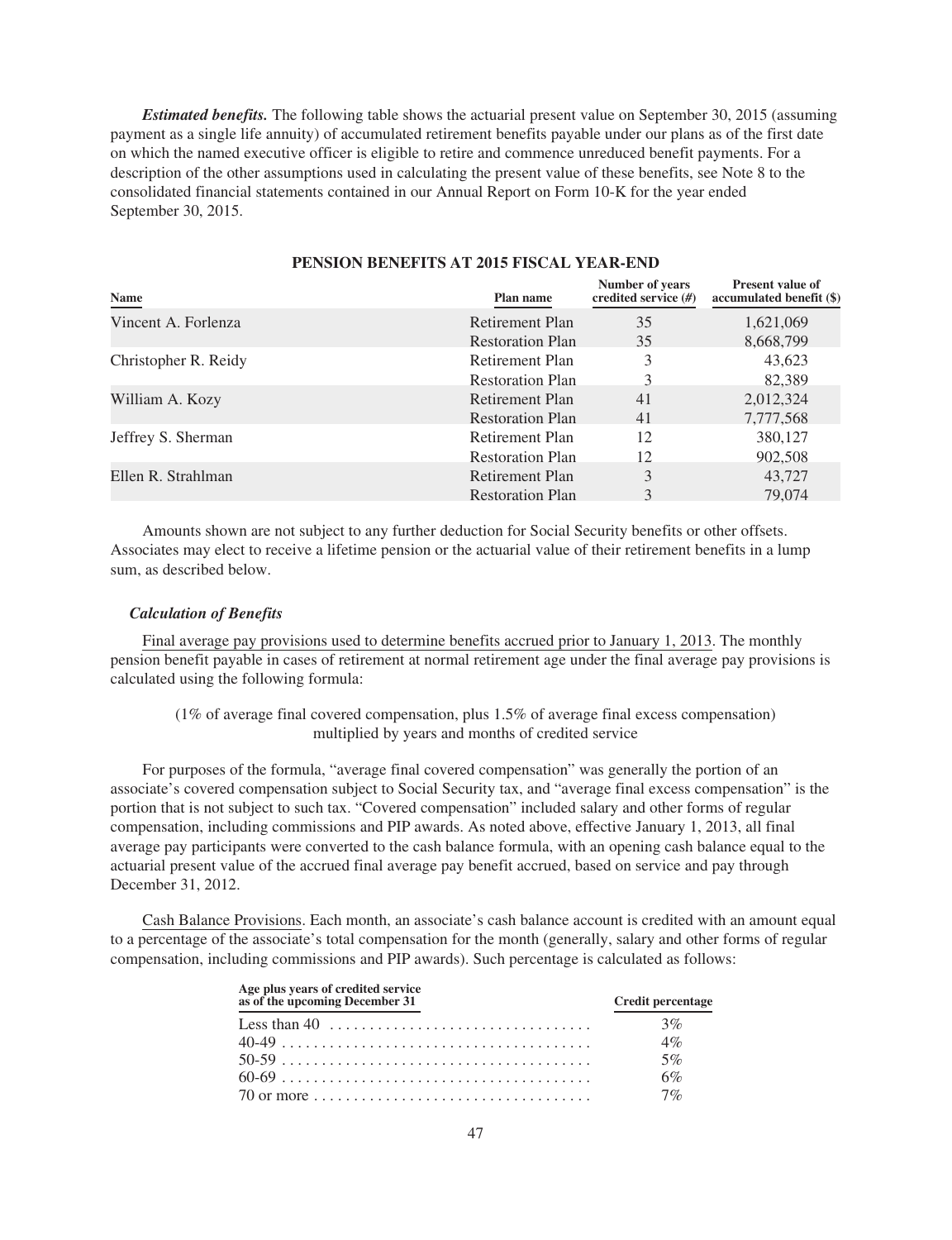***Estimated benefits.*** The following table shows the actuarial present value on September 30, 2015 (assuming payment as a single life annuity) of accumulated retirement benefits payable under our plans as of the first date on which the named executive officer is eligible to retire and commence unreduced benefit payments. For a description of the other assumptions used in calculating the present value of these benefits, see Note 8 to the consolidated financial statements contained in our Annual Report on Form 10-K for the year ended September 30, 2015.

**PENSION BENEFITS AT 2015 FISCAL YEAR-END**

| Name | Plan name | Number of years credited service (#) | Present value of accumulated benefit ($) |
|---|---|---|---|
| Vincent A. Forlenza | Retirement Plan | 35 | 1,621,069 |
| | Restoration Plan | 35 | 8,668,799 |
| Christopher R. Reidy | Retirement Plan | 3 | 43,623 |
| | Restoration Plan | 3 | 82,389 |
| William A. Kozy | Retirement Plan | 41 | 2,012,324 |
| | Restoration Plan | 41 | 7,777,568 |
| Jeffrey S. Sherman | Retirement Plan | 12 | 380,127 |
| | Restoration Plan | 12 | 902,508 |
| Ellen R. Strahlman | Retirement Plan | 3 | 43,727 |
| | Restoration Plan | 3 | 79,074 |

Amounts shown are not subject to any further deduction for Social Security benefits or other offsets. Associates may elect to receive a lifetime pension or the actuarial value of their retirement benefits in a lump sum, as described below.

***Calculation of Benefits***

Final average pay provisions used to determine benefits accrued prior to January 1, 2013. The monthly pension benefit payable in cases of retirement at normal retirement age under the final average pay provisions is calculated using the following formula:

(1% of average final covered compensation, plus 1.5% of average final excess compensation) multiplied by years and months of credited service

For purposes of the formula, "average final covered compensation" was generally the portion of an associate's covered compensation subject to Social Security tax, and "average final excess compensation" is the portion that is not subject to such tax. "Covered compensation" included salary and other forms of regular compensation, including commissions and PIP awards. As noted above, effective January 1, 2013, all final average pay participants were converted to the cash balance formula, with an opening cash balance equal to the actuarial present value of the accrued final average pay benefit accrued, based on service and pay through December 31, 2012.

Cash Balance Provisions. Each month, an associate's cash balance account is credited with an amount equal to a percentage of the associate's total compensation for the month (generally, salary and other forms of regular compensation, including commissions and PIP awards). Such percentage is calculated as follows:

| Age plus years of credited service as of the upcoming December 31 | Credit percentage |
|---|---|
| Less than 40 | 3% |
| 40-49 | 4% |
| 50-59 | 5% |
| 60-69 | 6% |
| 70 or more | 7% |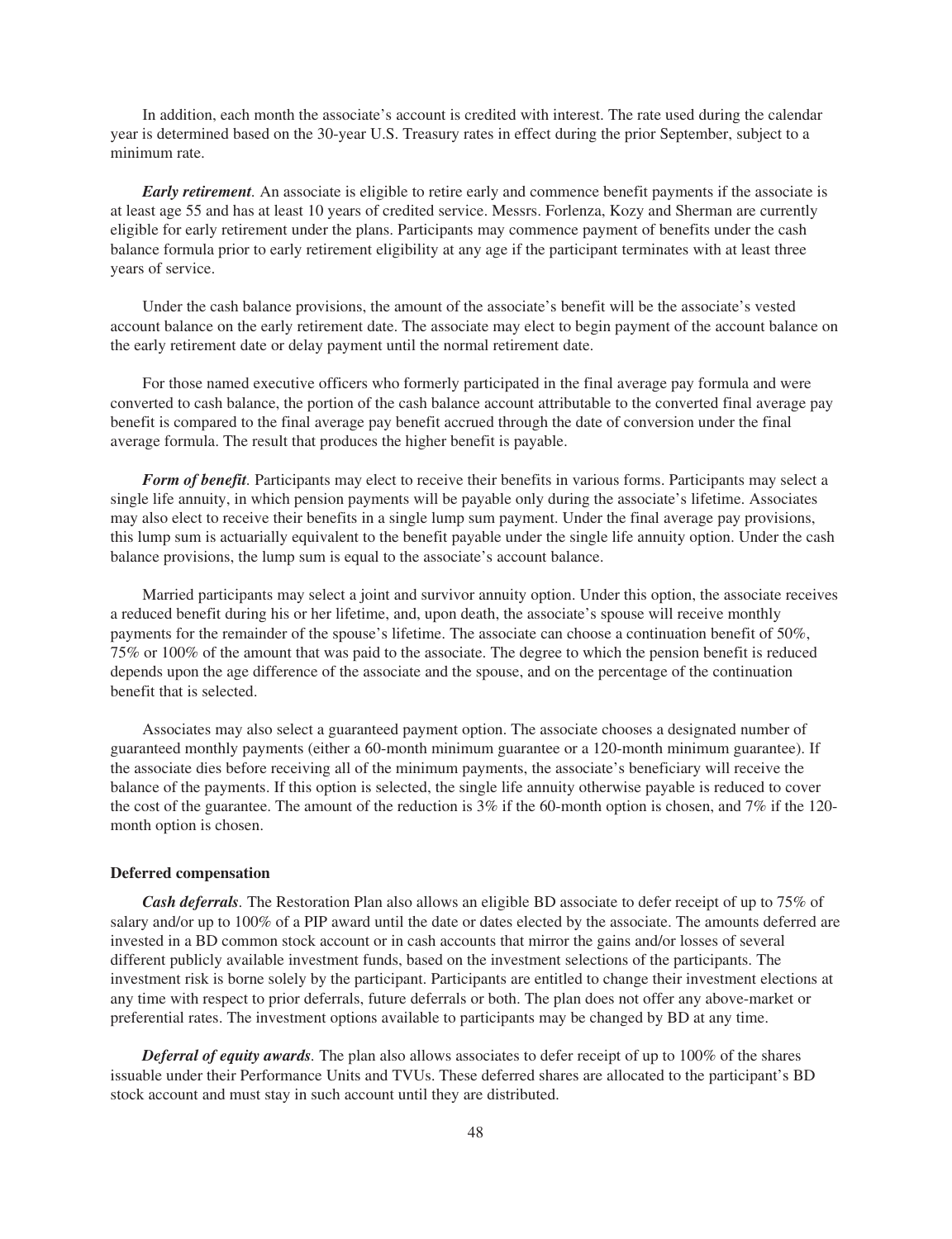In addition, each month the associate's account is credited with interest. The rate used during the calendar year is determined based on the 30-year U.S. Treasury rates in effect during the prior September, subject to a minimum rate.

***Early retirement***. An associate is eligible to retire early and commence benefit payments if the associate is at least age 55 and has at least 10 years of credited service. Messrs. Forlenza, Kozy and Sherman are currently eligible for early retirement under the plans. Participants may commence payment of benefits under the cash balance formula prior to early retirement eligibility at any age if the participant terminates with at least three years of service.

Under the cash balance provisions, the amount of the associate's benefit will be the associate's vested account balance on the early retirement date. The associate may elect to begin payment of the account balance on the early retirement date or delay payment until the normal retirement date.

For those named executive officers who formerly participated in the final average pay formula and were converted to cash balance, the portion of the cash balance account attributable to the converted final average pay benefit is compared to the final average pay benefit accrued through the date of conversion under the final average formula. The result that produces the higher benefit is payable.

***Form of benefit***. Participants may elect to receive their benefits in various forms. Participants may select a single life annuity, in which pension payments will be payable only during the associate's lifetime. Associates may also elect to receive their benefits in a single lump sum payment. Under the final average pay provisions, this lump sum is actuarially equivalent to the benefit payable under the single life annuity option. Under the cash balance provisions, the lump sum is equal to the associate's account balance.

Married participants may select a joint and survivor annuity option. Under this option, the associate receives a reduced benefit during his or her lifetime, and, upon death, the associate's spouse will receive monthly payments for the remainder of the spouse's lifetime. The associate can choose a continuation benefit of 50%, 75% or 100% of the amount that was paid to the associate. The degree to which the pension benefit is reduced depends upon the age difference of the associate and the spouse, and on the percentage of the continuation benefit that is selected.

Associates may also select a guaranteed payment option. The associate chooses a designated number of guaranteed monthly payments (either a 60-month minimum guarantee or a 120-month minimum guarantee). If the associate dies before receiving all of the minimum payments, the associate's beneficiary will receive the balance of the payments. If this option is selected, the single life annuity otherwise payable is reduced to cover the cost of the guarantee. The amount of the reduction is 3% if the 60-month option is chosen, and 7% if the 120-month option is chosen.

**Deferred compensation**

***Cash deferrals***. The Restoration Plan also allows an eligible BD associate to defer receipt of up to 75% of salary and/or up to 100% of a PIP award until the date or dates elected by the associate. The amounts deferred are invested in a BD common stock account or in cash accounts that mirror the gains and/or losses of several different publicly available investment funds, based on the investment selections of the participants. The investment risk is borne solely by the participant. Participants are entitled to change their investment elections at any time with respect to prior deferrals, future deferrals or both. The plan does not offer any above-market or preferential rates. The investment options available to participants may be changed by BD at any time.

***Deferral of equity awards***. The plan also allows associates to defer receipt of up to 100% of the shares issuable under their Performance Units and TVUs. These deferred shares are allocated to the participant's BD stock account and must stay in such account until they are distributed.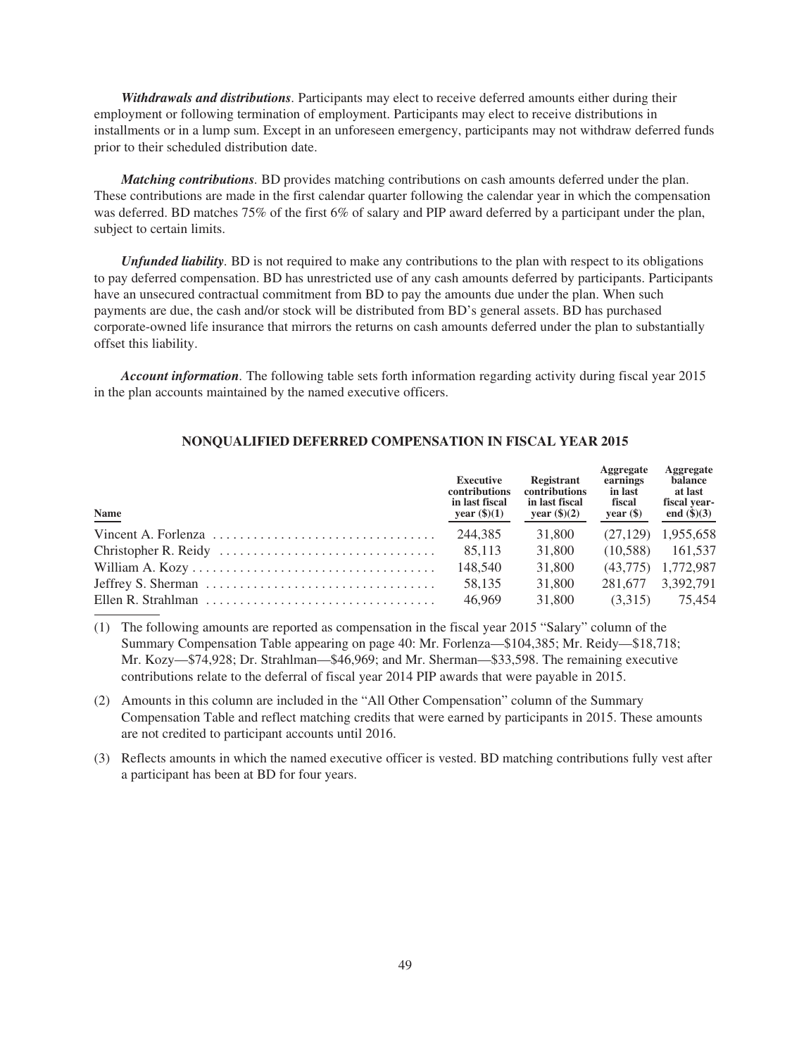***Withdrawals and distributions***. Participants may elect to receive deferred amounts either during their employment or following termination of employment. Participants may elect to receive distributions in installments or in a lump sum. Except in an unforeseen emergency, participants may not withdraw deferred funds prior to their scheduled distribution date.

***Matching contributions***. BD provides matching contributions on cash amounts deferred under the plan. These contributions are made in the first calendar quarter following the calendar year in which the compensation was deferred. BD matches 75% of the first 6% of salary and PIP award deferred by a participant under the plan, subject to certain limits.

***Unfunded liability***. BD is not required to make any contributions to the plan with respect to its obligations to pay deferred compensation. BD has unrestricted use of any cash amounts deferred by participants. Participants have an unsecured contractual commitment from BD to pay the amounts due under the plan. When such payments are due, the cash and/or stock will be distributed from BD's general assets. BD has purchased corporate-owned life insurance that mirrors the returns on cash amounts deferred under the plan to substantially offset this liability.

***Account information***. The following table sets forth information regarding activity during fiscal year 2015 in the plan accounts maintained by the named executive officers.

**NONQUALIFIED DEFERRED COMPENSATION IN FISCAL YEAR 2015**

| Name | Executive contributions in last fiscal year ($)(1) | Registrant contributions in last fiscal year ($)(2) | Aggregate earnings in last fiscal year ($) | Aggregate balance at last fiscal year-end ($)(3) |
|---|---|---|---|---|
| Vincent A. Forlenza | 244,385 | 31,800 | (27,129) | 1,955,658 |
| Christopher R. Reidy | 85,113 | 31,800 | (10,588) | 161,537 |
| William A. Kozy | 148,540 | 31,800 | (43,775) | 1,772,987 |
| Jeffrey S. Sherman | 58,135 | 31,800 | 281,677 | 3,392,791 |
| Ellen R. Strahlman | 46,969 | 31,800 | (3,315) | 75,454 |

(1) The following amounts are reported as compensation in the fiscal year 2015 "Salary" column of the Summary Compensation Table appearing on page 40: Mr. Forlenza—$104,385; Mr. Reidy—$18,718; Mr. Kozy—$74,928; Dr. Strahlman—$46,969; and Mr. Sherman—$33,598. The remaining executive contributions relate to the deferral of fiscal year 2014 PIP awards that were payable in 2015.

(2) Amounts in this column are included in the "All Other Compensation" column of the Summary Compensation Table and reflect matching credits that were earned by participants in 2015. These amounts are not credited to participant accounts until 2016.

(3) Reflects amounts in which the named executive officer is vested. BD matching contributions fully vest after a participant has been at BD for four years.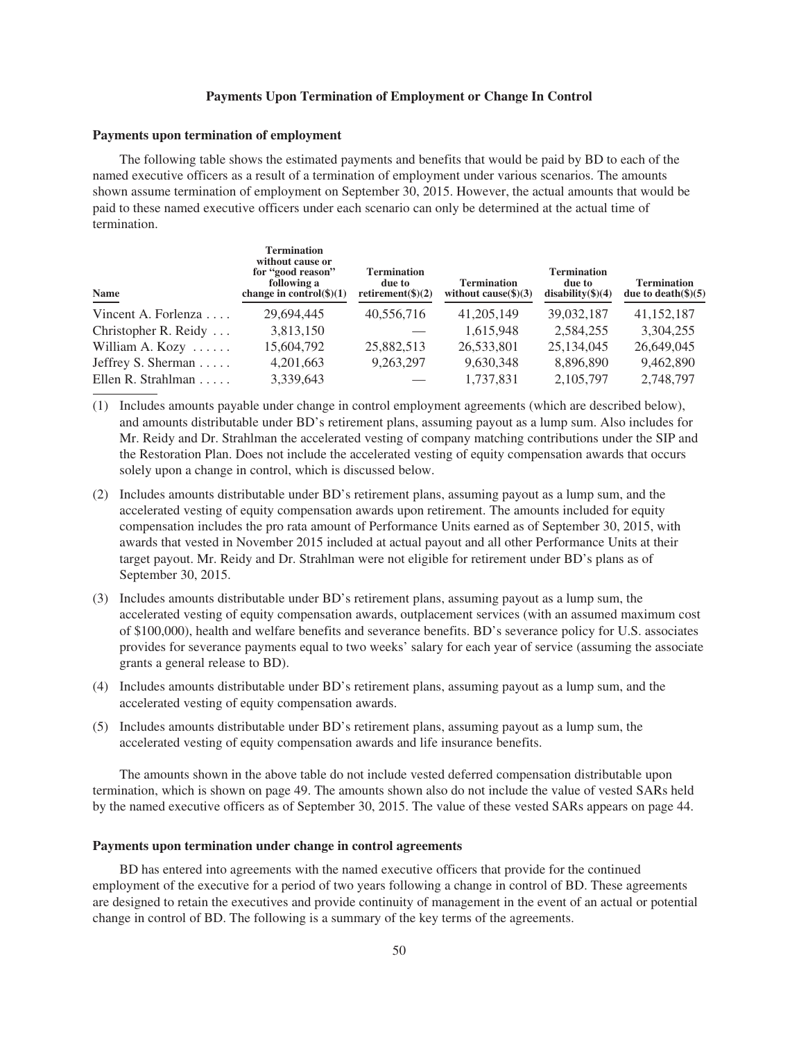## Payments Upon Termination of Employment or Change In Control

### Payments upon termination of employment

The following table shows the estimated payments and benefits that would be paid by BD to each of the named executive officers as a result of a termination of employment under various scenarios. The amounts shown assume termination of employment on September 30, 2015. However, the actual amounts that would be paid to these named executive officers under each scenario can only be determined at the actual time of termination.

| Name | Termination without cause or for "good reason" following a change in control($)(1) | Termination due to retirement($)(2) | Termination without cause($)(3) | Termination due to disability($)(4) | Termination due to death($)(5) |
|---|---|---|---|---|---|
| Vincent A. Forlenza | 29,694,445 | 40,556,716 | 41,205,149 | 39,032,187 | 41,152,187 |
| Christopher R. Reidy | 3,813,150 | — | 1,615,948 | 2,584,255 | 3,304,255 |
| William A. Kozy | 15,604,792 | 25,882,513 | 26,533,801 | 25,134,045 | 26,649,045 |
| Jeffrey S. Sherman | 4,201,663 | 9,263,297 | 9,630,348 | 8,896,890 | 9,462,890 |
| Ellen R. Strahlman | 3,339,643 | — | 1,737,831 | 2,105,797 | 2,748,797 |

(1) Includes amounts payable under change in control employment agreements (which are described below), and amounts distributable under BD's retirement plans, assuming payout as a lump sum. Also includes for Mr. Reidy and Dr. Strahlman the accelerated vesting of company matching contributions under the SIP and the Restoration Plan. Does not include the accelerated vesting of equity compensation awards that occurs solely upon a change in control, which is discussed below.

(2) Includes amounts distributable under BD's retirement plans, assuming payout as a lump sum, and the accelerated vesting of equity compensation awards upon retirement. The amounts included for equity compensation includes the pro rata amount of Performance Units earned as of September 30, 2015, with awards that vested in November 2015 included at actual payout and all other Performance Units at their target payout. Mr. Reidy and Dr. Strahlman were not eligible for retirement under BD's plans as of September 30, 2015.

(3) Includes amounts distributable under BD's retirement plans, assuming payout as a lump sum, the accelerated vesting of equity compensation awards, outplacement services (with an assumed maximum cost of $100,000), health and welfare benefits and severance benefits. BD's severance policy for U.S. associates provides for severance payments equal to two weeks' salary for each year of service (assuming the associate grants a general release to BD).

(4) Includes amounts distributable under BD's retirement plans, assuming payout as a lump sum, and the accelerated vesting of equity compensation awards.

(5) Includes amounts distributable under BD's retirement plans, assuming payout as a lump sum, the accelerated vesting of equity compensation awards and life insurance benefits.

The amounts shown in the above table do not include vested deferred compensation distributable upon termination, which is shown on page 49. The amounts shown also do not include the value of vested SARs held by the named executive officers as of September 30, 2015. The value of these vested SARs appears on page 44.

### Payments upon termination under change in control agreements

BD has entered into agreements with the named executive officers that provide for the continued employment of the executive for a period of two years following a change in control of BD. These agreements are designed to retain the executives and provide continuity of management in the event of an actual or potential change in control of BD. The following is a summary of the key terms of the agreements.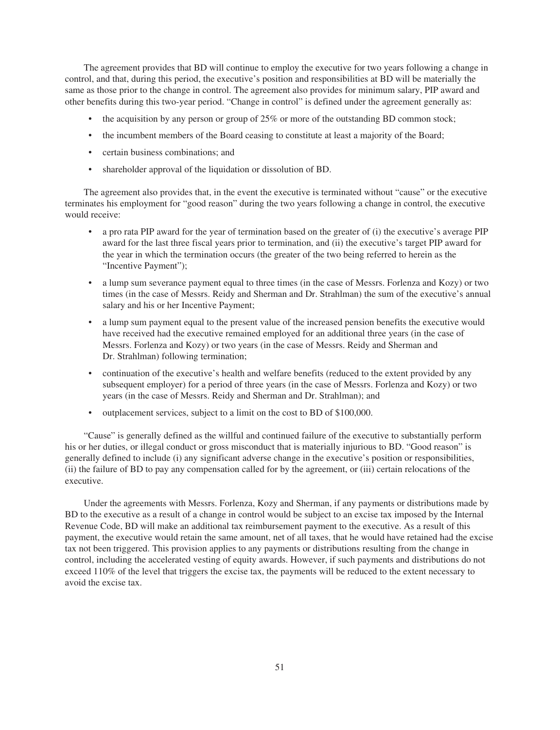The agreement provides that BD will continue to employ the executive for two years following a change in control, and that, during this period, the executive's position and responsibilities at BD will be materially the same as those prior to the change in control. The agreement also provides for minimum salary, PIP award and other benefits during this two-year period. "Change in control" is defined under the agreement generally as:

- the acquisition by any person or group of 25% or more of the outstanding BD common stock;
- the incumbent members of the Board ceasing to constitute at least a majority of the Board;
- certain business combinations; and
- shareholder approval of the liquidation or dissolution of BD.

The agreement also provides that, in the event the executive is terminated without "cause" or the executive terminates his employment for "good reason" during the two years following a change in control, the executive would receive:

- a pro rata PIP award for the year of termination based on the greater of (i) the executive's average PIP award for the last three fiscal years prior to termination, and (ii) the executive's target PIP award for the year in which the termination occurs (the greater of the two being referred to herein as the "Incentive Payment");
- a lump sum severance payment equal to three times (in the case of Messrs. Forlenza and Kozy) or two times (in the case of Messrs. Reidy and Sherman and Dr. Strahlman) the sum of the executive's annual salary and his or her Incentive Payment;
- a lump sum payment equal to the present value of the increased pension benefits the executive would have received had the executive remained employed for an additional three years (in the case of Messrs. Forlenza and Kozy) or two years (in the case of Messrs. Reidy and Sherman and Dr. Strahlman) following termination;
- continuation of the executive's health and welfare benefits (reduced to the extent provided by any subsequent employer) for a period of three years (in the case of Messrs. Forlenza and Kozy) or two years (in the case of Messrs. Reidy and Sherman and Dr. Strahlman); and
- outplacement services, subject to a limit on the cost to BD of $100,000.

"Cause" is generally defined as the willful and continued failure of the executive to substantially perform his or her duties, or illegal conduct or gross misconduct that is materially injurious to BD. "Good reason" is generally defined to include (i) any significant adverse change in the executive's position or responsibilities, (ii) the failure of BD to pay any compensation called for by the agreement, or (iii) certain relocations of the executive.

Under the agreements with Messrs. Forlenza, Kozy and Sherman, if any payments or distributions made by BD to the executive as a result of a change in control would be subject to an excise tax imposed by the Internal Revenue Code, BD will make an additional tax reimbursement payment to the executive. As a result of this payment, the executive would retain the same amount, net of all taxes, that he would have retained had the excise tax not been triggered. This provision applies to any payments or distributions resulting from the change in control, including the accelerated vesting of equity awards. However, if such payments and distributions do not exceed 110% of the level that triggers the excise tax, the payments will be reduced to the extent necessary to avoid the excise tax.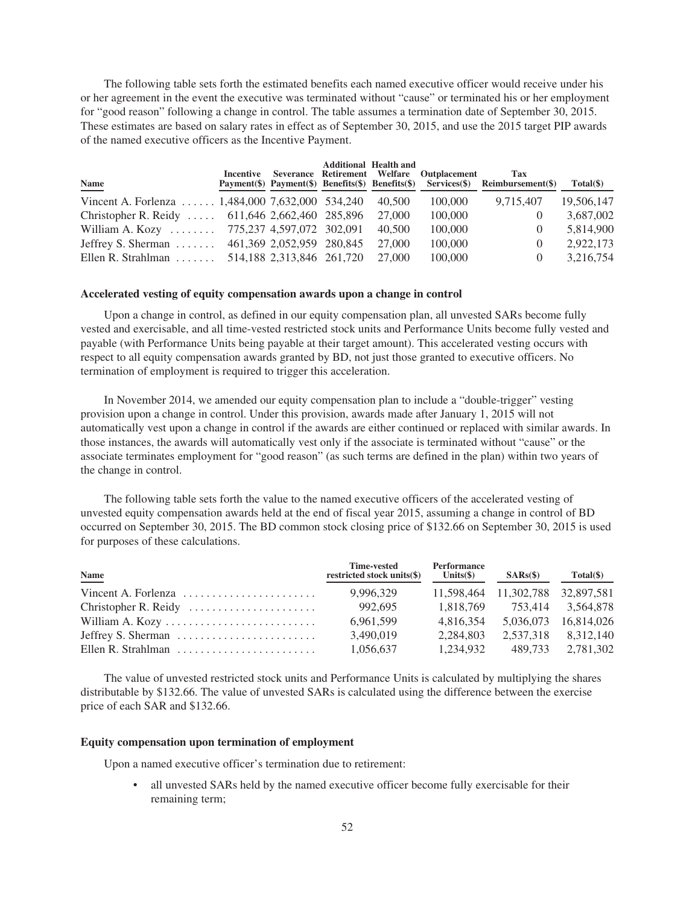The following table sets forth the estimated benefits each named executive officer would receive under his or her agreement in the event the executive was terminated without "cause" or terminated his or her employment for "good reason" following a change in control. The table assumes a termination date of September 30, 2015. These estimates are based on salary rates in effect as of September 30, 2015, and use the 2015 target PIP awards of the named executive officers as the Incentive Payment.

| Name | Incentive Payment($) | Severance Payment($) | Additional Retirement Benefits($) | Health and Welfare Benefits($) | Outplacement Services($) | Tax Reimbursement($) | Total($) |
|---|---|---|---|---|---|---|---|
| Vincent A. Forlenza | 1,484,000 | 7,632,000 | 534,240 | 40,500 | 100,000 | 9,715,407 | 19,506,147 |
| Christopher R. Reidy | 611,646 | 2,662,460 | 285,896 | 27,000 | 100,000 | 0 | 3,687,002 |
| William A. Kozy | 775,237 | 4,597,072 | 302,091 | 40,500 | 100,000 | 0 | 5,814,900 |
| Jeffrey S. Sherman | 461,369 | 2,052,959 | 280,845 | 27,000 | 100,000 | 0 | 2,922,173 |
| Ellen R. Strahlman | 514,188 | 2,313,846 | 261,720 | 27,000 | 100,000 | 0 | 3,216,754 |

**Accelerated vesting of equity compensation awards upon a change in control**

Upon a change in control, as defined in our equity compensation plan, all unvested SARs become fully vested and exercisable, and all time-vested restricted stock units and Performance Units become fully vested and payable (with Performance Units being payable at their target amount). This accelerated vesting occurs with respect to all equity compensation awards granted by BD, not just those granted to executive officers. No termination of employment is required to trigger this acceleration.

In November 2014, we amended our equity compensation plan to include a "double-trigger" vesting provision upon a change in control. Under this provision, awards made after January 1, 2015 will not automatically vest upon a change in control if the awards are either continued or replaced with similar awards. In those instances, the awards will automatically vest only if the associate is terminated without "cause" or the associate terminates employment for "good reason" (as such terms are defined in the plan) within two years of the change in control.

The following table sets forth the value to the named executive officers of the accelerated vesting of unvested equity compensation awards held at the end of fiscal year 2015, assuming a change in control of BD occurred on September 30, 2015. The BD common stock closing price of $132.66 on September 30, 2015 is used for purposes of these calculations.

| Name | Time-vested restricted stock units($) | Performance Units($) | SARs($) | Total($) |
|---|---|---|---|---|
| Vincent A. Forlenza | 9,996,329 | 11,598,464 | 11,302,788 | 32,897,581 |
| Christopher R. Reidy | 992,695 | 1,818,769 | 753,414 | 3,564,878 |
| William A. Kozy | 6,961,599 | 4,816,354 | 5,036,073 | 16,814,026 |
| Jeffrey S. Sherman | 3,490,019 | 2,284,803 | 2,537,318 | 8,312,140 |
| Ellen R. Strahlman | 1,056,637 | 1,234,932 | 489,733 | 2,781,302 |

The value of unvested restricted stock units and Performance Units is calculated by multiplying the shares distributable by $132.66. The value of unvested SARs is calculated using the difference between the exercise price of each SAR and $132.66.

**Equity compensation upon termination of employment**

Upon a named executive officer's termination due to retirement:

- all unvested SARs held by the named executive officer become fully exercisable for their remaining term;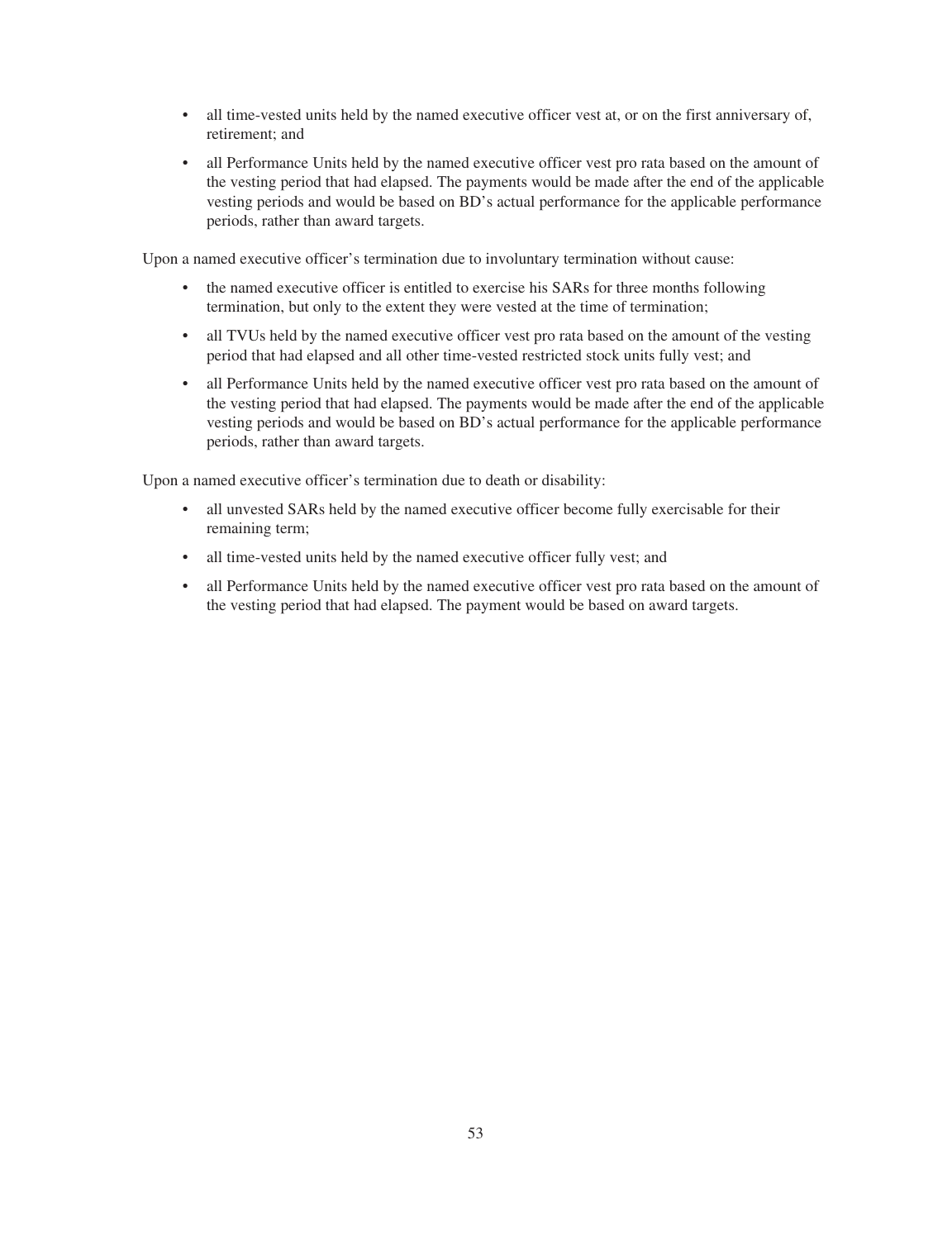- all time-vested units held by the named executive officer vest at, or on the first anniversary of, retirement; and
- all Performance Units held by the named executive officer vest pro rata based on the amount of the vesting period that had elapsed. The payments would be made after the end of the applicable vesting periods and would be based on BD's actual performance for the applicable performance periods, rather than award targets.

Upon a named executive officer's termination due to involuntary termination without cause:

- the named executive officer is entitled to exercise his SARs for three months following termination, but only to the extent they were vested at the time of termination;
- all TVUs held by the named executive officer vest pro rata based on the amount of the vesting period that had elapsed and all other time-vested restricted stock units fully vest; and
- all Performance Units held by the named executive officer vest pro rata based on the amount of the vesting period that had elapsed. The payments would be made after the end of the applicable vesting periods and would be based on BD's actual performance for the applicable performance periods, rather than award targets.

Upon a named executive officer's termination due to death or disability:

- all unvested SARs held by the named executive officer become fully exercisable for their remaining term;
- all time-vested units held by the named executive officer fully vest; and
- all Performance Units held by the named executive officer vest pro rata based on the amount of the vesting period that had elapsed. The payment would be based on award targets.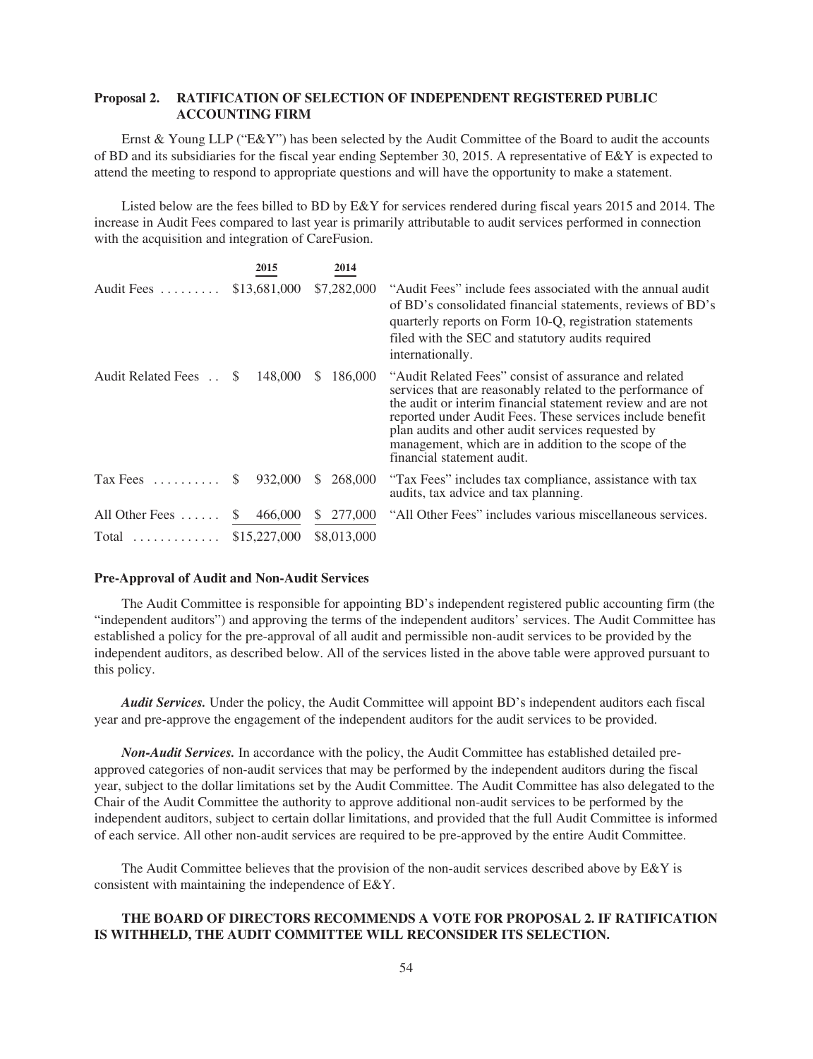### Proposal 2. RATIFICATION OF SELECTION OF INDEPENDENT REGISTERED PUBLIC ACCOUNTING FIRM

Ernst & Young LLP ("E&Y") has been selected by the Audit Committee of the Board to audit the accounts of BD and its subsidiaries for the fiscal year ending September 30, 2015. A representative of E&Y is expected to attend the meeting to respond to appropriate questions and will have the opportunity to make a statement.

Listed below are the fees billed to BD by E&Y for services rendered during fiscal years 2015 and 2014. The increase in Audit Fees compared to last year is primarily attributable to audit services performed in connection with the acquisition and integration of CareFusion.

| | 2015 | 2014 | |
|---|---|---|---|
| Audit Fees | $13,681,000 | $7,282,000 | "Audit Fees" include fees associated with the annual audit of BD's consolidated financial statements, reviews of BD's quarterly reports on Form 10-Q, registration statements filed with the SEC and statutory audits required internationally. |
| Audit Related Fees | $ 148,000 | $ 186,000 | "Audit Related Fees" consist of assurance and related services that are reasonably related to the performance of the audit or interim financial statement review and are not reported under Audit Fees. These services include benefit plan audits and other audit services requested by management, which are in addition to the scope of the financial statement audit. |
| Tax Fees | $ 932,000 | $ 268,000 | "Tax Fees" includes tax compliance, assistance with tax audits, tax advice and tax planning. |
| All Other Fees | $ 466,000 | $ 277,000 | "All Other Fees" includes various miscellaneous services. |
| Total | $15,227,000 | $8,013,000 | |

#### Pre-Approval of Audit and Non-Audit Services

The Audit Committee is responsible for appointing BD's independent registered public accounting firm (the "independent auditors") and approving the terms of the independent auditors' services. The Audit Committee has established a policy for the pre-approval of all audit and permissible non-audit services to be provided by the independent auditors, as described below. All of the services listed in the above table were approved pursuant to this policy.

***Audit Services.*** Under the policy, the Audit Committee will appoint BD's independent auditors each fiscal year and pre-approve the engagement of the independent auditors for the audit services to be provided.

***Non-Audit Services.*** In accordance with the policy, the Audit Committee has established detailed pre-approved categories of non-audit services that may be performed by the independent auditors during the fiscal year, subject to the dollar limitations set by the Audit Committee. The Audit Committee has also delegated to the Chair of the Audit Committee the authority to approve additional non-audit services to be performed by the independent auditors, subject to certain dollar limitations, and provided that the full Audit Committee is informed of each service. All other non-audit services are required to be pre-approved by the entire Audit Committee.

The Audit Committee believes that the provision of the non-audit services described above by E&Y is consistent with maintaining the independence of E&Y.

**THE BOARD OF DIRECTORS RECOMMENDS A VOTE FOR PROPOSAL 2. IF RATIFICATION IS WITHHELD, THE AUDIT COMMITTEE WILL RECONSIDER ITS SELECTION.**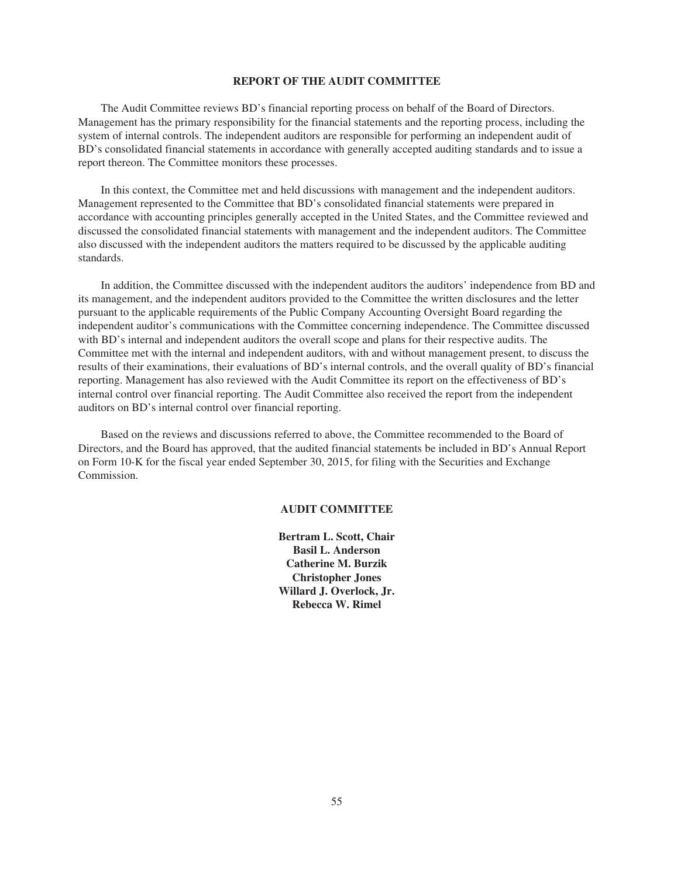## REPORT OF THE AUDIT COMMITTEE

The Audit Committee reviews BD's financial reporting process on behalf of the Board of Directors. Management has the primary responsibility for the financial statements and the reporting process, including the system of internal controls. The independent auditors are responsible for performing an independent audit of BD's consolidated financial statements in accordance with generally accepted auditing standards and to issue a report thereon. The Committee monitors these processes.

In this context, the Committee met and held discussions with management and the independent auditors. Management represented to the Committee that BD's consolidated financial statements were prepared in accordance with accounting principles generally accepted in the United States, and the Committee reviewed and discussed the consolidated financial statements with management and the independent auditors. The Committee also discussed with the independent auditors the matters required to be discussed by the applicable auditing standards.

In addition, the Committee discussed with the independent auditors the auditors' independence from BD and its management, and the independent auditors provided to the Committee the written disclosures and the letter pursuant to the applicable requirements of the Public Company Accounting Oversight Board regarding the independent auditor's communications with the Committee concerning independence. The Committee discussed with BD's internal and independent auditors the overall scope and plans for their respective audits. The Committee met with the internal and independent auditors, with and without management present, to discuss the results of their examinations, their evaluations of BD's internal controls, and the overall quality of BD's financial reporting. Management has also reviewed with the Audit Committee its report on the effectiveness of BD's internal control over financial reporting. The Audit Committee also received the report from the independent auditors on BD's internal control over financial reporting.

Based on the reviews and discussions referred to above, the Committee recommended to the Board of Directors, and the Board has approved, that the audited financial statements be included in BD's Annual Report on Form 10-K for the fiscal year ended September 30, 2015, for filing with the Securities and Exchange Commission.

**AUDIT COMMITTEE**

**Bertram L. Scott, Chair**
**Basil L. Anderson**
**Catherine M. Burzik**
**Christopher Jones**
**Willard J. Overlock, Jr.**
**Rebecca W. Rimel**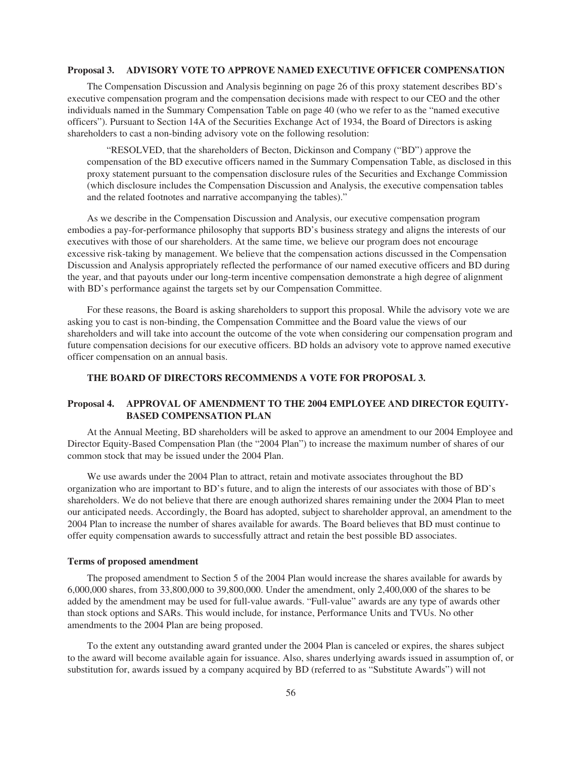## Proposal 3. ADVISORY VOTE TO APPROVE NAMED EXECUTIVE OFFICER COMPENSATION

The Compensation Discussion and Analysis beginning on page 26 of this proxy statement describes BD's executive compensation program and the compensation decisions made with respect to our CEO and the other individuals named in the Summary Compensation Table on page 40 (who we refer to as the "named executive officers"). Pursuant to Section 14A of the Securities Exchange Act of 1934, the Board of Directors is asking shareholders to cast a non-binding advisory vote on the following resolution:

> "RESOLVED, that the shareholders of Becton, Dickinson and Company ("BD") approve the compensation of the BD executive officers named in the Summary Compensation Table, as disclosed in this proxy statement pursuant to the compensation disclosure rules of the Securities and Exchange Commission (which disclosure includes the Compensation Discussion and Analysis, the executive compensation tables and the related footnotes and narrative accompanying the tables)."

As we describe in the Compensation Discussion and Analysis, our executive compensation program embodies a pay-for-performance philosophy that supports BD's business strategy and aligns the interests of our executives with those of our shareholders. At the same time, we believe our program does not encourage excessive risk-taking by management. We believe that the compensation actions discussed in the Compensation Discussion and Analysis appropriately reflected the performance of our named executive officers and BD during the year, and that payouts under our long-term incentive compensation demonstrate a high degree of alignment with BD's performance against the targets set by our Compensation Committee.

For these reasons, the Board is asking shareholders to support this proposal. While the advisory vote we are asking you to cast is non-binding, the Compensation Committee and the Board value the views of our shareholders and will take into account the outcome of the vote when considering our compensation program and future compensation decisions for our executive officers. BD holds an advisory vote to approve named executive officer compensation on an annual basis.

**THE BOARD OF DIRECTORS RECOMMENDS A VOTE FOR PROPOSAL 3.**

## Proposal 4. APPROVAL OF AMENDMENT TO THE 2004 EMPLOYEE AND DIRECTOR EQUITY-BASED COMPENSATION PLAN

At the Annual Meeting, BD shareholders will be asked to approve an amendment to our 2004 Employee and Director Equity-Based Compensation Plan (the "2004 Plan") to increase the maximum number of shares of our common stock that may be issued under the 2004 Plan.

We use awards under the 2004 Plan to attract, retain and motivate associates throughout the BD organization who are important to BD's future, and to align the interests of our associates with those of BD's shareholders. We do not believe that there are enough authorized shares remaining under the 2004 Plan to meet our anticipated needs. Accordingly, the Board has adopted, subject to shareholder approval, an amendment to the 2004 Plan to increase the number of shares available for awards. The Board believes that BD must continue to offer equity compensation awards to successfully attract and retain the best possible BD associates.

### Terms of proposed amendment

The proposed amendment to Section 5 of the 2004 Plan would increase the shares available for awards by 6,000,000 shares, from 33,800,000 to 39,800,000. Under the amendment, only 2,400,000 of the shares to be added by the amendment may be used for full-value awards. "Full-value" awards are any type of awards other than stock options and SARs. This would include, for instance, Performance Units and TVUs. No other amendments to the 2004 Plan are being proposed.

To the extent any outstanding award granted under the 2004 Plan is canceled or expires, the shares subject to the award will become available again for issuance. Also, shares underlying awards issued in assumption of, or substitution for, awards issued by a company acquired by BD (referred to as "Substitute Awards") will not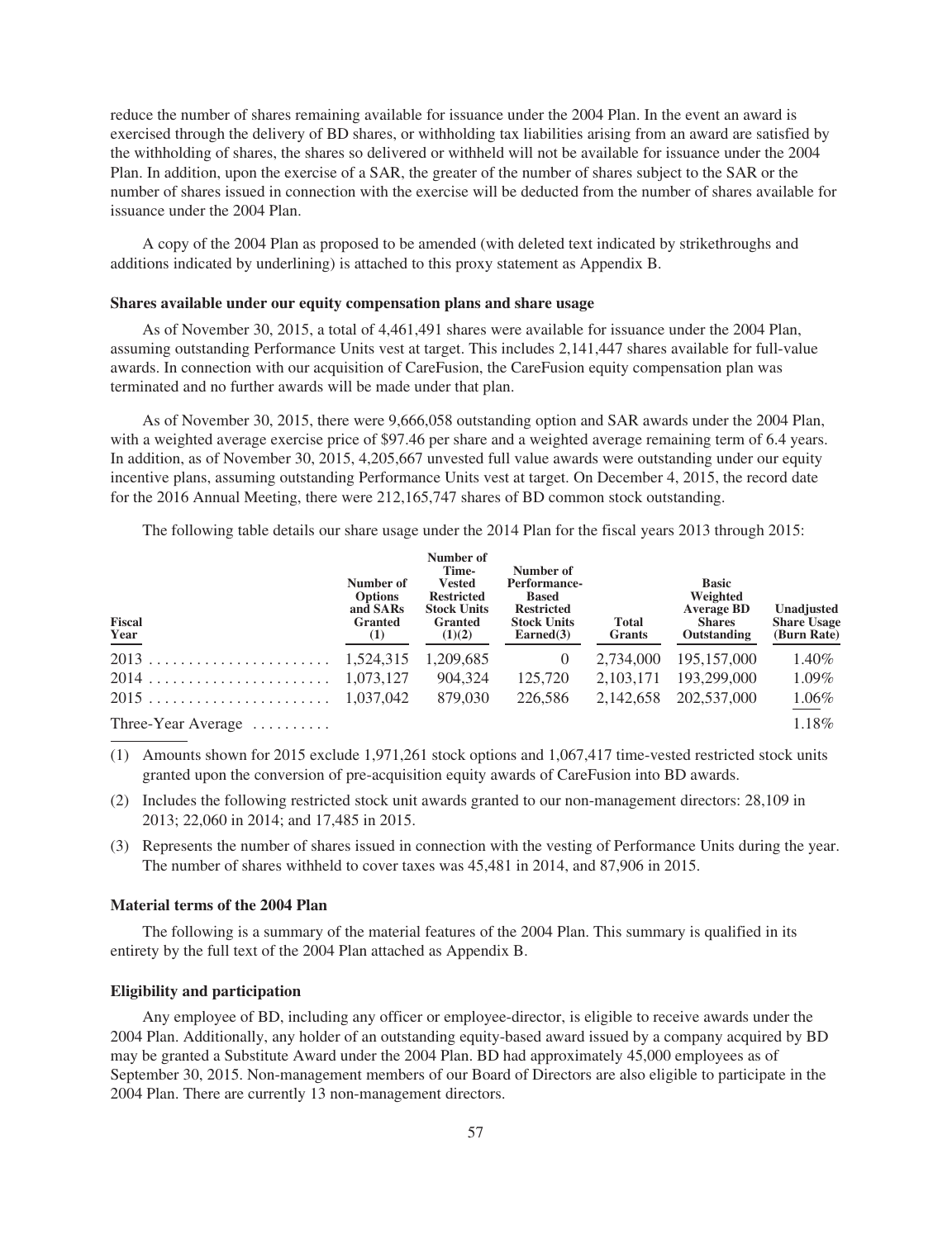reduce the number of shares remaining available for issuance under the 2004 Plan. In the event an award is exercised through the delivery of BD shares, or withholding tax liabilities arising from an award are satisfied by the withholding of shares, the shares so delivered or withheld will not be available for issuance under the 2004 Plan. In addition, upon the exercise of a SAR, the greater of the number of shares subject to the SAR or the number of shares issued in connection with the exercise will be deducted from the number of shares available for issuance under the 2004 Plan.

A copy of the 2004 Plan as proposed to be amended (with deleted text indicated by strikethroughs and additions indicated by underlining) is attached to this proxy statement as Appendix B.

**Shares available under our equity compensation plans and share usage**

As of November 30, 2015, a total of 4,461,491 shares were available for issuance under the 2004 Plan, assuming outstanding Performance Units vest at target. This includes 2,141,447 shares available for full-value awards. In connection with our acquisition of CareFusion, the CareFusion equity compensation plan was terminated and no further awards will be made under that plan.

As of November 30, 2015, there were 9,666,058 outstanding option and SAR awards under the 2004 Plan, with a weighted average exercise price of $97.46 per share and a weighted average remaining term of 6.4 years. In addition, as of November 30, 2015, 4,205,667 unvested full value awards were outstanding under our equity incentive plans, assuming outstanding Performance Units vest at target. On December 4, 2015, the record date for the 2016 Annual Meeting, there were 212,165,747 shares of BD common stock outstanding.

The following table details our share usage under the 2014 Plan for the fiscal years 2013 through 2015:

| Fiscal Year | Number of Options and SARs Granted (1) | Number of Time-Vested Restricted Stock Units Granted (1)(2) | Number of Performance-Based Restricted Stock Units Earned(3) | Total Grants | Basic Weighted Average BD Shares Outstanding | Unadjusted Share Usage (Burn Rate) |
|---|---|---|---|---|---|---|
| 2013 | 1,524,315 | 1,209,685 | 0 | 2,734,000 | 195,157,000 | 1.40% |
| 2014 | 1,073,127 | 904,324 | 125,720 | 2,103,171 | 193,299,000 | 1.09% |
| 2015 | 1,037,042 | 879,030 | 226,586 | 2,142,658 | 202,537,000 | 1.06% |
| Three-Year Average | | | | | | 1.18% |

(1) Amounts shown for 2015 exclude 1,971,261 stock options and 1,067,417 time-vested restricted stock units granted upon the conversion of pre-acquisition equity awards of CareFusion into BD awards.

(2) Includes the following restricted stock unit awards granted to our non-management directors: 28,109 in 2013; 22,060 in 2014; and 17,485 in 2015.

(3) Represents the number of shares issued in connection with the vesting of Performance Units during the year. The number of shares withheld to cover taxes was 45,481 in 2014, and 87,906 in 2015.

**Material terms of the 2004 Plan**

The following is a summary of the material features of the 2004 Plan. This summary is qualified in its entirety by the full text of the 2004 Plan attached as Appendix B.

**Eligibility and participation**

Any employee of BD, including any officer or employee-director, is eligible to receive awards under the 2004 Plan. Additionally, any holder of an outstanding equity-based award issued by a company acquired by BD may be granted a Substitute Award under the 2004 Plan. BD had approximately 45,000 employees as of September 30, 2015. Non-management members of our Board of Directors are also eligible to participate in the 2004 Plan. There are currently 13 non-management directors.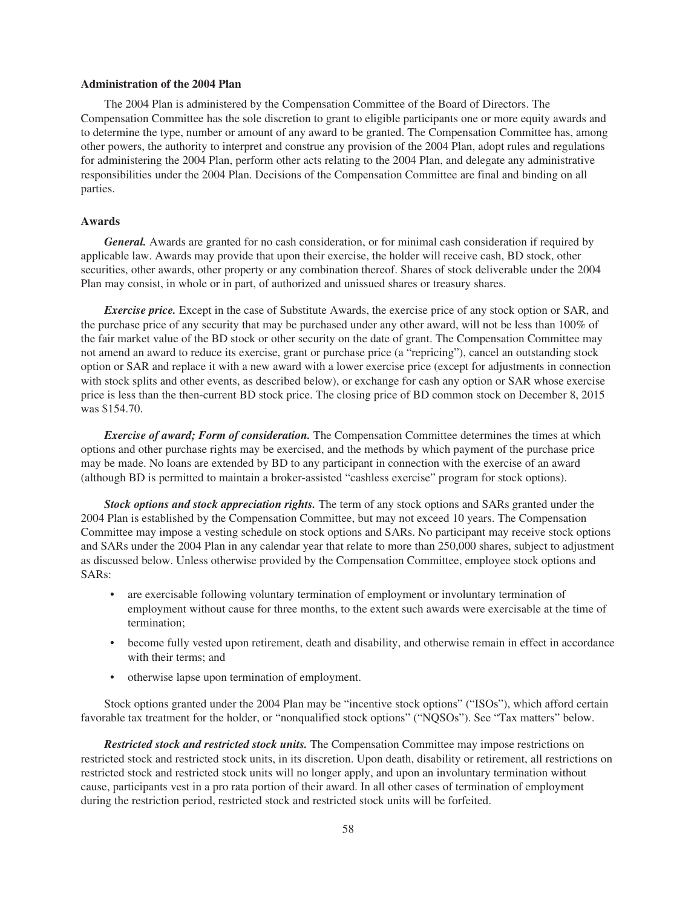### Administration of the 2004 Plan

The 2004 Plan is administered by the Compensation Committee of the Board of Directors. The Compensation Committee has the sole discretion to grant to eligible participants one or more equity awards and to determine the type, number or amount of any award to be granted. The Compensation Committee has, among other powers, the authority to interpret and construe any provision of the 2004 Plan, adopt rules and regulations for administering the 2004 Plan, perform other acts relating to the 2004 Plan, and delegate any administrative responsibilities under the 2004 Plan. Decisions of the Compensation Committee are final and binding on all parties.

### Awards

***General.*** Awards are granted for no cash consideration, or for minimal cash consideration if required by applicable law. Awards may provide that upon their exercise, the holder will receive cash, BD stock, other securities, other awards, other property or any combination thereof. Shares of stock deliverable under the 2004 Plan may consist, in whole or in part, of authorized and unissued shares or treasury shares.

***Exercise price.*** Except in the case of Substitute Awards, the exercise price of any stock option or SAR, and the purchase price of any security that may be purchased under any other award, will not be less than 100% of the fair market value of the BD stock or other security on the date of grant. The Compensation Committee may not amend an award to reduce its exercise, grant or purchase price (a "repricing"), cancel an outstanding stock option or SAR and replace it with a new award with a lower exercise price (except for adjustments in connection with stock splits and other events, as described below), or exchange for cash any option or SAR whose exercise price is less than the then-current BD stock price. The closing price of BD common stock on December 8, 2015 was $154.70.

***Exercise of award; Form of consideration.*** The Compensation Committee determines the times at which options and other purchase rights may be exercised, and the methods by which payment of the purchase price may be made. No loans are extended by BD to any participant in connection with the exercise of an award (although BD is permitted to maintain a broker-assisted "cashless exercise" program for stock options).

***Stock options and stock appreciation rights.*** The term of any stock options and SARs granted under the 2004 Plan is established by the Compensation Committee, but may not exceed 10 years. The Compensation Committee may impose a vesting schedule on stock options and SARs. No participant may receive stock options and SARs under the 2004 Plan in any calendar year that relate to more than 250,000 shares, subject to adjustment as discussed below. Unless otherwise provided by the Compensation Committee, employee stock options and SARs:

- are exercisable following voluntary termination of employment or involuntary termination of employment without cause for three months, to the extent such awards were exercisable at the time of termination;
- become fully vested upon retirement, death and disability, and otherwise remain in effect in accordance with their terms; and
- otherwise lapse upon termination of employment.

Stock options granted under the 2004 Plan may be "incentive stock options" ("ISOs"), which afford certain favorable tax treatment for the holder, or "nonqualified stock options" ("NQSOs"). See "Tax matters" below.

***Restricted stock and restricted stock units.*** The Compensation Committee may impose restrictions on restricted stock and restricted stock units, in its discretion. Upon death, disability or retirement, all restrictions on restricted stock and restricted stock units will no longer apply, and upon an involuntary termination without cause, participants vest in a pro rata portion of their award. In all other cases of termination of employment during the restriction period, restricted stock and restricted stock units will be forfeited.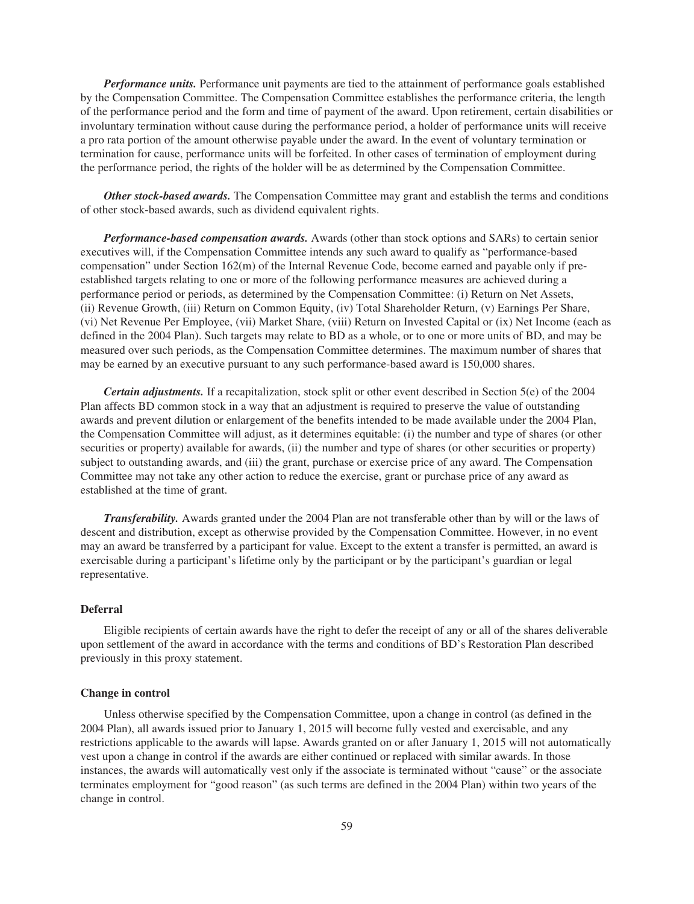***Performance units.*** Performance unit payments are tied to the attainment of performance goals established by the Compensation Committee. The Compensation Committee establishes the performance criteria, the length of the performance period and the form and time of payment of the award. Upon retirement, certain disabilities or involuntary termination without cause during the performance period, a holder of performance units will receive a pro rata portion of the amount otherwise payable under the award. In the event of voluntary termination or termination for cause, performance units will be forfeited. In other cases of termination of employment during the performance period, the rights of the holder will be as determined by the Compensation Committee.

***Other stock-based awards.*** The Compensation Committee may grant and establish the terms and conditions of other stock-based awards, such as dividend equivalent rights.

***Performance-based compensation awards.*** Awards (other than stock options and SARs) to certain senior executives will, if the Compensation Committee intends any such award to qualify as "performance-based compensation" under Section 162(m) of the Internal Revenue Code, become earned and payable only if pre-established targets relating to one or more of the following performance measures are achieved during a performance period or periods, as determined by the Compensation Committee: (i) Return on Net Assets, (ii) Revenue Growth, (iii) Return on Common Equity, (iv) Total Shareholder Return, (v) Earnings Per Share, (vi) Net Revenue Per Employee, (vii) Market Share, (viii) Return on Invested Capital or (ix) Net Income (each as defined in the 2004 Plan). Such targets may relate to BD as a whole, or to one or more units of BD, and may be measured over such periods, as the Compensation Committee determines. The maximum number of shares that may be earned by an executive pursuant to any such performance-based award is 150,000 shares.

***Certain adjustments.*** If a recapitalization, stock split or other event described in Section 5(e) of the 2004 Plan affects BD common stock in a way that an adjustment is required to preserve the value of outstanding awards and prevent dilution or enlargement of the benefits intended to be made available under the 2004 Plan, the Compensation Committee will adjust, as it determines equitable: (i) the number and type of shares (or other securities or property) available for awards, (ii) the number and type of shares (or other securities or property) subject to outstanding awards, and (iii) the grant, purchase or exercise price of any award. The Compensation Committee may not take any other action to reduce the exercise, grant or purchase price of any award as established at the time of grant.

***Transferability.*** Awards granted under the 2004 Plan are not transferable other than by will or the laws of descent and distribution, except as otherwise provided by the Compensation Committee. However, in no event may an award be transferred by a participant for value. Except to the extent a transfer is permitted, an award is exercisable during a participant's lifetime only by the participant or by the participant's guardian or legal representative.

**Deferral**

Eligible recipients of certain awards have the right to defer the receipt of any or all of the shares deliverable upon settlement of the award in accordance with the terms and conditions of BD's Restoration Plan described previously in this proxy statement.

**Change in control**

Unless otherwise specified by the Compensation Committee, upon a change in control (as defined in the 2004 Plan), all awards issued prior to January 1, 2015 will become fully vested and exercisable, and any restrictions applicable to the awards will lapse. Awards granted on or after January 1, 2015 will not automatically vest upon a change in control if the awards are either continued or replaced with similar awards. In those instances, the awards will automatically vest only if the associate is terminated without "cause" or the associate terminates employment for "good reason" (as such terms are defined in the 2004 Plan) within two years of the change in control.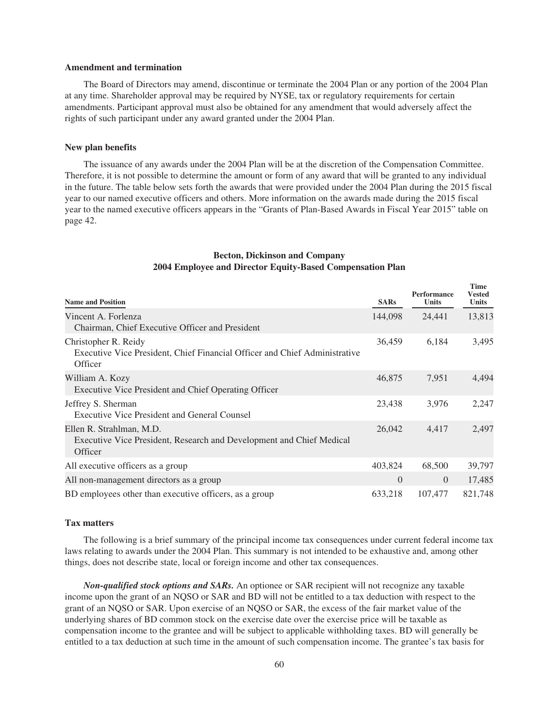### Amendment and termination

The Board of Directors may amend, discontinue or terminate the 2004 Plan or any portion of the 2004 Plan at any time. Shareholder approval may be required by NYSE, tax or regulatory requirements for certain amendments. Participant approval must also be obtained for any amendment that would adversely affect the rights of such participant under any award granted under the 2004 Plan.

### New plan benefits

The issuance of any awards under the 2004 Plan will be at the discretion of the Compensation Committee. Therefore, it is not possible to determine the amount or form of any award that will be granted to any individual in the future. The table below sets forth the awards that were provided under the 2004 Plan during the 2015 fiscal year to our named executive officers and others. More information on the awards made during the 2015 fiscal year to the named executive officers appears in the "Grants of Plan-Based Awards in Fiscal Year 2015" table on page 42.

**Becton, Dickinson and Company**
**2004 Employee and Director Equity-Based Compensation Plan**

| Name and Position | SARs | Performance Units | Time Vested Units |
|---|---|---|---|
| Vincent A. Forlenza<br>Chairman, Chief Executive Officer and President | 144,098 | 24,441 | 13,813 |
| Christopher R. Reidy<br>Executive Vice President, Chief Financial Officer and Chief Administrative Officer | 36,459 | 6,184 | 3,495 |
| William A. Kozy<br>Executive Vice President and Chief Operating Officer | 46,875 | 7,951 | 4,494 |
| Jeffrey S. Sherman<br>Executive Vice President and General Counsel | 23,438 | 3,976 | 2,247 |
| Ellen R. Strahlman, M.D.<br>Executive Vice President, Research and Development and Chief Medical Officer | 26,042 | 4,417 | 2,497 |
| All executive officers as a group | 403,824 | 68,500 | 39,797 |
| All non-management directors as a group | 0 | 0 | 17,485 |
| BD employees other than executive officers, as a group | 633,218 | 107,477 | 821,748 |

### Tax matters

The following is a brief summary of the principal income tax consequences under current federal income tax laws relating to awards under the 2004 Plan. This summary is not intended to be exhaustive and, among other things, does not describe state, local or foreign income and other tax consequences.

***Non-qualified stock options and SARs.*** An optionee or SAR recipient will not recognize any taxable income upon the grant of an NQSO or SAR and BD will not be entitled to a tax deduction with respect to the grant of an NQSO or SAR. Upon exercise of an NQSO or SAR, the excess of the fair market value of the underlying shares of BD common stock on the exercise date over the exercise price will be taxable as compensation income to the grantee and will be subject to applicable withholding taxes. BD will generally be entitled to a tax deduction at such time in the amount of such compensation income. The grantee's tax basis for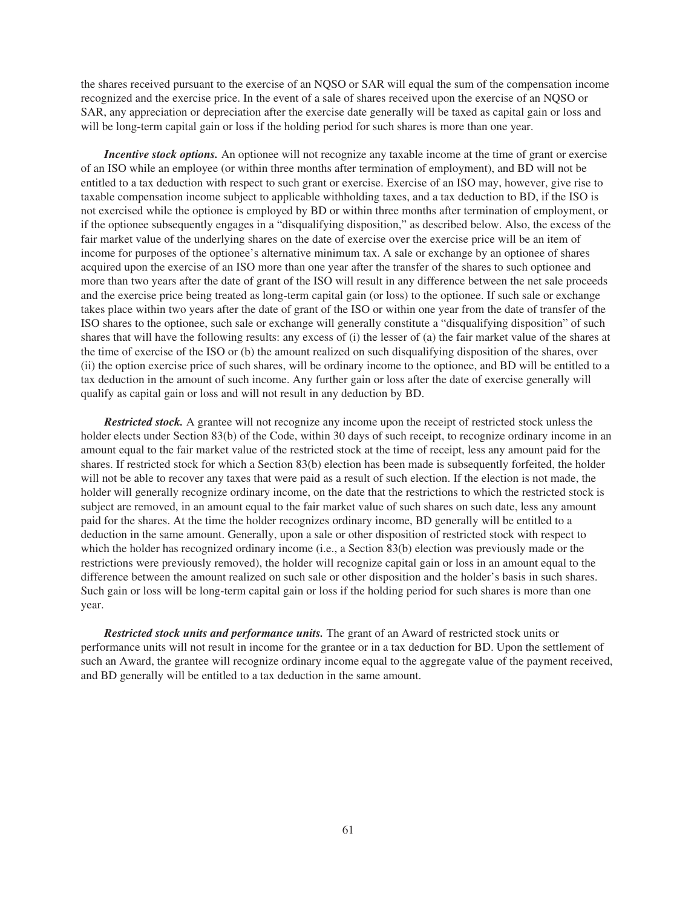the shares received pursuant to the exercise of an NQSO or SAR will equal the sum of the compensation income recognized and the exercise price. In the event of a sale of shares received upon the exercise of an NQSO or SAR, any appreciation or depreciation after the exercise date generally will be taxed as capital gain or loss and will be long-term capital gain or loss if the holding period for such shares is more than one year.

***Incentive stock options.*** An optionee will not recognize any taxable income at the time of grant or exercise of an ISO while an employee (or within three months after termination of employment), and BD will not be entitled to a tax deduction with respect to such grant or exercise. Exercise of an ISO may, however, give rise to taxable compensation income subject to applicable withholding taxes, and a tax deduction to BD, if the ISO is not exercised while the optionee is employed by BD or within three months after termination of employment, or if the optionee subsequently engages in a "disqualifying disposition," as described below. Also, the excess of the fair market value of the underlying shares on the date of exercise over the exercise price will be an item of income for purposes of the optionee's alternative minimum tax. A sale or exchange by an optionee of shares acquired upon the exercise of an ISO more than one year after the transfer of the shares to such optionee and more than two years after the date of grant of the ISO will result in any difference between the net sale proceeds and the exercise price being treated as long-term capital gain (or loss) to the optionee. If such sale or exchange takes place within two years after the date of grant of the ISO or within one year from the date of transfer of the ISO shares to the optionee, such sale or exchange will generally constitute a "disqualifying disposition" of such shares that will have the following results: any excess of (i) the lesser of (a) the fair market value of the shares at the time of exercise of the ISO or (b) the amount realized on such disqualifying disposition of the shares, over (ii) the option exercise price of such shares, will be ordinary income to the optionee, and BD will be entitled to a tax deduction in the amount of such income. Any further gain or loss after the date of exercise generally will qualify as capital gain or loss and will not result in any deduction by BD.

***Restricted stock.*** A grantee will not recognize any income upon the receipt of restricted stock unless the holder elects under Section 83(b) of the Code, within 30 days of such receipt, to recognize ordinary income in an amount equal to the fair market value of the restricted stock at the time of receipt, less any amount paid for the shares. If restricted stock for which a Section 83(b) election has been made is subsequently forfeited, the holder will not be able to recover any taxes that were paid as a result of such election. If the election is not made, the holder will generally recognize ordinary income, on the date that the restrictions to which the restricted stock is subject are removed, in an amount equal to the fair market value of such shares on such date, less any amount paid for the shares. At the time the holder recognizes ordinary income, BD generally will be entitled to a deduction in the same amount. Generally, upon a sale or other disposition of restricted stock with respect to which the holder has recognized ordinary income (i.e., a Section 83(b) election was previously made or the restrictions were previously removed), the holder will recognize capital gain or loss in an amount equal to the difference between the amount realized on such sale or other disposition and the holder's basis in such shares. Such gain or loss will be long-term capital gain or loss if the holding period for such shares is more than one year.

***Restricted stock units and performance units.*** The grant of an Award of restricted stock units or performance units will not result in income for the grantee or in a tax deduction for BD. Upon the settlement of such an Award, the grantee will recognize ordinary income equal to the aggregate value of the payment received, and BD generally will be entitled to a tax deduction in the same amount.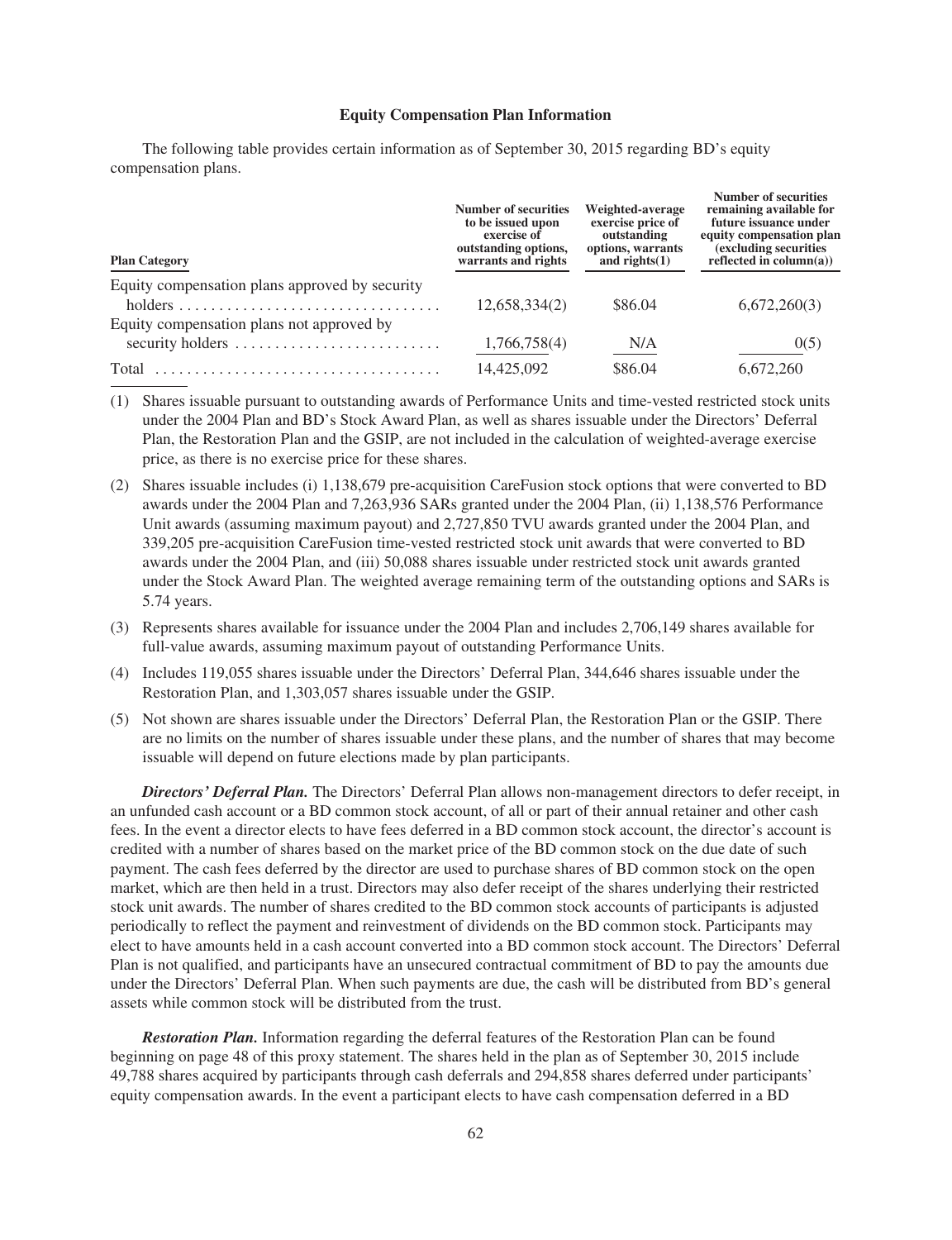## Equity Compensation Plan Information

The following table provides certain information as of September 30, 2015 regarding BD's equity compensation plans.

| Plan Category | Number of securities to be issued upon exercise of outstanding options, warrants and rights | Weighted-average exercise price of outstanding options, warrants and rights(1) | Number of securities remaining available for future issuance under equity compensation plan (excluding securities reflected in column(a)) |
|---|---|---|---|
| Equity compensation plans approved by security holders | 12,658,334(2) | $86.04 | 6,672,260(3) |
| Equity compensation plans not approved by security holders | 1,766,758(4) | N/A | 0(5) |
| Total | 14,425,092 | $86.04 | 6,672,260 |

(1) Shares issuable pursuant to outstanding awards of Performance Units and time-vested restricted stock units under the 2004 Plan and BD's Stock Award Plan, as well as shares issuable under the Directors' Deferral Plan, the Restoration Plan and the GSIP, are not included in the calculation of weighted-average exercise price, as there is no exercise price for these shares.

(2) Shares issuable includes (i) 1,138,679 pre-acquisition CareFusion stock options that were converted to BD awards under the 2004 Plan and 7,263,936 SARs granted under the 2004 Plan, (ii) 1,138,576 Performance Unit awards (assuming maximum payout) and 2,727,850 TVU awards granted under the 2004 Plan, and 339,205 pre-acquisition CareFusion time-vested restricted stock unit awards that were converted to BD awards under the 2004 Plan, and (iii) 50,088 shares issuable under restricted stock unit awards granted under the Stock Award Plan. The weighted average remaining term of the outstanding options and SARs is 5.74 years.

(3) Represents shares available for issuance under the 2004 Plan and includes 2,706,149 shares available for full-value awards, assuming maximum payout of outstanding Performance Units.

(4) Includes 119,055 shares issuable under the Directors' Deferral Plan, 344,646 shares issuable under the Restoration Plan, and 1,303,057 shares issuable under the GSIP.

(5) Not shown are shares issuable under the Directors' Deferral Plan, the Restoration Plan or the GSIP. There are no limits on the number of shares issuable under these plans, and the number of shares that may become issuable will depend on future elections made by plan participants.

***Directors' Deferral Plan.*** The Directors' Deferral Plan allows non-management directors to defer receipt, in an unfunded cash account or a BD common stock account, of all or part of their annual retainer and other cash fees. In the event a director elects to have fees deferred in a BD common stock account, the director's account is credited with a number of shares based on the market price of the BD common stock on the due date of such payment. The cash fees deferred by the director are used to purchase shares of BD common stock on the open market, which are then held in a trust. Directors may also defer receipt of the shares underlying their restricted stock unit awards. The number of shares credited to the BD common stock accounts of participants is adjusted periodically to reflect the payment and reinvestment of dividends on the BD common stock. Participants may elect to have amounts held in a cash account converted into a BD common stock account. The Directors' Deferral Plan is not qualified, and participants have an unsecured contractual commitment of BD to pay the amounts due under the Directors' Deferral Plan. When such payments are due, the cash will be distributed from BD's general assets while common stock will be distributed from the trust.

***Restoration Plan.*** Information regarding the deferral features of the Restoration Plan can be found beginning on page 48 of this proxy statement. The shares held in the plan as of September 30, 2015 include 49,788 shares acquired by participants through cash deferrals and 294,858 shares deferred under participants' equity compensation awards. In the event a participant elects to have cash compensation deferred in a BD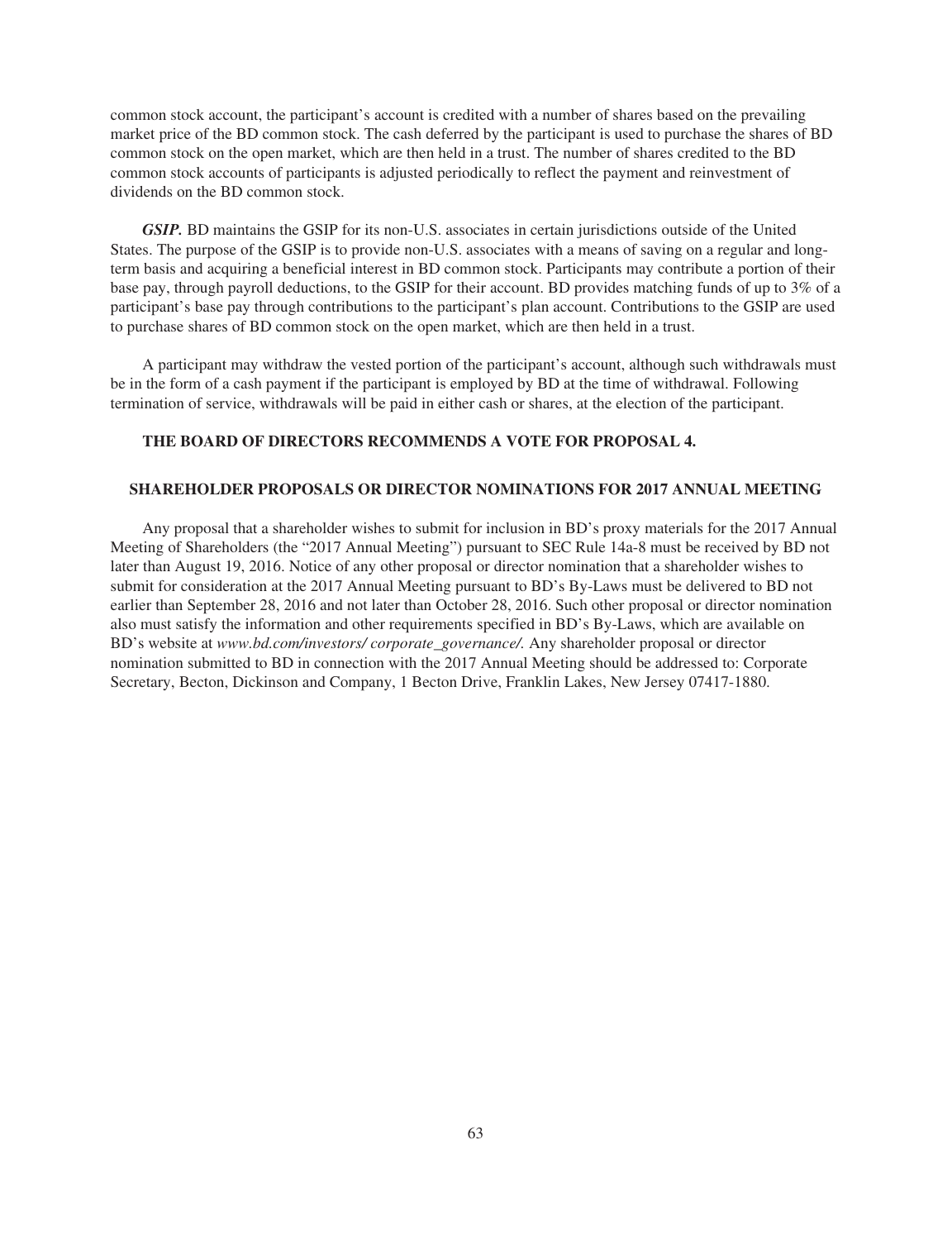common stock account, the participant's account is credited with a number of shares based on the prevailing market price of the BD common stock. The cash deferred by the participant is used to purchase the shares of BD common stock on the open market, which are then held in a trust. The number of shares credited to the BD common stock accounts of participants is adjusted periodically to reflect the payment and reinvestment of dividends on the BD common stock.

***GSIP.*** BD maintains the GSIP for its non-U.S. associates in certain jurisdictions outside of the United States. The purpose of the GSIP is to provide non-U.S. associates with a means of saving on a regular and long-term basis and acquiring a beneficial interest in BD common stock. Participants may contribute a portion of their base pay, through payroll deductions, to the GSIP for their account. BD provides matching funds of up to 3% of a participant's base pay through contributions to the participant's plan account. Contributions to the GSIP are used to purchase shares of BD common stock on the open market, which are then held in a trust.

A participant may withdraw the vested portion of the participant's account, although such withdrawals must be in the form of a cash payment if the participant is employed by BD at the time of withdrawal. Following termination of service, withdrawals will be paid in either cash or shares, at the election of the participant.

**THE BOARD OF DIRECTORS RECOMMENDS A VOTE FOR PROPOSAL 4.**

## SHAREHOLDER PROPOSALS OR DIRECTOR NOMINATIONS FOR 2017 ANNUAL MEETING

Any proposal that a shareholder wishes to submit for inclusion in BD's proxy materials for the 2017 Annual Meeting of Shareholders (the "2017 Annual Meeting") pursuant to SEC Rule 14a-8 must be received by BD not later than August 19, 2016. Notice of any other proposal or director nomination that a shareholder wishes to submit for consideration at the 2017 Annual Meeting pursuant to BD's By-Laws must be delivered to BD not earlier than September 28, 2016 and not later than October 28, 2016. Such other proposal or director nomination also must satisfy the information and other requirements specified in BD's By-Laws, which are available on BD's website at *www.bd.com/investors/ corporate_governance/.* Any shareholder proposal or director nomination submitted to BD in connection with the 2017 Annual Meeting should be addressed to: Corporate Secretary, Becton, Dickinson and Company, 1 Becton Drive, Franklin Lakes, New Jersey 07417-1880.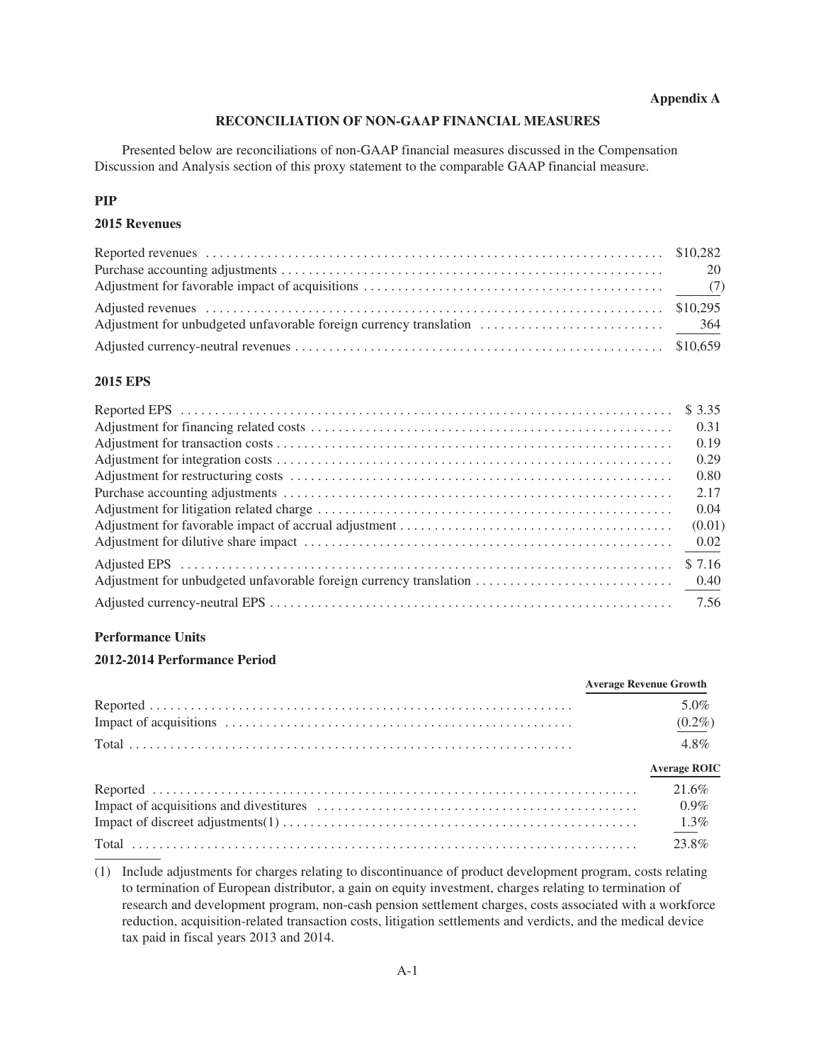**Appendix A**

## RECONCILIATION OF NON-GAAP FINANCIAL MEASURES

Presented below are reconciliations of non-GAAP financial measures discussed in the Compensation Discussion and Analysis section of this proxy statement to the comparable GAAP financial measure.

### PIP

#### 2015 Revenues

| | |
|---|---|
| Reported revenues | $10,282 |
| Purchase accounting adjustments | 20 |
| Adjustment for favorable impact of acquisitions | (7) |
| Adjusted revenues | $10,295 |
| Adjustment for unbudgeted unfavorable foreign currency translation | 364 |
| Adjusted currency-neutral revenues | $10,659 |

#### 2015 EPS

| | |
|---|---|
| Reported EPS | $ 3.35 |
| Adjustment for financing related costs | 0.31 |
| Adjustment for transaction costs | 0.19 |
| Adjustment for integration costs | 0.29 |
| Adjustment for restructuring costs | 0.80 |
| Purchase accounting adjustments | 2.17 |
| Adjustment for litigation related charge | 0.04 |
| Adjustment for favorable impact of accrual adjustment | (0.01) |
| Adjustment for dilutive share impact | 0.02 |
| Adjusted EPS | $ 7.16 |
| Adjustment for unbudgeted unfavorable foreign currency translation | 0.40 |
| Adjusted currency-neutral EPS | 7.56 |

### Performance Units

#### 2012-2014 Performance Period

| | Average Revenue Growth |
|---|---|
| Reported | 5.0% |
| Impact of acquisitions | (0.2%) |
| Total | 4.8% |

| | Average ROIC |
|---|---|
| Reported | 21.6% |
| Impact of acquisitions and divestitures | 0.9% |
| Impact of discreet adjustments(1) | 1.3% |
| Total | 23.8% |

(1) Include adjustments for charges relating to discontinuance of product development program, costs relating to termination of European distributor, a gain on equity investment, charges relating to termination of research and development program, non-cash pension settlement charges, costs associated with a workforce reduction, acquisition-related transaction costs, litigation settlements and verdicts, and the medical device tax paid in fiscal years 2013 and 2014.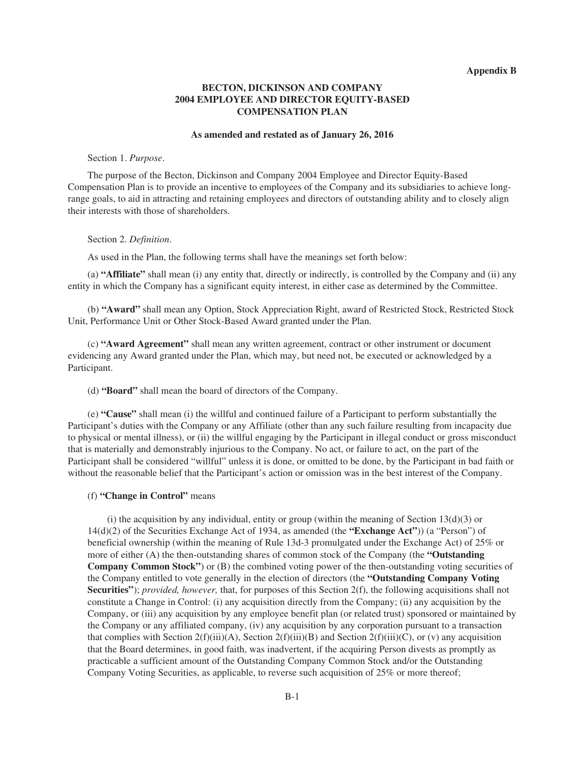**Appendix B**

# BECTON, DICKINSON AND COMPANY 2004 EMPLOYEE AND DIRECTOR EQUITY-BASED COMPENSATION PLAN

### As amended and restated as of January 26, 2016

Section 1. *Purpose*.

The purpose of the Becton, Dickinson and Company 2004 Employee and Director Equity-Based Compensation Plan is to provide an incentive to employees of the Company and its subsidiaries to achieve long-range goals, to aid in attracting and retaining employees and directors of outstanding ability and to closely align their interests with those of shareholders.

Section 2. *Definition*.

As used in the Plan, the following terms shall have the meanings set forth below:

(a) **"Affiliate"** shall mean (i) any entity that, directly or indirectly, is controlled by the Company and (ii) any entity in which the Company has a significant equity interest, in either case as determined by the Committee.

(b) **"Award"** shall mean any Option, Stock Appreciation Right, award of Restricted Stock, Restricted Stock Unit, Performance Unit or Other Stock-Based Award granted under the Plan.

(c) **"Award Agreement"** shall mean any written agreement, contract or other instrument or document evidencing any Award granted under the Plan, which may, but need not, be executed or acknowledged by a Participant.

(d) **"Board"** shall mean the board of directors of the Company.

(e) **"Cause"** shall mean (i) the willful and continued failure of a Participant to perform substantially the Participant's duties with the Company or any Affiliate (other than any such failure resulting from incapacity due to physical or mental illness), or (ii) the willful engaging by the Participant in illegal conduct or gross misconduct that is materially and demonstrably injurious to the Company. No act, or failure to act, on the part of the Participant shall be considered "willful" unless it is done, or omitted to be done, by the Participant in bad faith or without the reasonable belief that the Participant's action or omission was in the best interest of the Company.

(f) **"Change in Control"** means

(i) the acquisition by any individual, entity or group (within the meaning of Section 13(d)(3) or 14(d)(2) of the Securities Exchange Act of 1934, as amended (the **"Exchange Act"**)) (a "Person") of beneficial ownership (within the meaning of Rule 13d-3 promulgated under the Exchange Act) of 25% or more of either (A) the then-outstanding shares of common stock of the Company (the **"Outstanding Company Common Stock"**) or (B) the combined voting power of the then-outstanding voting securities of the Company entitled to vote generally in the election of directors (the **"Outstanding Company Voting Securities"**); *provided, however,* that, for purposes of this Section 2(f), the following acquisitions shall not constitute a Change in Control: (i) any acquisition directly from the Company; (ii) any acquisition by the Company, or (iii) any acquisition by any employee benefit plan (or related trust) sponsored or maintained by the Company or any affiliated company, (iv) any acquisition by any corporation pursuant to a transaction that complies with Section 2(f)(iii)(A), Section 2(f)(iii)(B) and Section 2(f)(iii)(C), or (v) any acquisition that the Board determines, in good faith, was inadvertent, if the acquiring Person divests as promptly as practicable a sufficient amount of the Outstanding Company Common Stock and/or the Outstanding Company Voting Securities, as applicable, to reverse such acquisition of 25% or more thereof;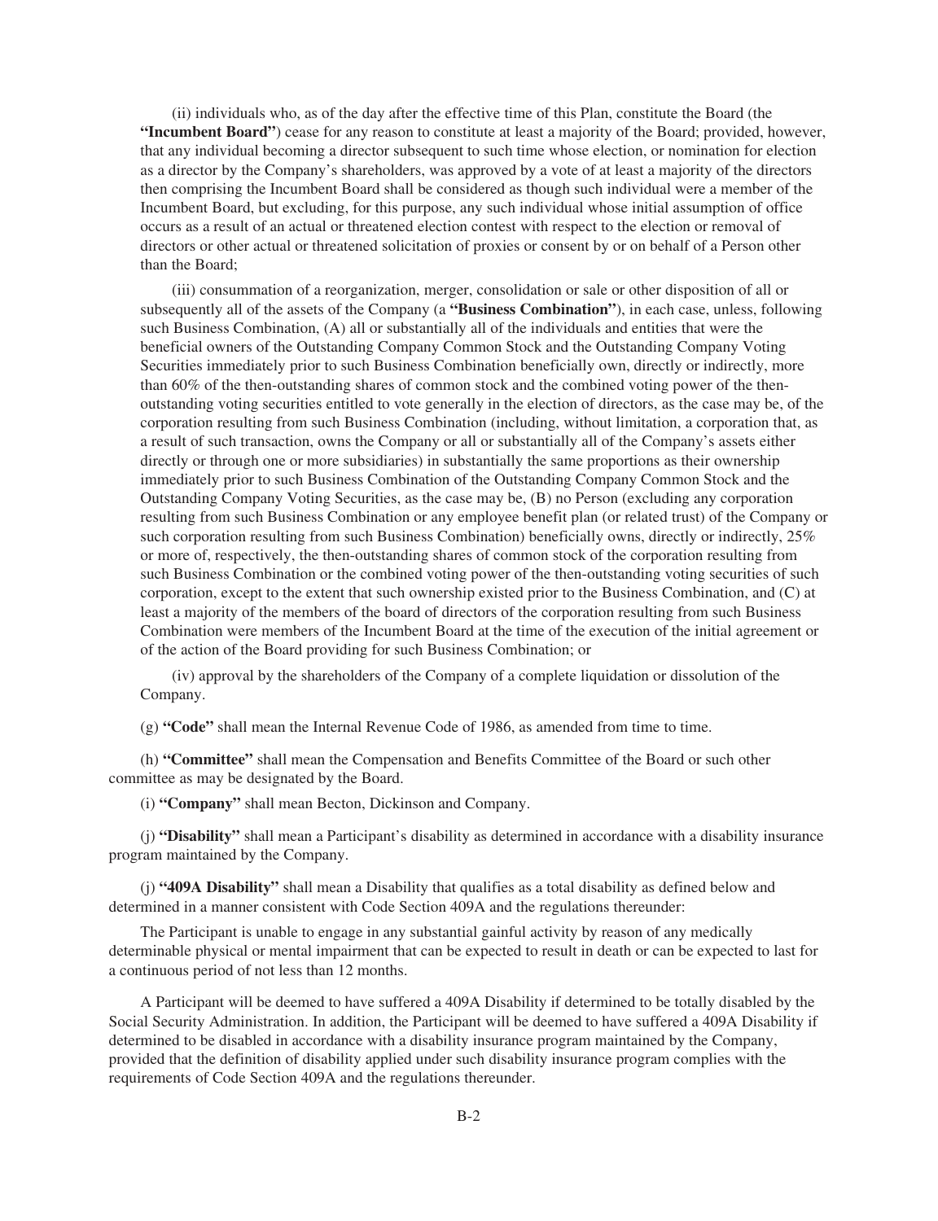(ii) individuals who, as of the day after the effective time of this Plan, constitute the Board (the **"Incumbent Board"**) cease for any reason to constitute at least a majority of the Board; provided, however, that any individual becoming a director subsequent to such time whose election, or nomination for election as a director by the Company's shareholders, was approved by a vote of at least a majority of the directors then comprising the Incumbent Board shall be considered as though such individual were a member of the Incumbent Board, but excluding, for this purpose, any such individual whose initial assumption of office occurs as a result of an actual or threatened election contest with respect to the election or removal of directors or other actual or threatened solicitation of proxies or consent by or on behalf of a Person other than the Board;

(iii) consummation of a reorganization, merger, consolidation or sale or other disposition of all or subsequently all of the assets of the Company (a **"Business Combination"**), in each case, unless, following such Business Combination, (A) all or substantially all of the individuals and entities that were the beneficial owners of the Outstanding Company Common Stock and the Outstanding Company Voting Securities immediately prior to such Business Combination beneficially own, directly or indirectly, more than 60% of the then-outstanding shares of common stock and the combined voting power of the then-outstanding voting securities entitled to vote generally in the election of directors, as the case may be, of the corporation resulting from such Business Combination (including, without limitation, a corporation that, as a result of such transaction, owns the Company or all or substantially all of the Company's assets either directly or through one or more subsidiaries) in substantially the same proportions as their ownership immediately prior to such Business Combination of the Outstanding Company Common Stock and the Outstanding Company Voting Securities, as the case may be, (B) no Person (excluding any corporation resulting from such Business Combination or any employee benefit plan (or related trust) of the Company or such corporation resulting from such Business Combination) beneficially owns, directly or indirectly, 25% or more of, respectively, the then-outstanding shares of common stock of the corporation resulting from such Business Combination or the combined voting power of the then-outstanding voting securities of such corporation, except to the extent that such ownership existed prior to the Business Combination, and (C) at least a majority of the members of the board of directors of the corporation resulting from such Business Combination were members of the Incumbent Board at the time of the execution of the initial agreement or of the action of the Board providing for such Business Combination; or

(iv) approval by the shareholders of the Company of a complete liquidation or dissolution of the Company.

(g) **"Code"** shall mean the Internal Revenue Code of 1986, as amended from time to time.

(h) **"Committee"** shall mean the Compensation and Benefits Committee of the Board or such other committee as may be designated by the Board.

(i) **"Company"** shall mean Becton, Dickinson and Company.

(j) **"Disability"** shall mean a Participant's disability as determined in accordance with a disability insurance program maintained by the Company.

(j) **"409A Disability"** shall mean a Disability that qualifies as a total disability as defined below and determined in a manner consistent with Code Section 409A and the regulations thereunder:

The Participant is unable to engage in any substantial gainful activity by reason of any medically determinable physical or mental impairment that can be expected to result in death or can be expected to last for a continuous period of not less than 12 months.

A Participant will be deemed to have suffered a 409A Disability if determined to be totally disabled by the Social Security Administration. In addition, the Participant will be deemed to have suffered a 409A Disability if determined to be disabled in accordance with a disability insurance program maintained by the Company, provided that the definition of disability applied under such disability insurance program complies with the requirements of Code Section 409A and the regulations thereunder.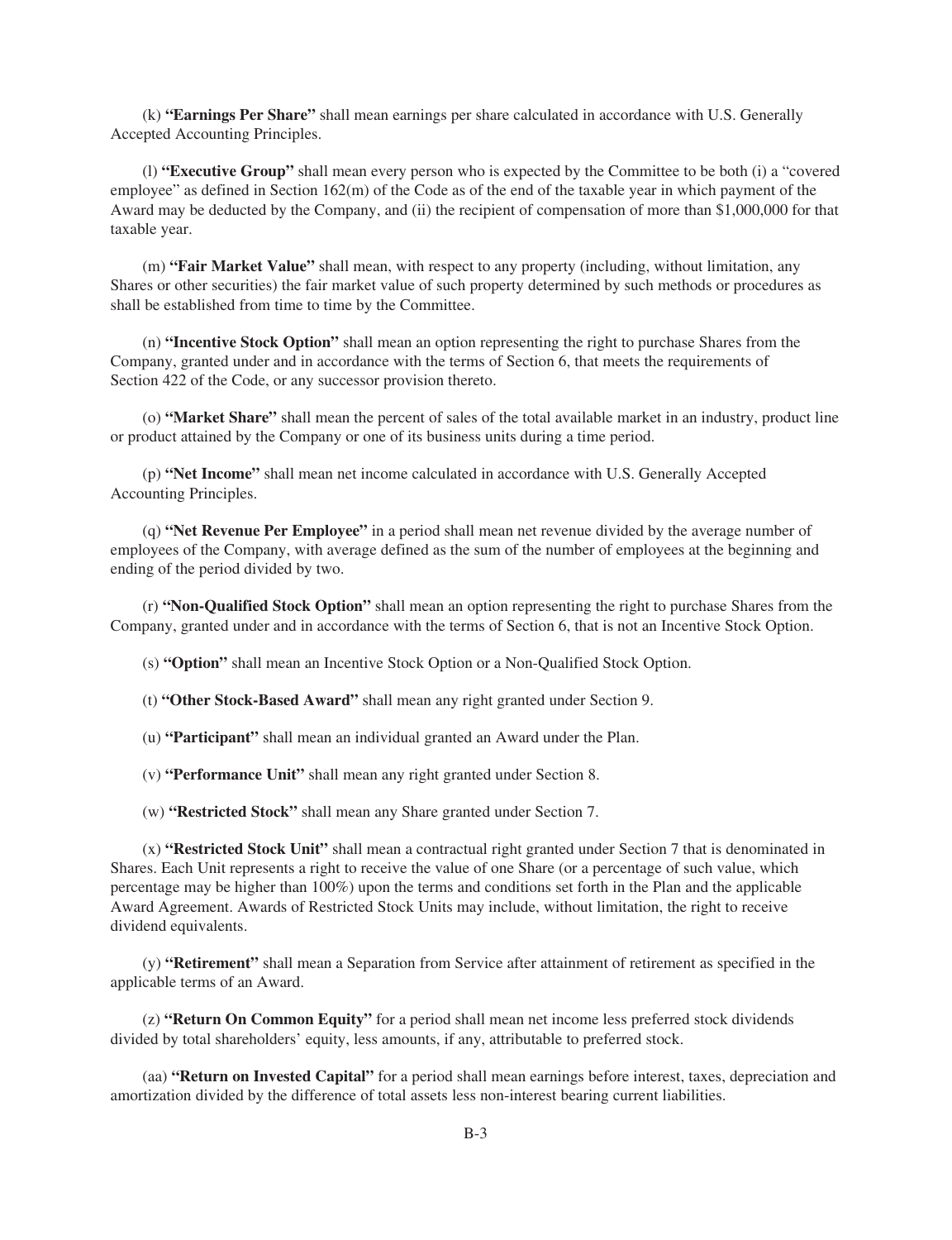(k) **"Earnings Per Share"** shall mean earnings per share calculated in accordance with U.S. Generally Accepted Accounting Principles.

(l) **"Executive Group"** shall mean every person who is expected by the Committee to be both (i) a "covered employee" as defined in Section 162(m) of the Code as of the end of the taxable year in which payment of the Award may be deducted by the Company, and (ii) the recipient of compensation of more than $1,000,000 for that taxable year.

(m) **"Fair Market Value"** shall mean, with respect to any property (including, without limitation, any Shares or other securities) the fair market value of such property determined by such methods or procedures as shall be established from time to time by the Committee.

(n) **"Incentive Stock Option"** shall mean an option representing the right to purchase Shares from the Company, granted under and in accordance with the terms of Section 6, that meets the requirements of Section 422 of the Code, or any successor provision thereto.

(o) **"Market Share"** shall mean the percent of sales of the total available market in an industry, product line or product attained by the Company or one of its business units during a time period.

(p) **"Net Income"** shall mean net income calculated in accordance with U.S. Generally Accepted Accounting Principles.

(q) **"Net Revenue Per Employee"** in a period shall mean net revenue divided by the average number of employees of the Company, with average defined as the sum of the number of employees at the beginning and ending of the period divided by two.

(r) **"Non-Qualified Stock Option"** shall mean an option representing the right to purchase Shares from the Company, granted under and in accordance with the terms of Section 6, that is not an Incentive Stock Option.

(s) **"Option"** shall mean an Incentive Stock Option or a Non-Qualified Stock Option.

(t) **"Other Stock-Based Award"** shall mean any right granted under Section 9.

(u) **"Participant"** shall mean an individual granted an Award under the Plan.

(v) **"Performance Unit"** shall mean any right granted under Section 8.

(w) **"Restricted Stock"** shall mean any Share granted under Section 7.

(x) **"Restricted Stock Unit"** shall mean a contractual right granted under Section 7 that is denominated in Shares. Each Unit represents a right to receive the value of one Share (or a percentage of such value, which percentage may be higher than 100%) upon the terms and conditions set forth in the Plan and the applicable Award Agreement. Awards of Restricted Stock Units may include, without limitation, the right to receive dividend equivalents.

(y) **"Retirement"** shall mean a Separation from Service after attainment of retirement as specified in the applicable terms of an Award.

(z) **"Return On Common Equity"** for a period shall mean net income less preferred stock dividends divided by total shareholders' equity, less amounts, if any, attributable to preferred stock.

(aa) **"Return on Invested Capital"** for a period shall mean earnings before interest, taxes, depreciation and amortization divided by the difference of total assets less non-interest bearing current liabilities.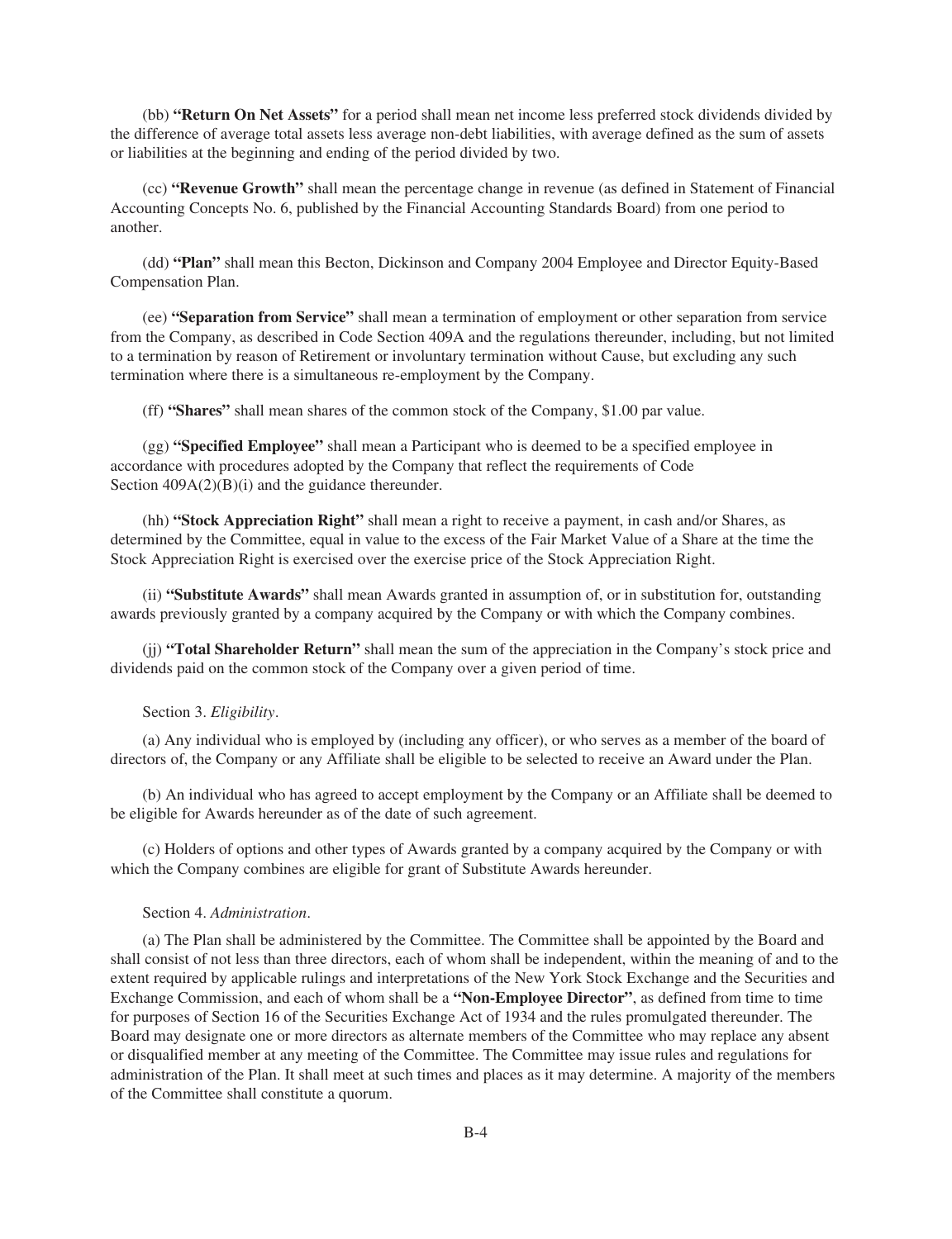(bb) **"Return On Net Assets"** for a period shall mean net income less preferred stock dividends divided by the difference of average total assets less average non-debt liabilities, with average defined as the sum of assets or liabilities at the beginning and ending of the period divided by two.

(cc) **"Revenue Growth"** shall mean the percentage change in revenue (as defined in Statement of Financial Accounting Concepts No. 6, published by the Financial Accounting Standards Board) from one period to another.

(dd) **"Plan"** shall mean this Becton, Dickinson and Company 2004 Employee and Director Equity-Based Compensation Plan.

(ee) **"Separation from Service"** shall mean a termination of employment or other separation from service from the Company, as described in Code Section 409A and the regulations thereunder, including, but not limited to a termination by reason of Retirement or involuntary termination without Cause, but excluding any such termination where there is a simultaneous re-employment by the Company.

(ff) **"Shares"** shall mean shares of the common stock of the Company, $1.00 par value.

(gg) **"Specified Employee"** shall mean a Participant who is deemed to be a specified employee in accordance with procedures adopted by the Company that reflect the requirements of Code Section 409A(2)(B)(i) and the guidance thereunder.

(hh) **"Stock Appreciation Right"** shall mean a right to receive a payment, in cash and/or Shares, as determined by the Committee, equal in value to the excess of the Fair Market Value of a Share at the time the Stock Appreciation Right is exercised over the exercise price of the Stock Appreciation Right.

(ii) **"Substitute Awards"** shall mean Awards granted in assumption of, or in substitution for, outstanding awards previously granted by a company acquired by the Company or with which the Company combines.

(jj) **"Total Shareholder Return"** shall mean the sum of the appreciation in the Company's stock price and dividends paid on the common stock of the Company over a given period of time.

Section 3. *Eligibility*.

(a) Any individual who is employed by (including any officer), or who serves as a member of the board of directors of, the Company or any Affiliate shall be eligible to be selected to receive an Award under the Plan.

(b) An individual who has agreed to accept employment by the Company or an Affiliate shall be deemed to be eligible for Awards hereunder as of the date of such agreement.

(c) Holders of options and other types of Awards granted by a company acquired by the Company or with which the Company combines are eligible for grant of Substitute Awards hereunder.

Section 4. *Administration*.

(a) The Plan shall be administered by the Committee. The Committee shall be appointed by the Board and shall consist of not less than three directors, each of whom shall be independent, within the meaning of and to the extent required by applicable rulings and interpretations of the New York Stock Exchange and the Securities and Exchange Commission, and each of whom shall be a **"Non-Employee Director"**, as defined from time to time for purposes of Section 16 of the Securities Exchange Act of 1934 and the rules promulgated thereunder. The Board may designate one or more directors as alternate members of the Committee who may replace any absent or disqualified member at any meeting of the Committee. The Committee may issue rules and regulations for administration of the Plan. It shall meet at such times and places as it may determine. A majority of the members of the Committee shall constitute a quorum.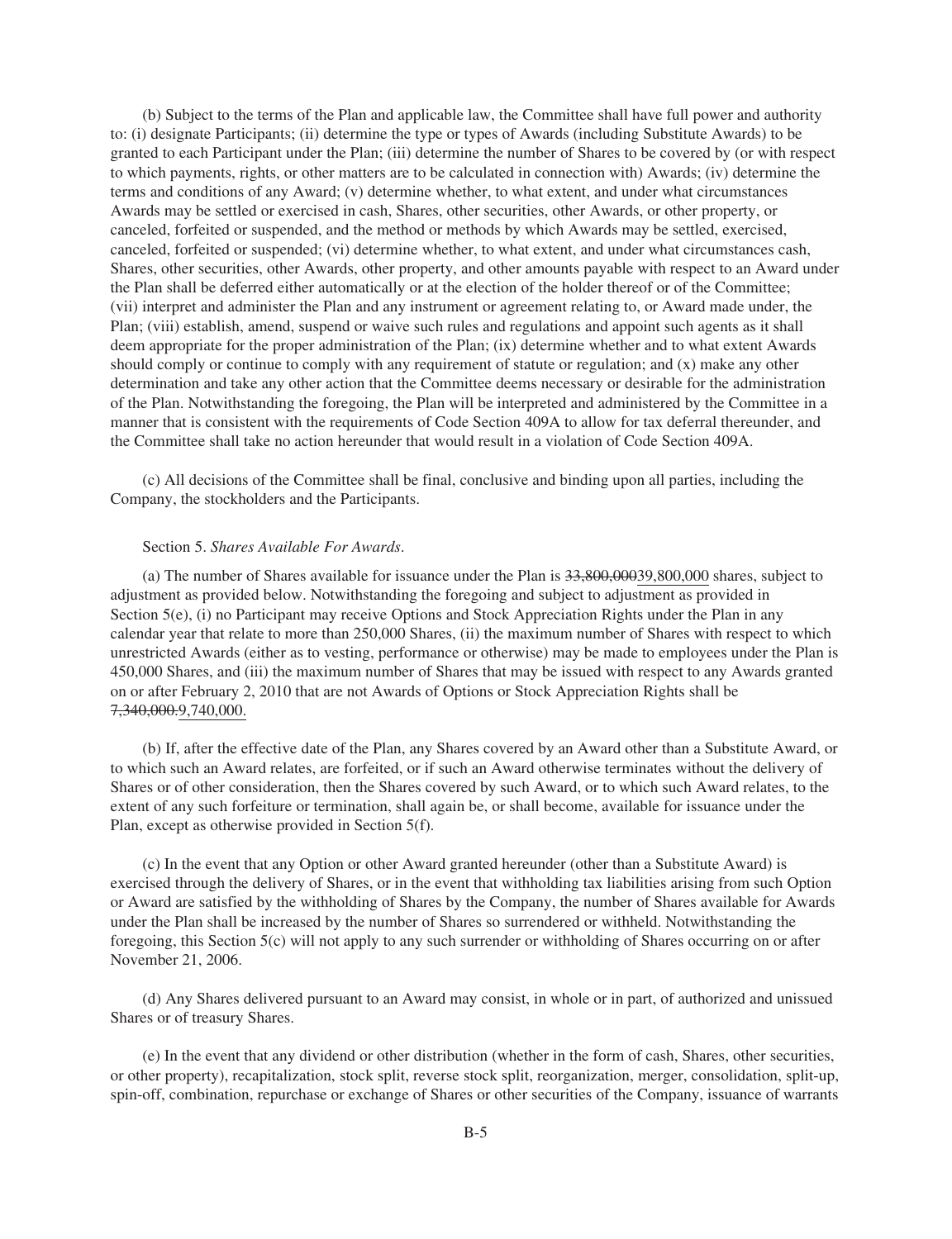(b) Subject to the terms of the Plan and applicable law, the Committee shall have full power and authority to: (i) designate Participants; (ii) determine the type or types of Awards (including Substitute Awards) to be granted to each Participant under the Plan; (iii) determine the number of Shares to be covered by (or with respect to which payments, rights, or other matters are to be calculated in connection with) Awards; (iv) determine the terms and conditions of any Award; (v) determine whether, to what extent, and under what circumstances Awards may be settled or exercised in cash, Shares, other securities, other Awards, or other property, or canceled, forfeited or suspended, and the method or methods by which Awards may be settled, exercised, canceled, forfeited or suspended; (vi) determine whether, to what extent, and under what circumstances cash, Shares, other securities, other Awards, other property, and other amounts payable with respect to an Award under the Plan shall be deferred either automatically or at the election of the holder thereof or of the Committee; (vii) interpret and administer the Plan and any instrument or agreement relating to, or Award made under, the Plan; (viii) establish, amend, suspend or waive such rules and regulations and appoint such agents as it shall deem appropriate for the proper administration of the Plan; (ix) determine whether and to what extent Awards should comply or continue to comply with any requirement of statute or regulation; and (x) make any other determination and take any other action that the Committee deems necessary or desirable for the administration of the Plan. Notwithstanding the foregoing, the Plan will be interpreted and administered by the Committee in a manner that is consistent with the requirements of Code Section 409A to allow for tax deferral thereunder, and the Committee shall take no action hereunder that would result in a violation of Code Section 409A.

(c) All decisions of the Committee shall be final, conclusive and binding upon all parties, including the Company, the stockholders and the Participants.

Section 5. *Shares Available For Awards*.

(a) The number of Shares available for issuance under the Plan is ~~33,800,000~~39,800,000 shares, subject to adjustment as provided below. Notwithstanding the foregoing and subject to adjustment as provided in Section 5(e), (i) no Participant may receive Options and Stock Appreciation Rights under the Plan in any calendar year that relate to more than 250,000 Shares, (ii) the maximum number of Shares with respect to which unrestricted Awards (either as to vesting, performance or otherwise) may be made to employees under the Plan is 450,000 Shares, and (iii) the maximum number of Shares that may be issued with respect to any Awards granted on or after February 2, 2010 that are not Awards of Options or Stock Appreciation Rights shall be ~~7,340,000.~~9,740,000.

(b) If, after the effective date of the Plan, any Shares covered by an Award other than a Substitute Award, or to which such an Award relates, are forfeited, or if such an Award otherwise terminates without the delivery of Shares or of other consideration, then the Shares covered by such Award, or to which such Award relates, to the extent of any such forfeiture or termination, shall again be, or shall become, available for issuance under the Plan, except as otherwise provided in Section 5(f).

(c) In the event that any Option or other Award granted hereunder (other than a Substitute Award) is exercised through the delivery of Shares, or in the event that withholding tax liabilities arising from such Option or Award are satisfied by the withholding of Shares by the Company, the number of Shares available for Awards under the Plan shall be increased by the number of Shares so surrendered or withheld. Notwithstanding the foregoing, this Section 5(c) will not apply to any such surrender or withholding of Shares occurring on or after November 21, 2006.

(d) Any Shares delivered pursuant to an Award may consist, in whole or in part, of authorized and unissued Shares or of treasury Shares.

(e) In the event that any dividend or other distribution (whether in the form of cash, Shares, other securities, or other property), recapitalization, stock split, reverse stock split, reorganization, merger, consolidation, split-up, spin-off, combination, repurchase or exchange of Shares or other securities of the Company, issuance of warrants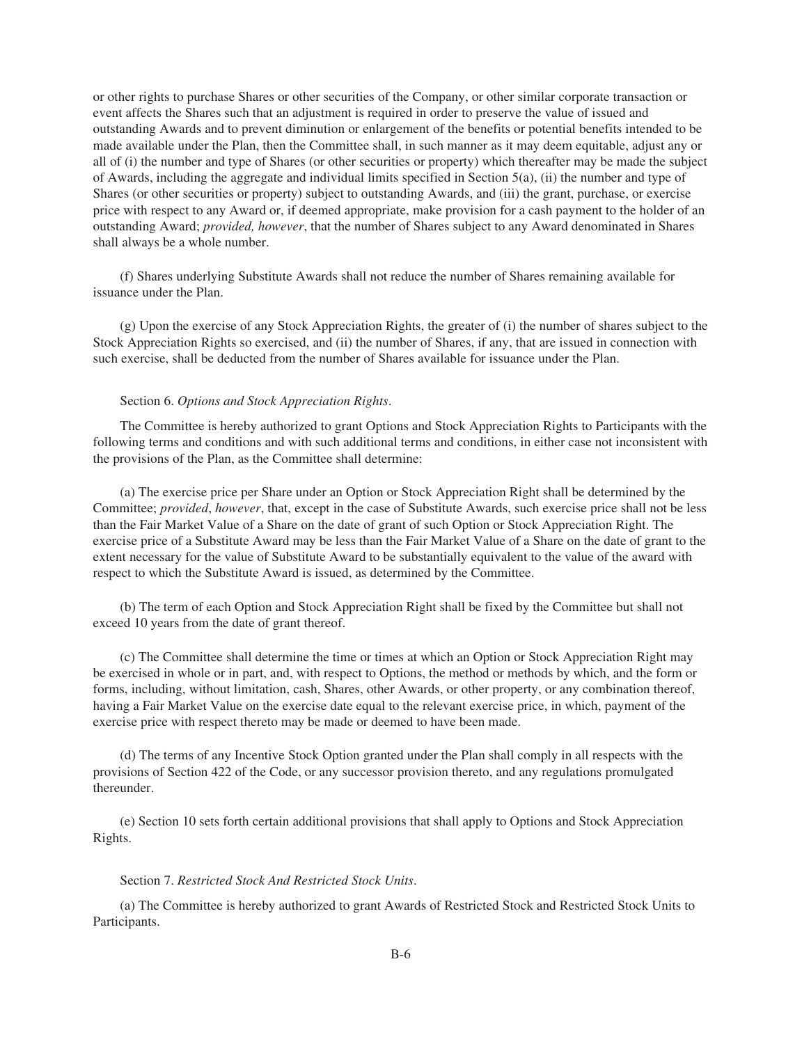or other rights to purchase Shares or other securities of the Company, or other similar corporate transaction or event affects the Shares such that an adjustment is required in order to preserve the value of issued and outstanding Awards and to prevent diminution or enlargement of the benefits or potential benefits intended to be made available under the Plan, then the Committee shall, in such manner as it may deem equitable, adjust any or all of (i) the number and type of Shares (or other securities or property) which thereafter may be made the subject of Awards, including the aggregate and individual limits specified in Section 5(a), (ii) the number and type of Shares (or other securities or property) subject to outstanding Awards, and (iii) the grant, purchase, or exercise price with respect to any Award or, if deemed appropriate, make provision for a cash payment to the holder of an outstanding Award; *provided, however*, that the number of Shares subject to any Award denominated in Shares shall always be a whole number.

(f) Shares underlying Substitute Awards shall not reduce the number of Shares remaining available for issuance under the Plan.

(g) Upon the exercise of any Stock Appreciation Rights, the greater of (i) the number of shares subject to the Stock Appreciation Rights so exercised, and (ii) the number of Shares, if any, that are issued in connection with such exercise, shall be deducted from the number of Shares available for issuance under the Plan.

Section 6. *Options and Stock Appreciation Rights*.

The Committee is hereby authorized to grant Options and Stock Appreciation Rights to Participants with the following terms and conditions and with such additional terms and conditions, in either case not inconsistent with the provisions of the Plan, as the Committee shall determine:

(a) The exercise price per Share under an Option or Stock Appreciation Right shall be determined by the Committee; *provided*, *however*, that, except in the case of Substitute Awards, such exercise price shall not be less than the Fair Market Value of a Share on the date of grant of such Option or Stock Appreciation Right. The exercise price of a Substitute Award may be less than the Fair Market Value of a Share on the date of grant to the extent necessary for the value of Substitute Award to be substantially equivalent to the value of the award with respect to which the Substitute Award is issued, as determined by the Committee.

(b) The term of each Option and Stock Appreciation Right shall be fixed by the Committee but shall not exceed 10 years from the date of grant thereof.

(c) The Committee shall determine the time or times at which an Option or Stock Appreciation Right may be exercised in whole or in part, and, with respect to Options, the method or methods by which, and the form or forms, including, without limitation, cash, Shares, other Awards, or other property, or any combination thereof, having a Fair Market Value on the exercise date equal to the relevant exercise price, in which, payment of the exercise price with respect thereto may be made or deemed to have been made.

(d) The terms of any Incentive Stock Option granted under the Plan shall comply in all respects with the provisions of Section 422 of the Code, or any successor provision thereto, and any regulations promulgated thereunder.

(e) Section 10 sets forth certain additional provisions that shall apply to Options and Stock Appreciation Rights.

Section 7. *Restricted Stock And Restricted Stock Units*.

(a) The Committee is hereby authorized to grant Awards of Restricted Stock and Restricted Stock Units to Participants.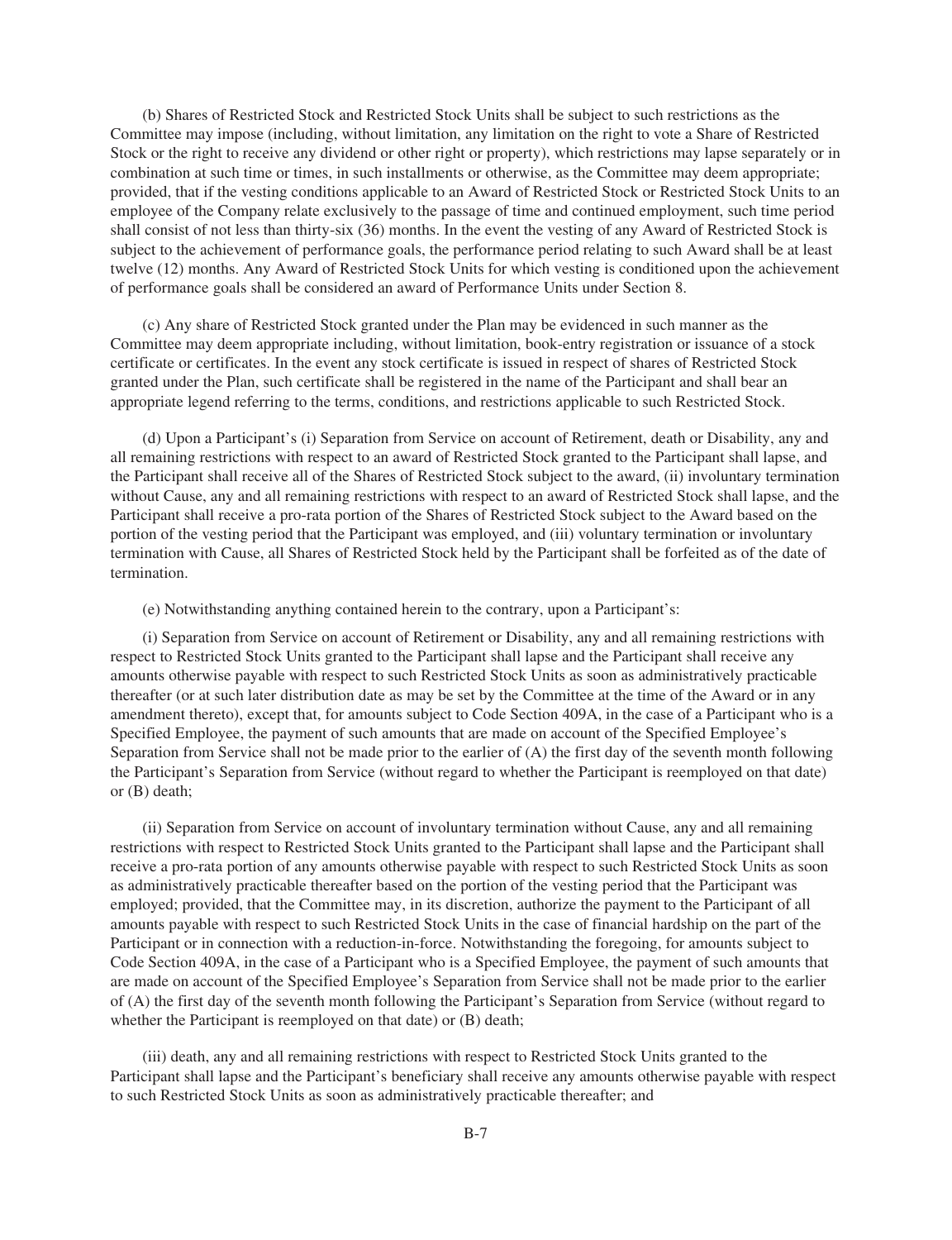(b) Shares of Restricted Stock and Restricted Stock Units shall be subject to such restrictions as the Committee may impose (including, without limitation, any limitation on the right to vote a Share of Restricted Stock or the right to receive any dividend or other right or property), which restrictions may lapse separately or in combination at such time or times, in such installments or otherwise, as the Committee may deem appropriate; provided, that if the vesting conditions applicable to an Award of Restricted Stock or Restricted Stock Units to an employee of the Company relate exclusively to the passage of time and continued employment, such time period shall consist of not less than thirty-six (36) months. In the event the vesting of any Award of Restricted Stock is subject to the achievement of performance goals, the performance period relating to such Award shall be at least twelve (12) months. Any Award of Restricted Stock Units for which vesting is conditioned upon the achievement of performance goals shall be considered an award of Performance Units under Section 8.

(c) Any share of Restricted Stock granted under the Plan may be evidenced in such manner as the Committee may deem appropriate including, without limitation, book-entry registration or issuance of a stock certificate or certificates. In the event any stock certificate is issued in respect of shares of Restricted Stock granted under the Plan, such certificate shall be registered in the name of the Participant and shall bear an appropriate legend referring to the terms, conditions, and restrictions applicable to such Restricted Stock.

(d) Upon a Participant's (i) Separation from Service on account of Retirement, death or Disability, any and all remaining restrictions with respect to an award of Restricted Stock granted to the Participant shall lapse, and the Participant shall receive all of the Shares of Restricted Stock subject to the award, (ii) involuntary termination without Cause, any and all remaining restrictions with respect to an award of Restricted Stock shall lapse, and the Participant shall receive a pro-rata portion of the Shares of Restricted Stock subject to the Award based on the portion of the vesting period that the Participant was employed, and (iii) voluntary termination or involuntary termination with Cause, all Shares of Restricted Stock held by the Participant shall be forfeited as of the date of termination.

(e) Notwithstanding anything contained herein to the contrary, upon a Participant's:

(i) Separation from Service on account of Retirement or Disability, any and all remaining restrictions with respect to Restricted Stock Units granted to the Participant shall lapse and the Participant shall receive any amounts otherwise payable with respect to such Restricted Stock Units as soon as administratively practicable thereafter (or at such later distribution date as may be set by the Committee at the time of the Award or in any amendment thereto), except that, for amounts subject to Code Section 409A, in the case of a Participant who is a Specified Employee, the payment of such amounts that are made on account of the Specified Employee's Separation from Service shall not be made prior to the earlier of (A) the first day of the seventh month following the Participant's Separation from Service (without regard to whether the Participant is reemployed on that date) or (B) death;

(ii) Separation from Service on account of involuntary termination without Cause, any and all remaining restrictions with respect to Restricted Stock Units granted to the Participant shall lapse and the Participant shall receive a pro-rata portion of any amounts otherwise payable with respect to such Restricted Stock Units as soon as administratively practicable thereafter based on the portion of the vesting period that the Participant was employed; provided, that the Committee may, in its discretion, authorize the payment to the Participant of all amounts payable with respect to such Restricted Stock Units in the case of financial hardship on the part of the Participant or in connection with a reduction-in-force. Notwithstanding the foregoing, for amounts subject to Code Section 409A, in the case of a Participant who is a Specified Employee, the payment of such amounts that are made on account of the Specified Employee's Separation from Service shall not be made prior to the earlier of (A) the first day of the seventh month following the Participant's Separation from Service (without regard to whether the Participant is reemployed on that date) or (B) death;

(iii) death, any and all remaining restrictions with respect to Restricted Stock Units granted to the Participant shall lapse and the Participant's beneficiary shall receive any amounts otherwise payable with respect to such Restricted Stock Units as soon as administratively practicable thereafter; and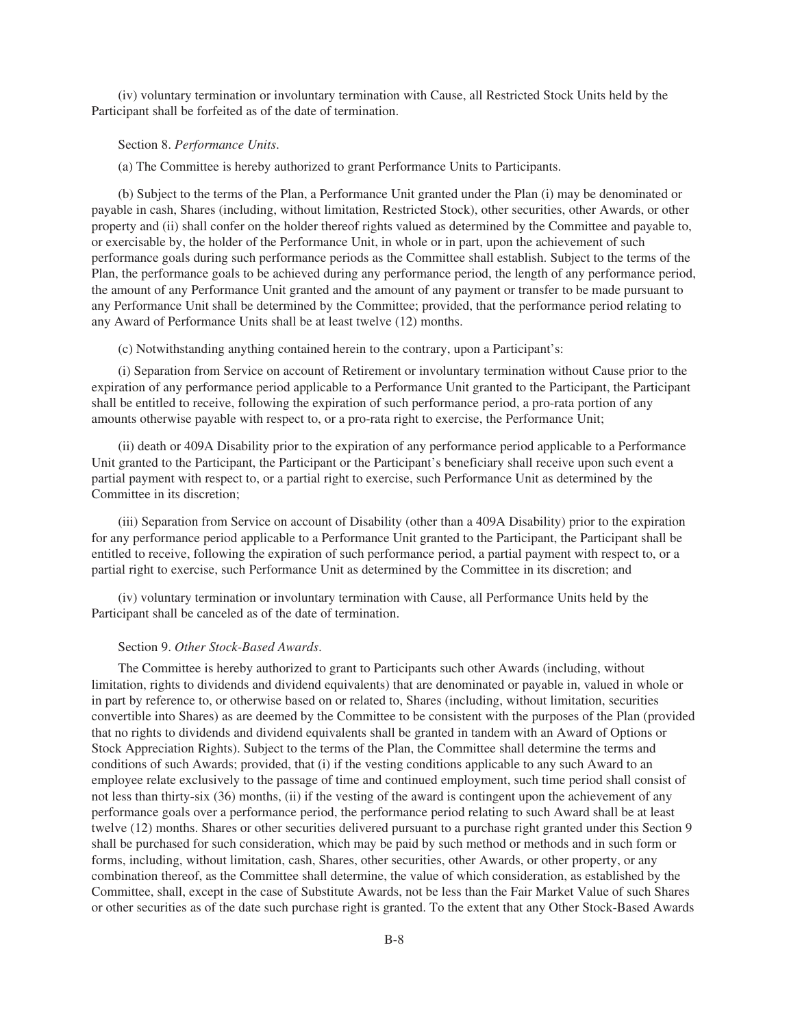(iv) voluntary termination or involuntary termination with Cause, all Restricted Stock Units held by the Participant shall be forfeited as of the date of termination.

Section 8. *Performance Units*.

(a) The Committee is hereby authorized to grant Performance Units to Participants.

(b) Subject to the terms of the Plan, a Performance Unit granted under the Plan (i) may be denominated or payable in cash, Shares (including, without limitation, Restricted Stock), other securities, other Awards, or other property and (ii) shall confer on the holder thereof rights valued as determined by the Committee and payable to, or exercisable by, the holder of the Performance Unit, in whole or in part, upon the achievement of such performance goals during such performance periods as the Committee shall establish. Subject to the terms of the Plan, the performance goals to be achieved during any performance period, the length of any performance period, the amount of any Performance Unit granted and the amount of any payment or transfer to be made pursuant to any Performance Unit shall be determined by the Committee; provided, that the performance period relating to any Award of Performance Units shall be at least twelve (12) months.

(c) Notwithstanding anything contained herein to the contrary, upon a Participant's:

(i) Separation from Service on account of Retirement or involuntary termination without Cause prior to the expiration of any performance period applicable to a Performance Unit granted to the Participant, the Participant shall be entitled to receive, following the expiration of such performance period, a pro-rata portion of any amounts otherwise payable with respect to, or a pro-rata right to exercise, the Performance Unit;

(ii) death or 409A Disability prior to the expiration of any performance period applicable to a Performance Unit granted to the Participant, the Participant or the Participant's beneficiary shall receive upon such event a partial payment with respect to, or a partial right to exercise, such Performance Unit as determined by the Committee in its discretion;

(iii) Separation from Service on account of Disability (other than a 409A Disability) prior to the expiration for any performance period applicable to a Performance Unit granted to the Participant, the Participant shall be entitled to receive, following the expiration of such performance period, a partial payment with respect to, or a partial right to exercise, such Performance Unit as determined by the Committee in its discretion; and

(iv) voluntary termination or involuntary termination with Cause, all Performance Units held by the Participant shall be canceled as of the date of termination.

Section 9. *Other Stock-Based Awards*.

The Committee is hereby authorized to grant to Participants such other Awards (including, without limitation, rights to dividends and dividend equivalents) that are denominated or payable in, valued in whole or in part by reference to, or otherwise based on or related to, Shares (including, without limitation, securities convertible into Shares) as are deemed by the Committee to be consistent with the purposes of the Plan (provided that no rights to dividends and dividend equivalents shall be granted in tandem with an Award of Options or Stock Appreciation Rights). Subject to the terms of the Plan, the Committee shall determine the terms and conditions of such Awards; provided, that (i) if the vesting conditions applicable to any such Award to an employee relate exclusively to the passage of time and continued employment, such time period shall consist of not less than thirty-six (36) months, (ii) if the vesting of the award is contingent upon the achievement of any performance goals over a performance period, the performance period relating to such Award shall be at least twelve (12) months. Shares or other securities delivered pursuant to a purchase right granted under this Section 9 shall be purchased for such consideration, which may be paid by such method or methods and in such form or forms, including, without limitation, cash, Shares, other securities, other Awards, or other property, or any combination thereof, as the Committee shall determine, the value of which consideration, as established by the Committee, shall, except in the case of Substitute Awards, not be less than the Fair Market Value of such Shares or other securities as of the date such purchase right is granted. To the extent that any Other Stock-Based Awards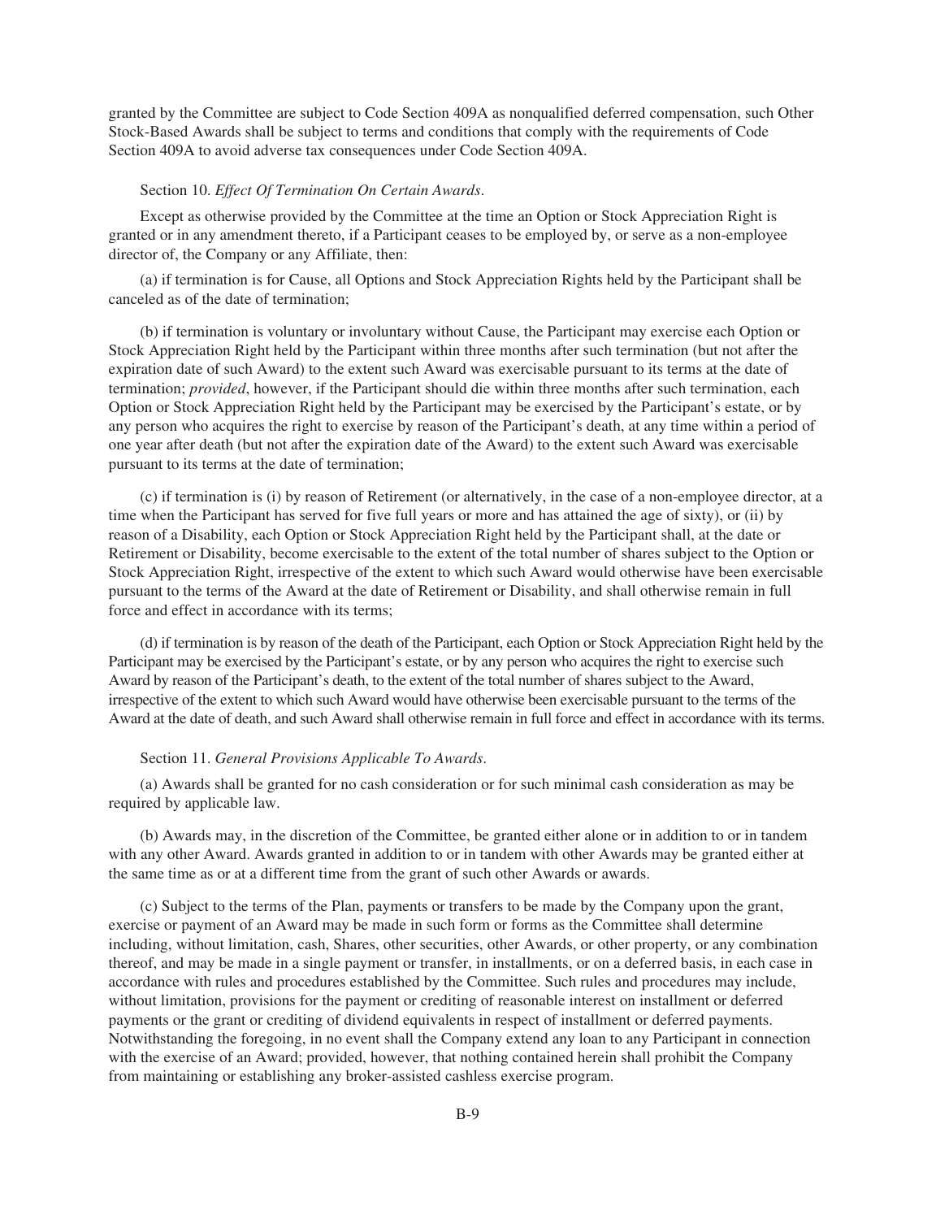granted by the Committee are subject to Code Section 409A as nonqualified deferred compensation, such Other Stock-Based Awards shall be subject to terms and conditions that comply with the requirements of Code Section 409A to avoid adverse tax consequences under Code Section 409A.

Section 10. *Effect Of Termination On Certain Awards*.

Except as otherwise provided by the Committee at the time an Option or Stock Appreciation Right is granted or in any amendment thereto, if a Participant ceases to be employed by, or serve as a non-employee director of, the Company or any Affiliate, then:

(a) if termination is for Cause, all Options and Stock Appreciation Rights held by the Participant shall be canceled as of the date of termination;

(b) if termination is voluntary or involuntary without Cause, the Participant may exercise each Option or Stock Appreciation Right held by the Participant within three months after such termination (but not after the expiration date of such Award) to the extent such Award was exercisable pursuant to its terms at the date of termination; *provided*, however, if the Participant should die within three months after such termination, each Option or Stock Appreciation Right held by the Participant may be exercised by the Participant's estate, or by any person who acquires the right to exercise by reason of the Participant's death, at any time within a period of one year after death (but not after the expiration date of the Award) to the extent such Award was exercisable pursuant to its terms at the date of termination;

(c) if termination is (i) by reason of Retirement (or alternatively, in the case of a non-employee director, at a time when the Participant has served for five full years or more and has attained the age of sixty), or (ii) by reason of a Disability, each Option or Stock Appreciation Right held by the Participant shall, at the date or Retirement or Disability, become exercisable to the extent of the total number of shares subject to the Option or Stock Appreciation Right, irrespective of the extent to which such Award would otherwise have been exercisable pursuant to the terms of the Award at the date of Retirement or Disability, and shall otherwise remain in full force and effect in accordance with its terms;

(d) if termination is by reason of the death of the Participant, each Option or Stock Appreciation Right held by the Participant may be exercised by the Participant's estate, or by any person who acquires the right to exercise such Award by reason of the Participant's death, to the extent of the total number of shares subject to the Award, irrespective of the extent to which such Award would have otherwise been exercisable pursuant to the terms of the Award at the date of death, and such Award shall otherwise remain in full force and effect in accordance with its terms.

Section 11. *General Provisions Applicable To Awards*.

(a) Awards shall be granted for no cash consideration or for such minimal cash consideration as may be required by applicable law.

(b) Awards may, in the discretion of the Committee, be granted either alone or in addition to or in tandem with any other Award. Awards granted in addition to or in tandem with other Awards may be granted either at the same time as or at a different time from the grant of such other Awards or awards.

(c) Subject to the terms of the Plan, payments or transfers to be made by the Company upon the grant, exercise or payment of an Award may be made in such form or forms as the Committee shall determine including, without limitation, cash, Shares, other securities, other Awards, or other property, or any combination thereof, and may be made in a single payment or transfer, in installments, or on a deferred basis, in each case in accordance with rules and procedures established by the Committee. Such rules and procedures may include, without limitation, provisions for the payment or crediting of reasonable interest on installment or deferred payments or the grant or crediting of dividend equivalents in respect of installment or deferred payments. Notwithstanding the foregoing, in no event shall the Company extend any loan to any Participant in connection with the exercise of an Award; provided, however, that nothing contained herein shall prohibit the Company from maintaining or establishing any broker-assisted cashless exercise program.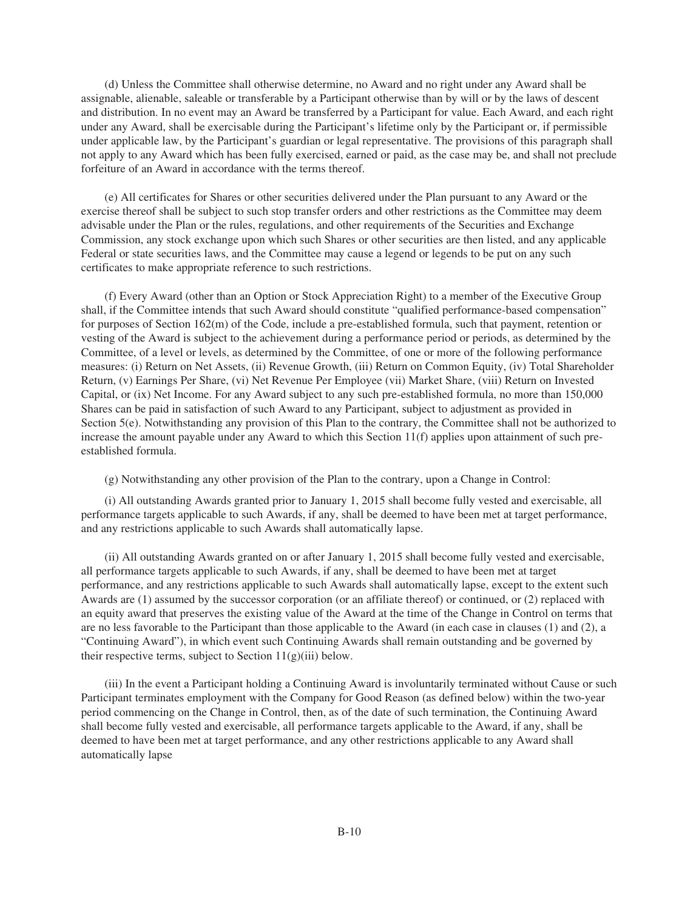(d) Unless the Committee shall otherwise determine, no Award and no right under any Award shall be assignable, alienable, saleable or transferable by a Participant otherwise than by will or by the laws of descent and distribution. In no event may an Award be transferred by a Participant for value. Each Award, and each right under any Award, shall be exercisable during the Participant's lifetime only by the Participant or, if permissible under applicable law, by the Participant's guardian or legal representative. The provisions of this paragraph shall not apply to any Award which has been fully exercised, earned or paid, as the case may be, and shall not preclude forfeiture of an Award in accordance with the terms thereof.

(e) All certificates for Shares or other securities delivered under the Plan pursuant to any Award or the exercise thereof shall be subject to such stop transfer orders and other restrictions as the Committee may deem advisable under the Plan or the rules, regulations, and other requirements of the Securities and Exchange Commission, any stock exchange upon which such Shares or other securities are then listed, and any applicable Federal or state securities laws, and the Committee may cause a legend or legends to be put on any such certificates to make appropriate reference to such restrictions.

(f) Every Award (other than an Option or Stock Appreciation Right) to a member of the Executive Group shall, if the Committee intends that such Award should constitute "qualified performance-based compensation" for purposes of Section 162(m) of the Code, include a pre-established formula, such that payment, retention or vesting of the Award is subject to the achievement during a performance period or periods, as determined by the Committee, of a level or levels, as determined by the Committee, of one or more of the following performance measures: (i) Return on Net Assets, (ii) Revenue Growth, (iii) Return on Common Equity, (iv) Total Shareholder Return, (v) Earnings Per Share, (vi) Net Revenue Per Employee (vii) Market Share, (viii) Return on Invested Capital, or (ix) Net Income. For any Award subject to any such pre-established formula, no more than 150,000 Shares can be paid in satisfaction of such Award to any Participant, subject to adjustment as provided in Section 5(e). Notwithstanding any provision of this Plan to the contrary, the Committee shall not be authorized to increase the amount payable under any Award to which this Section 11(f) applies upon attainment of such pre-established formula.

(g) Notwithstanding any other provision of the Plan to the contrary, upon a Change in Control:

(i) All outstanding Awards granted prior to January 1, 2015 shall become fully vested and exercisable, all performance targets applicable to such Awards, if any, shall be deemed to have been met at target performance, and any restrictions applicable to such Awards shall automatically lapse.

(ii) All outstanding Awards granted on or after January 1, 2015 shall become fully vested and exercisable, all performance targets applicable to such Awards, if any, shall be deemed to have been met at target performance, and any restrictions applicable to such Awards shall automatically lapse, except to the extent such Awards are (1) assumed by the successor corporation (or an affiliate thereof) or continued, or (2) replaced with an equity award that preserves the existing value of the Award at the time of the Change in Control on terms that are no less favorable to the Participant than those applicable to the Award (in each case in clauses (1) and (2), a "Continuing Award"), in which event such Continuing Awards shall remain outstanding and be governed by their respective terms, subject to Section 11(g)(iii) below.

(iii) In the event a Participant holding a Continuing Award is involuntarily terminated without Cause or such Participant terminates employment with the Company for Good Reason (as defined below) within the two-year period commencing on the Change in Control, then, as of the date of such termination, the Continuing Award shall become fully vested and exercisable, all performance targets applicable to the Award, if any, shall be deemed to have been met at target performance, and any other restrictions applicable to any Award shall automatically lapse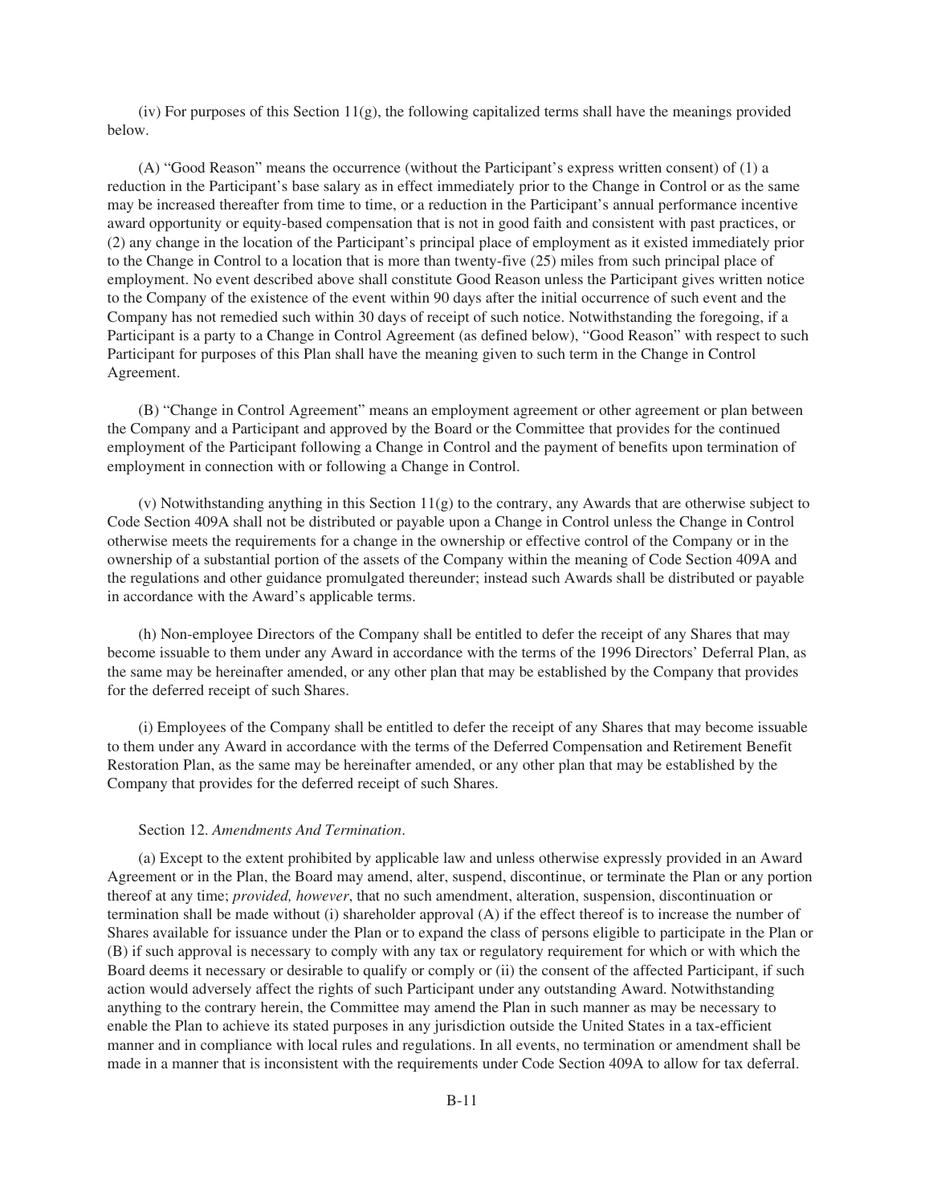(iv) For purposes of this Section 11(g), the following capitalized terms shall have the meanings provided below.

(A) "Good Reason" means the occurrence (without the Participant's express written consent) of (1) a reduction in the Participant's base salary as in effect immediately prior to the Change in Control or as the same may be increased thereafter from time to time, or a reduction in the Participant's annual performance incentive award opportunity or equity-based compensation that is not in good faith and consistent with past practices, or (2) any change in the location of the Participant's principal place of employment as it existed immediately prior to the Change in Control to a location that is more than twenty-five (25) miles from such principal place of employment. No event described above shall constitute Good Reason unless the Participant gives written notice to the Company of the existence of the event within 90 days after the initial occurrence of such event and the Company has not remedied such within 30 days of receipt of such notice. Notwithstanding the foregoing, if a Participant is a party to a Change in Control Agreement (as defined below), "Good Reason" with respect to such Participant for purposes of this Plan shall have the meaning given to such term in the Change in Control Agreement.

(B) "Change in Control Agreement" means an employment agreement or other agreement or plan between the Company and a Participant and approved by the Board or the Committee that provides for the continued employment of the Participant following a Change in Control and the payment of benefits upon termination of employment in connection with or following a Change in Control.

(v) Notwithstanding anything in this Section 11(g) to the contrary, any Awards that are otherwise subject to Code Section 409A shall not be distributed or payable upon a Change in Control unless the Change in Control otherwise meets the requirements for a change in the ownership or effective control of the Company or in the ownership of a substantial portion of the assets of the Company within the meaning of Code Section 409A and the regulations and other guidance promulgated thereunder; instead such Awards shall be distributed or payable in accordance with the Award's applicable terms.

(h) Non-employee Directors of the Company shall be entitled to defer the receipt of any Shares that may become issuable to them under any Award in accordance with the terms of the 1996 Directors' Deferral Plan, as the same may be hereinafter amended, or any other plan that may be established by the Company that provides for the deferred receipt of such Shares.

(i) Employees of the Company shall be entitled to defer the receipt of any Shares that may become issuable to them under any Award in accordance with the terms of the Deferred Compensation and Retirement Benefit Restoration Plan, as the same may be hereinafter amended, or any other plan that may be established by the Company that provides for the deferred receipt of such Shares.

Section 12. *Amendments And Termination*.

(a) Except to the extent prohibited by applicable law and unless otherwise expressly provided in an Award Agreement or in the Plan, the Board may amend, alter, suspend, discontinue, or terminate the Plan or any portion thereof at any time; *provided, however*, that no such amendment, alteration, suspension, discontinuation or termination shall be made without (i) shareholder approval (A) if the effect thereof is to increase the number of Shares available for issuance under the Plan or to expand the class of persons eligible to participate in the Plan or (B) if such approval is necessary to comply with any tax or regulatory requirement for which or with which the Board deems it necessary or desirable to qualify or comply or (ii) the consent of the affected Participant, if such action would adversely affect the rights of such Participant under any outstanding Award. Notwithstanding anything to the contrary herein, the Committee may amend the Plan in such manner as may be necessary to enable the Plan to achieve its stated purposes in any jurisdiction outside the United States in a tax-efficient manner and in compliance with local rules and regulations. In all events, no termination or amendment shall be made in a manner that is inconsistent with the requirements under Code Section 409A to allow for tax deferral.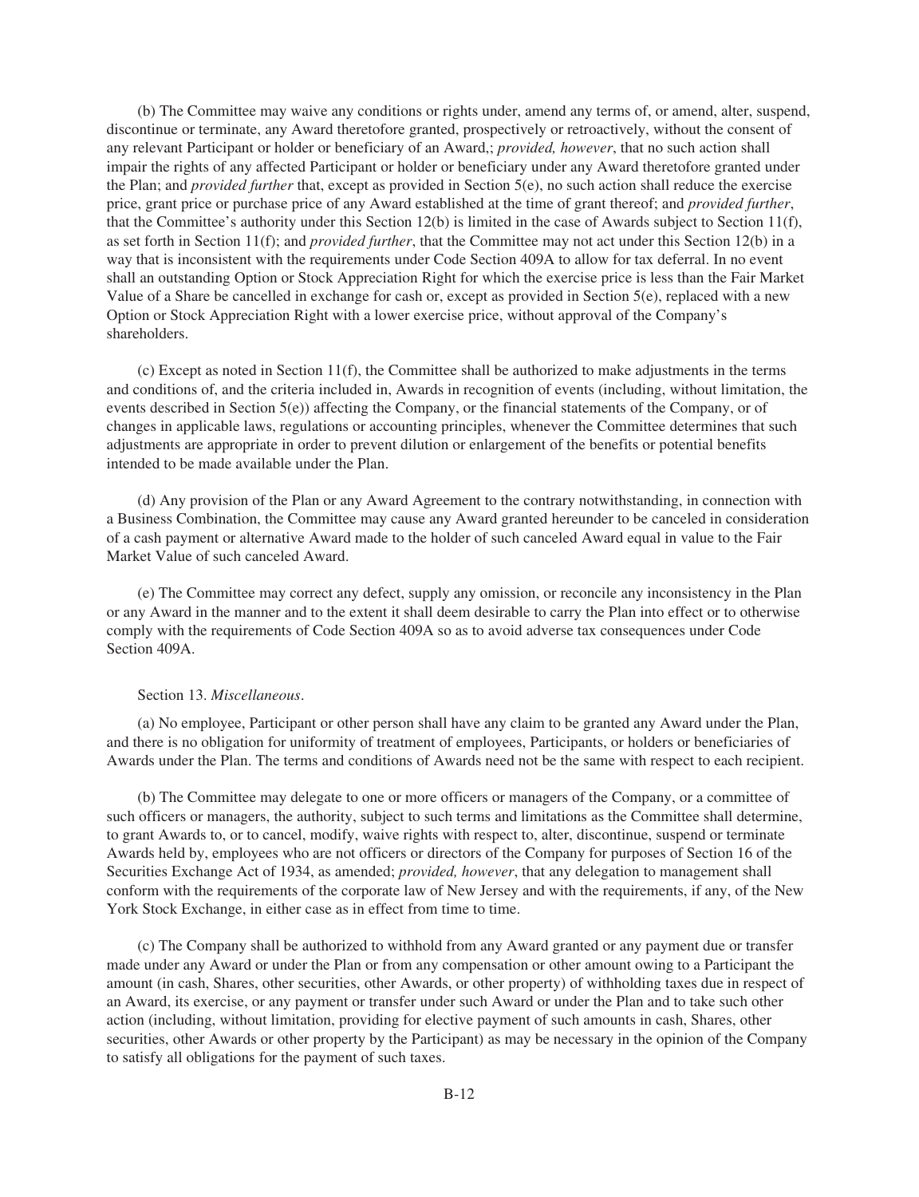(b) The Committee may waive any conditions or rights under, amend any terms of, or amend, alter, suspend, discontinue or terminate, any Award theretofore granted, prospectively or retroactively, without the consent of any relevant Participant or holder or beneficiary of an Award,; *provided, however*, that no such action shall impair the rights of any affected Participant or holder or beneficiary under any Award theretofore granted under the Plan; and *provided further* that, except as provided in Section 5(e), no such action shall reduce the exercise price, grant price or purchase price of any Award established at the time of grant thereof; and *provided further*, that the Committee's authority under this Section 12(b) is limited in the case of Awards subject to Section 11(f), as set forth in Section 11(f); and *provided further*, that the Committee may not act under this Section 12(b) in a way that is inconsistent with the requirements under Code Section 409A to allow for tax deferral. In no event shall an outstanding Option or Stock Appreciation Right for which the exercise price is less than the Fair Market Value of a Share be cancelled in exchange for cash or, except as provided in Section 5(e), replaced with a new Option or Stock Appreciation Right with a lower exercise price, without approval of the Company's shareholders.

(c) Except as noted in Section 11(f), the Committee shall be authorized to make adjustments in the terms and conditions of, and the criteria included in, Awards in recognition of events (including, without limitation, the events described in Section 5(e)) affecting the Company, or the financial statements of the Company, or of changes in applicable laws, regulations or accounting principles, whenever the Committee determines that such adjustments are appropriate in order to prevent dilution or enlargement of the benefits or potential benefits intended to be made available under the Plan.

(d) Any provision of the Plan or any Award Agreement to the contrary notwithstanding, in connection with a Business Combination, the Committee may cause any Award granted hereunder to be canceled in consideration of a cash payment or alternative Award made to the holder of such canceled Award equal in value to the Fair Market Value of such canceled Award.

(e) The Committee may correct any defect, supply any omission, or reconcile any inconsistency in the Plan or any Award in the manner and to the extent it shall deem desirable to carry the Plan into effect or to otherwise comply with the requirements of Code Section 409A so as to avoid adverse tax consequences under Code Section 409A.

Section 13. *Miscellaneous*.

(a) No employee, Participant or other person shall have any claim to be granted any Award under the Plan, and there is no obligation for uniformity of treatment of employees, Participants, or holders or beneficiaries of Awards under the Plan. The terms and conditions of Awards need not be the same with respect to each recipient.

(b) The Committee may delegate to one or more officers or managers of the Company, or a committee of such officers or managers, the authority, subject to such terms and limitations as the Committee shall determine, to grant Awards to, or to cancel, modify, waive rights with respect to, alter, discontinue, suspend or terminate Awards held by, employees who are not officers or directors of the Company for purposes of Section 16 of the Securities Exchange Act of 1934, as amended; *provided, however*, that any delegation to management shall conform with the requirements of the corporate law of New Jersey and with the requirements, if any, of the New York Stock Exchange, in either case as in effect from time to time.

(c) The Company shall be authorized to withhold from any Award granted or any payment due or transfer made under any Award or under the Plan or from any compensation or other amount owing to a Participant the amount (in cash, Shares, other securities, other Awards, or other property) of withholding taxes due in respect of an Award, its exercise, or any payment or transfer under such Award or under the Plan and to take such other action (including, without limitation, providing for elective payment of such amounts in cash, Shares, other securities, other Awards or other property by the Participant) as may be necessary in the opinion of the Company to satisfy all obligations for the payment of such taxes.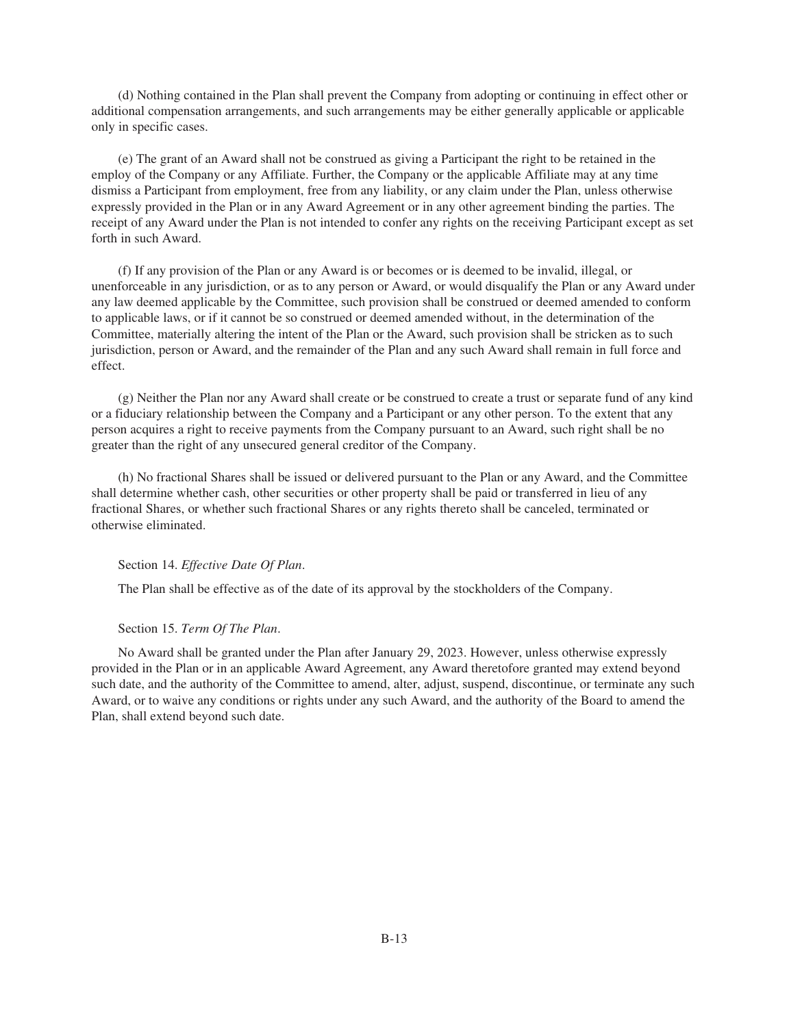(d) Nothing contained in the Plan shall prevent the Company from adopting or continuing in effect other or additional compensation arrangements, and such arrangements may be either generally applicable or applicable only in specific cases.

(e) The grant of an Award shall not be construed as giving a Participant the right to be retained in the employ of the Company or any Affiliate. Further, the Company or the applicable Affiliate may at any time dismiss a Participant from employment, free from any liability, or any claim under the Plan, unless otherwise expressly provided in the Plan or in any Award Agreement or in any other agreement binding the parties. The receipt of any Award under the Plan is not intended to confer any rights on the receiving Participant except as set forth in such Award.

(f) If any provision of the Plan or any Award is or becomes or is deemed to be invalid, illegal, or unenforceable in any jurisdiction, or as to any person or Award, or would disqualify the Plan or any Award under any law deemed applicable by the Committee, such provision shall be construed or deemed amended to conform to applicable laws, or if it cannot be so construed or deemed amended without, in the determination of the Committee, materially altering the intent of the Plan or the Award, such provision shall be stricken as to such jurisdiction, person or Award, and the remainder of the Plan and any such Award shall remain in full force and effect.

(g) Neither the Plan nor any Award shall create or be construed to create a trust or separate fund of any kind or a fiduciary relationship between the Company and a Participant or any other person. To the extent that any person acquires a right to receive payments from the Company pursuant to an Award, such right shall be no greater than the right of any unsecured general creditor of the Company.

(h) No fractional Shares shall be issued or delivered pursuant to the Plan or any Award, and the Committee shall determine whether cash, other securities or other property shall be paid or transferred in lieu of any fractional Shares, or whether such fractional Shares or any rights thereto shall be canceled, terminated or otherwise eliminated.

Section 14. *Effective Date Of Plan*.

The Plan shall be effective as of the date of its approval by the stockholders of the Company.

Section 15. *Term Of The Plan*.

No Award shall be granted under the Plan after January 29, 2023. However, unless otherwise expressly provided in the Plan or in an applicable Award Agreement, any Award theretofore granted may extend beyond such date, and the authority of the Committee to amend, alter, adjust, suspend, discontinue, or terminate any such Award, or to waive any conditions or rights under any such Award, and the authority of the Board to amend the Plan, shall extend beyond such date.